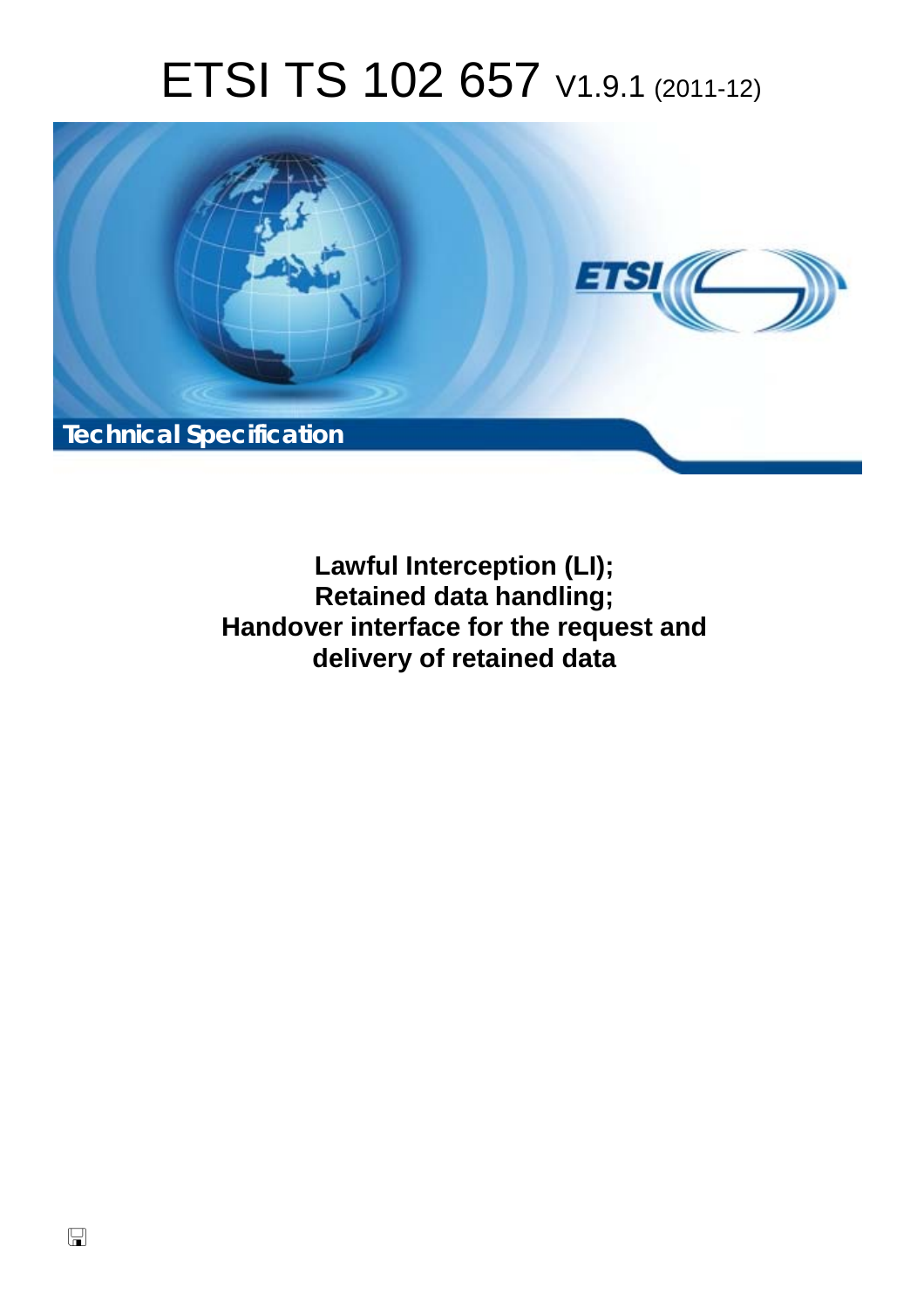# ETSI TS 102 657 V1.9.1 (2011-12)

Technical Specification

**Lawful Interception (LI);**
**Retained data handling;**
**Handover interface for the request and delivery of retained data**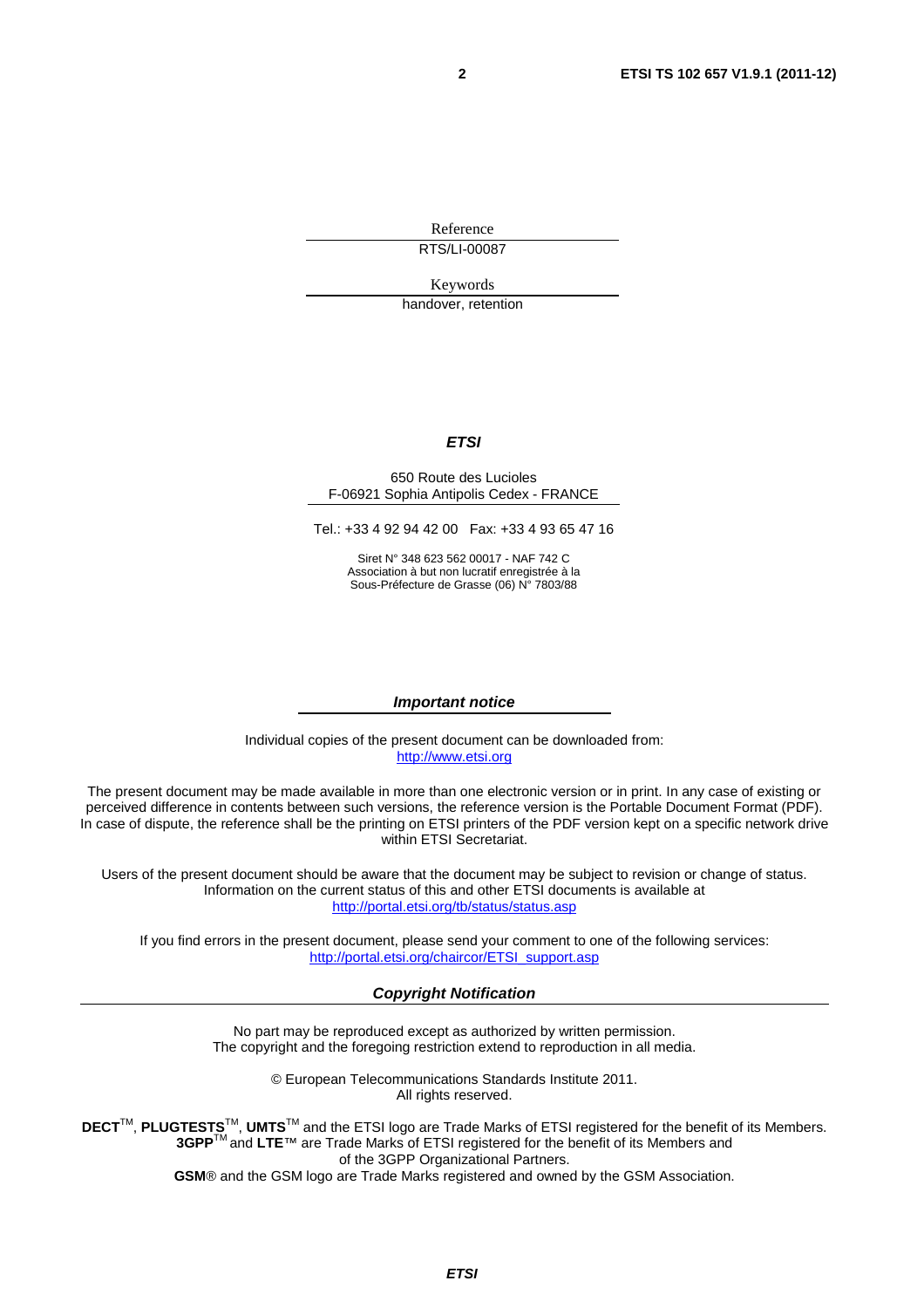Reference

RTS/LI-00087

Keywords

handover, retention

***ETSI***

650 Route des Lucioles
F-06921 Sophia Antipolis Cedex - FRANCE

Tel.: +33 4 92 94 42 00 Fax: +33 4 93 65 47 16

Siret N° 348 623 562 00017 - NAF 742 C
Association à but non lucratif enregistrée à la
Sous-Préfecture de Grasse (06) N° 7803/88

***Important notice***

Individual copies of the present document can be downloaded from:
http://www.etsi.org

The present document may be made available in more than one electronic version or in print. In any case of existing or perceived difference in contents between such versions, the reference version is the Portable Document Format (PDF). In case of dispute, the reference shall be the printing on ETSI printers of the PDF version kept on a specific network drive within ETSI Secretariat.

Users of the present document should be aware that the document may be subject to revision or change of status. Information on the current status of this and other ETSI documents is available at
http://portal.etsi.org/tb/status/status.asp

If you find errors in the present document, please send your comment to one of the following services:
http://portal.etsi.org/chaircor/ETSI_support.asp

***Copyright Notification***

No part may be reproduced except as authorized by written permission.
The copyright and the foregoing restriction extend to reproduction in all media.

© European Telecommunications Standards Institute 2011.
All rights reserved.

**DECT**™, **PLUGTESTS**™, **UMTS**™ and the ETSI logo are Trade Marks of ETSI registered for the benefit of its Members.
**3GPP**™ and **LTE**™ are Trade Marks of ETSI registered for the benefit of its Members and of the 3GPP Organizational Partners.
**GSM**® and the GSM logo are Trade Marks registered and owned by the GSM Association.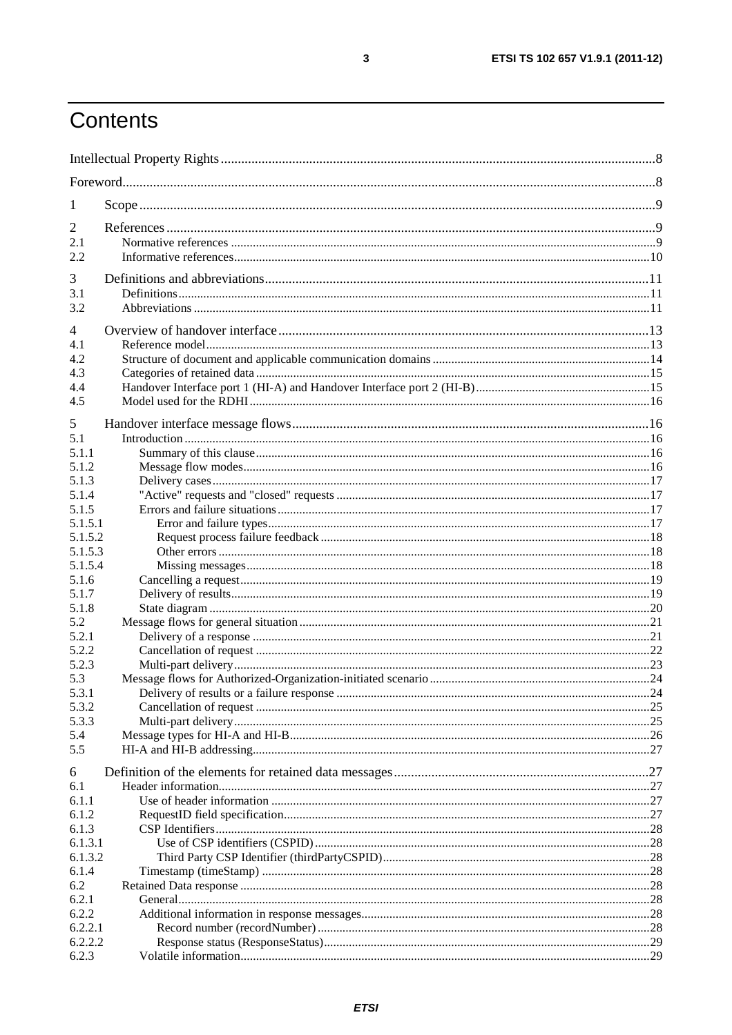# Contents

Intellectual Property Rights ..... 8

Foreword ..... 8

1 Scope ..... 9

2 References ..... 9
2.1 Normative references ..... 9
2.2 Informative references ..... 10

3 Definitions and abbreviations ..... 11
3.1 Definitions ..... 11
3.2 Abbreviations ..... 11

4 Overview of handover interface ..... 13
4.1 Reference model ..... 13
4.2 Structure of document and applicable communication domains ..... 14
4.3 Categories of retained data ..... 15
4.4 Handover Interface port 1 (HI-A) and Handover Interface port 2 (HI-B) ..... 15
4.5 Model used for the RDHI ..... 16

5 Handover interface message flows ..... 16
5.1 Introduction ..... 16
5.1.1 Summary of this clause ..... 16
5.1.2 Message flow modes ..... 16
5.1.3 Delivery cases ..... 17
5.1.4 "Active" requests and "closed" requests ..... 17
5.1.5 Errors and failure situations ..... 17
5.1.5.1 Error and failure types ..... 17
5.1.5.2 Request process failure feedback ..... 18
5.1.5.3 Other errors ..... 18
5.1.5.4 Missing messages ..... 18
5.1.6 Cancelling a request ..... 19
5.1.7 Delivery of results ..... 19
5.1.8 State diagram ..... 20
5.2 Message flows for general situation ..... 21
5.2.1 Delivery of a response ..... 21
5.2.2 Cancellation of request ..... 22
5.2.3 Multi-part delivery ..... 23
5.3 Message flows for Authorized-Organization-initiated scenario ..... 24
5.3.1 Delivery of results or a failure response ..... 24
5.3.2 Cancellation of request ..... 25
5.3.3 Multi-part delivery ..... 25
5.4 Message types for HI-A and HI-B ..... 26
5.5 HI-A and HI-B addressing ..... 27

6 Definition of the elements for retained data messages ..... 27
6.1 Header information ..... 27
6.1.1 Use of header information ..... 27
6.1.2 RequestID field specification ..... 27
6.1.3 CSP Identifiers ..... 28
6.1.3.1 Use of CSP identifiers (CSPID) ..... 28
6.1.3.2 Third Party CSP Identifier (thirdPartyCSPID) ..... 28
6.1.4 Timestamp (timeStamp) ..... 28
6.2 Retained Data response ..... 28
6.2.1 General ..... 28
6.2.2 Additional information in response messages ..... 28
6.2.2.1 Record number (recordNumber) ..... 28
6.2.2.2 Response status (ResponseStatus) ..... 29
6.2.3 Volatile information ..... 29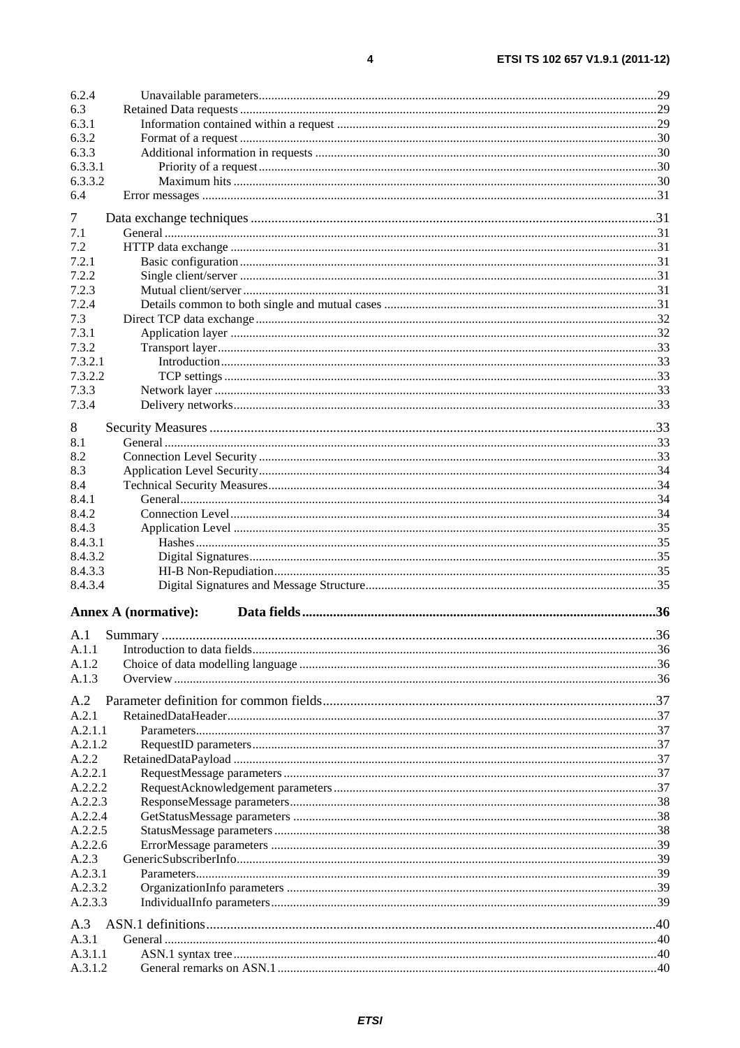6.2.4 Unavailable parameters .......... 29
6.3 Retained Data requests .......... 29
6.3.1 Information contained within a request .......... 29
6.3.2 Format of a request .......... 30
6.3.3 Additional information in requests .......... 30
6.3.3.1 Priority of a request .......... 30
6.3.3.2 Maximum hits .......... 30
6.4 Error messages .......... 31

7 Data exchange techniques .......... 31
7.1 General .......... 31
7.2 HTTP data exchange .......... 31
7.2.1 Basic configuration .......... 31
7.2.2 Single client/server .......... 31
7.2.3 Mutual client/server .......... 31
7.2.4 Details common to both single and mutual cases .......... 31
7.3 Direct TCP data exchange .......... 32
7.3.1 Application layer .......... 32
7.3.2 Transport layer .......... 33
7.3.2.1 Introduction .......... 33
7.3.2.2 TCP settings .......... 33
7.3.3 Network layer .......... 33
7.3.4 Delivery networks .......... 33

8 Security Measures .......... 33
8.1 General .......... 33
8.2 Connection Level Security .......... 33
8.3 Application Level Security .......... 34
8.4 Technical Security Measures .......... 34
8.4.1 General .......... 34
8.4.2 Connection Level .......... 34
8.4.3 Application Level .......... 35
8.4.3.1 Hashes .......... 35
8.4.3.2 Digital Signatures .......... 35
8.4.3.3 HI-B Non-Repudiation .......... 35
8.4.3.4 Digital Signatures and Message Structure .......... 35

**Annex A (normative): Data fields .......... 36**

A.1 Summary .......... 36
A.1.1 Introduction to data fields .......... 36
A.1.2 Choice of data modelling language .......... 36
A.1.3 Overview .......... 36

A.2 Parameter definition for common fields .......... 37
A.2.1 RetainedDataHeader .......... 37
A.2.1.1 Parameters .......... 37
A.2.1.2 RequestID parameters .......... 37
A.2.2 RetainedDataPayload .......... 37
A.2.2.1 RequestMessage parameters .......... 37
A.2.2.2 RequestAcknowledgement parameters .......... 37
A.2.2.3 ResponseMessage parameters .......... 38
A.2.2.4 GetStatusMessage parameters .......... 38
A.2.2.5 StatusMessage parameters .......... 38
A.2.2.6 ErrorMessage parameters .......... 39
A.2.3 GenericSubscriberInfo .......... 39
A.2.3.1 Parameters .......... 39
A.2.3.2 OrganizationInfo parameters .......... 39
A.2.3.3 IndividualInfo parameters .......... 39

A.3 ASN.1 definitions .......... 40
A.3.1 General .......... 40
A.3.1.1 ASN.1 syntax tree .......... 40
A.3.1.2 General remarks on ASN.1 .......... 40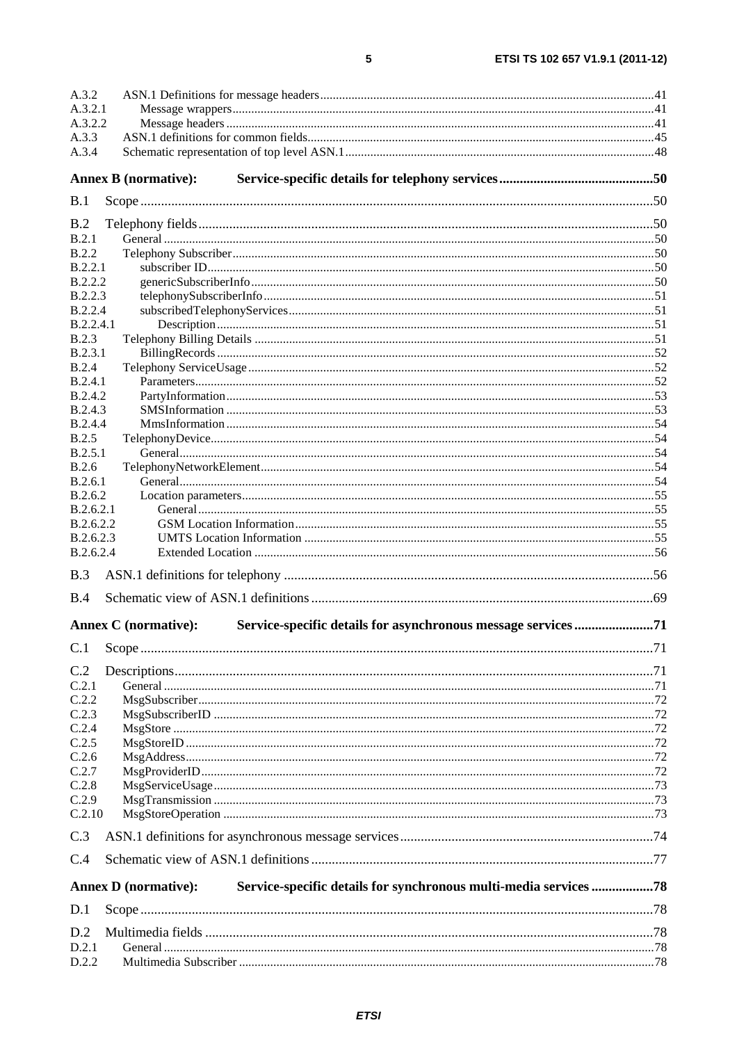A.3.2 ASN.1 Definitions for message headers ... 41
A.3.2.1 Message wrappers ... 41
A.3.2.2 Message headers ... 41
A.3.3 ASN.1 definitions for common fields ... 45
A.3.4 Schematic representation of top level ASN.1 ... 48

**Annex B (normative): Service-specific details for telephony services ... 50**

B.1 Scope ... 50

B.2 Telephony fields ... 50
B.2.1 General ... 50
B.2.2 Telephony Subscriber ... 50
B.2.2.1 subscriber ID ... 50
B.2.2.2 genericSubscriberInfo ... 50
B.2.2.3 telephonySubscriberInfo ... 51
B.2.2.4 subscribedTelephonyServices ... 51
B.2.2.4.1 Description ... 51
B.2.3 Telephony Billing Details ... 51
B.2.3.1 BillingRecords ... 52
B.2.4 Telephony ServiceUsage ... 52
B.2.4.1 Parameters ... 52
B.2.4.2 PartyInformation ... 53
B.2.4.3 SMSInformation ... 53
B.2.4.4 MmsInformation ... 54
B.2.5 TelephonyDevice ... 54
B.2.5.1 General ... 54
B.2.6 TelephonyNetworkElement ... 54
B.2.6.1 General ... 54
B.2.6.2 Location parameters ... 55
B.2.6.2.1 General ... 55
B.2.6.2.2 GSM Location Information ... 55
B.2.6.2.3 UMTS Location Information ... 55
B.2.6.2.4 Extended Location ... 56

B.3 ASN.1 definitions for telephony ... 56

B.4 Schematic view of ASN.1 definitions ... 69

**Annex C (normative): Service-specific details for asynchronous message services ... 71**

C.1 Scope ... 71

C.2 Descriptions ... 71
C.2.1 General ... 71
C.2.2 MsgSubscriber ... 72
C.2.3 MsgSubscriberID ... 72
C.2.4 MsgStore ... 72
C.2.5 MsgStoreID ... 72
C.2.6 MsgAddress ... 72
C.2.7 MsgProviderID ... 72
C.2.8 MsgServiceUsage ... 73
C.2.9 MsgTransmission ... 73
C.2.10 MsgStoreOperation ... 73

C.3 ASN.1 definitions for asynchronous message services ... 74

C.4 Schematic view of ASN.1 definitions ... 77

**Annex D (normative): Service-specific details for synchronous multi-media services ... 78**

D.1 Scope ... 78

D.2 Multimedia fields ... 78
D.2.1 General ... 78
D.2.2 Multimedia Subscriber ... 78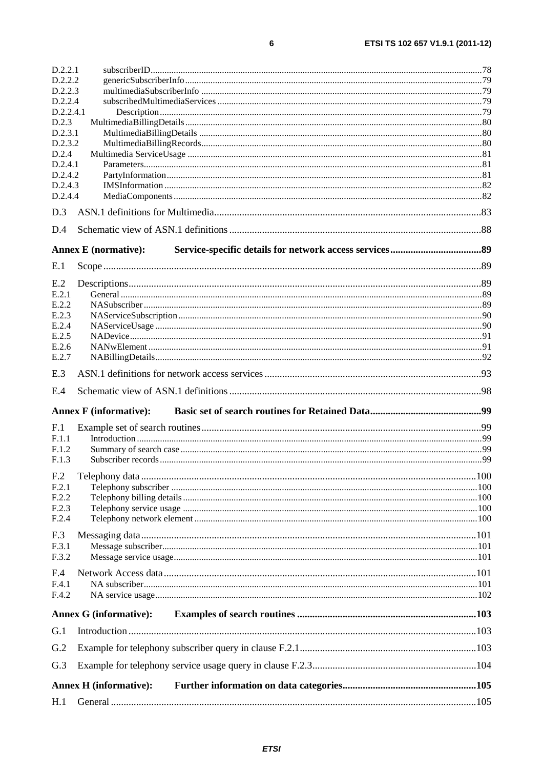D.2.2.1 subscriberID .....78
D.2.2.2 genericSubscriberInfo .....79
D.2.2.3 multimediaSubscriberInfo .....79
D.2.2.4 subscribedMultimediaServices .....79
D.2.2.4.1 Description .....79
D.2.3 MultimediaBillingDetails .....80
D.2.3.1 MultimediaBillingDetails .....80
D.2.3.2 MultimediaBillingRecords .....80
D.2.4 Multimedia ServiceUsage .....81
D.2.4.1 Parameters .....81
D.2.4.2 PartyInformation .....81
D.2.4.3 IMSInformation .....82
D.2.4.4 MediaComponents .....82

D.3 ASN.1 definitions for Multimedia .....83

D.4 Schematic view of ASN.1 definitions .....88

**Annex E (normative): Service-specific details for network access services .....89**

E.1 Scope .....89

E.2 Descriptions .....89
E.2.1 General .....89
E.2.2 NASubscriber .....89
E.2.3 NAServiceSubscription .....90
E.2.4 NAServiceUsage .....90
E.2.5 NADevice .....91
E.2.6 NANwElement .....91
E.2.7 NABillingDetails .....92

E.3 ASN.1 definitions for network access services .....93

E.4 Schematic view of ASN.1 definitions .....98

**Annex F (informative): Basic set of search routines for Retained Data .....99**

F.1 Example set of search routines .....99
F.1.1 Introduction .....99
F.1.2 Summary of search case .....99
F.1.3 Subscriber records .....99

F.2 Telephony data .....100
F.2.1 Telephony subscriber .....100
F.2.2 Telephony billing details .....100
F.2.3 Telephony service usage .....100
F.2.4 Telephony network element .....100

F.3 Messaging data .....101
F.3.1 Message subscriber .....101
F.3.2 Message service usage .....101

F.4 Network Access data .....101
F.4.1 NA subscriber .....101
F.4.2 NA service usage .....102

**Annex G (informative): Examples of search routines .....103**

G.1 Introduction .....103

G.2 Example for telephony subscriber query in clause F.2.1 .....103

G.3 Example for telephony service usage query in clause F.2.3 .....104

**Annex H (informative): Further information on data categories .....105**

H.1 General .....105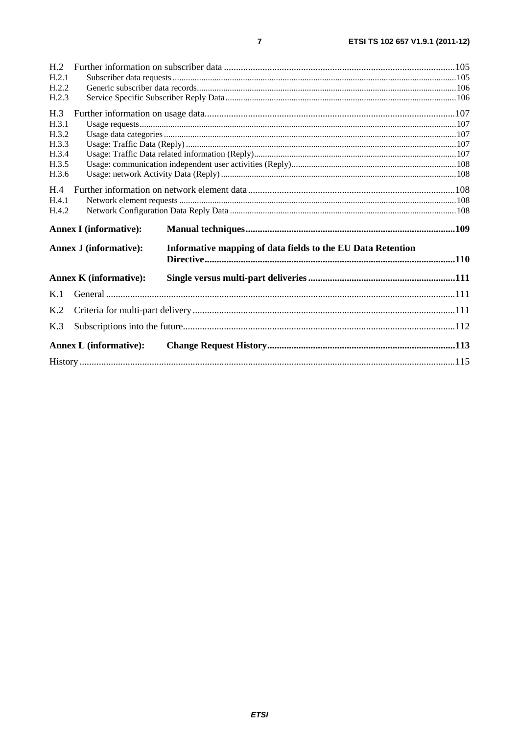H.2 Further information on subscriber data ....................................................................................................105
H.2.1 Subscriber data requests ....................................................................................................................105
H.2.2 Generic subscriber data records..........................................................................................................106
H.2.3 Service Specific Subscriber Reply Data .............................................................................................106

H.3 Further information on usage data.........................................................................................................107
H.3.1 Usage requests....................................................................................................................................107
H.3.2 Usage data categories ........................................................................................................................107
H.3.3 Usage: Traffic Data (Reply) ...............................................................................................................107
H.3.4 Usage: Traffic Data related information (Reply)................................................................................107
H.3.5 Usage: communication independent user activities (Reply)...............................................................108
H.3.6 Usage: network Activity Data (Reply) ...............................................................................................108

H.4 Further information on network element data.......................................................................................108
H.4.1 Network element requests ..................................................................................................................108
H.4.2 Network Configuration Data Reply Data ...........................................................................................108

**Annex I (informative): Manual techniques.......................................................................................109**

**Annex J (informative): Informative mapping of data fields to the EU Data Retention Directive.......................................................................................................110**

**Annex K (informative): Single versus multi-part deliveries ..............................................................111**

K.1 General ..................................................................................................................................................111

K.2 Criteria for multi-part delivery..............................................................................................................111

K.3 Subscriptions into the future..................................................................................................................112

**Annex L (informative): Change Request History..............................................................................113**

History ..............................................................................................................................................................115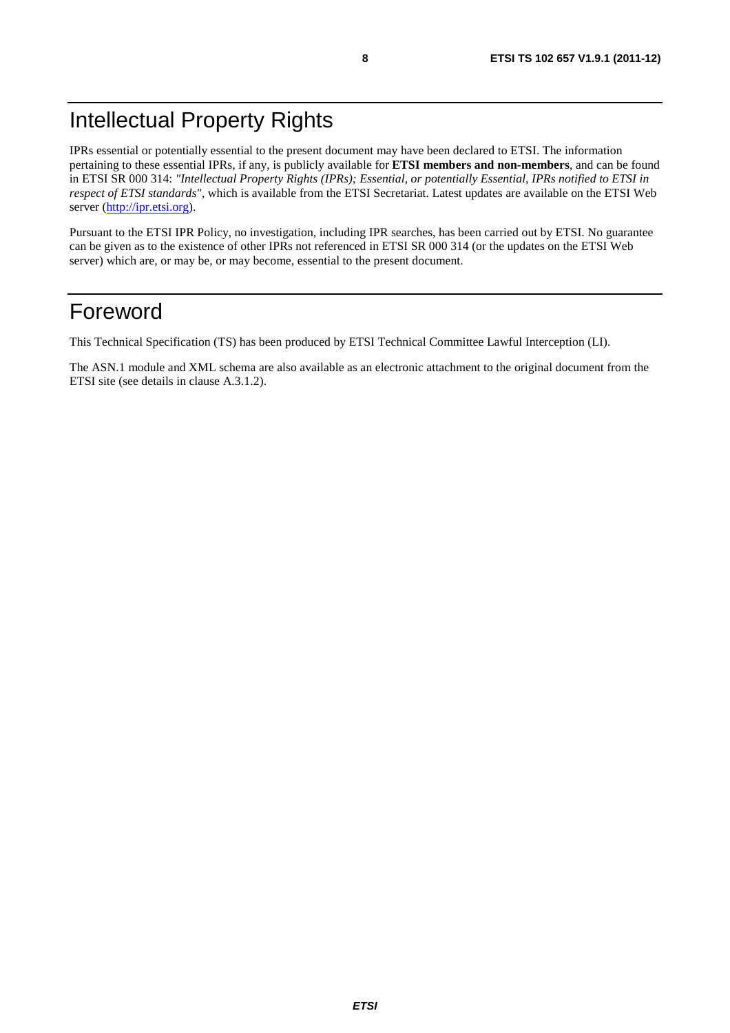# Intellectual Property Rights

IPRs essential or potentially essential to the present document may have been declared to ETSI. The information pertaining to these essential IPRs, if any, is publicly available for **ETSI members and non-members**, and can be found in ETSI SR 000 314: *"Intellectual Property Rights (IPRs); Essential, or potentially Essential, IPRs notified to ETSI in respect of ETSI standards"*, which is available from the ETSI Secretariat. Latest updates are available on the ETSI Web server (http://ipr.etsi.org).

Pursuant to the ETSI IPR Policy, no investigation, including IPR searches, has been carried out by ETSI. No guarantee can be given as to the existence of other IPRs not referenced in ETSI SR 000 314 (or the updates on the ETSI Web server) which are, or may be, or may become, essential to the present document.

# Foreword

This Technical Specification (TS) has been produced by ETSI Technical Committee Lawful Interception (LI).

The ASN.1 module and XML schema are also available as an electronic attachment to the original document from the ETSI site (see details in clause A.3.1.2).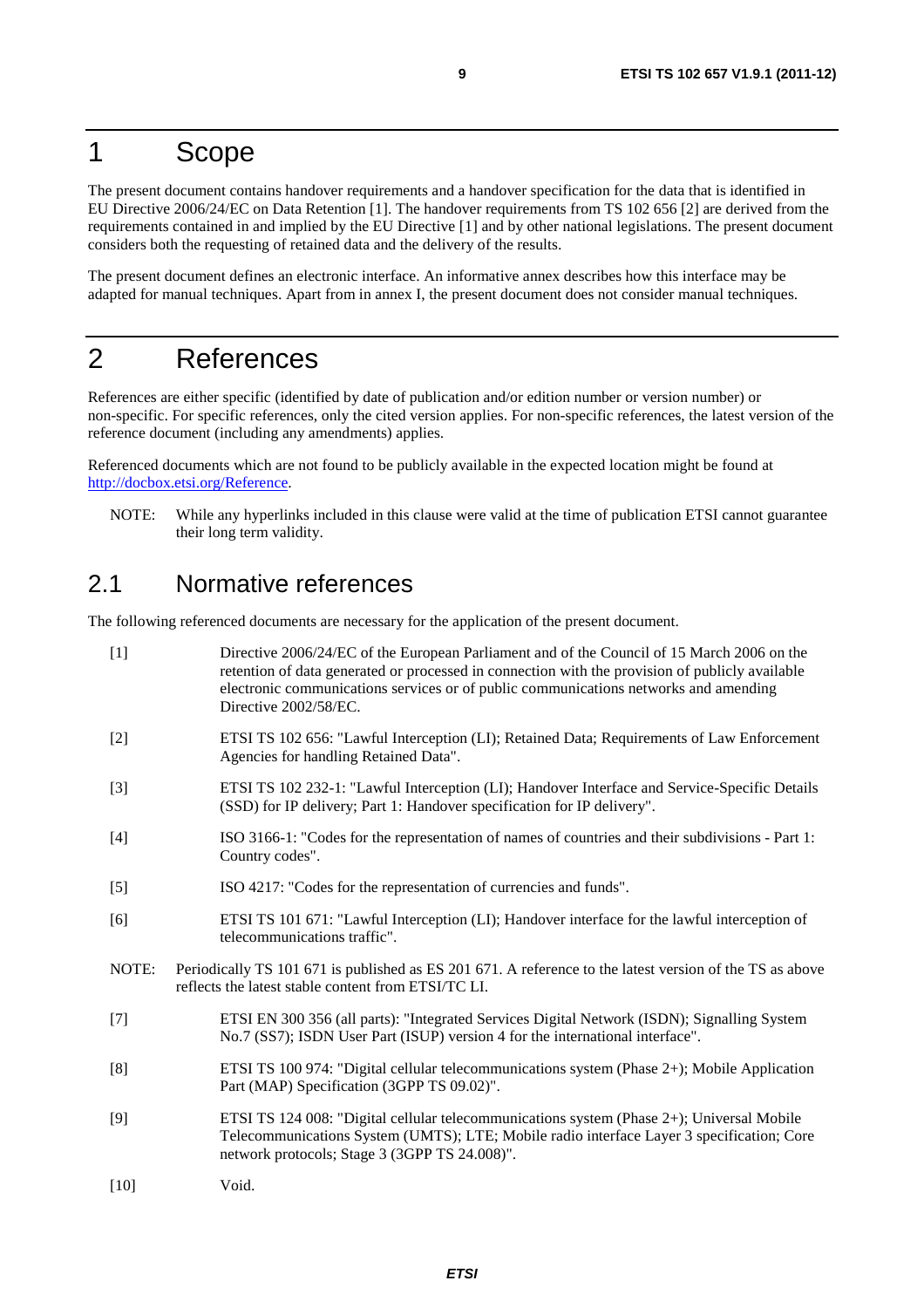# 1 Scope

The present document contains handover requirements and a handover specification for the data that is identified in EU Directive 2006/24/EC on Data Retention [1]. The handover requirements from TS 102 656 [2] are derived from the requirements contained in and implied by the EU Directive [1] and by other national legislations. The present document considers both the requesting of retained data and the delivery of the results.

The present document defines an electronic interface. An informative annex describes how this interface may be adapted for manual techniques. Apart from in annex I, the present document does not consider manual techniques.

# 2 References

References are either specific (identified by date of publication and/or edition number or version number) or non-specific. For specific references, only the cited version applies. For non-specific references, the latest version of the reference document (including any amendments) applies.

Referenced documents which are not found to be publicly available in the expected location might be found at http://docbox.etsi.org/Reference.

NOTE: While any hyperlinks included in this clause were valid at the time of publication ETSI cannot guarantee their long term validity.

## 2.1 Normative references

The following referenced documents are necessary for the application of the present document.

[1] Directive 2006/24/EC of the European Parliament and of the Council of 15 March 2006 on the retention of data generated or processed in connection with the provision of publicly available electronic communications services or of public communications networks and amending Directive 2002/58/EC.

[2] ETSI TS 102 656: "Lawful Interception (LI); Retained Data; Requirements of Law Enforcement Agencies for handling Retained Data".

[3] ETSI TS 102 232-1: "Lawful Interception (LI); Handover Interface and Service-Specific Details (SSD) for IP delivery; Part 1: Handover specification for IP delivery".

[4] ISO 3166-1: "Codes for the representation of names of countries and their subdivisions - Part 1: Country codes".

[5] ISO 4217: "Codes for the representation of currencies and funds".

[6] ETSI TS 101 671: "Lawful Interception (LI); Handover interface for the lawful interception of telecommunications traffic".

NOTE: Periodically TS 101 671 is published as ES 201 671. A reference to the latest version of the TS as above reflects the latest stable content from ETSI/TC LI.

[7] ETSI EN 300 356 (all parts): "Integrated Services Digital Network (ISDN); Signalling System No.7 (SS7); ISDN User Part (ISUP) version 4 for the international interface".

[8] ETSI TS 100 974: "Digital cellular telecommunications system (Phase 2+); Mobile Application Part (MAP) Specification (3GPP TS 09.02)".

[9] ETSI TS 124 008: "Digital cellular telecommunications system (Phase 2+); Universal Mobile Telecommunications System (UMTS); LTE; Mobile radio interface Layer 3 specification; Core network protocols; Stage 3 (3GPP TS 24.008)".

[10] Void.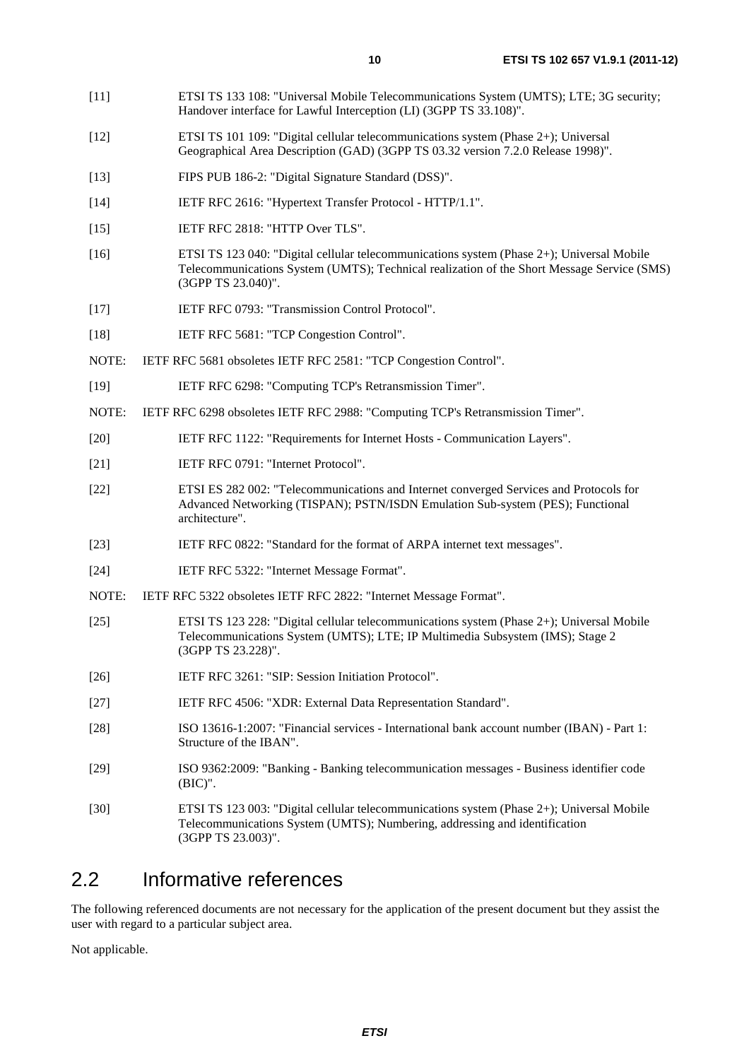[11] ETSI TS 133 108: "Universal Mobile Telecommunications System (UMTS); LTE; 3G security; Handover interface for Lawful Interception (LI) (3GPP TS 33.108)".

[12] ETSI TS 101 109: "Digital cellular telecommunications system (Phase 2+); Universal Geographical Area Description (GAD) (3GPP TS 03.32 version 7.2.0 Release 1998)".

[13] FIPS PUB 186-2: "Digital Signature Standard (DSS)".

[14] IETF RFC 2616: "Hypertext Transfer Protocol - HTTP/1.1".

[15] IETF RFC 2818: "HTTP Over TLS".

[16] ETSI TS 123 040: "Digital cellular telecommunications system (Phase 2+); Universal Mobile Telecommunications System (UMTS); Technical realization of the Short Message Service (SMS) (3GPP TS 23.040)".

[17] IETF RFC 0793: "Transmission Control Protocol".

[18] IETF RFC 5681: "TCP Congestion Control".

NOTE: IETF RFC 5681 obsoletes IETF RFC 2581: "TCP Congestion Control".

[19] IETF RFC 6298: "Computing TCP's Retransmission Timer".

NOTE: IETF RFC 6298 obsoletes IETF RFC 2988: "Computing TCP's Retransmission Timer".

[20] IETF RFC 1122: "Requirements for Internet Hosts - Communication Layers".

[21] IETF RFC 0791: "Internet Protocol".

[22] ETSI ES 282 002: "Telecommunications and Internet converged Services and Protocols for Advanced Networking (TISPAN); PSTN/ISDN Emulation Sub-system (PES); Functional architecture".

[23] IETF RFC 0822: "Standard for the format of ARPA internet text messages".

[24] IETF RFC 5322: "Internet Message Format".

NOTE: IETF RFC 5322 obsoletes IETF RFC 2822: "Internet Message Format".

[25] ETSI TS 123 228: "Digital cellular telecommunications system (Phase 2+); Universal Mobile Telecommunications System (UMTS); LTE; IP Multimedia Subsystem (IMS); Stage 2 (3GPP TS 23.228)".

[26] IETF RFC 3261: "SIP: Session Initiation Protocol".

[27] IETF RFC 4506: "XDR: External Data Representation Standard".

[28] ISO 13616-1:2007: "Financial services - International bank account number (IBAN) - Part 1: Structure of the IBAN".

[29] ISO 9362:2009: "Banking - Banking telecommunication messages - Business identifier code (BIC)".

[30] ETSI TS 123 003: "Digital cellular telecommunications system (Phase 2+); Universal Mobile Telecommunications System (UMTS); Numbering, addressing and identification (3GPP TS 23.003)".

## 2.2 Informative references

The following referenced documents are not necessary for the application of the present document but they assist the user with regard to a particular subject area.

Not applicable.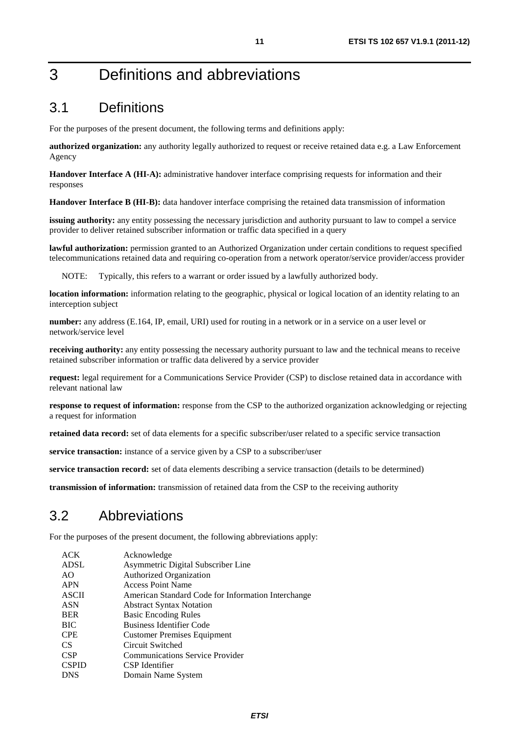# 3 Definitions and abbreviations

## 3.1 Definitions

For the purposes of the present document, the following terms and definitions apply:

**authorized organization:** any authority legally authorized to request or receive retained data e.g. a Law Enforcement Agency

**Handover Interface A (HI-A):** administrative handover interface comprising requests for information and their responses

**Handover Interface B (HI-B):** data handover interface comprising the retained data transmission of information

**issuing authority:** any entity possessing the necessary jurisdiction and authority pursuant to law to compel a service provider to deliver retained subscriber information or traffic data specified in a query

**lawful authorization:** permission granted to an Authorized Organization under certain conditions to request specified telecommunications retained data and requiring co-operation from a network operator/service provider/access provider

NOTE: Typically, this refers to a warrant or order issued by a lawfully authorized body.

**location information:** information relating to the geographic, physical or logical location of an identity relating to an interception subject

**number:** any address (E.164, IP, email, URI) used for routing in a network or in a service on a user level or network/service level

**receiving authority:** any entity possessing the necessary authority pursuant to law and the technical means to receive retained subscriber information or traffic data delivered by a service provider

**request:** legal requirement for a Communications Service Provider (CSP) to disclose retained data in accordance with relevant national law

**response to request of information:** response from the CSP to the authorized organization acknowledging or rejecting a request for information

**retained data record:** set of data elements for a specific subscriber/user related to a specific service transaction

**service transaction:** instance of a service given by a CSP to a subscriber/user

**service transaction record:** set of data elements describing a service transaction (details to be determined)

**transmission of information:** transmission of retained data from the CSP to the receiving authority

## 3.2 Abbreviations

For the purposes of the present document, the following abbreviations apply:

| | |
|---|---|
| ACK | Acknowledge |
| ADSL | Asymmetric Digital Subscriber Line |
| AO | Authorized Organization |
| APN | Access Point Name |
| ASCII | American Standard Code for Information Interchange |
| ASN | Abstract Syntax Notation |
| BER | Basic Encoding Rules |
| BIC | Business Identifier Code |
| CPE | Customer Premises Equipment |
| CS | Circuit Switched |
| CSP | Communications Service Provider |
| CSPID | CSP Identifier |
| DNS | Domain Name System |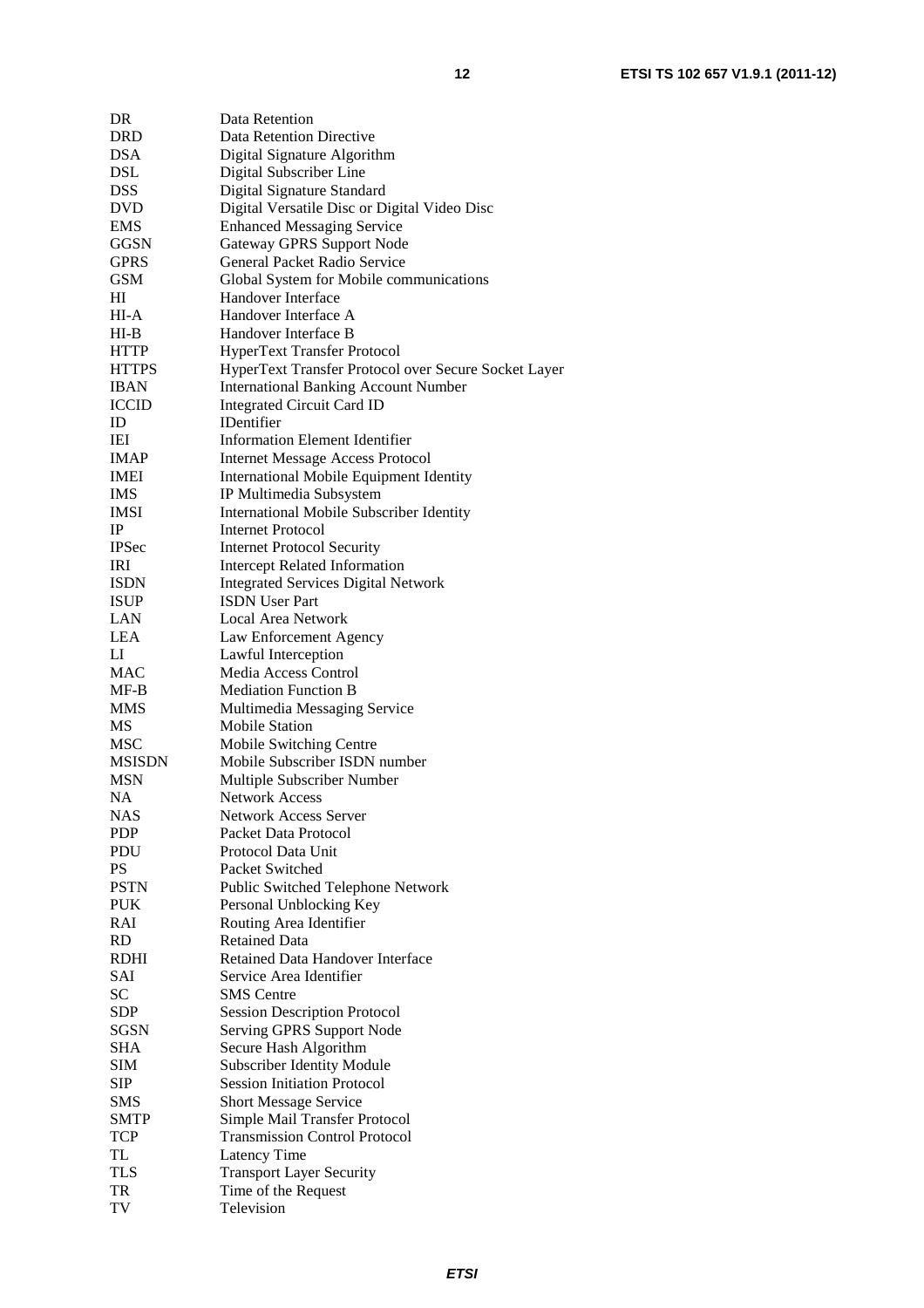| | |
|---|---|
| DR | Data Retention |
| DRD | Data Retention Directive |
| DSA | Digital Signature Algorithm |
| DSL | Digital Subscriber Line |
| DSS | Digital Signature Standard |
| DVD | Digital Versatile Disc or Digital Video Disc |
| EMS | Enhanced Messaging Service |
| GGSN | Gateway GPRS Support Node |
| GPRS | General Packet Radio Service |
| GSM | Global System for Mobile communications |
| HI | Handover Interface |
| HI-A | Handover Interface A |
| HI-B | Handover Interface B |
| HTTP | HyperText Transfer Protocol |
| HTTPS | HyperText Transfer Protocol over Secure Socket Layer |
| IBAN | International Banking Account Number |
| ICCID | Integrated Circuit Card ID |
| ID | IDentifier |
| IEI | Information Element Identifier |
| IMAP | Internet Message Access Protocol |
| IMEI | International Mobile Equipment Identity |
| IMS | IP Multimedia Subsystem |
| IMSI | International Mobile Subscriber Identity |
| IP | Internet Protocol |
| IPSec | Internet Protocol Security |
| IRI | Intercept Related Information |
| ISDN | Integrated Services Digital Network |
| ISUP | ISDN User Part |
| LAN | Local Area Network |
| LEA | Law Enforcement Agency |
| LI | Lawful Interception |
| MAC | Media Access Control |
| MF-B | Mediation Function B |
| MMS | Multimedia Messaging Service |
| MS | Mobile Station |
| MSC | Mobile Switching Centre |
| MSISDN | Mobile Subscriber ISDN number |
| MSN | Multiple Subscriber Number |
| NA | Network Access |
| NAS | Network Access Server |
| PDP | Packet Data Protocol |
| PDU | Protocol Data Unit |
| PS | Packet Switched |
| PSTN | Public Switched Telephone Network |
| PUK | Personal Unblocking Key |
| RAI | Routing Area Identifier |
| RD | Retained Data |
| RDHI | Retained Data Handover Interface |
| SAI | Service Area Identifier |
| SC | SMS Centre |
| SDP | Session Description Protocol |
| SGSN | Serving GPRS Support Node |
| SHA | Secure Hash Algorithm |
| SIM | Subscriber Identity Module |
| SIP | Session Initiation Protocol |
| SMS | Short Message Service |
| SMTP | Simple Mail Transfer Protocol |
| TCP | Transmission Control Protocol |
| TL | Latency Time |
| TLS | Transport Layer Security |
| TR | Time of the Request |
| TV | Television |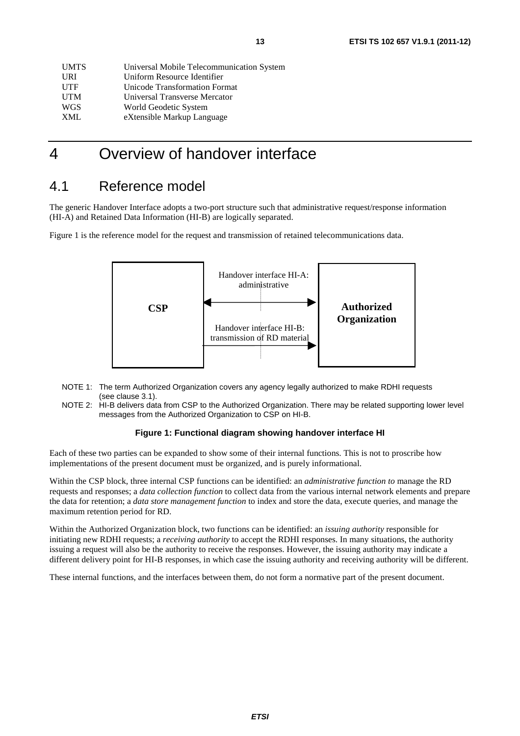| | |
|---|---|
| UMTS | Universal Mobile Telecommunication System |
| URI | Uniform Resource Identifier |
| UTF | Unicode Transformation Format |
| UTM | Universal Transverse Mercator |
| WGS | World Geodetic System |
| XML | eXtensible Markup Language |

# 4 Overview of handover interface

## 4.1 Reference model

The generic Handover Interface adopts a two-port structure such that administrative request/response information (HI-A) and Retained Data Information (HI-B) are logically separated.

Figure 1 is the reference model for the request and transmission of retained telecommunications data.

**CSP** — Handover interface HI-A: administrative — **Authorized Organization**

Handover interface HI-B: transmission of RD material

NOTE 1: The term Authorized Organization covers any agency legally authorized to make RDHI requests (see clause 3.1).

NOTE 2: HI-B delivers data from CSP to the Authorized Organization. There may be related supporting lower level messages from the Authorized Organization to CSP on HI-B.

**Figure 1: Functional diagram showing handover interface HI**

Each of these two parties can be expanded to show some of their internal functions. This is not to proscribe how implementations of the present document must be organized, and is purely informational.

Within the CSP block, three internal CSP functions can be identified: an *administrative function to* manage the RD requests and responses; a *data collection function* to collect data from the various internal network elements and prepare the data for retention; a *data store management function* to index and store the data, execute queries, and manage the maximum retention period for RD.

Within the Authorized Organization block, two functions can be identified: an *issuing authority* responsible for initiating new RDHI requests; a *receiving authority* to accept the RDHI responses. In many situations, the authority issuing a request will also be the authority to receive the responses. However, the issuing authority may indicate a different delivery point for HI-B responses, in which case the issuing authority and receiving authority will be different.

These internal functions, and the interfaces between them, do not form a normative part of the present document.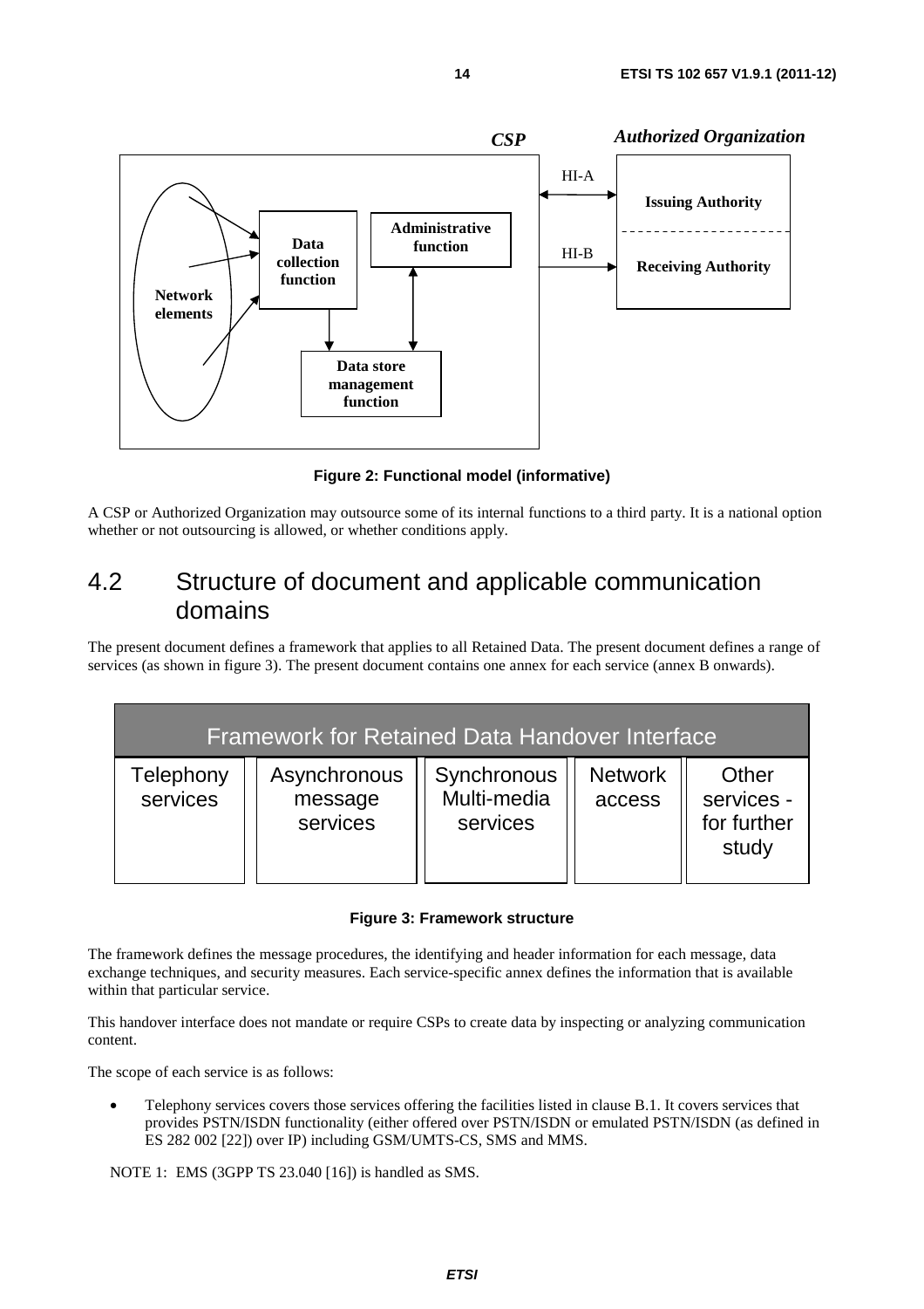**Figure 2: Functional model (informative)**

A CSP or Authorized Organization may outsource some of its internal functions to a third party. It is a national option whether or not outsourcing is allowed, or whether conditions apply.

## 4.2 Structure of document and applicable communication domains

The present document defines a framework that applies to all Retained Data. The present document defines a range of services (as shown in figure 3). The present document contains one annex for each service (annex B onwards).

| Framework for Retained Data Handover Interface | | | | |
|---|---|---|---|---|
| Telephony services | Asynchronous message services | Synchronous Multi-media services | Network access | Other services - for further study |

**Figure 3: Framework structure**

The framework defines the message procedures, the identifying and header information for each message, data exchange techniques, and security measures. Each service-specific annex defines the information that is available within that particular service.

This handover interface does not mandate or require CSPs to create data by inspecting or analyzing communication content.

The scope of each service is as follows:

- Telephony services covers those services offering the facilities listed in clause B.1. It covers services that provides PSTN/ISDN functionality (either offered over PSTN/ISDN or emulated PSTN/ISDN (as defined in ES 282 002 [22]) over IP) including GSM/UMTS-CS, SMS and MMS.

NOTE 1: EMS (3GPP TS 23.040 [16]) is handled as SMS.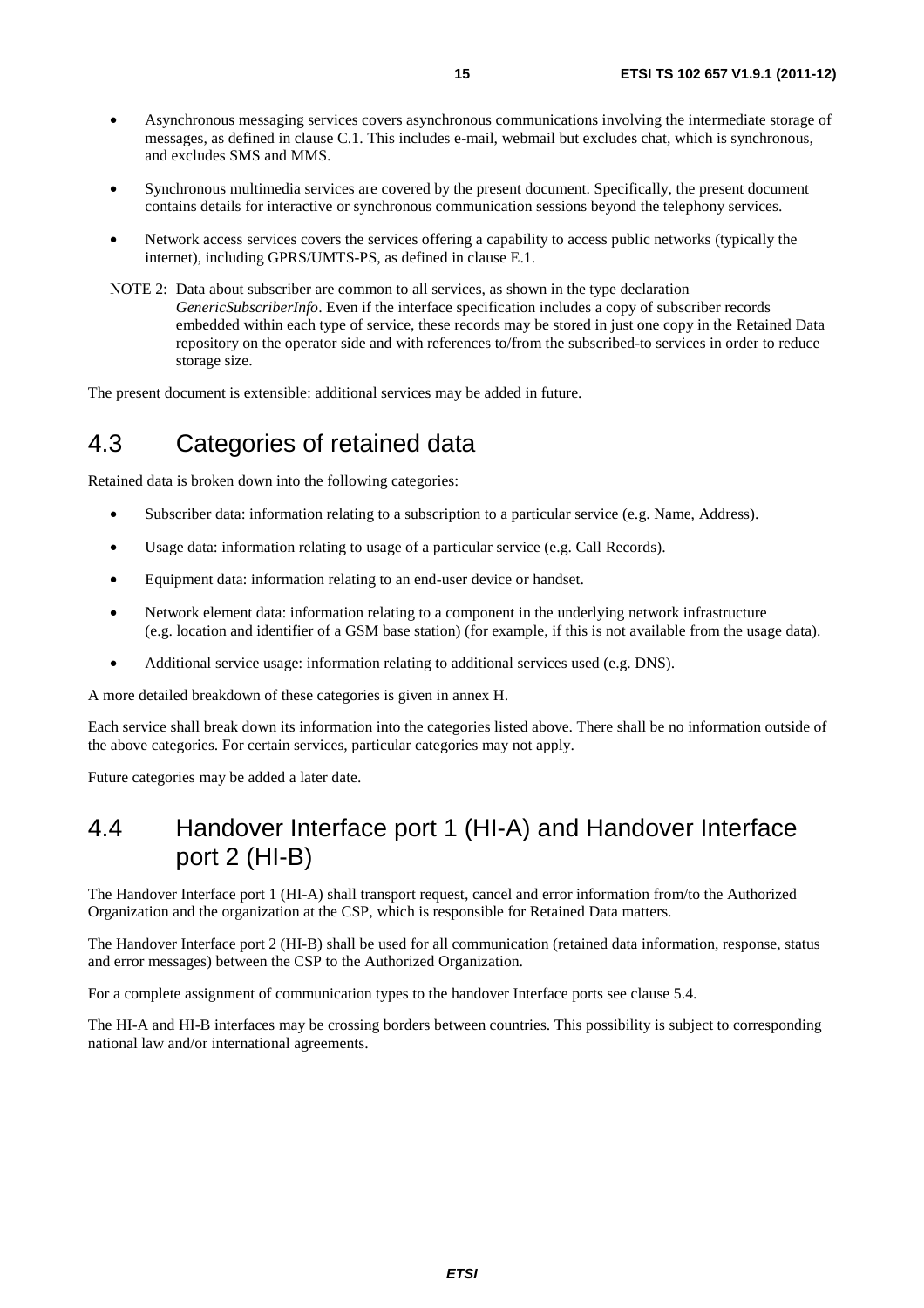- Asynchronous messaging services covers asynchronous communications involving the intermediate storage of messages, as defined in clause C.1. This includes e-mail, webmail but excludes chat, which is synchronous, and excludes SMS and MMS.
- Synchronous multimedia services are covered by the present document. Specifically, the present document contains details for interactive or synchronous communication sessions beyond the telephony services.
- Network access services covers the services offering a capability to access public networks (typically the internet), including GPRS/UMTS-PS, as defined in clause E.1.

NOTE 2: Data about subscriber are common to all services, as shown in the type declaration *GenericSubscriberInfo*. Even if the interface specification includes a copy of subscriber records embedded within each type of service, these records may be stored in just one copy in the Retained Data repository on the operator side and with references to/from the subscribed-to services in order to reduce storage size.

The present document is extensible: additional services may be added in future.

## 4.3 Categories of retained data

Retained data is broken down into the following categories:

- Subscriber data: information relating to a subscription to a particular service (e.g. Name, Address).
- Usage data: information relating to usage of a particular service (e.g. Call Records).
- Equipment data: information relating to an end-user device or handset.
- Network element data: information relating to a component in the underlying network infrastructure (e.g. location and identifier of a GSM base station) (for example, if this is not available from the usage data).
- Additional service usage: information relating to additional services used (e.g. DNS).

A more detailed breakdown of these categories is given in annex H.

Each service shall break down its information into the categories listed above. There shall be no information outside of the above categories. For certain services, particular categories may not apply.

Future categories may be added a later date.

## 4.4 Handover Interface port 1 (HI-A) and Handover Interface port 2 (HI-B)

The Handover Interface port 1 (HI-A) shall transport request, cancel and error information from/to the Authorized Organization and the organization at the CSP, which is responsible for Retained Data matters.

The Handover Interface port 2 (HI-B) shall be used for all communication (retained data information, response, status and error messages) between the CSP to the Authorized Organization.

For a complete assignment of communication types to the handover Interface ports see clause 5.4.

The HI-A and HI-B interfaces may be crossing borders between countries. This possibility is subject to corresponding national law and/or international agreements.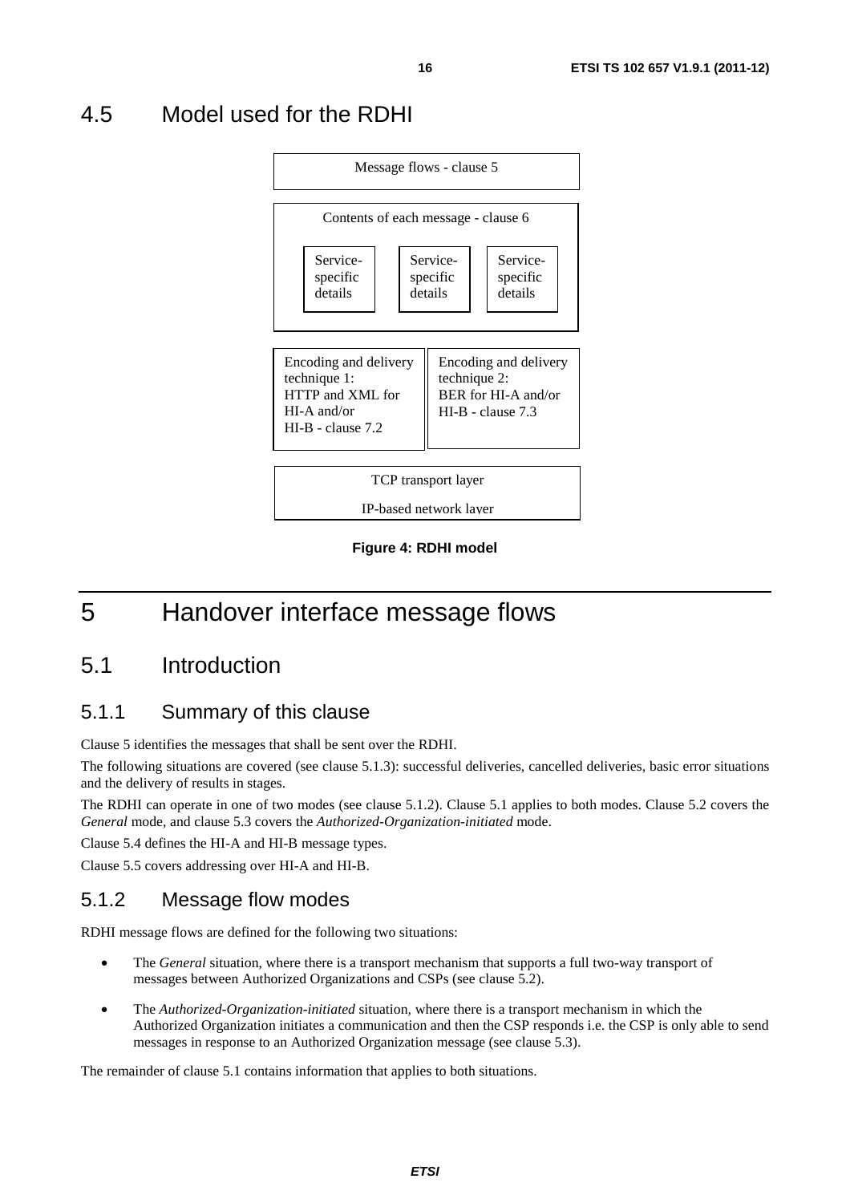## 4.5 Model used for the RDHI

Message flows - clause 5

Contents of each message - clause 6

Service-specific details | Service-specific details | Service-specific details

Encoding and delivery technique 1: HTTP and XML for HI-A and/or HI-B - clause 7.2

Encoding and delivery technique 2: BER for HI-A and/or HI-B - clause 7.3

TCP transport layer

IP-based network layer

**Figure 4: RDHI model**

# 5 Handover interface message flows

## 5.1 Introduction

### 5.1.1 Summary of this clause

Clause 5 identifies the messages that shall be sent over the RDHI.

The following situations are covered (see clause 5.1.3): successful deliveries, cancelled deliveries, basic error situations and the delivery of results in stages.

The RDHI can operate in one of two modes (see clause 5.1.2). Clause 5.1 applies to both modes. Clause 5.2 covers the *General* mode, and clause 5.3 covers the *Authorized-Organization-initiated* mode.

Clause 5.4 defines the HI-A and HI-B message types.

Clause 5.5 covers addressing over HI-A and HI-B.

### 5.1.2 Message flow modes

RDHI message flows are defined for the following two situations:

- The *General* situation, where there is a transport mechanism that supports a full two-way transport of messages between Authorized Organizations and CSPs (see clause 5.2).
- The *Authorized-Organization-initiated* situation, where there is a transport mechanism in which the Authorized Organization initiates a communication and then the CSP responds i.e. the CSP is only able to send messages in response to an Authorized Organization message (see clause 5.3).

The remainder of clause 5.1 contains information that applies to both situations.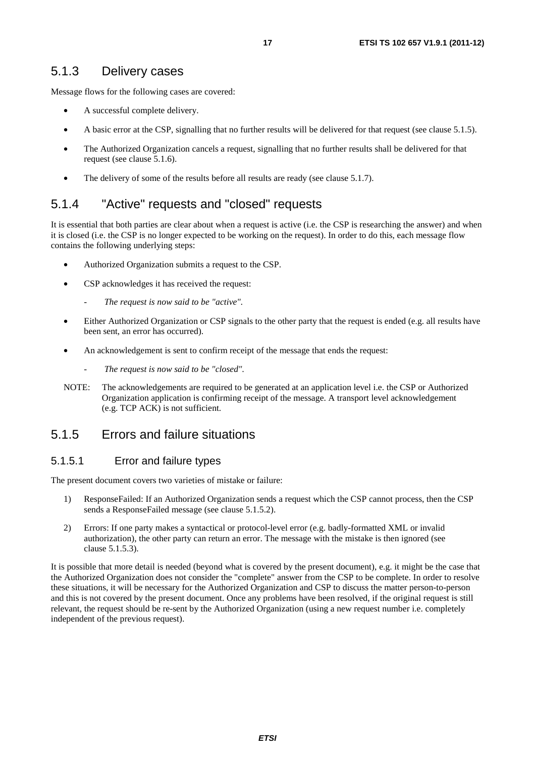### 5.1.3 Delivery cases

Message flows for the following cases are covered:

- A successful complete delivery.
- A basic error at the CSP, signalling that no further results will be delivered for that request (see clause 5.1.5).
- The Authorized Organization cancels a request, signalling that no further results shall be delivered for that request (see clause 5.1.6).
- The delivery of some of the results before all results are ready (see clause 5.1.7).

### 5.1.4 "Active" requests and "closed" requests

It is essential that both parties are clear about when a request is active (i.e. the CSP is researching the answer) and when it is closed (i.e. the CSP is no longer expected to be working on the request). In order to do this, each message flow contains the following underlying steps:

- Authorized Organization submits a request to the CSP.
- CSP acknowledges it has received the request:
  - *The request is now said to be "active".*
- Either Authorized Organization or CSP signals to the other party that the request is ended (e.g. all results have been sent, an error has occurred).
- An acknowledgement is sent to confirm receipt of the message that ends the request:
  - *The request is now said to be "closed".*

NOTE: The acknowledgements are required to be generated at an application level i.e. the CSP or Authorized Organization application is confirming receipt of the message. A transport level acknowledgement (e.g. TCP ACK) is not sufficient.

### 5.1.5 Errors and failure situations

#### 5.1.5.1 Error and failure types

The present document covers two varieties of mistake or failure:

1) ResponseFailed: If an Authorized Organization sends a request which the CSP cannot process, then the CSP sends a ResponseFailed message (see clause 5.1.5.2).

2) Errors: If one party makes a syntactical or protocol-level error (e.g. badly-formatted XML or invalid authorization), the other party can return an error. The message with the mistake is then ignored (see clause 5.1.5.3).

It is possible that more detail is needed (beyond what is covered by the present document), e.g. it might be the case that the Authorized Organization does not consider the "complete" answer from the CSP to be complete. In order to resolve these situations, it will be necessary for the Authorized Organization and CSP to discuss the matter person-to-person and this is not covered by the present document. Once any problems have been resolved, if the original request is still relevant, the request should be re-sent by the Authorized Organization (using a new request number i.e. completely independent of the previous request).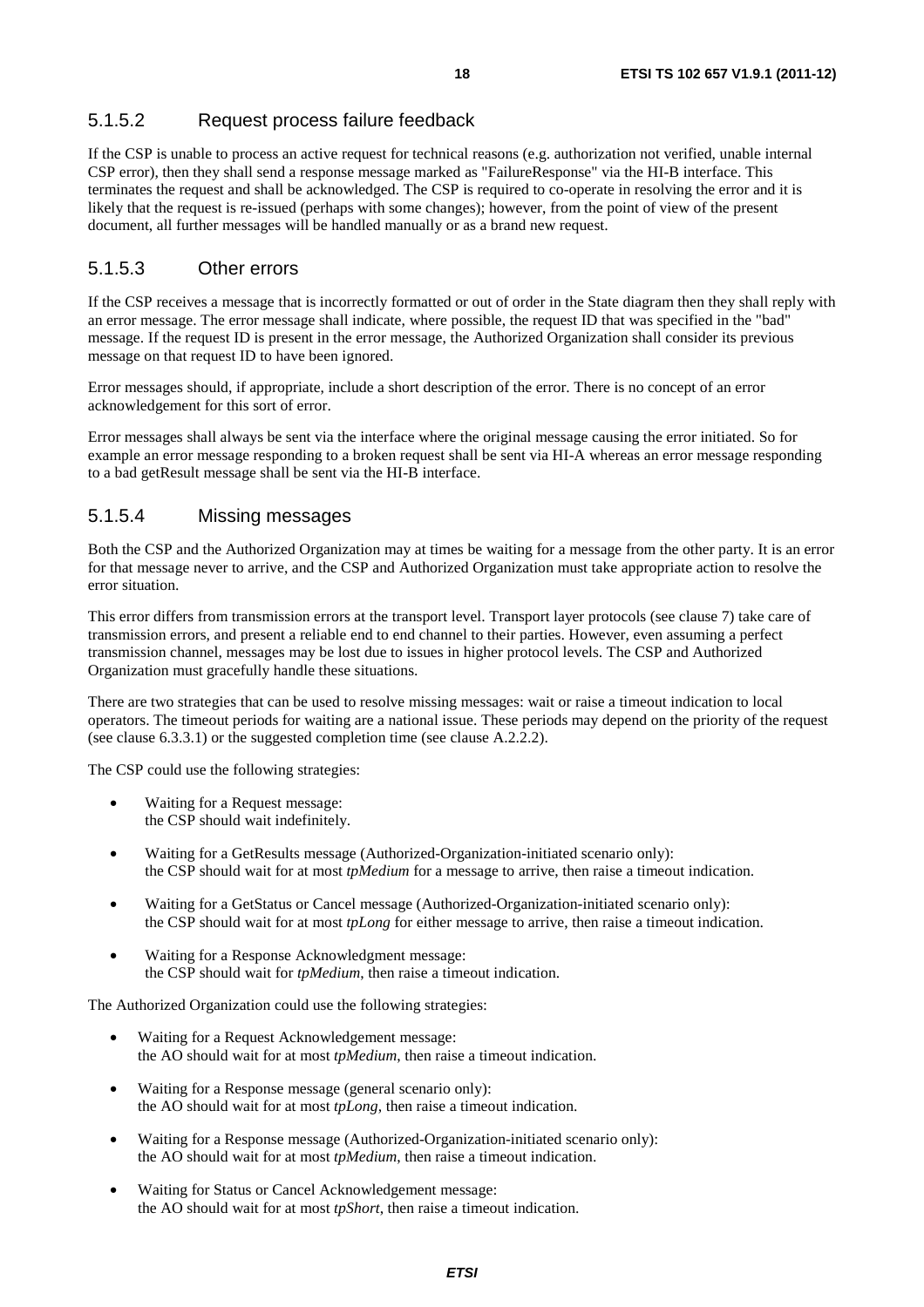#### 5.1.5.2 Request process failure feedback

If the CSP is unable to process an active request for technical reasons (e.g. authorization not verified, unable internal CSP error), then they shall send a response message marked as "FailureResponse" via the HI-B interface. This terminates the request and shall be acknowledged. The CSP is required to co-operate in resolving the error and it is likely that the request is re-issued (perhaps with some changes); however, from the point of view of the present document, all further messages will be handled manually or as a brand new request.

#### 5.1.5.3 Other errors

If the CSP receives a message that is incorrectly formatted or out of order in the State diagram then they shall reply with an error message. The error message shall indicate, where possible, the request ID that was specified in the "bad" message. If the request ID is present in the error message, the Authorized Organization shall consider its previous message on that request ID to have been ignored.

Error messages should, if appropriate, include a short description of the error. There is no concept of an error acknowledgement for this sort of error.

Error messages shall always be sent via the interface where the original message causing the error initiated. So for example an error message responding to a broken request shall be sent via HI-A whereas an error message responding to a bad getResult message shall be sent via the HI-B interface.

#### 5.1.5.4 Missing messages

Both the CSP and the Authorized Organization may at times be waiting for a message from the other party. It is an error for that message never to arrive, and the CSP and Authorized Organization must take appropriate action to resolve the error situation.

This error differs from transmission errors at the transport level. Transport layer protocols (see clause 7) take care of transmission errors, and present a reliable end to end channel to their parties. However, even assuming a perfect transmission channel, messages may be lost due to issues in higher protocol levels. The CSP and Authorized Organization must gracefully handle these situations.

There are two strategies that can be used to resolve missing messages: wait or raise a timeout indication to local operators. The timeout periods for waiting are a national issue. These periods may depend on the priority of the request (see clause 6.3.3.1) or the suggested completion time (see clause A.2.2.2).

The CSP could use the following strategies:

- Waiting for a Request message:
  the CSP should wait indefinitely.
- Waiting for a GetResults message (Authorized-Organization-initiated scenario only):
  the CSP should wait for at most *tpMedium* for a message to arrive, then raise a timeout indication.
- Waiting for a GetStatus or Cancel message (Authorized-Organization-initiated scenario only):
  the CSP should wait for at most *tpLong* for either message to arrive, then raise a timeout indication.
- Waiting for a Response Acknowledgment message:
  the CSP should wait for *tpMedium*, then raise a timeout indication.

The Authorized Organization could use the following strategies:

- Waiting for a Request Acknowledgement message:
  the AO should wait for at most *tpMedium*, then raise a timeout indication.
- Waiting for a Response message (general scenario only):
  the AO should wait for at most *tpLong*, then raise a timeout indication.
- Waiting for a Response message (Authorized-Organization-initiated scenario only):
  the AO should wait for at most *tpMedium*, then raise a timeout indication.
- Waiting for Status or Cancel Acknowledgement message:
  the AO should wait for at most *tpShort*, then raise a timeout indication.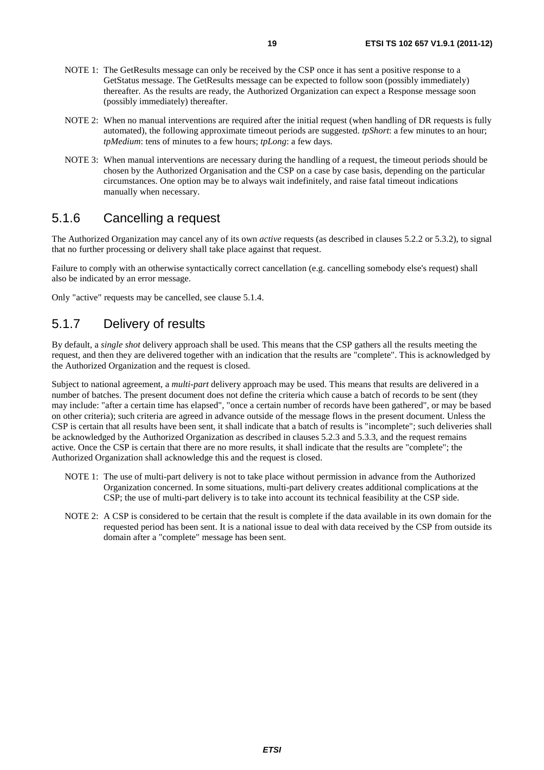NOTE 1: The GetResults message can only be received by the CSP once it has sent a positive response to a GetStatus message. The GetResults message can be expected to follow soon (possibly immediately) thereafter. As the results are ready, the Authorized Organization can expect a Response message soon (possibly immediately) thereafter.

NOTE 2: When no manual interventions are required after the initial request (when handling of DR requests is fully automated), the following approximate timeout periods are suggested. *tpShort*: a few minutes to an hour; *tpMedium*: tens of minutes to a few hours; *tpLong*: a few days.

NOTE 3: When manual interventions are necessary during the handling of a request, the timeout periods should be chosen by the Authorized Organisation and the CSP on a case by case basis, depending on the particular circumstances. One option may be to always wait indefinitely, and raise fatal timeout indications manually when necessary.

## 5.1.6 Cancelling a request

The Authorized Organization may cancel any of its own *active* requests (as described in clauses 5.2.2 or 5.3.2), to signal that no further processing or delivery shall take place against that request.

Failure to comply with an otherwise syntactically correct cancellation (e.g. cancelling somebody else's request) shall also be indicated by an error message.

Only "active" requests may be cancelled, see clause 5.1.4.

## 5.1.7 Delivery of results

By default, a *single shot* delivery approach shall be used. This means that the CSP gathers all the results meeting the request, and then they are delivered together with an indication that the results are "complete". This is acknowledged by the Authorized Organization and the request is closed.

Subject to national agreement, a *multi-part* delivery approach may be used. This means that results are delivered in a number of batches. The present document does not define the criteria which cause a batch of records to be sent (they may include: "after a certain time has elapsed", "once a certain number of records have been gathered", or may be based on other criteria); such criteria are agreed in advance outside of the message flows in the present document. Unless the CSP is certain that all results have been sent, it shall indicate that a batch of results is "incomplete"; such deliveries shall be acknowledged by the Authorized Organization as described in clauses 5.2.3 and 5.3.3, and the request remains active. Once the CSP is certain that there are no more results, it shall indicate that the results are "complete"; the Authorized Organization shall acknowledge this and the request is closed.

NOTE 1: The use of multi-part delivery is not to take place without permission in advance from the Authorized Organization concerned. In some situations, multi-part delivery creates additional complications at the CSP; the use of multi-part delivery is to take into account its technical feasibility at the CSP side.

NOTE 2: A CSP is considered to be certain that the result is complete if the data available in its own domain for the requested period has been sent. It is a national issue to deal with data received by the CSP from outside its domain after a "complete" message has been sent.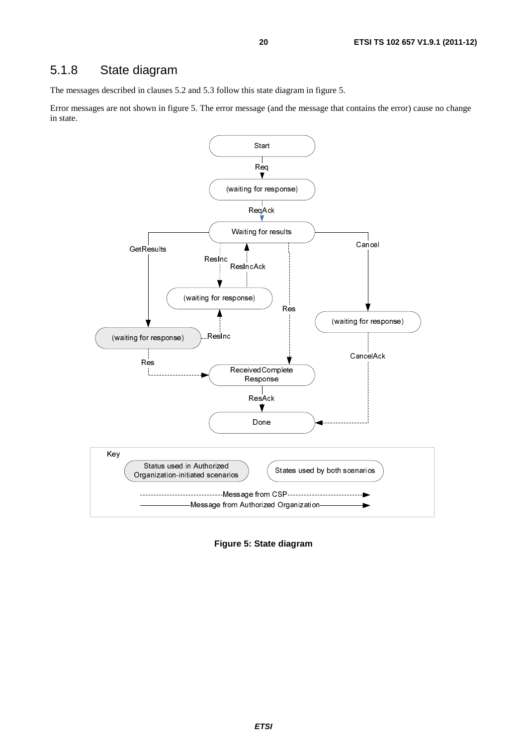### 5.1.8 State diagram

The messages described in clauses 5.2 and 5.3 follow this state diagram in figure 5.

Error messages are not shown in figure 5. The error message (and the message that contains the error) cause no change in state.

**Figure 5: State diagram**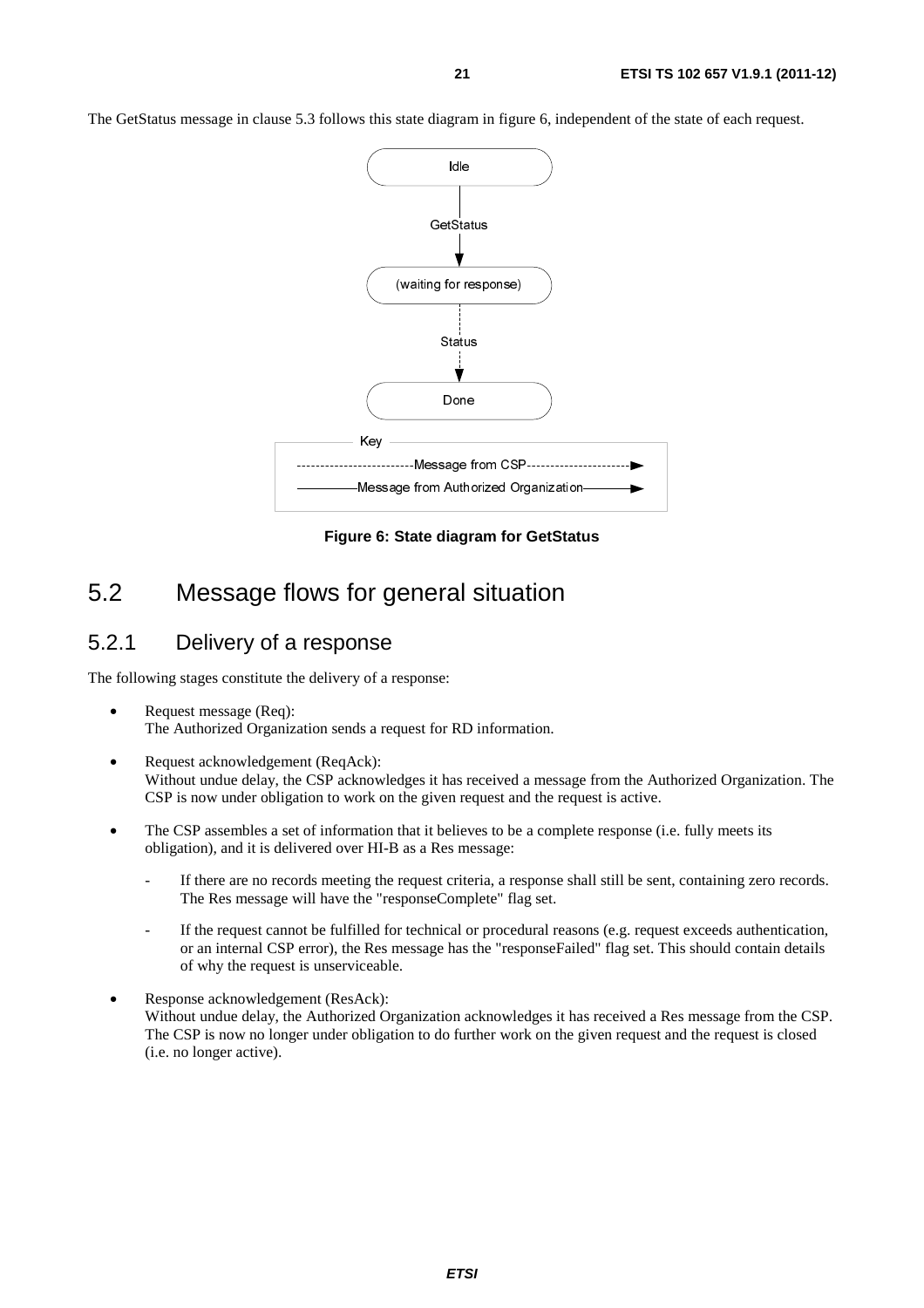The GetStatus message in clause 5.3 follows this state diagram in figure 6, independent of the state of each request.

Idle

GetStatus

(waiting for response)

Status

Done

Key

Message from CSP

Message from Authorized Organization

**Figure 6: State diagram for GetStatus**

## 5.2 Message flows for general situation

### 5.2.1 Delivery of a response

The following stages constitute the delivery of a response:

- Request message (Req):
  The Authorized Organization sends a request for RD information.
- Request acknowledgement (ReqAck):
  Without undue delay, the CSP acknowledges it has received a message from the Authorized Organization. The CSP is now under obligation to work on the given request and the request is active.
- The CSP assembles a set of information that it believes to be a complete response (i.e. fully meets its obligation), and it is delivered over HI-B as a Res message:
  - If there are no records meeting the request criteria, a response shall still be sent, containing zero records. The Res message will have the "responseComplete" flag set.
  - If the request cannot be fulfilled for technical or procedural reasons (e.g. request exceeds authentication, or an internal CSP error), the Res message has the "responseFailed" flag set. This should contain details of why the request is unserviceable.
- Response acknowledgement (ResAck):
  Without undue delay, the Authorized Organization acknowledges it has received a Res message from the CSP. The CSP is now no longer under obligation to do further work on the given request and the request is closed (i.e. no longer active).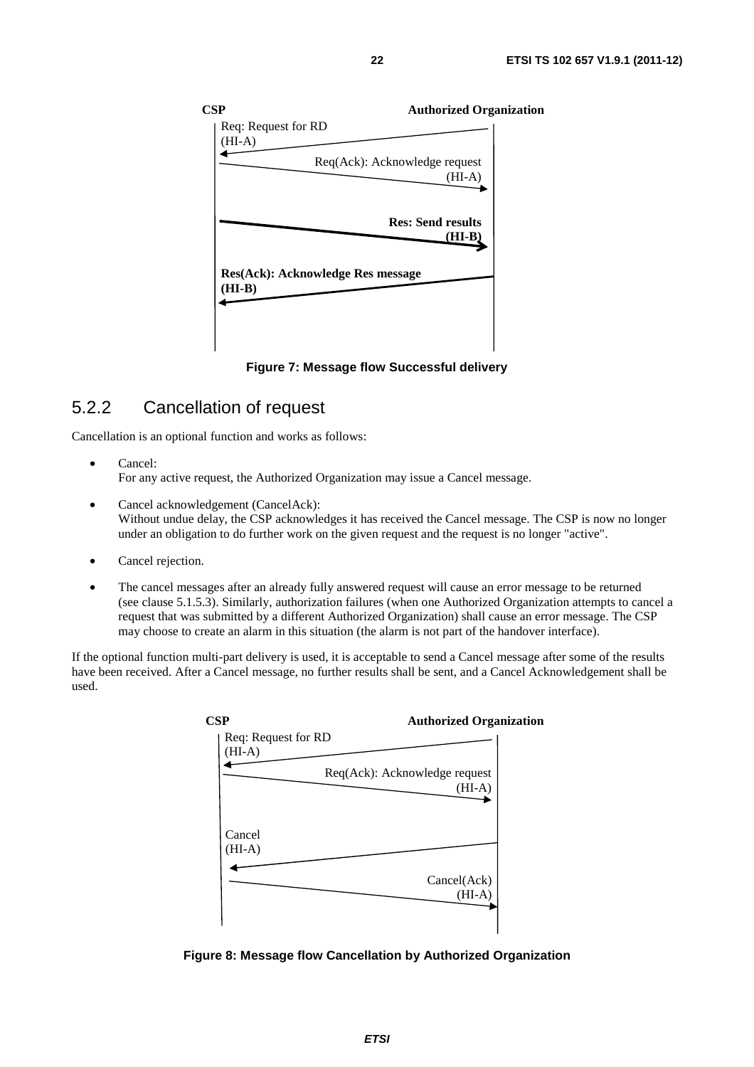CSP | Authorized Organization

Req: Request for RD (HI-A)

Req(Ack): Acknowledge request (HI-A)

**Res: Send results (HI-B)**

**Res(Ack): Acknowledge Res message (HI-B)**

**Figure 7: Message flow Successful delivery**

### 5.2.2 Cancellation of request

Cancellation is an optional function and works as follows:

- Cancel:
  For any active request, the Authorized Organization may issue a Cancel message.
- Cancel acknowledgement (CancelAck):
  Without undue delay, the CSP acknowledges it has received the Cancel message. The CSP is now no longer under an obligation to do further work on the given request and the request is no longer "active".
- Cancel rejection.
- The cancel messages after an already fully answered request will cause an error message to be returned (see clause 5.1.5.3). Similarly, authorization failures (when one Authorized Organization attempts to cancel a request that was submitted by a different Authorized Organization) shall cause an error message. The CSP may choose to create an alarm in this situation (the alarm is not part of the handover interface).

If the optional function multi-part delivery is used, it is acceptable to send a Cancel message after some of the results have been received. After a Cancel message, no further results shall be sent, and a Cancel Acknowledgement shall be used.

CSP | Authorized Organization

Req: Request for RD (HI-A)

Req(Ack): Acknowledge request (HI-A)

Cancel (HI-A)

Cancel(Ack) (HI-A)

**Figure 8: Message flow Cancellation by Authorized Organization**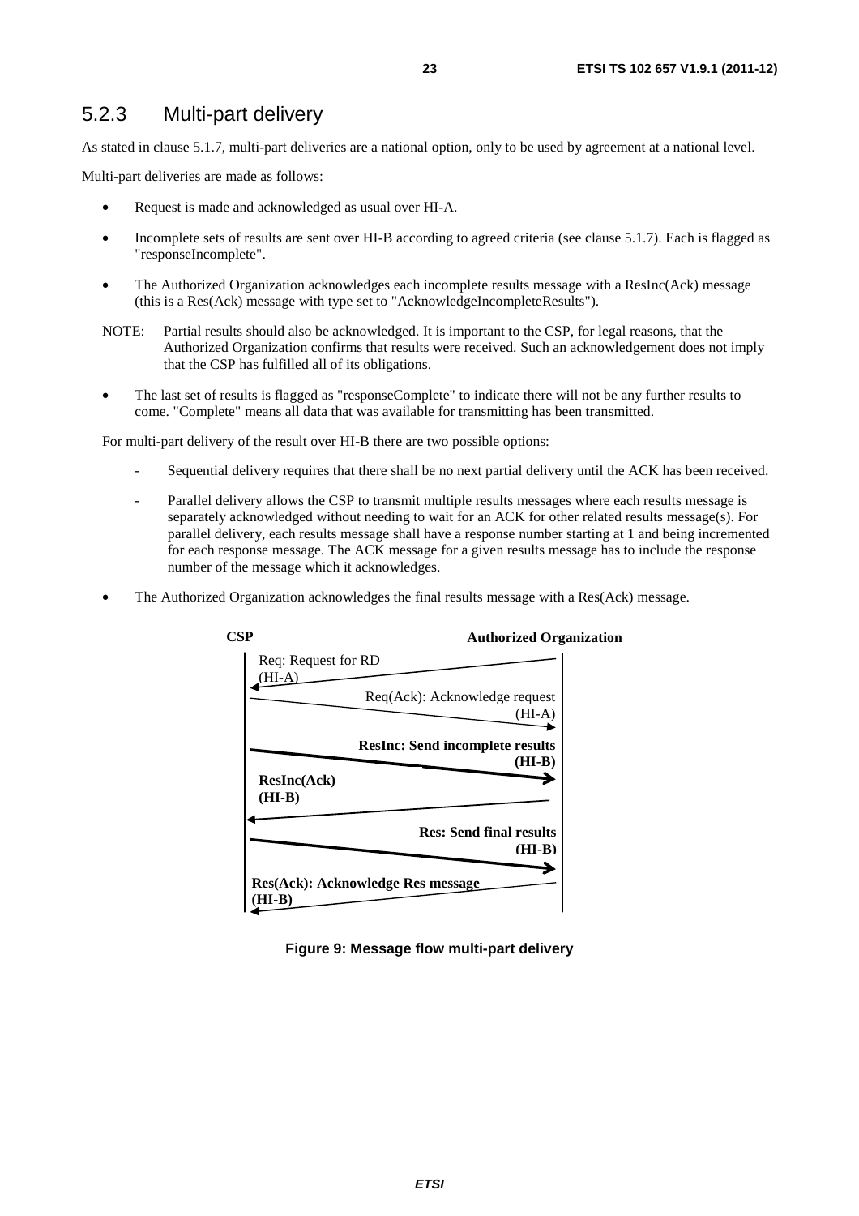### 5.2.3 Multi-part delivery

As stated in clause 5.1.7, multi-part deliveries are a national option, only to be used by agreement at a national level.

Multi-part deliveries are made as follows:

- Request is made and acknowledged as usual over HI-A.
- Incomplete sets of results are sent over HI-B according to agreed criteria (see clause 5.1.7). Each is flagged as "responseIncomplete".
- The Authorized Organization acknowledges each incomplete results message with a ResInc(Ack) message (this is a Res(Ack) message with type set to "AcknowledgeIncompleteResults").

NOTE: Partial results should also be acknowledged. It is important to the CSP, for legal reasons, that the Authorized Organization confirms that results were received. Such an acknowledgement does not imply that the CSP has fulfilled all of its obligations.

- The last set of results is flagged as "responseComplete" to indicate there will not be any further results to come. "Complete" means all data that was available for transmitting has been transmitted.

For multi-part delivery of the result over HI-B there are two possible options:

- Sequential delivery requires that there shall be no next partial delivery until the ACK has been received.
- Parallel delivery allows the CSP to transmit multiple results messages where each results message is separately acknowledged without needing to wait for an ACK for other related results message(s). For parallel delivery, each results message shall have a response number starting at 1 and being incremented for each response message. The ACK message for a given results message has to include the response number of the message which it acknowledges.

- The Authorized Organization acknowledges the final results message with a Res(Ack) message.

**CSP** — **Authorized Organization**

- Req: Request for RD (HI-A)
- Req(Ack): Acknowledge request (HI-A)
- **ResInc: Send incomplete results (HI-B)**
- **ResInc(Ack) (HI-B)**
- **Res: Send final results (HI-B)**
- **Res(Ack): Acknowledge Res message (HI-B)**

**Figure 9: Message flow multi-part delivery**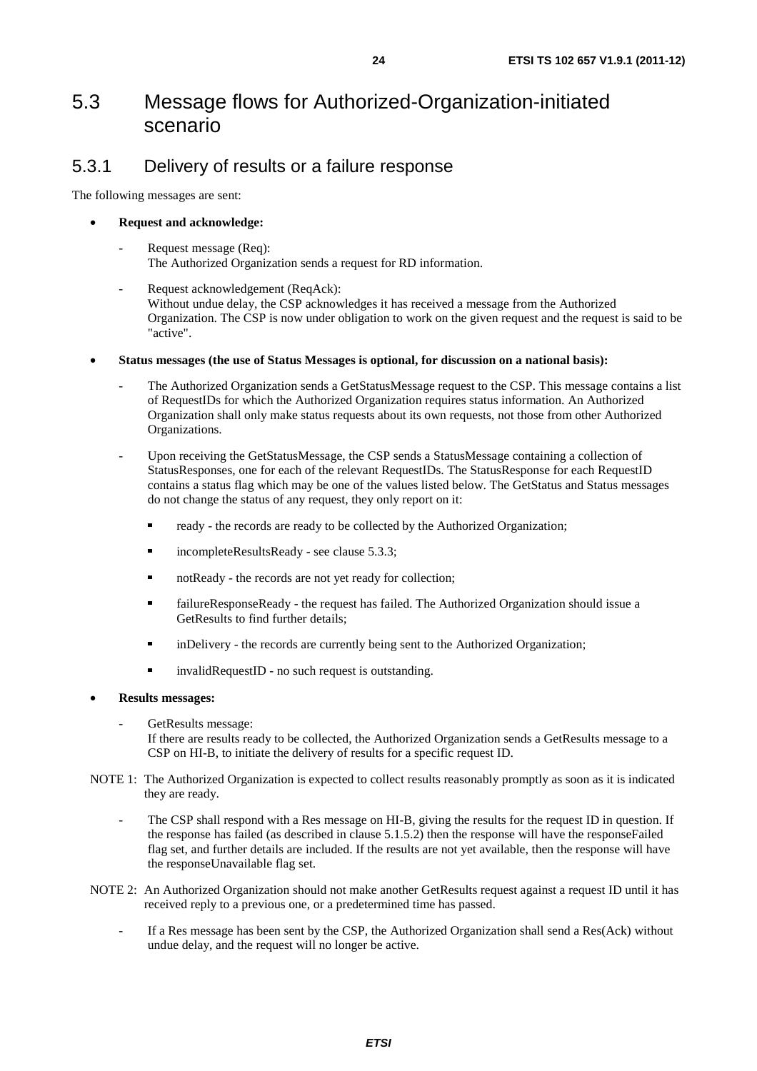## 5.3 Message flows for Authorized-Organization-initiated scenario

### 5.3.1 Delivery of results or a failure response

The following messages are sent:

- **Request and acknowledge:**
  - Request message (Req):
    The Authorized Organization sends a request for RD information.
  - Request acknowledgement (ReqAck):
    Without undue delay, the CSP acknowledges it has received a message from the Authorized Organization. The CSP is now under obligation to work on the given request and the request is said to be "active".

- **Status messages (the use of Status Messages is optional, for discussion on a national basis):**
  - The Authorized Organization sends a GetStatusMessage request to the CSP. This message contains a list of RequestIDs for which the Authorized Organization requires status information. An Authorized Organization shall only make status requests about its own requests, not those from other Authorized Organizations.
  - Upon receiving the GetStatusMessage, the CSP sends a StatusMessage containing a collection of StatusResponses, one for each of the relevant RequestIDs. The StatusResponse for each RequestID contains a status flag which may be one of the values listed below. The GetStatus and Status messages do not change the status of any request, they only report on it:
    - ready - the records are ready to be collected by the Authorized Organization;
    - incompleteResultsReady - see clause 5.3.3;
    - notReady - the records are not yet ready for collection;
    - failureResponseReady - the request has failed. The Authorized Organization should issue a GetResults to find further details;
    - inDelivery - the records are currently being sent to the Authorized Organization;
    - invalidRequestID - no such request is outstanding.

- **Results messages:**
  - GetResults message:
    If there are results ready to be collected, the Authorized Organization sends a GetResults message to a CSP on HI-B, to initiate the delivery of results for a specific request ID.

NOTE 1: The Authorized Organization is expected to collect results reasonably promptly as soon as it is indicated they are ready.

  - The CSP shall respond with a Res message on HI-B, giving the results for the request ID in question. If the response has failed (as described in clause 5.1.5.2) then the response will have the responseFailed flag set, and further details are included. If the results are not yet available, then the response will have the responseUnavailable flag set.

NOTE 2: An Authorized Organization should not make another GetResults request against a request ID until it has received reply to a previous one, or a predetermined time has passed.

  - If a Res message has been sent by the CSP, the Authorized Organization shall send a Res(Ack) without undue delay, and the request will no longer be active.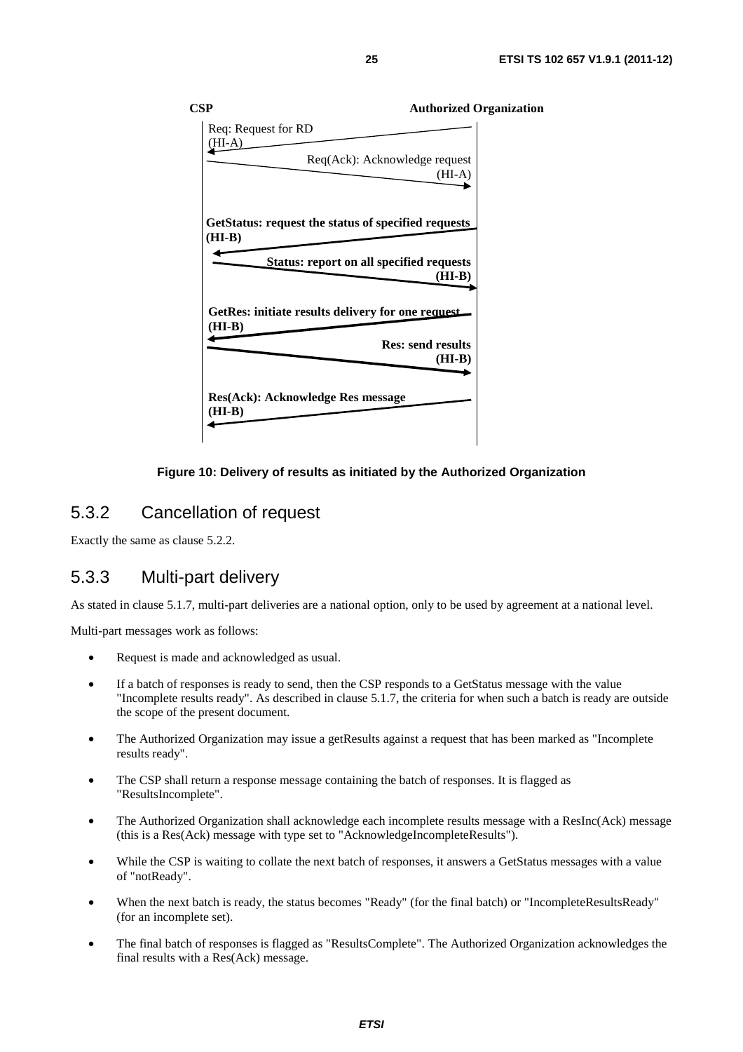| CSP | | Authorized Organization |
|---|---|---|
| | ← Req: Request for RD (HI-A) | |
| | Req(Ack): Acknowledge request (HI-A) → | |
| | ← **GetStatus: request the status of specified requests (HI-B)** | |
| | **Status: report on all specified requests (HI-B)** → | |
| | ← **GetRes: initiate results delivery for one request (HI-B)** | |
| | **Res: send results (HI-B)** → | |
| | ← **Res(Ack): Acknowledge Res message (HI-B)** | |

**Figure 10: Delivery of results as initiated by the Authorized Organization**

### 5.3.2 Cancellation of request

Exactly the same as clause 5.2.2.

### 5.3.3 Multi-part delivery

As stated in clause 5.1.7, multi-part deliveries are a national option, only to be used by agreement at a national level.

Multi-part messages work as follows:

- Request is made and acknowledged as usual.
- If a batch of responses is ready to send, then the CSP responds to a GetStatus message with the value "Incomplete results ready". As described in clause 5.1.7, the criteria for when such a batch is ready are outside the scope of the present document.
- The Authorized Organization may issue a getResults against a request that has been marked as "Incomplete results ready".
- The CSP shall return a response message containing the batch of responses. It is flagged as "ResultsIncomplete".
- The Authorized Organization shall acknowledge each incomplete results message with a ResInc(Ack) message (this is a Res(Ack) message with type set to "AcknowledgeIncompleteResults").
- While the CSP is waiting to collate the next batch of responses, it answers a GetStatus messages with a value of "notReady".
- When the next batch is ready, the status becomes "Ready" (for the final batch) or "IncompleteResultsReady" (for an incomplete set).
- The final batch of responses is flagged as "ResultsComplete". The Authorized Organization acknowledges the final results with a Res(Ack) message.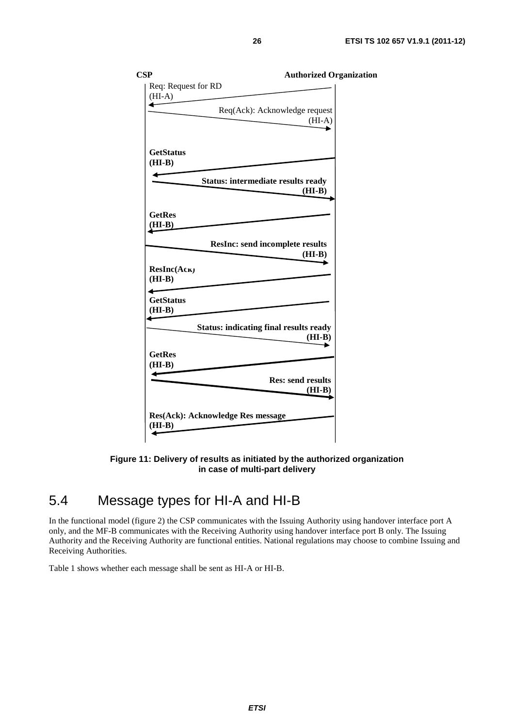CSP | Authorized Organization

Req: Request for RD (HI-A)

Req(Ack): Acknowledge request (HI-A)

**GetStatus (HI-B)**

**Status: intermediate results ready (HI-B)**

**GetRes (HI-B)**

**ResInc: send incomplete results (HI-B)**

**ResInc(Ack) (HI-B)**

**GetStatus (HI-B)**

**Status: indicating final results ready (HI-B)**

**GetRes (HI-B)**

**Res: send results (HI-B)**

**Res(Ack): Acknowledge Res message (HI-B)**

**Figure 11: Delivery of results as initiated by the authorized organization in case of multi-part delivery**

## 5.4 Message types for HI-A and HI-B

In the functional model (figure 2) the CSP communicates with the Issuing Authority using handover interface port A only, and the MF-B communicates with the Receiving Authority using handover interface port B only. The Issuing Authority and the Receiving Authority are functional entities. National regulations may choose to combine Issuing and Receiving Authorities.

Table 1 shows whether each message shall be sent as HI-A or HI-B.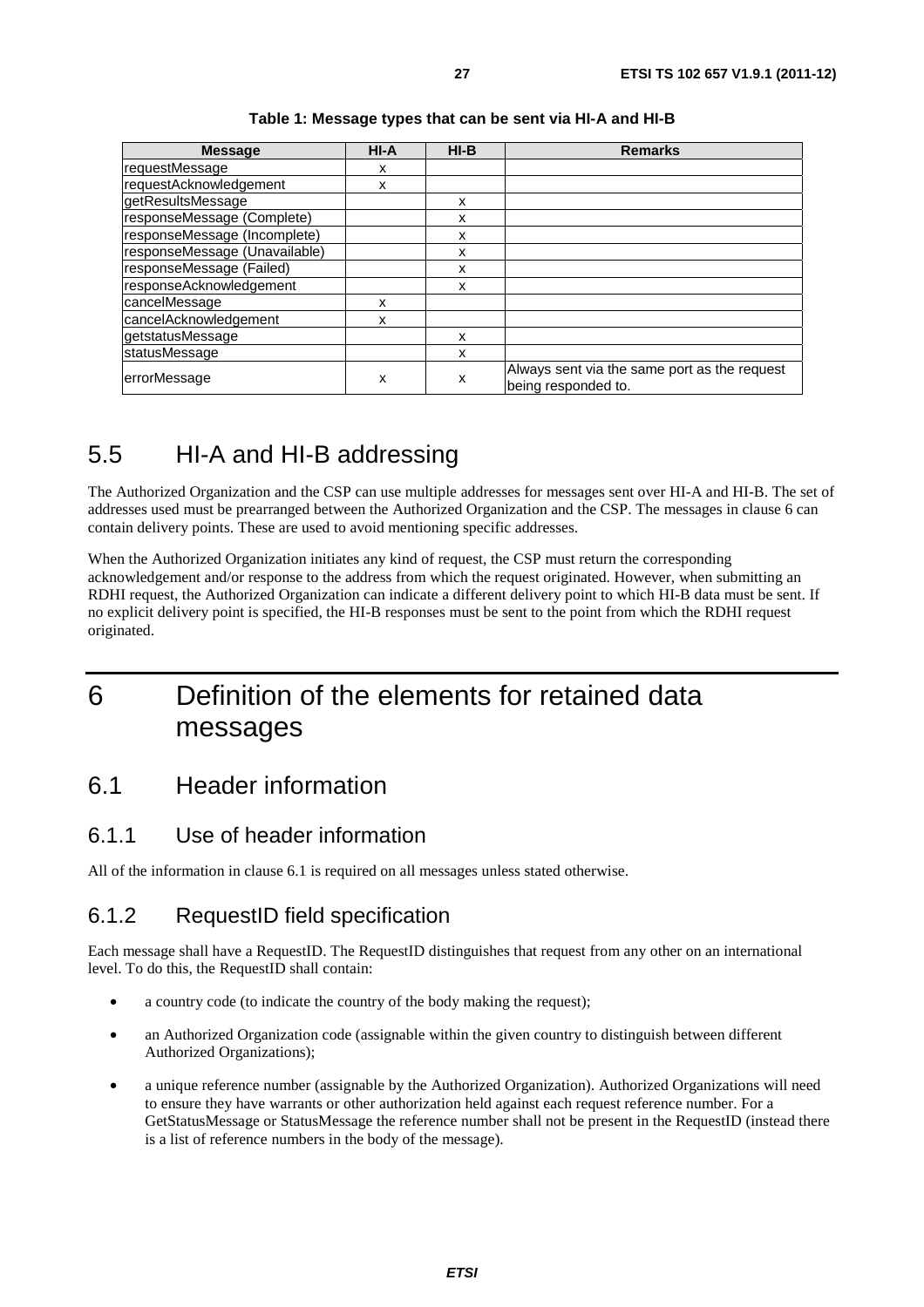**Table 1: Message types that can be sent via HI-A and HI-B**

| Message | HI-A | HI-B | Remarks |
|---|---|---|---|
| requestMessage | x | | |
| requestAcknowledgement | x | | |
| getResultsMessage | | x | |
| responseMessage (Complete) | | x | |
| responseMessage (Incomplete) | | x | |
| responseMessage (Unavailable) | | x | |
| responseMessage (Failed) | | x | |
| responseAcknowledgement | | x | |
| cancelMessage | x | | |
| cancelAcknowledgement | x | | |
| getstatusMessage | | x | |
| statusMessage | | x | |
| errorMessage | x | x | Always sent via the same port as the request being responded to. |

## 5.5 HI-A and HI-B addressing

The Authorized Organization and the CSP can use multiple addresses for messages sent over HI-A and HI-B. The set of addresses used must be prearranged between the Authorized Organization and the CSP. The messages in clause 6 can contain delivery points. These are used to avoid mentioning specific addresses.

When the Authorized Organization initiates any kind of request, the CSP must return the corresponding acknowledgement and/or response to the address from which the request originated. However, when submitting an RDHI request, the Authorized Organization can indicate a different delivery point to which HI-B data must be sent. If no explicit delivery point is specified, the HI-B responses must be sent to the point from which the RDHI request originated.

# 6 Definition of the elements for retained data messages

## 6.1 Header information

### 6.1.1 Use of header information

All of the information in clause 6.1 is required on all messages unless stated otherwise.

### 6.1.2 RequestID field specification

Each message shall have a RequestID. The RequestID distinguishes that request from any other on an international level. To do this, the RequestID shall contain:

- a country code (to indicate the country of the body making the request);
- an Authorized Organization code (assignable within the given country to distinguish between different Authorized Organizations);
- a unique reference number (assignable by the Authorized Organization). Authorized Organizations will need to ensure they have warrants or other authorization held against each request reference number. For a GetStatusMessage or StatusMessage the reference number shall not be present in the RequestID (instead there is a list of reference numbers in the body of the message).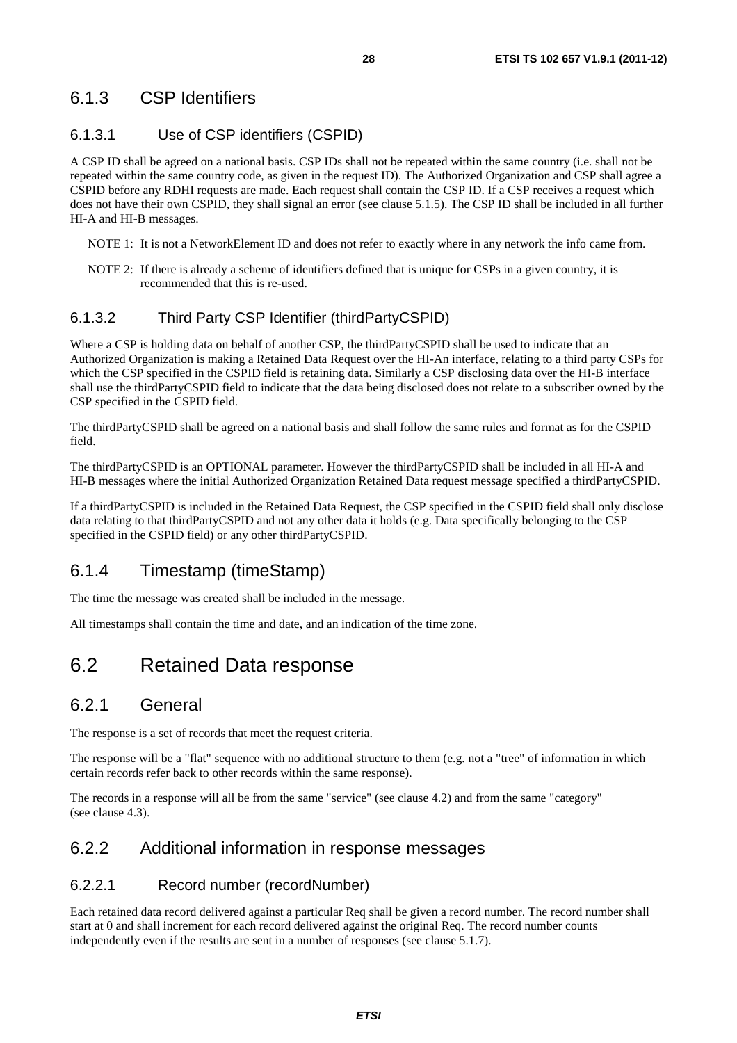### 6.1.3 CSP Identifiers

#### 6.1.3.1 Use of CSP identifiers (CSPID)

A CSP ID shall be agreed on a national basis. CSP IDs shall not be repeated within the same country (i.e. shall not be repeated within the same country code, as given in the request ID). The Authorized Organization and CSP shall agree a CSPID before any RDHI requests are made. Each request shall contain the CSP ID. If a CSP receives a request which does not have their own CSPID, they shall signal an error (see clause 5.1.5). The CSP ID shall be included in all further HI-A and HI-B messages.

NOTE 1: It is not a NetworkElement ID and does not refer to exactly where in any network the info came from.

NOTE 2: If there is already a scheme of identifiers defined that is unique for CSPs in a given country, it is recommended that this is re-used.

#### 6.1.3.2 Third Party CSP Identifier (thirdPartyCSPID)

Where a CSP is holding data on behalf of another CSP, the thirdPartyCSPID shall be used to indicate that an Authorized Organization is making a Retained Data Request over the HI-An interface, relating to a third party CSPs for which the CSP specified in the CSPID field is retaining data. Similarly a CSP disclosing data over the HI-B interface shall use the thirdPartyCSPID field to indicate that the data being disclosed does not relate to a subscriber owned by the CSP specified in the CSPID field.

The thirdPartyCSPID shall be agreed on a national basis and shall follow the same rules and format as for the CSPID field.

The thirdPartyCSPID is an OPTIONAL parameter. However the thirdPartyCSPID shall be included in all HI-A and HI-B messages where the initial Authorized Organization Retained Data request message specified a thirdPartyCSPID.

If a thirdPartyCSPID is included in the Retained Data Request, the CSP specified in the CSPID field shall only disclose data relating to that thirdPartyCSPID and not any other data it holds (e.g. Data specifically belonging to the CSP specified in the CSPID field) or any other thirdPartyCSPID.

### 6.1.4 Timestamp (timeStamp)

The time the message was created shall be included in the message.

All timestamps shall contain the time and date, and an indication of the time zone.

## 6.2 Retained Data response

### 6.2.1 General

The response is a set of records that meet the request criteria.

The response will be a "flat" sequence with no additional structure to them (e.g. not a "tree" of information in which certain records refer back to other records within the same response).

The records in a response will all be from the same "service" (see clause 4.2) and from the same "category" (see clause 4.3).

### 6.2.2 Additional information in response messages

#### 6.2.2.1 Record number (recordNumber)

Each retained data record delivered against a particular Req shall be given a record number. The record number shall start at 0 and shall increment for each record delivered against the original Req. The record number counts independently even if the results are sent in a number of responses (see clause 5.1.7).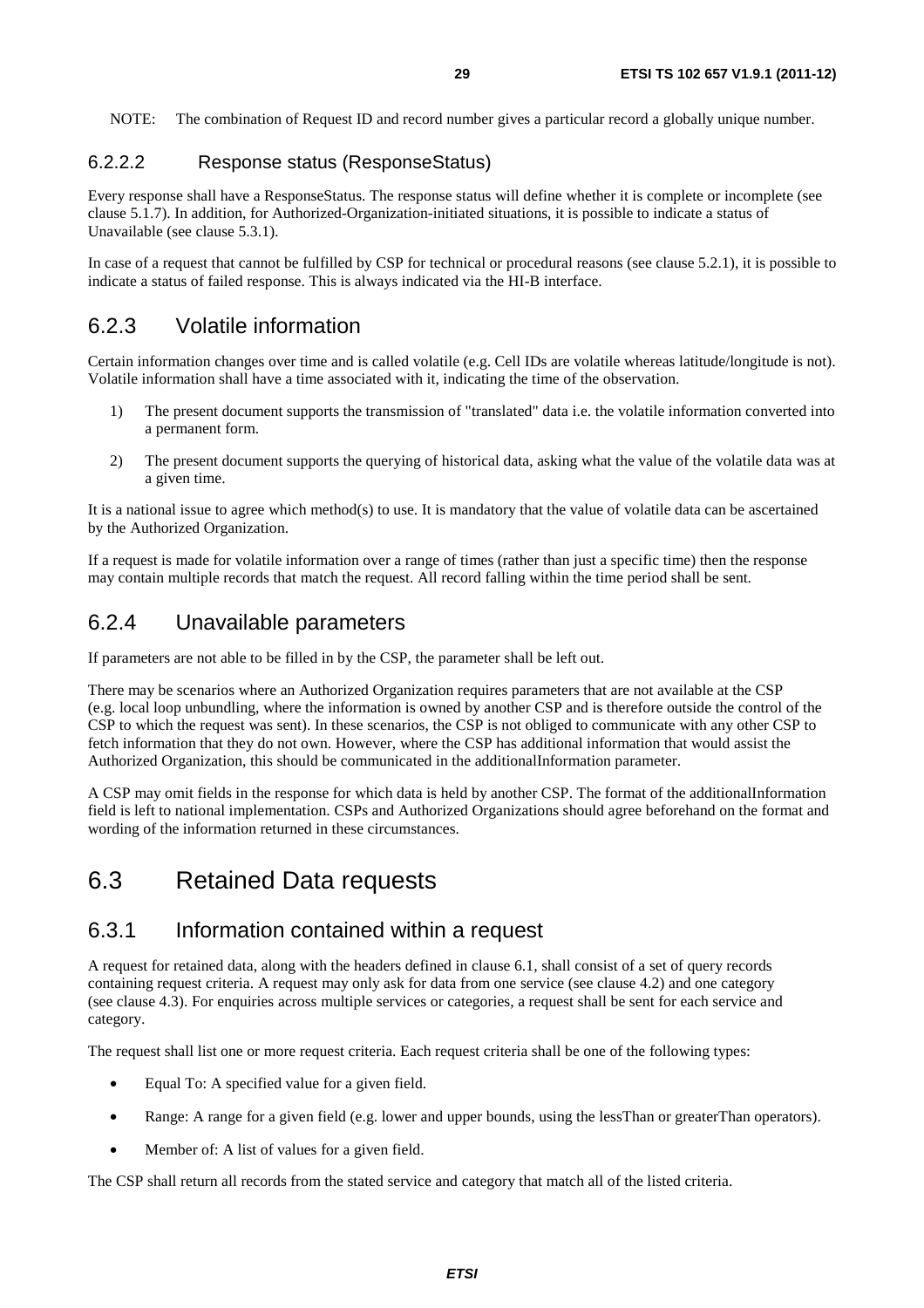NOTE: The combination of Request ID and record number gives a particular record a globally unique number.

#### 6.2.2.2 Response status (ResponseStatus)

Every response shall have a ResponseStatus. The response status will define whether it is complete or incomplete (see clause 5.1.7). In addition, for Authorized-Organization-initiated situations, it is possible to indicate a status of Unavailable (see clause 5.3.1).

In case of a request that cannot be fulfilled by CSP for technical or procedural reasons (see clause 5.2.1), it is possible to indicate a status of failed response. This is always indicated via the HI-B interface.

### 6.2.3 Volatile information

Certain information changes over time and is called volatile (e.g. Cell IDs are volatile whereas latitude/longitude is not). Volatile information shall have a time associated with it, indicating the time of the observation.

1) The present document supports the transmission of "translated" data i.e. the volatile information converted into a permanent form.
2) The present document supports the querying of historical data, asking what the value of the volatile data was at a given time.

It is a national issue to agree which method(s) to use. It is mandatory that the value of volatile data can be ascertained by the Authorized Organization.

If a request is made for volatile information over a range of times (rather than just a specific time) then the response may contain multiple records that match the request. All record falling within the time period shall be sent.

### 6.2.4 Unavailable parameters

If parameters are not able to be filled in by the CSP, the parameter shall be left out.

There may be scenarios where an Authorized Organization requires parameters that are not available at the CSP (e.g. local loop unbundling, where the information is owned by another CSP and is therefore outside the control of the CSP to which the request was sent). In these scenarios, the CSP is not obliged to communicate with any other CSP to fetch information that they do not own. However, where the CSP has additional information that would assist the Authorized Organization, this should be communicated in the additionalInformation parameter.

A CSP may omit fields in the response for which data is held by another CSP. The format of the additionalInformation field is left to national implementation. CSPs and Authorized Organizations should agree beforehand on the format and wording of the information returned in these circumstances.

## 6.3 Retained Data requests

### 6.3.1 Information contained within a request

A request for retained data, along with the headers defined in clause 6.1, shall consist of a set of query records containing request criteria. A request may only ask for data from one service (see clause 4.2) and one category (see clause 4.3). For enquiries across multiple services or categories, a request shall be sent for each service and category.

The request shall list one or more request criteria. Each request criteria shall be one of the following types:

- Equal To: A specified value for a given field.
- Range: A range for a given field (e.g. lower and upper bounds, using the lessThan or greaterThan operators).
- Member of: A list of values for a given field.

The CSP shall return all records from the stated service and category that match all of the listed criteria.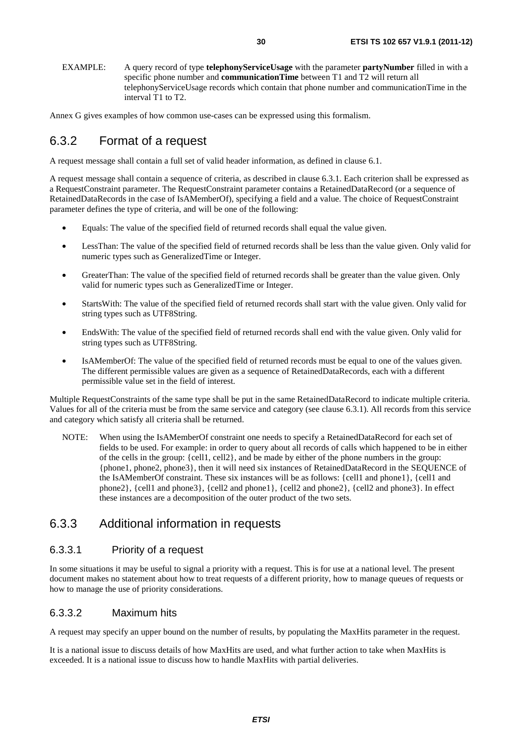EXAMPLE: A query record of type **telephonyServiceUsage** with the parameter **partyNumber** filled in with a specific phone number and **communicationTime** between T1 and T2 will return all telephonyServiceUsage records which contain that phone number and communicationTime in the interval T1 to T2.

Annex G gives examples of how common use-cases can be expressed using this formalism.

## 6.3.2 Format of a request

A request message shall contain a full set of valid header information, as defined in clause 6.1.

A request message shall contain a sequence of criteria, as described in clause 6.3.1. Each criterion shall be expressed as a RequestConstraint parameter. The RequestConstraint parameter contains a RetainedDataRecord (or a sequence of RetainedDataRecords in the case of IsAMemberOf), specifying a field and a value. The choice of RequestConstraint parameter defines the type of criteria, and will be one of the following:

- Equals: The value of the specified field of returned records shall equal the value given.
- LessThan: The value of the specified field of returned records shall be less than the value given. Only valid for numeric types such as GeneralizedTime or Integer.
- GreaterThan: The value of the specified field of returned records shall be greater than the value given. Only valid for numeric types such as GeneralizedTime or Integer.
- StartsWith: The value of the specified field of returned records shall start with the value given. Only valid for string types such as UTF8String.
- EndsWith: The value of the specified field of returned records shall end with the value given. Only valid for string types such as UTF8String.
- IsAMemberOf: The value of the specified field of returned records must be equal to one of the values given. The different permissible values are given as a sequence of RetainedDataRecords, each with a different permissible value set in the field of interest.

Multiple RequestConstraints of the same type shall be put in the same RetainedDataRecord to indicate multiple criteria. Values for all of the criteria must be from the same service and category (see clause 6.3.1). All records from this service and category which satisfy all criteria shall be returned.

NOTE: When using the IsAMemberOf constraint one needs to specify a RetainedDataRecord for each set of fields to be used. For example: in order to query about all records of calls which happened to be in either of the cells in the group: {cell1, cell2}, and be made by either of the phone numbers in the group: {phone1, phone2, phone3}, then it will need six instances of RetainedDataRecord in the SEQUENCE of the IsAMemberOf constraint. These six instances will be as follows: {cell1 and phone1}, {cell1 and phone2}, {cell1 and phone3}, {cell2 and phone1}, {cell2 and phone2}, {cell2 and phone3}. In effect these instances are a decomposition of the outer product of the two sets.

## 6.3.3 Additional information in requests

### 6.3.3.1 Priority of a request

In some situations it may be useful to signal a priority with a request. This is for use at a national level. The present document makes no statement about how to treat requests of a different priority, how to manage queues of requests or how to manage the use of priority considerations.

### 6.3.3.2 Maximum hits

A request may specify an upper bound on the number of results, by populating the MaxHits parameter in the request.

It is a national issue to discuss details of how MaxHits are used, and what further action to take when MaxHits is exceeded. It is a national issue to discuss how to handle MaxHits with partial deliveries.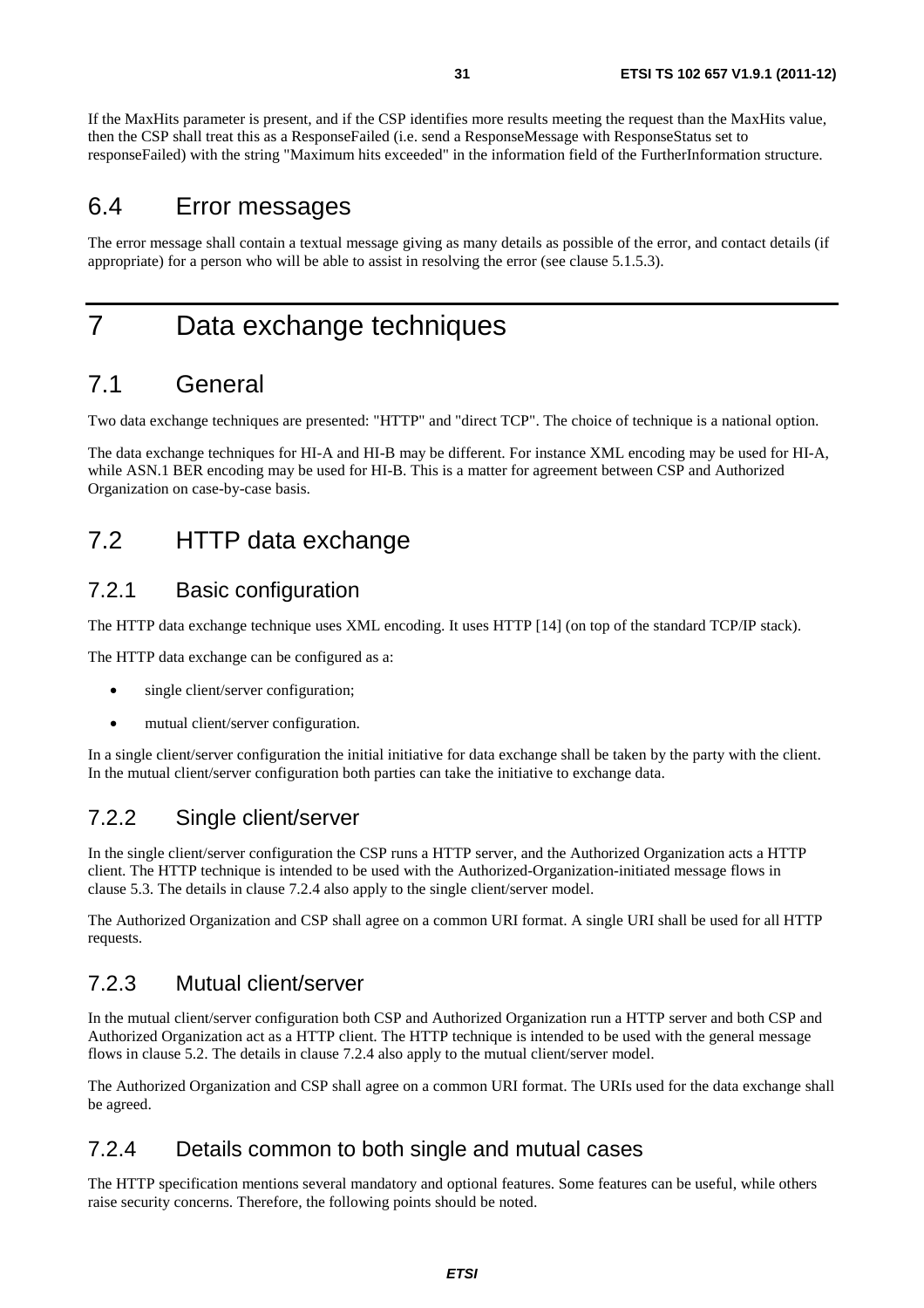If the MaxHits parameter is present, and if the CSP identifies more results meeting the request than the MaxHits value, then the CSP shall treat this as a ResponseFailed (i.e. send a ResponseMessage with ResponseStatus set to responseFailed) with the string "Maximum hits exceeded" in the information field of the FurtherInformation structure.

## 6.4 Error messages

The error message shall contain a textual message giving as many details as possible of the error, and contact details (if appropriate) for a person who will be able to assist in resolving the error (see clause 5.1.5.3).

# 7 Data exchange techniques

## 7.1 General

Two data exchange techniques are presented: "HTTP" and "direct TCP". The choice of technique is a national option.

The data exchange techniques for HI-A and HI-B may be different. For instance XML encoding may be used for HI-A, while ASN.1 BER encoding may be used for HI-B. This is a matter for agreement between CSP and Authorized Organization on case-by-case basis.

## 7.2 HTTP data exchange

### 7.2.1 Basic configuration

The HTTP data exchange technique uses XML encoding. It uses HTTP [14] (on top of the standard TCP/IP stack).

The HTTP data exchange can be configured as a:

- single client/server configuration;
- mutual client/server configuration.

In a single client/server configuration the initial initiative for data exchange shall be taken by the party with the client. In the mutual client/server configuration both parties can take the initiative to exchange data.

### 7.2.2 Single client/server

In the single client/server configuration the CSP runs a HTTP server, and the Authorized Organization acts a HTTP client. The HTTP technique is intended to be used with the Authorized-Organization-initiated message flows in clause 5.3. The details in clause 7.2.4 also apply to the single client/server model.

The Authorized Organization and CSP shall agree on a common URI format. A single URI shall be used for all HTTP requests.

### 7.2.3 Mutual client/server

In the mutual client/server configuration both CSP and Authorized Organization run a HTTP server and both CSP and Authorized Organization act as a HTTP client. The HTTP technique is intended to be used with the general message flows in clause 5.2. The details in clause 7.2.4 also apply to the mutual client/server model.

The Authorized Organization and CSP shall agree on a common URI format. The URIs used for the data exchange shall be agreed.

### 7.2.4 Details common to both single and mutual cases

The HTTP specification mentions several mandatory and optional features. Some features can be useful, while others raise security concerns. Therefore, the following points should be noted.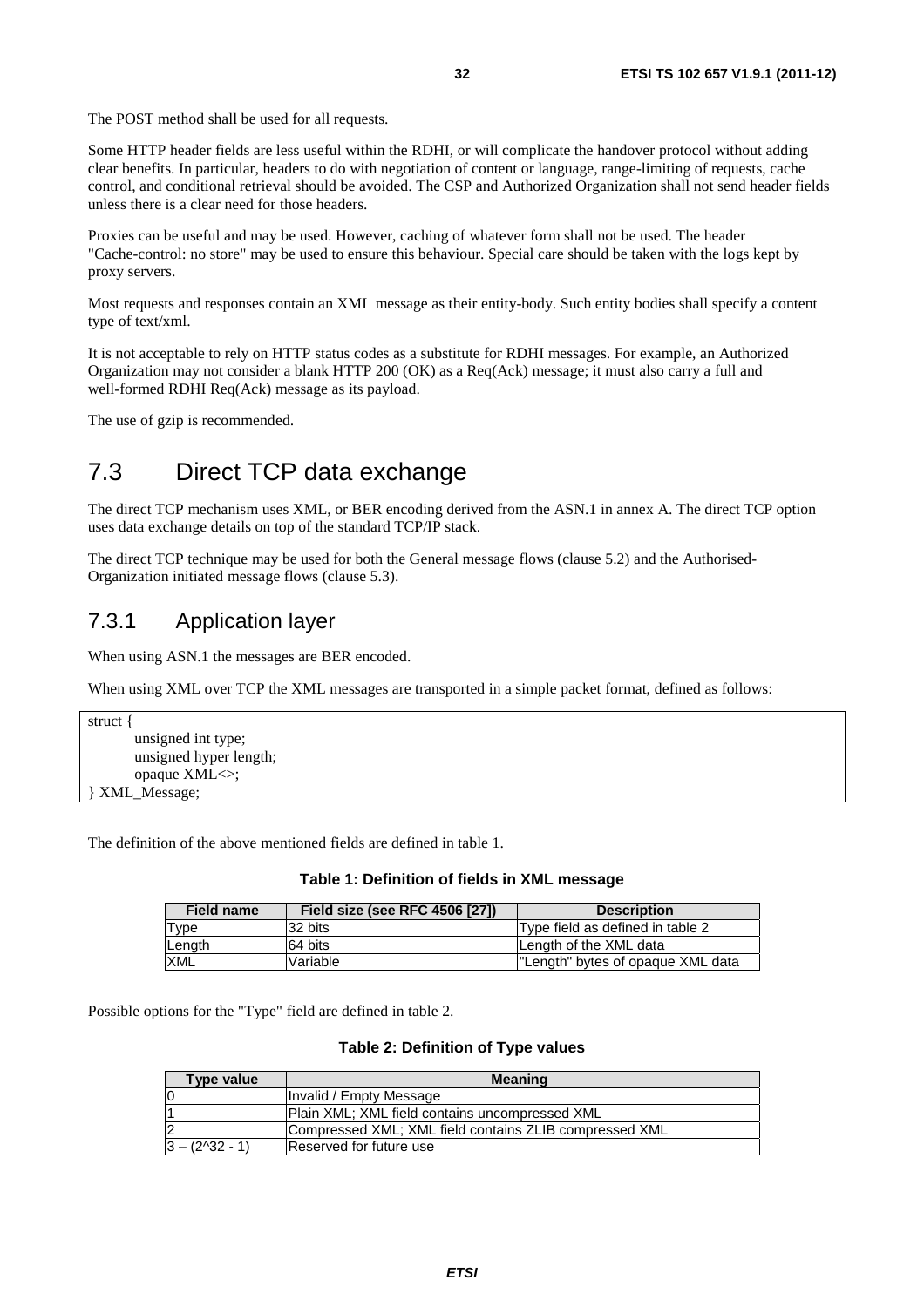The POST method shall be used for all requests.

Some HTTP header fields are less useful within the RDHI, or will complicate the handover protocol without adding clear benefits. In particular, headers to do with negotiation of content or language, range-limiting of requests, cache control, and conditional retrieval should be avoided. The CSP and Authorized Organization shall not send header fields unless there is a clear need for those headers.

Proxies can be useful and may be used. However, caching of whatever form shall not be used. The header "Cache-control: no store" may be used to ensure this behaviour. Special care should be taken with the logs kept by proxy servers.

Most requests and responses contain an XML message as their entity-body. Such entity bodies shall specify a content type of text/xml.

It is not acceptable to rely on HTTP status codes as a substitute for RDHI messages. For example, an Authorized Organization may not consider a blank HTTP 200 (OK) as a Req(Ack) message; it must also carry a full and well-formed RDHI Req(Ack) message as its payload.

The use of gzip is recommended.

# 7.3 Direct TCP data exchange

The direct TCP mechanism uses XML, or BER encoding derived from the ASN.1 in annex A. The direct TCP option uses data exchange details on top of the standard TCP/IP stack.

The direct TCP technique may be used for both the General message flows (clause 5.2) and the Authorised-Organization initiated message flows (clause 5.3).

## 7.3.1 Application layer

When using ASN.1 the messages are BER encoded.

When using XML over TCP the XML messages are transported in a simple packet format, defined as follows:

```
struct {
        unsigned int type;
        unsigned hyper length;
        opaque XML<>;
} XML_Message;
```

The definition of the above mentioned fields are defined in table 1.

**Table 1: Definition of fields in XML message**

| Field name | Field size (see RFC 4506 [27]) | Description |
| --- | --- | --- |
| Type | 32 bits | Type field as defined in table 2 |
| Length | 64 bits | Length of the XML data |
| XML | Variable | "Length" bytes of opaque XML data |

Possible options for the "Type" field are defined in table 2.

**Table 2: Definition of Type values**

| Type value | Meaning |
| --- | --- |
| 0 | Invalid / Empty Message |
| 1 | Plain XML; XML field contains uncompressed XML |
| 2 | Compressed XML; XML field contains ZLIB compressed XML |
| 3 – (2^32 - 1) | Reserved for future use |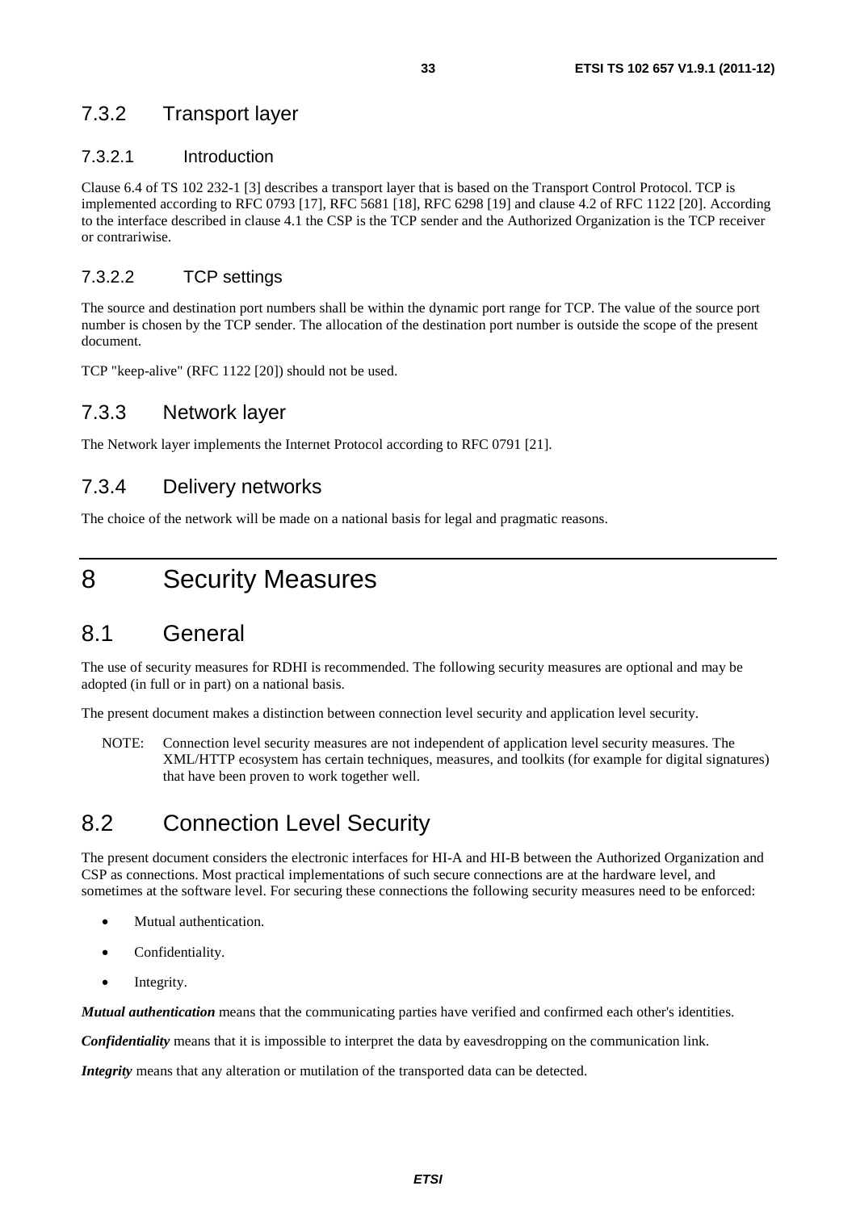### 7.3.2 Transport layer

#### 7.3.2.1 Introduction

Clause 6.4 of TS 102 232-1 [3] describes a transport layer that is based on the Transport Control Protocol. TCP is implemented according to RFC 0793 [17], RFC 5681 [18], RFC 6298 [19] and clause 4.2 of RFC 1122 [20]. According to the interface described in clause 4.1 the CSP is the TCP sender and the Authorized Organization is the TCP receiver or contrariwise.

#### 7.3.2.2 TCP settings

The source and destination port numbers shall be within the dynamic port range for TCP. The value of the source port number is chosen by the TCP sender. The allocation of the destination port number is outside the scope of the present document.

TCP "keep-alive" (RFC 1122 [20]) should not be used.

### 7.3.3 Network layer

The Network layer implements the Internet Protocol according to RFC 0791 [21].

### 7.3.4 Delivery networks

The choice of the network will be made on a national basis for legal and pragmatic reasons.

# 8 Security Measures

## 8.1 General

The use of security measures for RDHI is recommended. The following security measures are optional and may be adopted (in full or in part) on a national basis.

The present document makes a distinction between connection level security and application level security.

NOTE: Connection level security measures are not independent of application level security measures. The XML/HTTP ecosystem has certain techniques, measures, and toolkits (for example for digital signatures) that have been proven to work together well.

## 8.2 Connection Level Security

The present document considers the electronic interfaces for HI-A and HI-B between the Authorized Organization and CSP as connections. Most practical implementations of such secure connections are at the hardware level, and sometimes at the software level. For securing these connections the following security measures need to be enforced:

- Mutual authentication.
- Confidentiality.
- Integrity.

***Mutual authentication*** means that the communicating parties have verified and confirmed each other's identities.

***Confidentiality*** means that it is impossible to interpret the data by eavesdropping on the communication link.

***Integrity*** means that any alteration or mutilation of the transported data can be detected.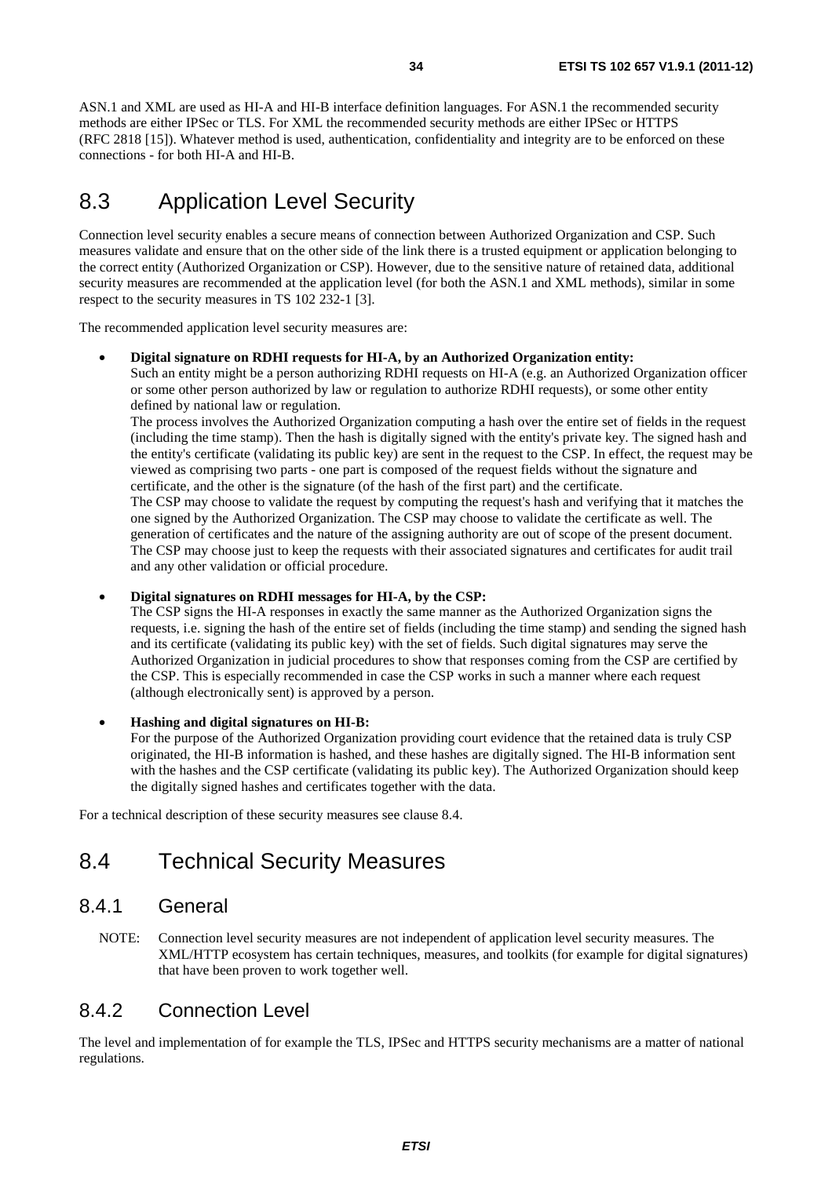ASN.1 and XML are used as HI-A and HI-B interface definition languages. For ASN.1 the recommended security methods are either IPSec or TLS. For XML the recommended security methods are either IPSec or HTTPS (RFC 2818 [15]). Whatever method is used, authentication, confidentiality and integrity are to be enforced on these connections - for both HI-A and HI-B.

## 8.3 Application Level Security

Connection level security enables a secure means of connection between Authorized Organization and CSP. Such measures validate and ensure that on the other side of the link there is a trusted equipment or application belonging to the correct entity (Authorized Organization or CSP). However, due to the sensitive nature of retained data, additional security measures are recommended at the application level (for both the ASN.1 and XML methods), similar in some respect to the security measures in TS 102 232-1 [3].

The recommended application level security measures are:

- **Digital signature on RDHI requests for HI-A, by an Authorized Organization entity:**
  Such an entity might be a person authorizing RDHI requests on HI-A (e.g. an Authorized Organization officer or some other person authorized by law or regulation to authorize RDHI requests), or some other entity defined by national law or regulation.
  The process involves the Authorized Organization computing a hash over the entire set of fields in the request (including the time stamp). Then the hash is digitally signed with the entity's private key. The signed hash and the entity's certificate (validating its public key) are sent in the request to the CSP. In effect, the request may be viewed as comprising two parts - one part is composed of the request fields without the signature and certificate, and the other is the signature (of the hash of the first part) and the certificate.
  The CSP may choose to validate the request by computing the request's hash and verifying that it matches the one signed by the Authorized Organization. The CSP may choose to validate the certificate as well. The generation of certificates and the nature of the assigning authority are out of scope of the present document. The CSP may choose just to keep the requests with their associated signatures and certificates for audit trail and any other validation or official procedure.

- **Digital signatures on RDHI messages for HI-A, by the CSP:**
  The CSP signs the HI-A responses in exactly the same manner as the Authorized Organization signs the requests, i.e. signing the hash of the entire set of fields (including the time stamp) and sending the signed hash and its certificate (validating its public key) with the set of fields. Such digital signatures may serve the Authorized Organization in judicial procedures to show that responses coming from the CSP are certified by the CSP. This is especially recommended in case the CSP works in such a manner where each request (although electronically sent) is approved by a person.

- **Hashing and digital signatures on HI-B:**
  For the purpose of the Authorized Organization providing court evidence that the retained data is truly CSP originated, the HI-B information is hashed, and these hashes are digitally signed. The HI-B information sent with the hashes and the CSP certificate (validating its public key). The Authorized Organization should keep the digitally signed hashes and certificates together with the data.

For a technical description of these security measures see clause 8.4.

## 8.4 Technical Security Measures

### 8.4.1 General

NOTE: Connection level security measures are not independent of application level security measures. The XML/HTTP ecosystem has certain techniques, measures, and toolkits (for example for digital signatures) that have been proven to work together well.

### 8.4.2 Connection Level

The level and implementation of for example the TLS, IPSec and HTTPS security mechanisms are a matter of national regulations.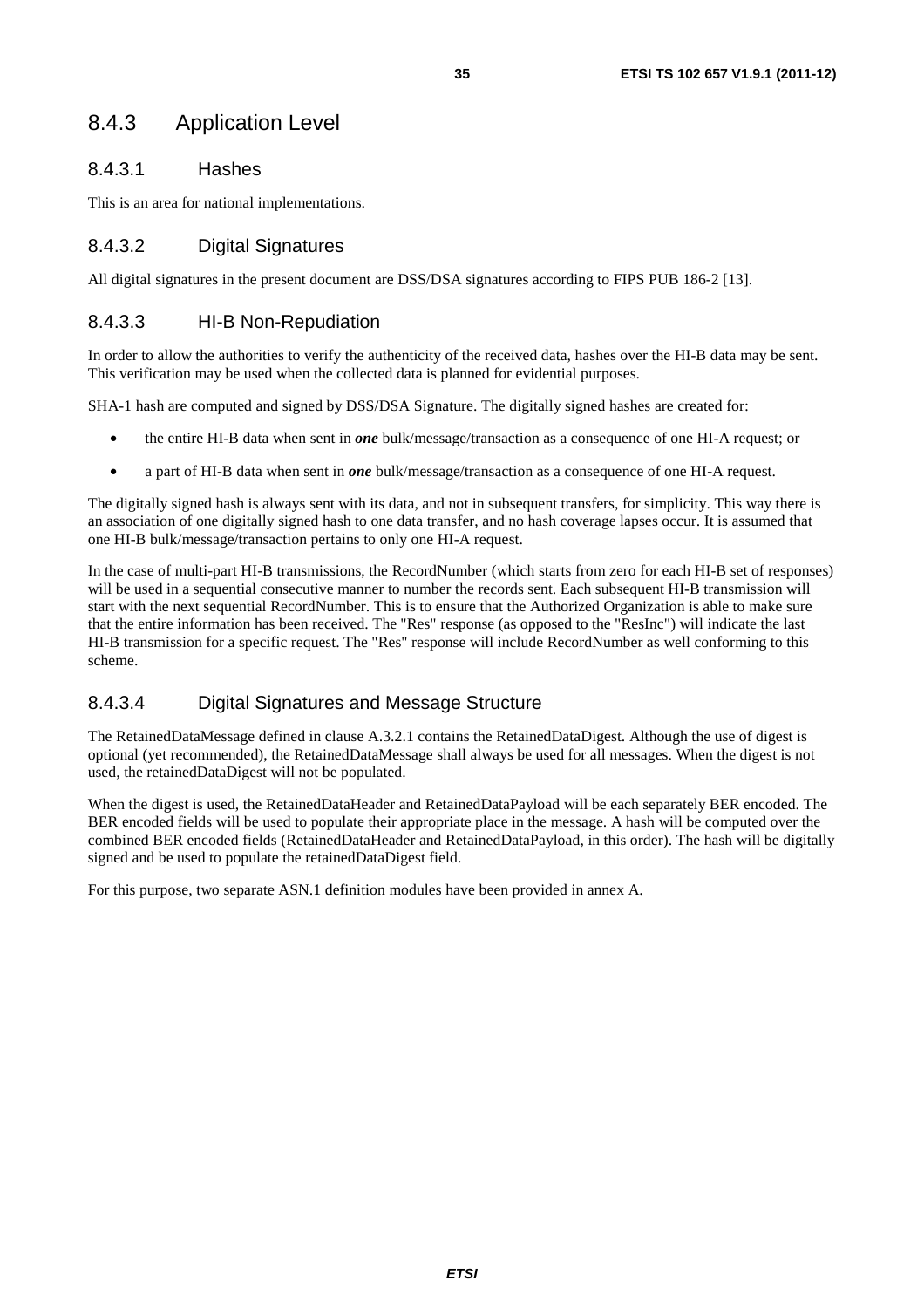## 8.4.3 Application Level

### 8.4.3.1 Hashes

This is an area for national implementations.

### 8.4.3.2 Digital Signatures

All digital signatures in the present document are DSS/DSA signatures according to FIPS PUB 186-2 [13].

### 8.4.3.3 HI-B Non-Repudiation

In order to allow the authorities to verify the authenticity of the received data, hashes over the HI-B data may be sent. This verification may be used when the collected data is planned for evidential purposes.

SHA-1 hash are computed and signed by DSS/DSA Signature. The digitally signed hashes are created for:

- the entire HI-B data when sent in ***one*** bulk/message/transaction as a consequence of one HI-A request; or
- a part of HI-B data when sent in ***one*** bulk/message/transaction as a consequence of one HI-A request.

The digitally signed hash is always sent with its data, and not in subsequent transfers, for simplicity. This way there is an association of one digitally signed hash to one data transfer, and no hash coverage lapses occur. It is assumed that one HI-B bulk/message/transaction pertains to only one HI-A request.

In the case of multi-part HI-B transmissions, the RecordNumber (which starts from zero for each HI-B set of responses) will be used in a sequential consecutive manner to number the records sent. Each subsequent HI-B transmission will start with the next sequential RecordNumber. This is to ensure that the Authorized Organization is able to make sure that the entire information has been received. The "Res" response (as opposed to the "ResInc") will indicate the last HI-B transmission for a specific request. The "Res" response will include RecordNumber as well conforming to this scheme.

### 8.4.3.4 Digital Signatures and Message Structure

The RetainedDataMessage defined in clause A.3.2.1 contains the RetainedDataDigest. Although the use of digest is optional (yet recommended), the RetainedDataMessage shall always be used for all messages. When the digest is not used, the retainedDataDigest will not be populated.

When the digest is used, the RetainedDataHeader and RetainedDataPayload will be each separately BER encoded. The BER encoded fields will be used to populate their appropriate place in the message. A hash will be computed over the combined BER encoded fields (RetainedDataHeader and RetainedDataPayload, in this order). The hash will be digitally signed and be used to populate the retainedDataDigest field.

For this purpose, two separate ASN.1 definition modules have been provided in annex A.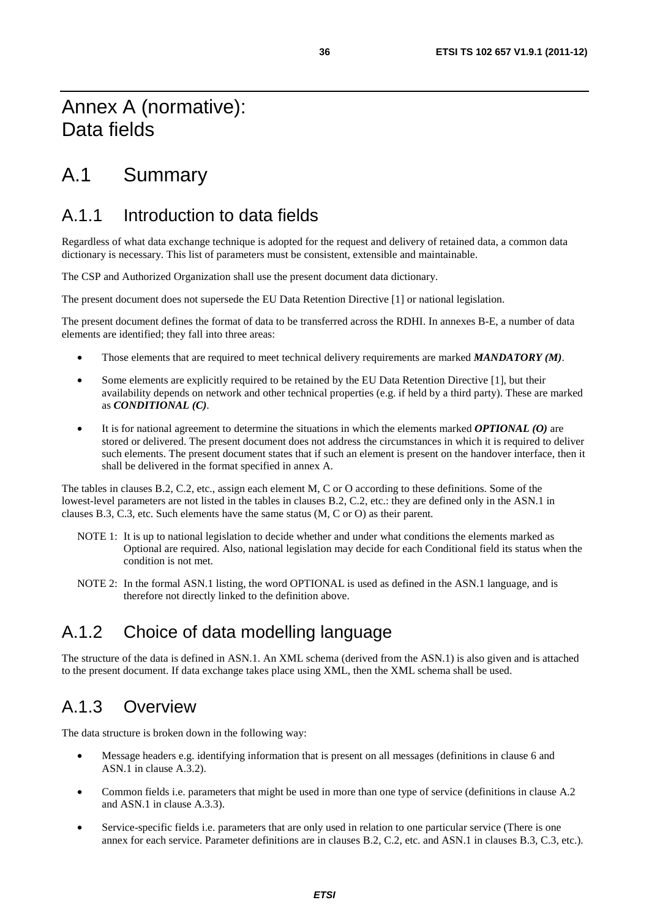# Annex A (normative): Data fields

# A.1 Summary

## A.1.1 Introduction to data fields

Regardless of what data exchange technique is adopted for the request and delivery of retained data, a common data dictionary is necessary. This list of parameters must be consistent, extensible and maintainable.

The CSP and Authorized Organization shall use the present document data dictionary.

The present document does not supersede the EU Data Retention Directive [1] or national legislation.

The present document defines the format of data to be transferred across the RDHI. In annexes B-E, a number of data elements are identified; they fall into three areas:

- Those elements that are required to meet technical delivery requirements are marked ***MANDATORY (M)***.
- Some elements are explicitly required to be retained by the EU Data Retention Directive [1], but their availability depends on network and other technical properties (e.g. if held by a third party). These are marked as ***CONDITIONAL (C)***.
- It is for national agreement to determine the situations in which the elements marked ***OPTIONAL (O)*** are stored or delivered. The present document does not address the circumstances in which it is required to deliver such elements. The present document states that if such an element is present on the handover interface, then it shall be delivered in the format specified in annex A.

The tables in clauses B.2, C.2, etc., assign each element M, C or O according to these definitions. Some of the lowest-level parameters are not listed in the tables in clauses B.2, C.2, etc.: they are defined only in the ASN.1 in clauses B.3, C.3, etc. Such elements have the same status (M, C or O) as their parent.

NOTE 1: It is up to national legislation to decide whether and under what conditions the elements marked as Optional are required. Also, national legislation may decide for each Conditional field its status when the condition is not met.

NOTE 2: In the formal ASN.1 listing, the word OPTIONAL is used as defined in the ASN.1 language, and is therefore not directly linked to the definition above.

## A.1.2 Choice of data modelling language

The structure of the data is defined in ASN.1. An XML schema (derived from the ASN.1) is also given and is attached to the present document. If data exchange takes place using XML, then the XML schema shall be used.

## A.1.3 Overview

The data structure is broken down in the following way:

- Message headers e.g. identifying information that is present on all messages (definitions in clause 6 and ASN.1 in clause A.3.2).
- Common fields i.e. parameters that might be used in more than one type of service (definitions in clause A.2 and ASN.1 in clause A.3.3).
- Service-specific fields i.e. parameters that are only used in relation to one particular service (There is one annex for each service. Parameter definitions are in clauses B.2, C.2, etc. and ASN.1 in clauses B.3, C.3, etc.).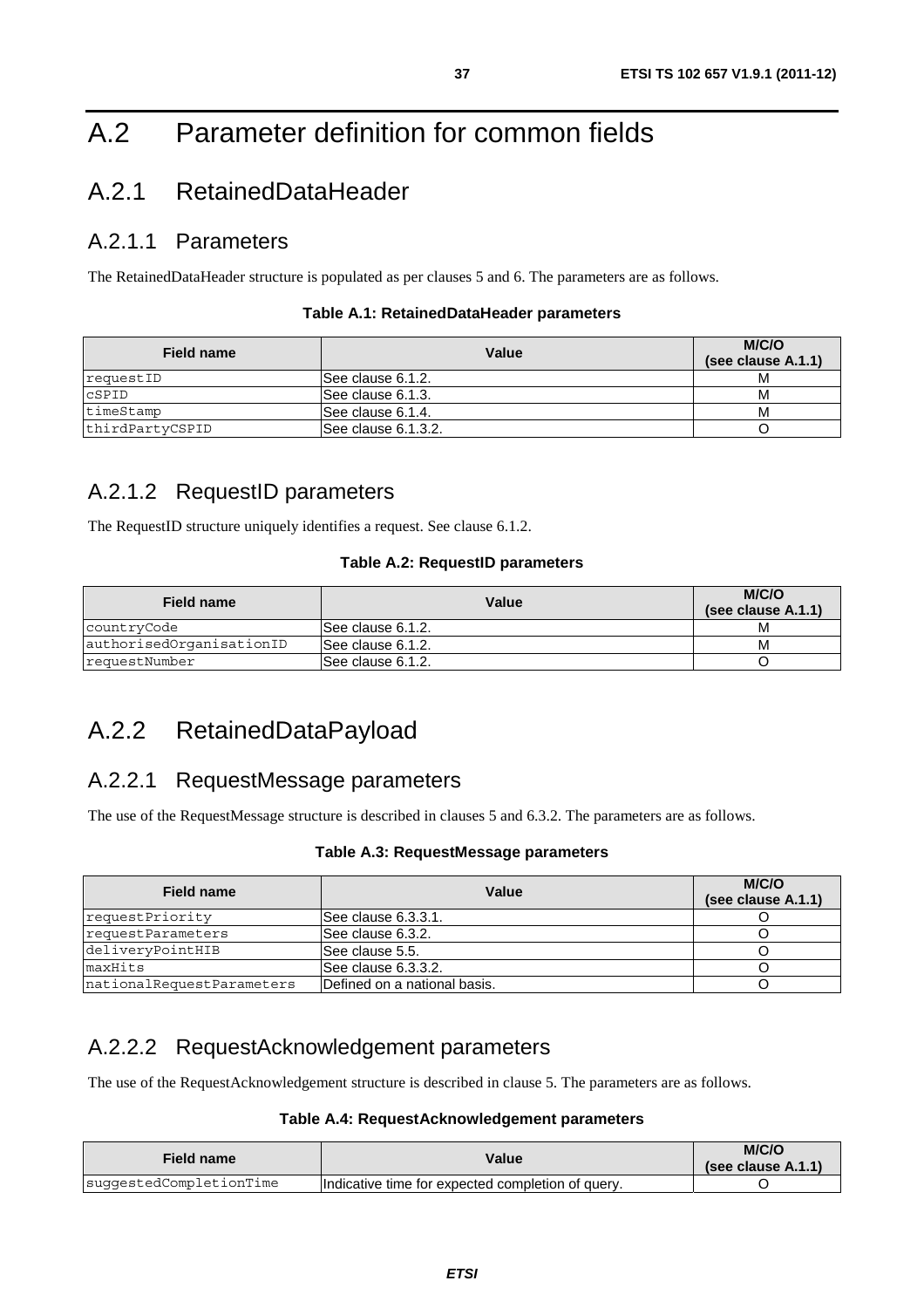# A.2 Parameter definition for common fields

## A.2.1 RetainedDataHeader

### A.2.1.1 Parameters

The RetainedDataHeader structure is populated as per clauses 5 and 6. The parameters are as follows.

**Table A.1: RetainedDataHeader parameters**

| Field name | Value | M/C/O (see clause A.1.1) |
|---|---|---|
| requestID | See clause 6.1.2. | M |
| cSPID | See clause 6.1.3. | M |
| timeStamp | See clause 6.1.4. | M |
| thirdPartyCSPID | See clause 6.1.3.2. | O |

### A.2.1.2 RequestID parameters

The RequestID structure uniquely identifies a request. See clause 6.1.2.

**Table A.2: RequestID parameters**

| Field name | Value | M/C/O (see clause A.1.1) |
|---|---|---|
| countryCode | See clause 6.1.2. | M |
| authorisedOrganisationID | See clause 6.1.2. | M |
| requestNumber | See clause 6.1.2. | O |

## A.2.2 RetainedDataPayload

### A.2.2.1 RequestMessage parameters

The use of the RequestMessage structure is described in clauses 5 and 6.3.2. The parameters are as follows.

**Table A.3: RequestMessage parameters**

| Field name | Value | M/C/O (see clause A.1.1) |
|---|---|---|
| requestPriority | See clause 6.3.3.1. | O |
| requestParameters | See clause 6.3.2. | O |
| deliveryPointHIB | See clause 5.5. | O |
| maxHits | See clause 6.3.3.2. | O |
| nationalRequestParameters | Defined on a national basis. | O |

### A.2.2.2 RequestAcknowledgement parameters

The use of the RequestAcknowledgement structure is described in clause 5. The parameters are as follows.

**Table A.4: RequestAcknowledgement parameters**

| Field name | Value | M/C/O (see clause A.1.1) |
|---|---|---|
| suggestedCompletionTime | Indicative time for expected completion of query. | O |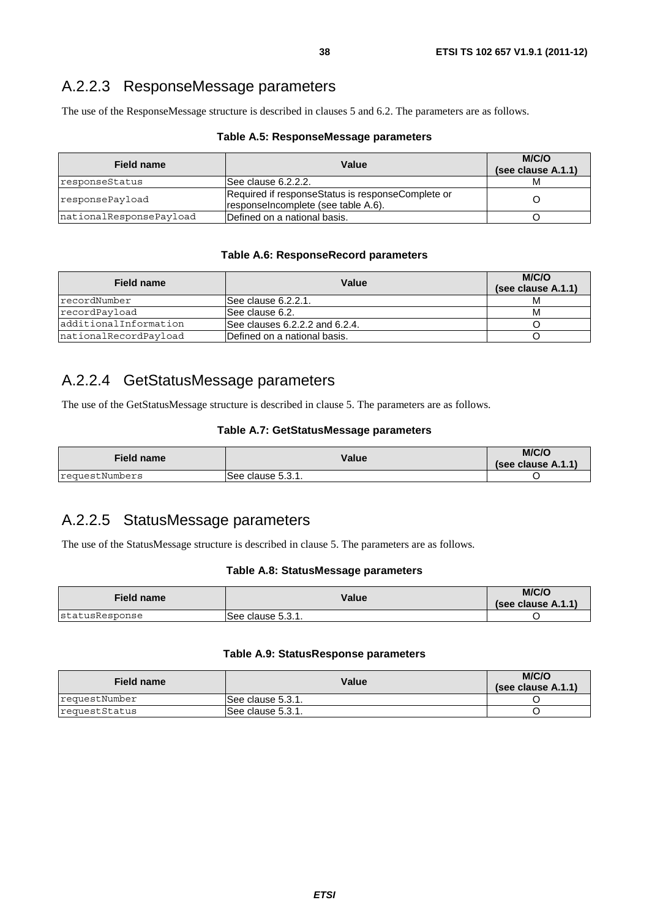## A.2.2.3 ResponseMessage parameters

The use of the ResponseMessage structure is described in clauses 5 and 6.2. The parameters are as follows.

**Table A.5: ResponseMessage parameters**

| Field name | Value | M/C/O (see clause A.1.1) |
|---|---|---|
| responseStatus | See clause 6.2.2.2. | M |
| responsePayload | Required if responseStatus is responseComplete or responseIncomplete (see table A.6). | O |
| nationalResponsePayload | Defined on a national basis. | O |

**Table A.6: ResponseRecord parameters**

| Field name | Value | M/C/O (see clause A.1.1) |
|---|---|---|
| recordNumber | See clause 6.2.2.1. | M |
| recordPayload | See clause 6.2. | M |
| additionalInformation | See clauses 6.2.2.2 and 6.2.4. | O |
| nationalRecordPayload | Defined on a national basis. | O |

## A.2.2.4 GetStatusMessage parameters

The use of the GetStatusMessage structure is described in clause 5. The parameters are as follows.

**Table A.7: GetStatusMessage parameters**

| Field name | Value | M/C/O (see clause A.1.1) |
|---|---|---|
| requestNumbers | See clause 5.3.1. | O |

## A.2.2.5 StatusMessage parameters

The use of the StatusMessage structure is described in clause 5. The parameters are as follows.

**Table A.8: StatusMessage parameters**

| Field name | Value | M/C/O (see clause A.1.1) |
|---|---|---|
| statusResponse | See clause 5.3.1. | O |

**Table A.9: StatusResponse parameters**

| Field name | Value | M/C/O (see clause A.1.1) |
|---|---|---|
| requestNumber | See clause 5.3.1. | O |
| requestStatus | See clause 5.3.1. | O |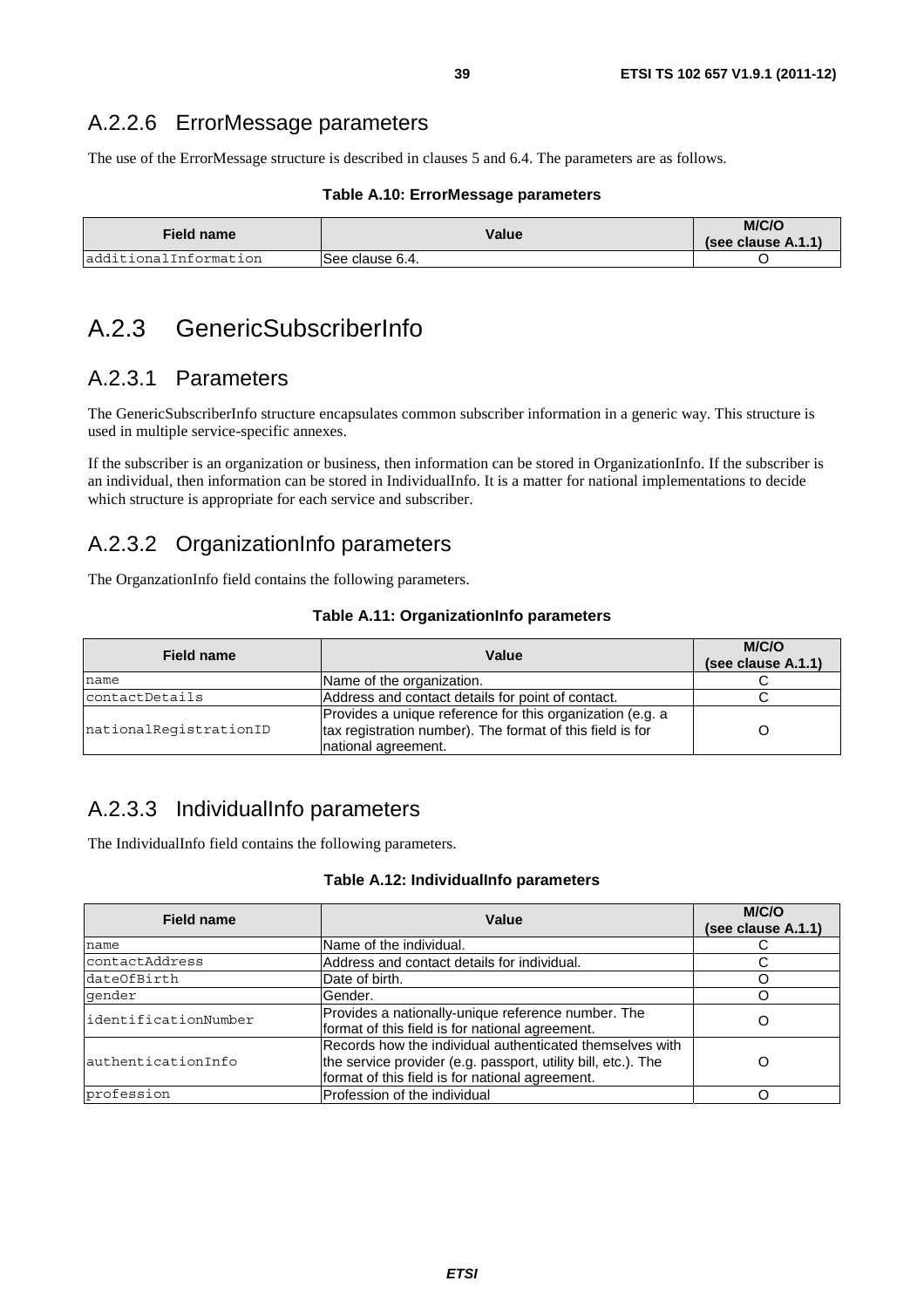### A.2.2.6 ErrorMessage parameters

The use of the ErrorMessage structure is described in clauses 5 and 6.4. The parameters are as follows.

**Table A.10: ErrorMessage parameters**

| Field name | Value | M/C/O (see clause A.1.1) |
| --- | --- | --- |
| additionalInformation | See clause 6.4. | O |

## A.2.3 GenericSubscriberInfo

### A.2.3.1 Parameters

The GenericSubscriberInfo structure encapsulates common subscriber information in a generic way. This structure is used in multiple service-specific annexes.

If the subscriber is an organization or business, then information can be stored in OrganizationInfo. If the subscriber is an individual, then information can be stored in IndividualInfo. It is a matter for national implementations to decide which structure is appropriate for each service and subscriber.

### A.2.3.2 OrganizationInfo parameters

The OrganzationInfo field contains the following parameters.

**Table A.11: OrganizationInfo parameters**

| Field name | Value | M/C/O (see clause A.1.1) |
| --- | --- | --- |
| name | Name of the organization. | C |
| contactDetails | Address and contact details for point of contact. | C |
| nationalRegistrationID | Provides a unique reference for this organization (e.g. a tax registration number). The format of this field is for national agreement. | O |

### A.2.3.3 IndividualInfo parameters

The IndividualInfo field contains the following parameters.

**Table A.12: IndividualInfo parameters**

| Field name | Value | M/C/O (see clause A.1.1) |
| --- | --- | --- |
| name | Name of the individual. | C |
| contactAddress | Address and contact details for individual. | C |
| dateOfBirth | Date of birth. | O |
| gender | Gender. | O |
| identificationNumber | Provides a nationally-unique reference number. The format of this field is for national agreement. | O |
| authenticationInfo | Records how the individual authenticated themselves with the service provider (e.g. passport, utility bill, etc.). The format of this field is for national agreement. | O |
| profession | Profession of the individual | O |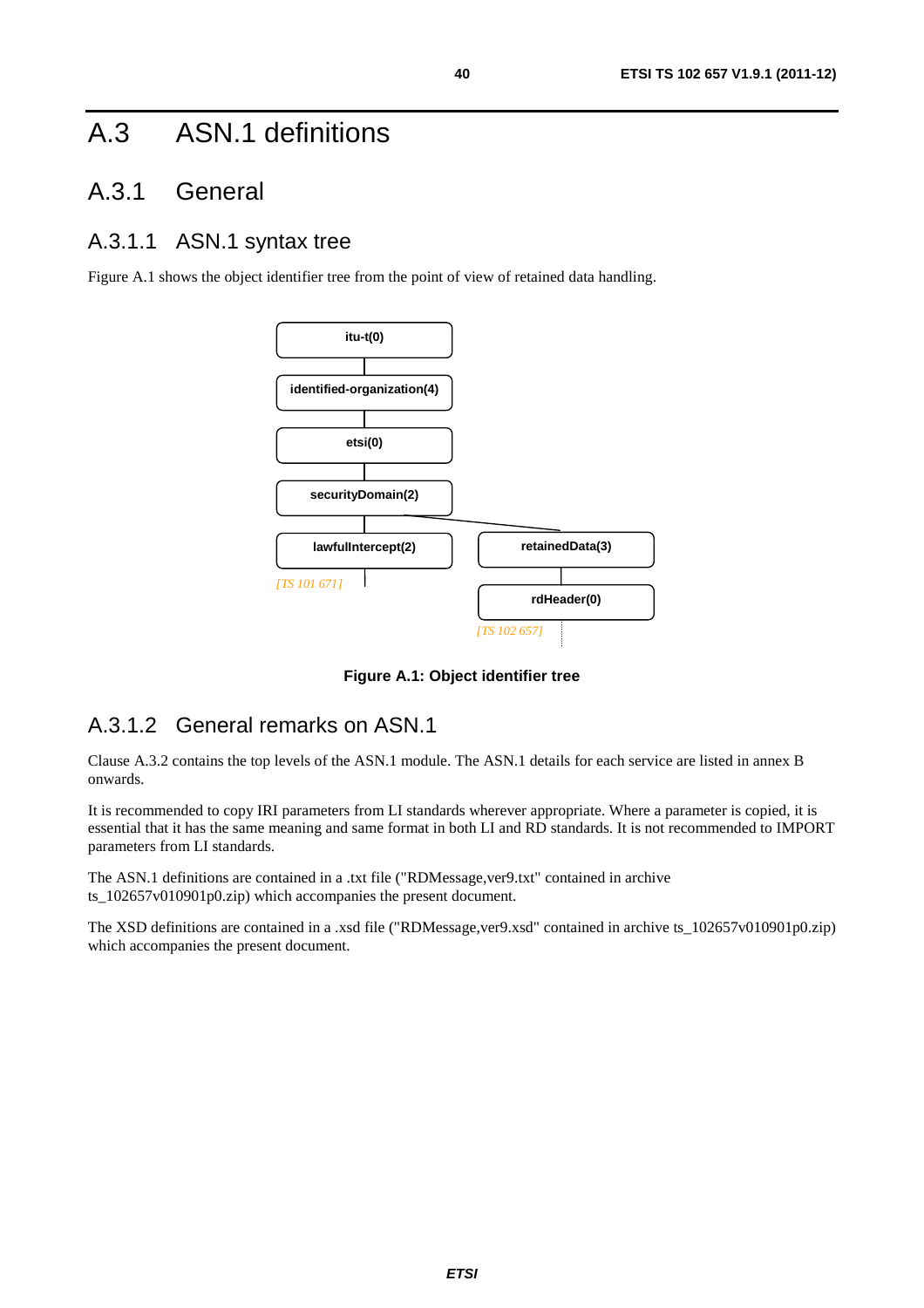# A.3 ASN.1 definitions

## A.3.1 General

### A.3.1.1 ASN.1 syntax tree

Figure A.1 shows the object identifier tree from the point of view of retained data handling.

```
itu-t(0)
 └ identified-organization(4)
    └ etsi(0)
       └ securityDomain(2)
          ├ lawfulIntercept(2)   [TS 101 671]
          └ retainedData(3)
             └ rdHeader(0)       [TS 102 657]
```

**Figure A.1: Object identifier tree**

### A.3.1.2 General remarks on ASN.1

Clause A.3.2 contains the top levels of the ASN.1 module. The ASN.1 details for each service are listed in annex B onwards.

It is recommended to copy IRI parameters from LI standards wherever appropriate. Where a parameter is copied, it is essential that it has the same meaning and same format in both LI and RD standards. It is not recommended to IMPORT parameters from LI standards.

The ASN.1 definitions are contained in a .txt file ("RDMessage,ver9.txt" contained in archive ts_102657v010901p0.zip) which accompanies the present document.

The XSD definitions are contained in a .xsd file ("RDMessage,ver9.xsd" contained in archive ts_102657v010901p0.zip) which accompanies the present document.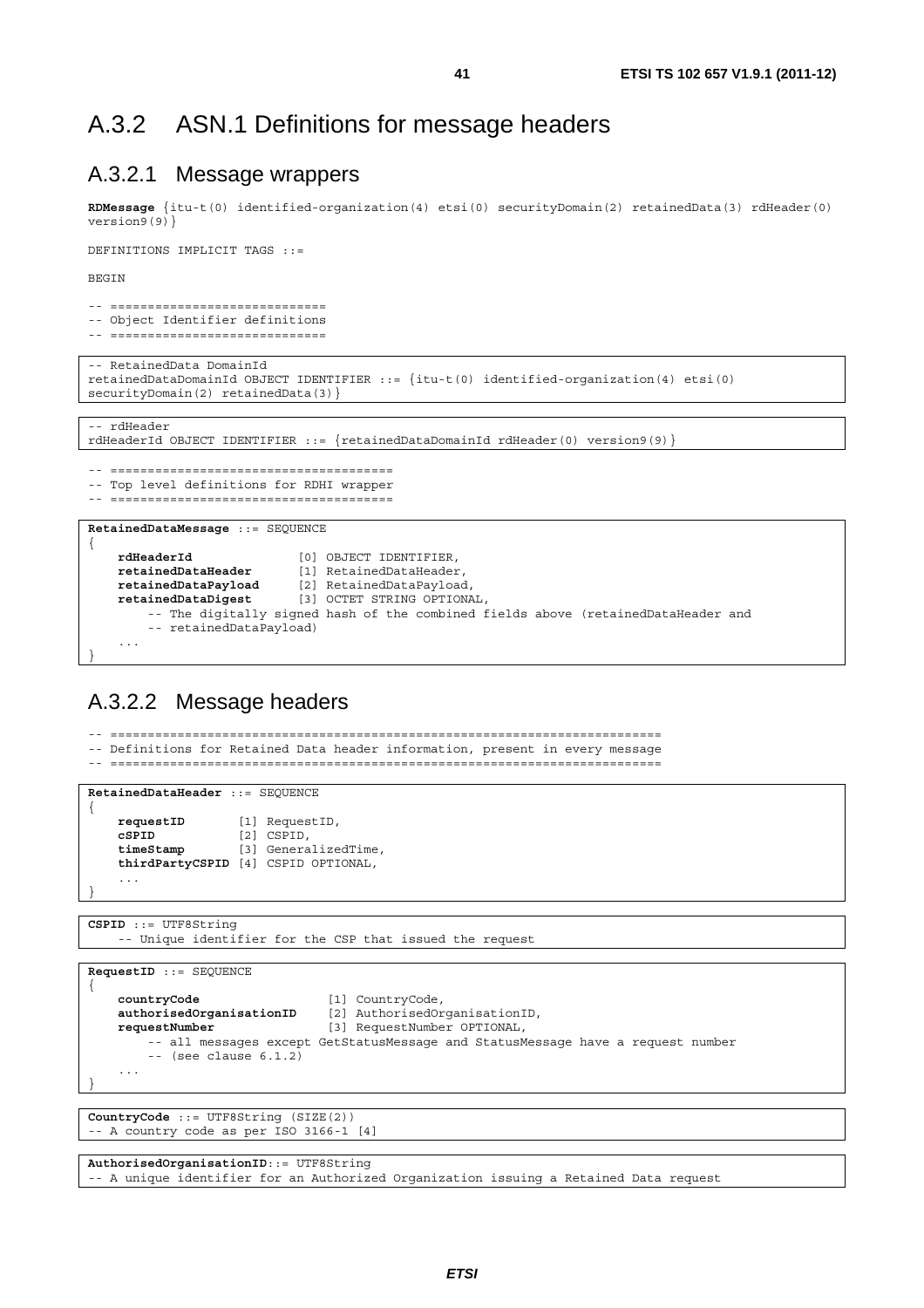## A.3.2 ASN.1 Definitions for message headers

### A.3.2.1 Message wrappers

```
RDMessage {itu-t(0) identified-organization(4) etsi(0) securityDomain(2) retainedData(3) rdHeader(0)
version9(9)}

DEFINITIONS IMPLICIT TAGS ::=

BEGIN

-- =============================
-- Object Identifier definitions
-- =============================
```

```
-- RetainedData DomainId
retainedDataDomainId OBJECT IDENTIFIER ::= {itu-t(0) identified-organization(4) etsi(0)
securityDomain(2) retainedData(3)}
```

```
-- rdHeader
rdHeaderId OBJECT IDENTIFIER ::= {retainedDataDomainId rdHeader(0) version9(9)}
```

```
-- =====================================
-- Top level definitions for RDHI wrapper
-- =====================================
```

```
RetainedDataMessage ::= SEQUENCE
{
    rdHeaderId              [0] OBJECT IDENTIFIER,
    retainedDataHeader      [1] RetainedDataHeader,
    retainedDataPayload     [2] RetainedDataPayload,
    retainedDataDigest      [3] OCTET STRING OPTIONAL,
        -- The digitally signed hash of the combined fields above (retainedDataHeader and
        -- retainedDataPayload)
    ...
}
```

### A.3.2.2 Message headers

```
-- ========================================================================
-- Definitions for Retained Data header information, present in every message
-- ========================================================================
```

```
RetainedDataHeader ::= SEQUENCE
{
    requestID       [1] RequestID,
    cSPID           [2] CSPID,
    timeStamp       [3] GeneralizedTime,
    thirdPartyCSPID [4] CSPID OPTIONAL,
    ...
}
```

```
CSPID ::= UTF8String
    -- Unique identifier for the CSP that issued the request
```

```
RequestID ::= SEQUENCE
{
    countryCode                 [1] CountryCode,
    authorisedOrganisationID    [2] AuthorisedOrganisationID,
    requestNumber               [3] RequestNumber OPTIONAL,
        -- all messages except GetStatusMessage and StatusMessage have a request number
        -- (see clause 6.1.2)
    ...
}
```

```
CountryCode ::= UTF8String (SIZE(2))
-- A country code as per ISO 3166-1 [4]
```

```
AuthorisedOrganisationID::= UTF8String
-- A unique identifier for an Authorized Organization issuing a Retained Data request
```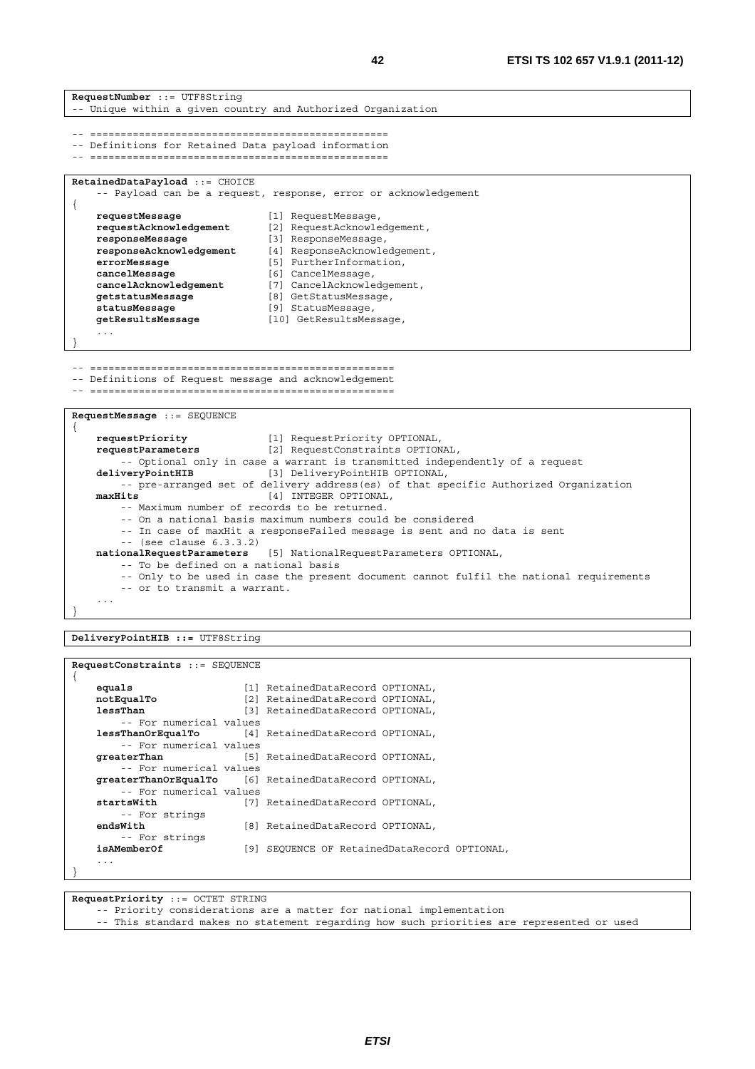```
RequestNumber ::= UTF8String
-- Unique within a given country and Authorized Organization
```

```
-- ================================================
-- Definitions for Retained Data payload information
-- ================================================
```

```
RetainedDataPayload ::= CHOICE
    -- Payload can be a request, response, error or acknowledgement
{
    requestMessage              [1] RequestMessage,
    requestAcknowledgement      [2] RequestAcknowledgement,
    responseMessage             [3] ResponseMessage,
    responseAcknowledgement     [4] ResponseAcknowledgement,
    errorMessage                [5] FurtherInformation,
    cancelMessage               [6] CancelMessage,
    cancelAcknowledgement       [7] CancelAcknowledgement,
    getstatusMessage            [8] GetStatusMessage,
    statusMessage               [9] StatusMessage,
    getResultsMessage           [10] GetResultsMessage,
    ...
}
```

```
-- ================================================
-- Definitions of Request message and acknowledgement
-- ================================================
```

```
RequestMessage ::= SEQUENCE
{
    requestPriority             [1] RequestPriority OPTIONAL,
    requestParameters           [2] RequestConstraints OPTIONAL,
        -- Optional only in case a warrant is transmitted independently of a request
    deliveryPointHIB            [3] DeliveryPointHIB OPTIONAL,
        -- pre-arranged set of delivery address(es) of that specific Authorized Organization
    maxHits                     [4] INTEGER OPTIONAL,
        -- Maximum number of records to be returned.
        -- On a national basis maximum numbers could be considered
        -- In case of maxHit a responseFailed message is sent and no data is sent
        -- (see clause 6.3.3.2)
    nationalRequestParameters   [5] NationalRequestParameters OPTIONAL,
        -- To be defined on a national basis
        -- Only to be used in case the present document cannot fulfil the national requirements
        -- or to transmit a warrant.
    ...
}
```

```
DeliveryPointHIB ::= UTF8String
```

```
RequestConstraints ::= SEQUENCE
{
    equals                  [1] RetainedDataRecord OPTIONAL,
    notEqualTo              [2] RetainedDataRecord OPTIONAL,
    lessThan                [3] RetainedDataRecord OPTIONAL,
        -- For numerical values
    lessThanOrEqualTo       [4] RetainedDataRecord OPTIONAL,
        -- For numerical values
    greaterThan             [5] RetainedDataRecord OPTIONAL,
        -- For numerical values
    greaterThanOrEqualTo    [6] RetainedDataRecord OPTIONAL,
        -- For numerical values
    startsWith              [7] RetainedDataRecord OPTIONAL,
        -- For strings
    endsWith                [8] RetainedDataRecord OPTIONAL,
        -- For strings
    isAMemberOf             [9] SEQUENCE OF RetainedDataRecord OPTIONAL,
    ...
}
```

```
RequestPriority ::= OCTET STRING
    -- Priority considerations are a matter for national implementation
    -- This standard makes no statement regarding how such priorities are represented or used
```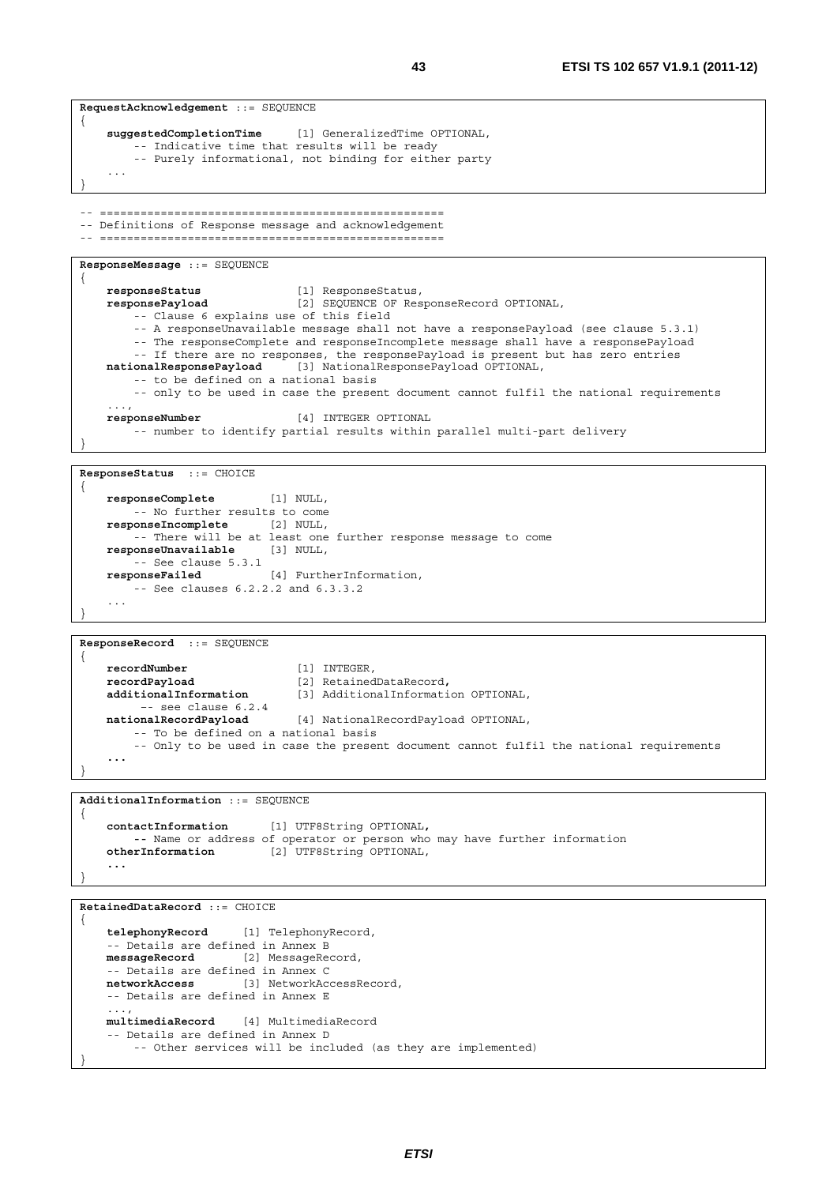```
RequestAcknowledgement ::= SEQUENCE
{
    suggestedCompletionTime     [1] GeneralizedTime OPTIONAL,
        -- Indicative time that results will be ready
        -- Purely informational, not binding for either party
    ...
}
```

```
-- ==================================================
-- Definitions of Response message and acknowledgement
-- ==================================================
```

```
ResponseMessage ::= SEQUENCE
{
    responseStatus              [1] ResponseStatus,
    responsePayload             [2] SEQUENCE OF ResponseRecord OPTIONAL,
        -- Clause 6 explains use of this field
        -- A responseUnavailable message shall not have a responsePayload (see clause 5.3.1)
        -- The responseComplete and responseIncomplete message shall have a responsePayload
        -- If there are no responses, the responsePayload is present but has zero entries
    nationalResponsePayload     [3] NationalResponsePayload OPTIONAL,
        -- to be defined on a national basis
        -- only to be used in case the present document cannot fulfil the national requirements
    ...,
    responseNumber              [4] INTEGER OPTIONAL
        -- number to identify partial results within parallel multi-part delivery
}
```

```
ResponseStatus  ::= CHOICE
{
    responseComplete        [1] NULL,
        -- No further results to come
    responseIncomplete      [2] NULL,
        -- There will be at least one further response message to come
    responseUnavailable     [3] NULL,
        -- See clause 5.3.1
    responseFailed          [4] FurtherInformation,
        -- See clauses 6.2.2.2 and 6.3.3.2
    ...
}
```

```
ResponseRecord  ::= SEQUENCE
{
    recordNumber                [1] INTEGER,
    recordPayload               [2] RetainedDataRecord,
    additionalInformation       [3] AdditionalInformation OPTIONAL,
         -- see clause 6.2.4
    nationalRecordPayload       [4] NationalRecordPayload OPTIONAL,
        -- To be defined on a national basis
        -- Only to be used in case the present document cannot fulfil the national requirements
    ...
}
```

```
AdditionalInformation ::= SEQUENCE
{
    contactInformation      [1] UTF8String OPTIONAL,
        -- Name or address of operator or person who may have further information
    otherInformation        [2] UTF8String OPTIONAL,
    ...
}
```

```
RetainedDataRecord ::= CHOICE
{
    telephonyRecord     [1] TelephonyRecord,
    -- Details are defined in Annex B
    messageRecord       [2] MessageRecord,
    -- Details are defined in Annex C
    networkAccess       [3] NetworkAccessRecord,
    -- Details are defined in Annex E
    ...,
    multimediaRecord    [4] MultimediaRecord
    -- Details are defined in Annex D
        -- Other services will be included (as they are implemented)
}
```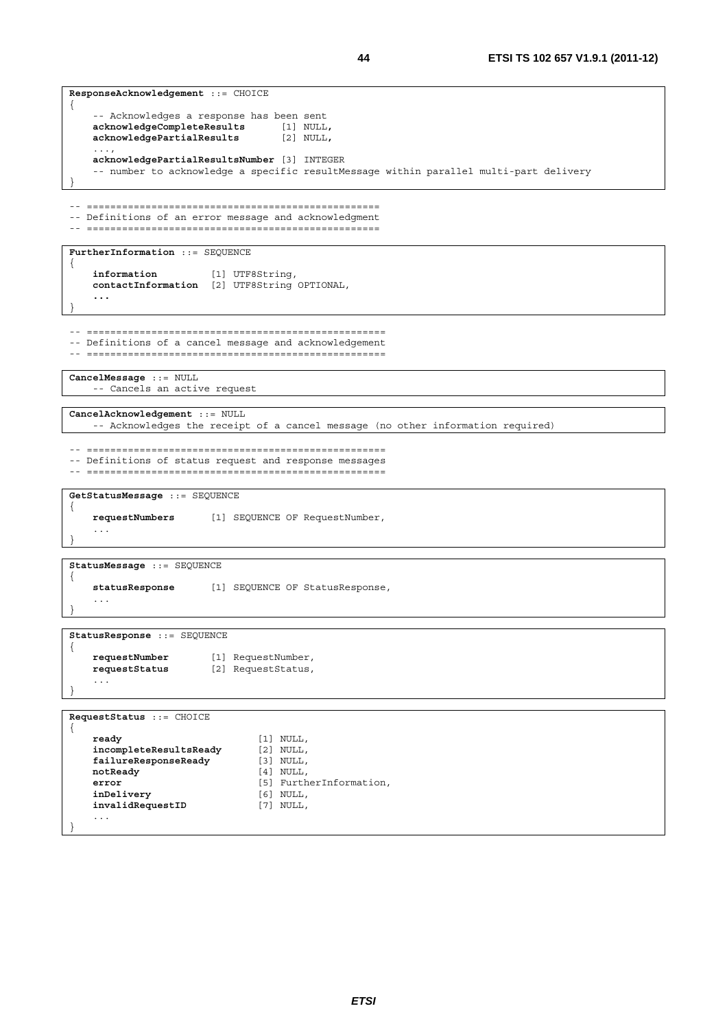```
ResponseAcknowledgement ::= CHOICE
{
    -- Acknowledges a response has been sent
    acknowledgeCompleteResults      [1] NULL,
    acknowledgePartialResults       [2] NULL,
    ...,
    acknowledgePartialResultsNumber [3] INTEGER
    -- number to acknowledge a specific resultMessage within parallel multi-part delivery
}
```

```
-- ================================================
-- Definitions of an error message and acknowledgment
-- ================================================
```

```
FurtherInformation ::= SEQUENCE
{
    information         [1] UTF8String,
    contactInformation  [2] UTF8String OPTIONAL,
    ...
}
```

```
-- ==================================================
-- Definitions of a cancel message and acknowledgement
-- ==================================================
```

```
CancelMessage ::= NULL
    -- Cancels an active request
```

```
CancelAcknowledgement ::= NULL
    -- Acknowledges the receipt of a cancel message (no other information required)
```

```
-- ==================================================
-- Definitions of status request and response messages
-- ==================================================
```

```
GetStatusMessage ::= SEQUENCE
{
    requestNumbers      [1] SEQUENCE OF RequestNumber,
    ...
}
```

```
StatusMessage ::= SEQUENCE
{
    statusResponse      [1] SEQUENCE OF StatusResponse,
    ...
}
```

```
StatusResponse ::= SEQUENCE
{
    requestNumber       [1] RequestNumber,
    requestStatus       [2] RequestStatus,
    ...
}
```

```
RequestStatus ::= CHOICE
{
    ready                       [1] NULL,
    incompleteResultsReady      [2] NULL,
    failureResponseReady        [3] NULL,
    notReady                    [4] NULL,
    error                       [5] FurtherInformation,
    inDelivery                  [6] NULL,
    invalidRequestID            [7] NULL,
    ...
}
```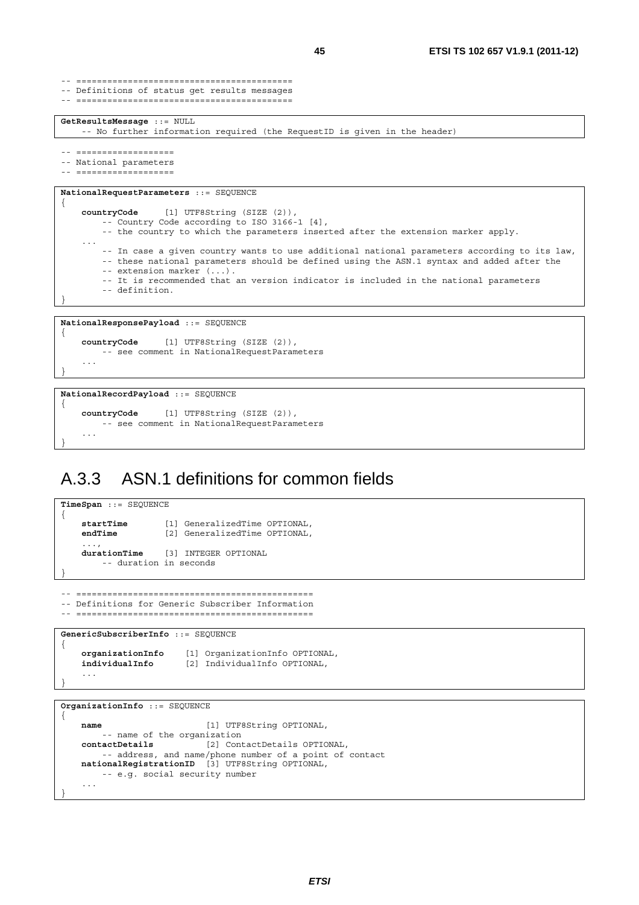```
-- =========================================
-- Definitions of status get results messages
-- =========================================
```

```
GetResultsMessage ::= NULL
    -- No further information required (the RequestID is given in the header)
```

```
-- ===================
-- National parameters
-- ===================
```

```
NationalRequestParameters ::= SEQUENCE
{
    countryCode       [1] UTF8String (SIZE (2)),
        -- Country Code according to ISO 3166-1 [4],
        -- the country to which the parameters inserted after the extension marker apply.
    ...
        -- In case a given country wants to use additional national parameters according to its law,
        -- these national parameters should be defined using the ASN.1 syntax and added after the
        -- extension marker (...).
        -- It is recommended that an version indicator is included in the national parameters
        -- definition.
}
```

```
NationalResponsePayload ::= SEQUENCE
{
    countryCode       [1] UTF8String (SIZE (2)),
        -- see comment in NationalRequestParameters
    ...
}
```

```
NationalRecordPayload ::= SEQUENCE
{
    countryCode       [1] UTF8String (SIZE (2)),
        -- see comment in NationalRequestParameters
    ...
}
```

## A.3.3 ASN.1 definitions for common fields

```
TimeSpan ::= SEQUENCE
{
    startTime         [1] GeneralizedTime OPTIONAL,
    endTime           [2] GeneralizedTime OPTIONAL,
    ...,
    durationTime      [3] INTEGER OPTIONAL
        -- duration in seconds
}
```

```
-- ============================================
-- Definitions for Generic Subscriber Information
-- ============================================
```

```
GenericSubscriberInfo ::= SEQUENCE
{
    organizationInfo    [1] OrganizationInfo OPTIONAL,
    individualInfo      [2] IndividualInfo OPTIONAL,
    ...
}
```

```
OrganizationInfo ::= SEQUENCE
{
    name                    [1] UTF8String OPTIONAL,
        -- name of the organization
    contactDetails          [2] ContactDetails OPTIONAL,
        -- address, and name/phone number of a point of contact
    nationalRegistrationID  [3] UTF8String OPTIONAL,
        -- e.g. social security number
    ...
}
```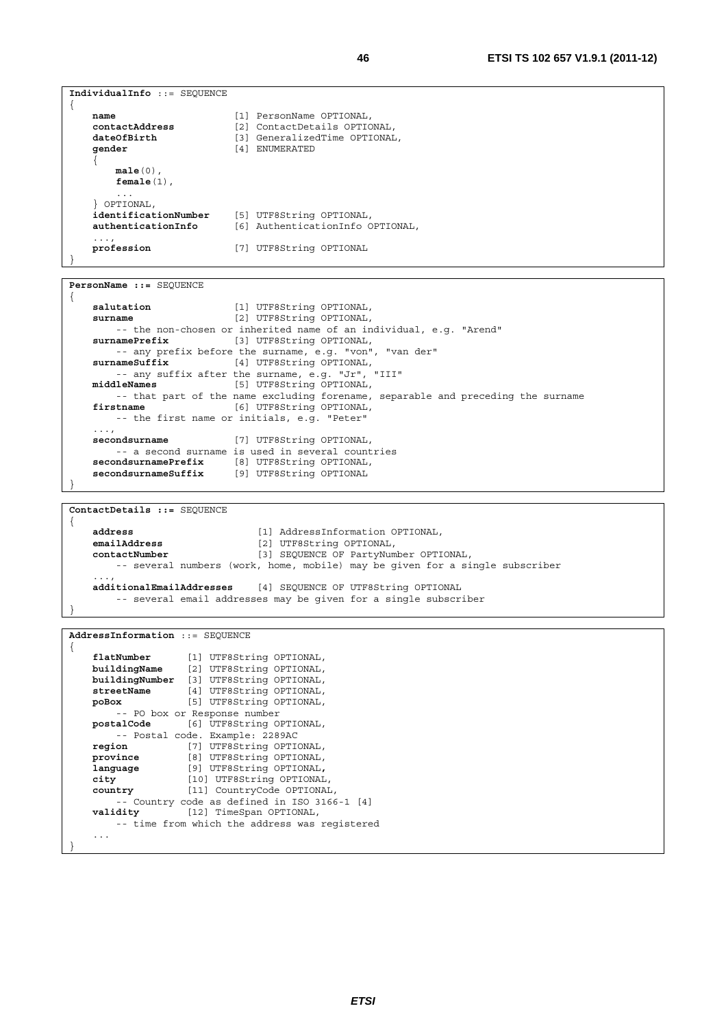```
IndividualInfo ::= SEQUENCE
{
    name                    [1] PersonName OPTIONAL,
    contactAddress          [2] ContactDetails OPTIONAL,
    dateOfBirth             [3] GeneralizedTime OPTIONAL,
    gender                  [4] ENUMERATED
    {
        male(0),
        female(1),
        ...
    } OPTIONAL,
    identificationNumber    [5] UTF8String OPTIONAL,
    authenticationInfo      [6] AuthenticationInfo OPTIONAL,
    ...,
    profession              [7] UTF8String OPTIONAL
}
```

```
PersonName ::= SEQUENCE
{
    salutation              [1] UTF8String OPTIONAL,
    surname                 [2] UTF8String OPTIONAL,
        -- the non-chosen or inherited name of an individual, e.g. "Arend"
    surnamePrefix           [3] UTF8String OPTIONAL,
        -- any prefix before the surname, e.g. "von", "van der"
    surnameSuffix           [4] UTF8String OPTIONAL,
        -- any suffix after the surname, e.g. "Jr", "III"
    middleNames             [5] UTF8String OPTIONAL,
        -- that part of the name excluding forename, separable and preceding the surname
    firstname               [6] UTF8String OPTIONAL,
        -- the first name or initials, e.g. "Peter"
    ...,
    secondsurname           [7] UTF8String OPTIONAL,
        -- a second surname is used in several countries
    secondsurnamePrefix     [8] UTF8String OPTIONAL,
    secondsurnameSuffix     [9] UTF8String OPTIONAL
}
```

```
ContactDetails ::= SEQUENCE
{
    address                     [1] AddressInformation OPTIONAL,
    emailAddress                [2] UTF8String OPTIONAL,
    contactNumber               [3] SEQUENCE OF PartyNumber OPTIONAL,
        -- several numbers (work, home, mobile) may be given for a single subscriber
    ...,
    additionalEmailAddresses    [4] SEQUENCE OF UTF8String OPTIONAL
        -- several email addresses may be given for a single subscriber
}
```

```
AddressInformation ::= SEQUENCE
{
    flatNumber      [1] UTF8String OPTIONAL,
    buildingName    [2] UTF8String OPTIONAL,
    buildingNumber  [3] UTF8String OPTIONAL,
    streetName      [4] UTF8String OPTIONAL,
    poBox           [5] UTF8String OPTIONAL,
        -- PO box or Response number
    postalCode      [6] UTF8String OPTIONAL,
        -- Postal code. Example: 2289AC
    region          [7] UTF8String OPTIONAL,
    province        [8] UTF8String OPTIONAL,
    language        [9] UTF8String OPTIONAL,
    city            [10] UTF8String OPTIONAL,
    country         [11] CountryCode OPTIONAL,
        -- Country code as defined in ISO 3166-1 [4]
    validity        [12] TimeSpan OPTIONAL,
        -- time from which the address was registered
    ...
}
```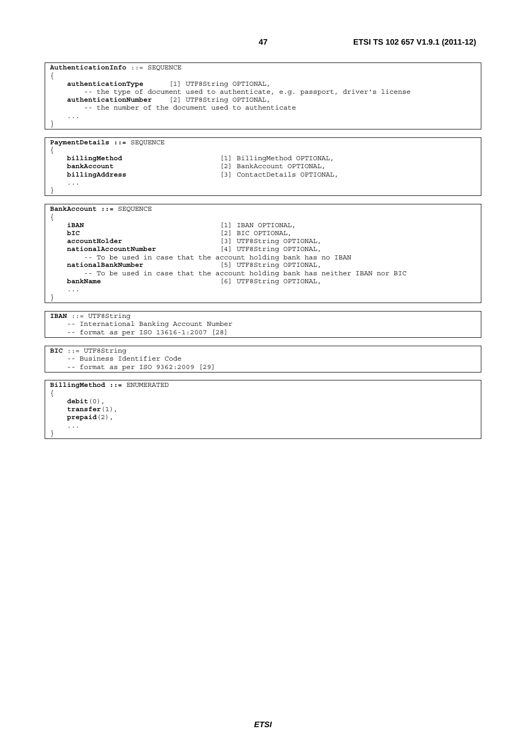```
AuthenticationInfo ::= SEQUENCE
{
    authenticationType      [1] UTF8String OPTIONAL,
        -- the type of document used to authenticate, e.g. passport, driver's license
    authenticationNumber    [2] UTF8String OPTIONAL,
        -- the number of the document used to authenticate
    ...
}
```

```
PaymentDetails ::= SEQUENCE
{
    billingMethod                   [1] BillingMethod OPTIONAL,
    bankAccount                     [2] BankAccount OPTIONAL,
    billingAddress                  [3] ContactDetails OPTIONAL,
    ...
}
```

```
BankAccount ::= SEQUENCE
{
    iBAN                            [1] IBAN OPTIONAL,
    bIC                             [2] BIC OPTIONAL,
    accountHolder                   [3] UTF8String OPTIONAL,
    nationalAccountNumber           [4] UTF8String OPTIONAL,
        -- To be used in case that the account holding bank has no IBAN
    nationalBankNumber              [5] UTF8String OPTIONAL,
        -- To be used in case that the account holding bank has neither IBAN nor BIC
    bankName                        [6] UTF8String OPTIONAL,
    ...
}
```

```
IBAN ::= UTF8String
    -- International Banking Account Number
    -- format as per ISO 13616-1:2007 [28]
```

```
BIC ::= UTF8String
    -- Business Identifier Code
    -- format as per ISO 9362:2009 [29]
```

```
BillingMethod ::= ENUMERATED
{
    debit(0),
    transfer(1),
    prepaid(2),
    ...
}
```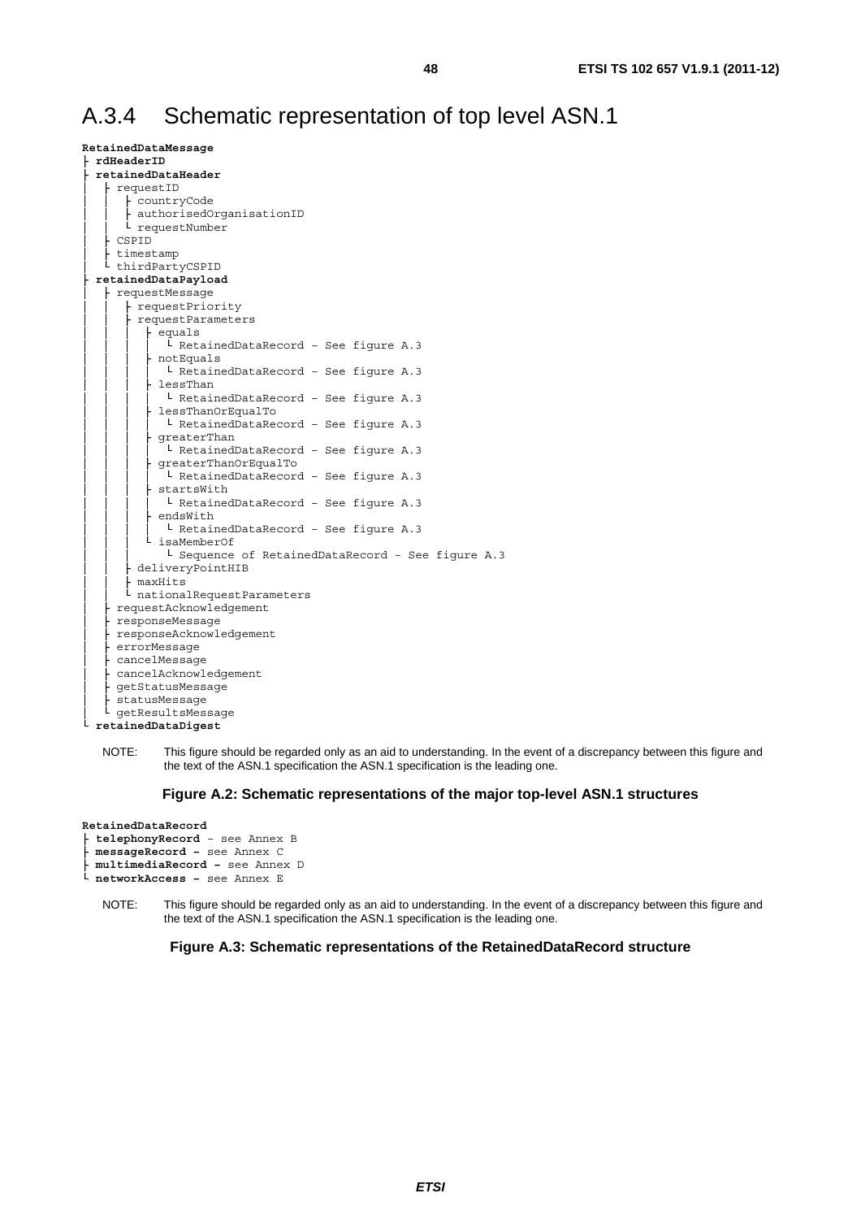# A.3.4 Schematic representation of top level ASN.1

```
RetainedDataMessage
├ rdHeaderID
├ retainedDataHeader
│  ├ requestID
│  │  ├ countryCode
│  │  ├ authorisedOrganisationID
│  │  └ requestNumber
│  ├ CSPID
│  ├ timestamp
│  └ thirdPartyCSPID
├ retainedDataPayload
│  ├ requestMessage
│  │  ├ requestPriority
│  │  ├ requestParameters
│  │  │  ├ equals
│  │  │  │  └ RetainedDataRecord – See figure A.3
│  │  │  ├ notEquals
│  │  │  │  └ RetainedDataRecord – See figure A.3
│  │  │  ├ lessThan
│  │  │  │  └ RetainedDataRecord – See figure A.3
│  │  │  ├ lessThanOrEqualTo
│  │  │  │  └ RetainedDataRecord – See figure A.3
│  │  │  ├ greaterThan
│  │  │  │  └ RetainedDataRecord – See figure A.3
│  │  │  ├ greaterThanOrEqualTo
│  │  │  │  └ RetainedDataRecord – See figure A.3
│  │  │  ├ startsWith
│  │  │  │  └ RetainedDataRecord – See figure A.3
│  │  │  ├ endsWith
│  │  │  │  └ RetainedDataRecord – See figure A.3
│  │  │  └ isaMemberOf
│  │  │     └ Sequence of RetainedDataRecord – See figure A.3
│  │  ├ deliveryPointHIB
│  │  ├ maxHits
│  │  └ nationalRequestParameters
│  ├ requestAcknowledgement
│  ├ responseMessage
│  ├ responseAcknowledgement
│  ├ errorMessage
│  ├ cancelMessage
│  ├ cancelAcknowledgement
│  ├ getStatusMessage
│  ├ statusMessage
│  └ getResultsMessage
└ retainedDataDigest
```

NOTE: This figure should be regarded only as an aid to understanding. In the event of a discrepancy between this figure and the text of the ASN.1 specification the ASN.1 specification is the leading one.

**Figure A.2: Schematic representations of the major top-level ASN.1 structures**

```
RetainedDataRecord
├ telephonyRecord – see Annex B
├ messageRecord – see Annex C
├ multimediaRecord – see Annex D
└ networkAccess – see Annex E
```

NOTE: This figure should be regarded only as an aid to understanding. In the event of a discrepancy between this figure and the text of the ASN.1 specification the ASN.1 specification is the leading one.

**Figure A.3: Schematic representations of the RetainedDataRecord structure**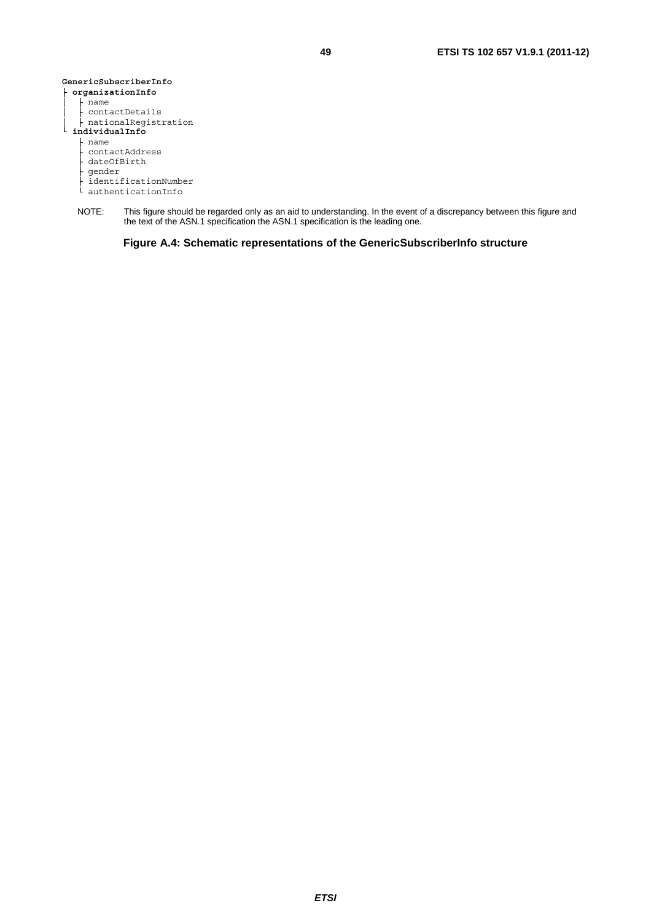```
GenericSubscriberInfo
├ organizationInfo
│  ├ name
│  ├ contactDetails
│  ├ nationalRegistration
└ individualInfo
   ├ name
   ├ contactAddress
   ├ dateOfBirth
   ├ gender
   ├ identificationNumber
   └ authenticationInfo
```

NOTE: This figure should be regarded only as an aid to understanding. In the event of a discrepancy between this figure and the text of the ASN.1 specification the ASN.1 specification is the leading one.

**Figure A.4: Schematic representations of the GenericSubscriberInfo structure**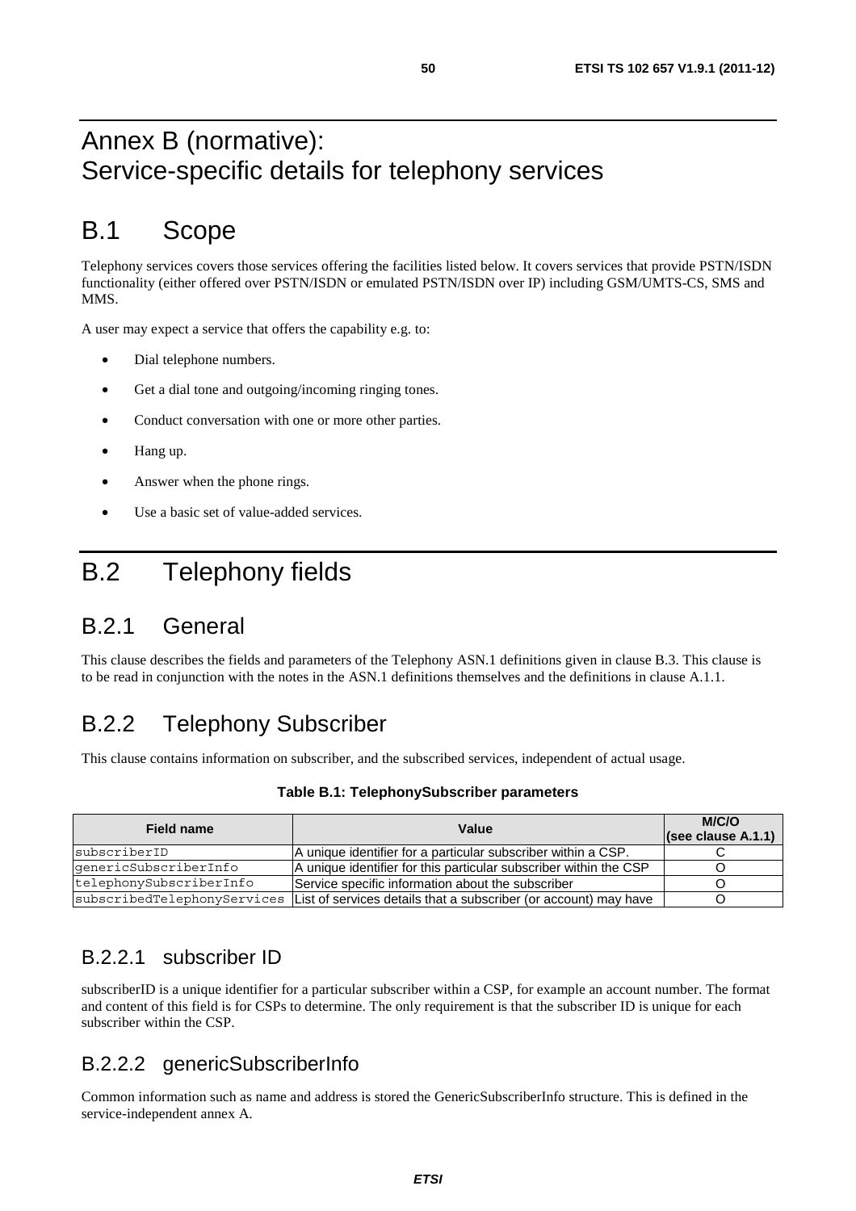# Annex B (normative): Service-specific details for telephony services

# B.1 Scope

Telephony services covers those services offering the facilities listed below. It covers services that provide PSTN/ISDN functionality (either offered over PSTN/ISDN or emulated PSTN/ISDN over IP) including GSM/UMTS-CS, SMS and MMS.

A user may expect a service that offers the capability e.g. to:

- Dial telephone numbers.
- Get a dial tone and outgoing/incoming ringing tones.
- Conduct conversation with one or more other parties.
- Hang up.
- Answer when the phone rings.
- Use a basic set of value-added services.

# B.2 Telephony fields

## B.2.1 General

This clause describes the fields and parameters of the Telephony ASN.1 definitions given in clause B.3. This clause is to be read in conjunction with the notes in the ASN.1 definitions themselves and the definitions in clause A.1.1.

## B.2.2 Telephony Subscriber

This clause contains information on subscriber, and the subscribed services, independent of actual usage.

**Table B.1: TelephonySubscriber parameters**

| Field name | Value | M/C/O (see clause A.1.1) |
|---|---|---|
| subscriberID | A unique identifier for a particular subscriber within a CSP. | C |
| genericSubscriberInfo | A unique identifier for this particular subscriber within the CSP | O |
| telephonySubscriberInfo | Service specific information about the subscriber | O |
| subscribedTelephonyServices | List of services details that a subscriber (or account) may have | O |

### B.2.2.1 subscriber ID

subscriberID is a unique identifier for a particular subscriber within a CSP, for example an account number. The format and content of this field is for CSPs to determine. The only requirement is that the subscriber ID is unique for each subscriber within the CSP.

### B.2.2.2 genericSubscriberInfo

Common information such as name and address is stored the GenericSubscriberInfo structure. This is defined in the service-independent annex A.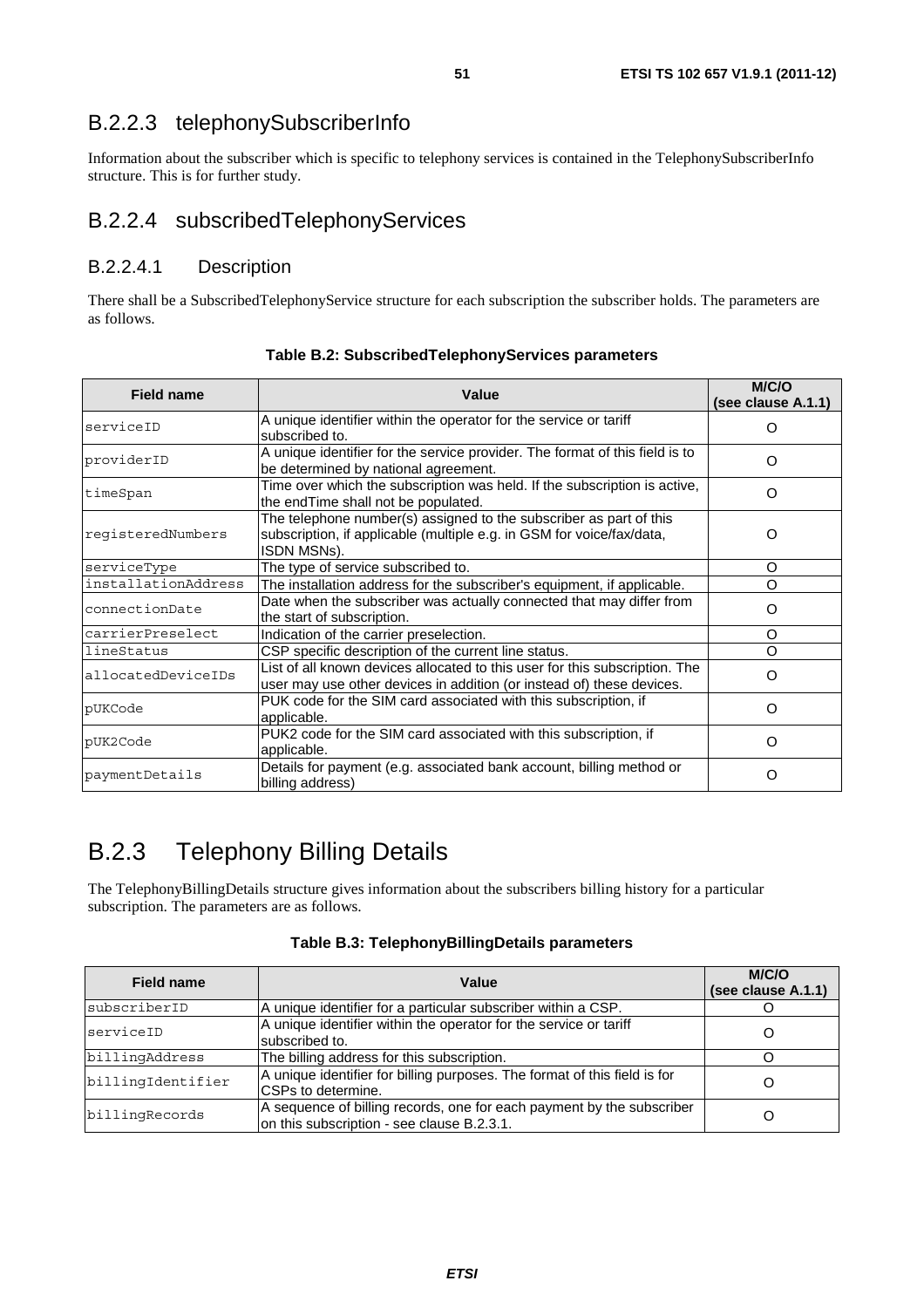### B.2.2.3 telephonySubscriberInfo

Information about the subscriber which is specific to telephony services is contained in the TelephonySubscriberInfo structure. This is for further study.

### B.2.2.4 subscribedTelephonyServices

#### B.2.2.4.1 Description

There shall be a SubscribedTelephonyService structure for each subscription the subscriber holds. The parameters are as follows.

**Table B.2: SubscribedTelephonyServices parameters**

| Field name | Value | M/C/O (see clause A.1.1) |
|---|---|---|
| serviceID | A unique identifier within the operator for the service or tariff subscribed to. | O |
| providerID | A unique identifier for the service provider. The format of this field is to be determined by national agreement. | O |
| timeSpan | Time over which the subscription was held. If the subscription is active, the endTime shall not be populated. | O |
| registeredNumbers | The telephone number(s) assigned to the subscriber as part of this subscription, if applicable (multiple e.g. in GSM for voice/fax/data, ISDN MSNs). | O |
| serviceType | The type of service subscribed to. | O |
| installationAddress | The installation address for the subscriber's equipment, if applicable. | O |
| connectionDate | Date when the subscriber was actually connected that may differ from the start of subscription. | O |
| carrierPreselect | Indication of the carrier preselection. | O |
| lineStatus | CSP specific description of the current line status. | O |
| allocatedDeviceIDs | List of all known devices allocated to this user for this subscription. The user may use other devices in addition (or instead of) these devices. | O |
| pUKCode | PUK code for the SIM card associated with this subscription, if applicable. | O |
| pUK2Code | PUK2 code for the SIM card associated with this subscription, if applicable. | O |
| paymentDetails | Details for payment (e.g. associated bank account, billing method or billing address) | O |

## B.2.3 Telephony Billing Details

The TelephonyBillingDetails structure gives information about the subscribers billing history for a particular subscription. The parameters are as follows.

**Table B.3: TelephonyBillingDetails parameters**

| Field name | Value | M/C/O (see clause A.1.1) |
|---|---|---|
| subscriberID | A unique identifier for a particular subscriber within a CSP. | O |
| serviceID | A unique identifier within the operator for the service or tariff subscribed to. | O |
| billingAddress | The billing address for this subscription. | O |
| billingIdentifier | A unique identifier for billing purposes. The format of this field is for CSPs to determine. | O |
| billingRecords | A sequence of billing records, one for each payment by the subscriber on this subscription - see clause B.2.3.1. | O |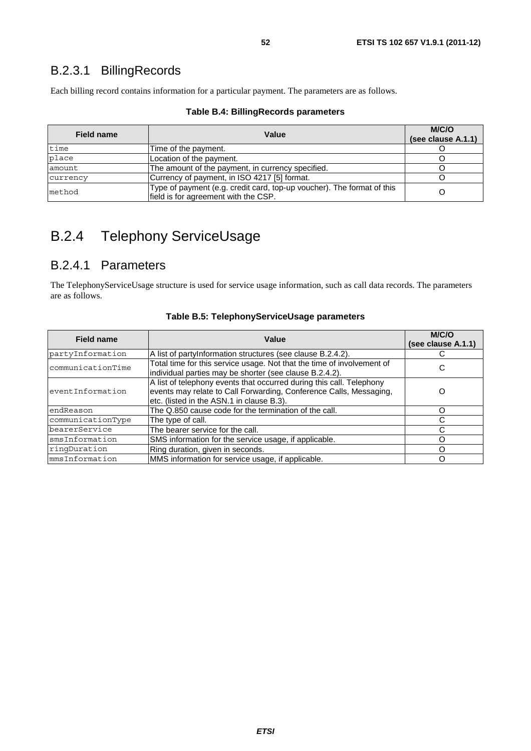### B.2.3.1 BillingRecords

Each billing record contains information for a particular payment. The parameters are as follows.

**Table B.4: BillingRecords parameters**

| Field name | Value | M/C/O (see clause A.1.1) |
|---|---|---|
| time | Time of the payment. | O |
| place | Location of the payment. | O |
| amount | The amount of the payment, in currency specified. | O |
| currency | Currency of payment, in ISO 4217 [5] format. | O |
| method | Type of payment (e.g. credit card, top-up voucher). The format of this field is for agreement with the CSP. | O |

## B.2.4 Telephony ServiceUsage

### B.2.4.1 Parameters

The TelephonyServiceUsage structure is used for service usage information, such as call data records. The parameters are as follows.

**Table B.5: TelephonyServiceUsage parameters**

| Field name | Value | M/C/O (see clause A.1.1) |
|---|---|---|
| partyInformation | A list of partyInformation structures (see clause B.2.4.2). | C |
| communicationTime | Total time for this service usage. Not that the time of involvement of individual parties may be shorter (see clause B.2.4.2). | C |
| eventInformation | A list of telephony events that occurred during this call. Telephony events may relate to Call Forwarding, Conference Calls, Messaging, etc. (listed in the ASN.1 in clause B.3). | O |
| endReason | The Q.850 cause code for the termination of the call. | O |
| communicationType | The type of call. | C |
| bearerService | The bearer service for the call. | C |
| smsInformation | SMS information for the service usage, if applicable. | O |
| ringDuration | Ring duration, given in seconds. | O |
| mmsInformation | MMS information for service usage, if applicable. | O |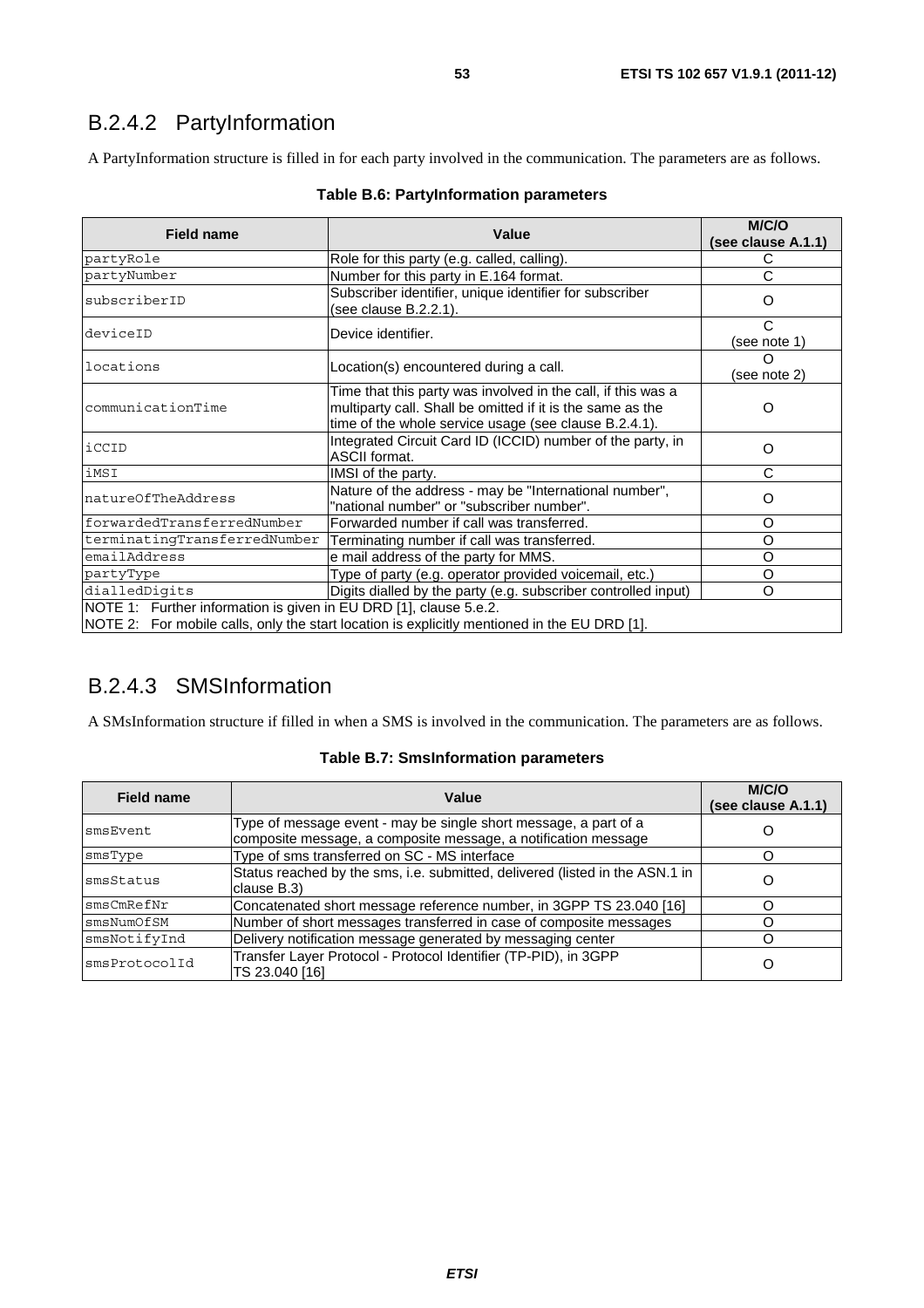### B.2.4.2 PartyInformation

A PartyInformation structure is filled in for each party involved in the communication. The parameters are as follows.

**Table B.6: PartyInformation parameters**

| Field name | Value | M/C/O (see clause A.1.1) |
|---|---|---|
| partyRole | Role for this party (e.g. called, calling). | C |
| partyNumber | Number for this party in E.164 format. | C |
| subscriberID | Subscriber identifier, unique identifier for subscriber (see clause B.2.2.1). | O |
| deviceID | Device identifier. | C (see note 1) |
| locations | Location(s) encountered during a call. | O (see note 2) |
| communicationTime | Time that this party was involved in the call, if this was a multiparty call. Shall be omitted if it is the same as the time of the whole service usage (see clause B.2.4.1). | O |
| iCCID | Integrated Circuit Card ID (ICCID) number of the party, in ASCII format. | O |
| iMSI | IMSI of the party. | C |
| natureOfTheAddress | Nature of the address - may be "International number", "national number" or "subscriber number". | O |
| forwardedTransferredNumber | Forwarded number if call was transferred. | O |
| terminatingTransferredNumber | Terminating number if call was transferred. | O |
| emailAddress | e mail address of the party for MMS. | O |
| partyType | Type of party (e.g. operator provided voicemail, etc.) | O |
| dialledDigits | Digits dialled by the party (e.g. subscriber controlled input) | O |
| NOTE 1: Further information is given in EU DRD [1], clause 5.e.2. | | |
| NOTE 2: For mobile calls, only the start location is explicitly mentioned in the EU DRD [1]. | | |

### B.2.4.3 SMSInformation

A SmsInformation structure if filled in when a SMS is involved in the communication. The parameters are as follows.

**Table B.7: SmsInformation parameters**

| Field name | Value | M/C/O (see clause A.1.1) |
|---|---|---|
| smsEvent | Type of message event - may be single short message, a part of a composite message, a composite message, a notification message | O |
| smsType | Type of sms transferred on SC - MS interface | O |
| smsStatus | Status reached by the sms, i.e. submitted, delivered (listed in the ASN.1 in clause B.3) | O |
| smsCmRefNr | Concatenated short message reference number, in 3GPP TS 23.040 [16] | O |
| smsNumOfSM | Number of short messages transferred in case of composite messages | O |
| smsNotifyInd | Delivery notification message generated by messaging center | O |
| smsProtocolId | Transfer Layer Protocol - Protocol Identifier (TP-PID), in 3GPP TS 23.040 [16] | O |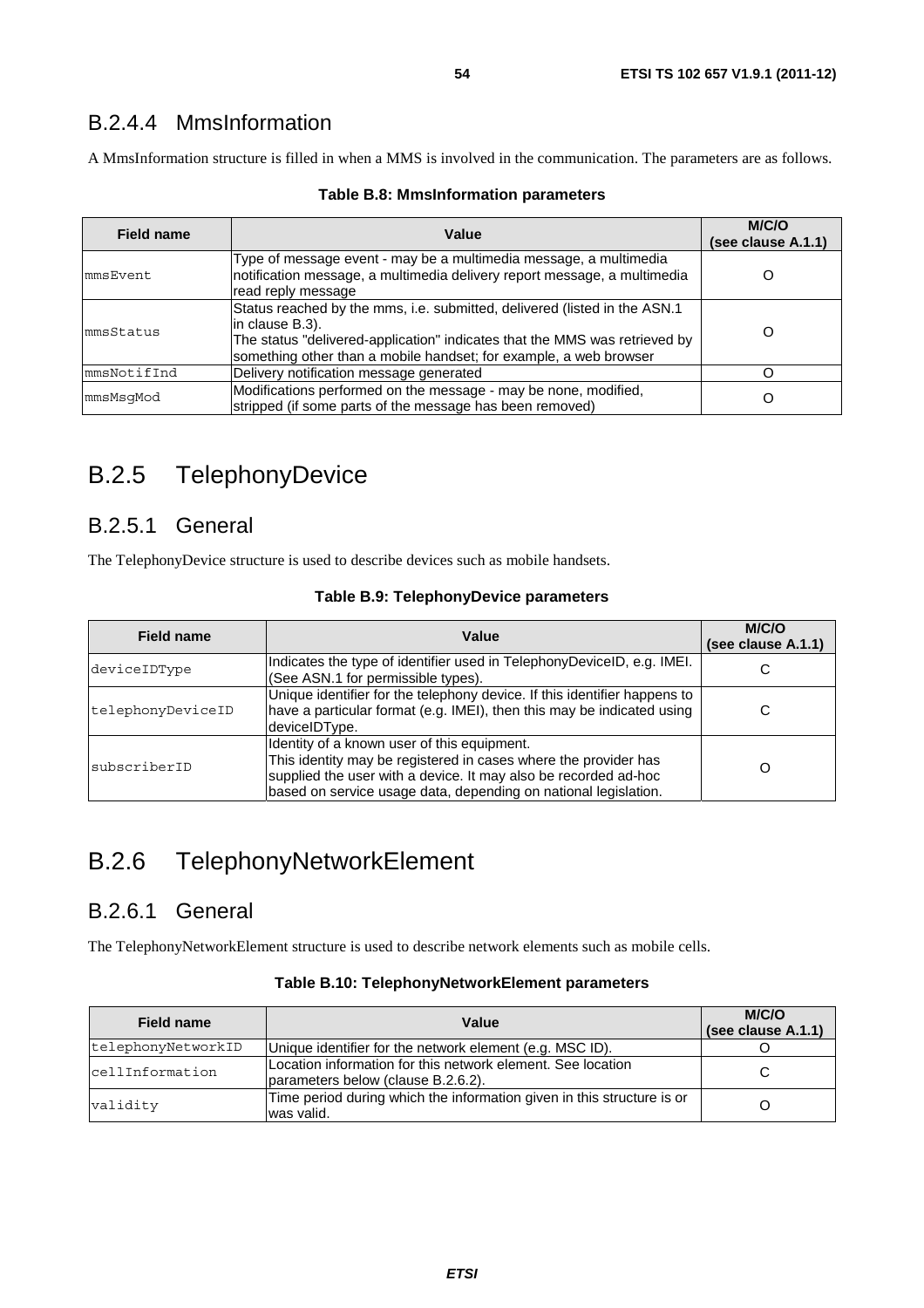### B.2.4.4 MmsInformation

A MmsInformation structure is filled in when a MMS is involved in the communication. The parameters are as follows.

**Table B.8: MmsInformation parameters**

| Field name | Value | M/C/O (see clause A.1.1) |
|---|---|---|
| mmsEvent | Type of message event - may be a multimedia message, a multimedia notification message, a multimedia delivery report message, a multimedia read reply message | O |
| mmsStatus | Status reached by the mms, i.e. submitted, delivered (listed in the ASN.1 in clause B.3). The status "delivered-application" indicates that the MMS was retrieved by something other than a mobile handset; for example, a web browser | O |
| mmsNotifInd | Delivery notification message generated | O |
| mmsMsgMod | Modifications performed on the message - may be none, modified, stripped (if some parts of the message has been removed) | O |

## B.2.5 TelephonyDevice

### B.2.5.1 General

The TelephonyDevice structure is used to describe devices such as mobile handsets.

**Table B.9: TelephonyDevice parameters**

| Field name | Value | M/C/O (see clause A.1.1) |
|---|---|---|
| deviceIDType | Indicates the type of identifier used in TelephonyDeviceID, e.g. IMEI. (See ASN.1 for permissible types). | C |
| telephonyDeviceID | Unique identifier for the telephony device. If this identifier happens to have a particular format (e.g. IMEI), then this may be indicated using deviceIDType. | C |
| subscriberID | Identity of a known user of this equipment. This identity may be registered in cases where the provider has supplied the user with a device. It may also be recorded ad-hoc based on service usage data, depending on national legislation. | O |

## B.2.6 TelephonyNetworkElement

### B.2.6.1 General

The TelephonyNetworkElement structure is used to describe network elements such as mobile cells.

**Table B.10: TelephonyNetworkElement parameters**

| Field name | Value | M/C/O (see clause A.1.1) |
|---|---|---|
| telephonyNetworkID | Unique identifier for the network element (e.g. MSC ID). | O |
| cellInformation | Location information for this network element. See location parameters below (clause B.2.6.2). | C |
| validity | Time period during which the information given in this structure is or was valid. | O |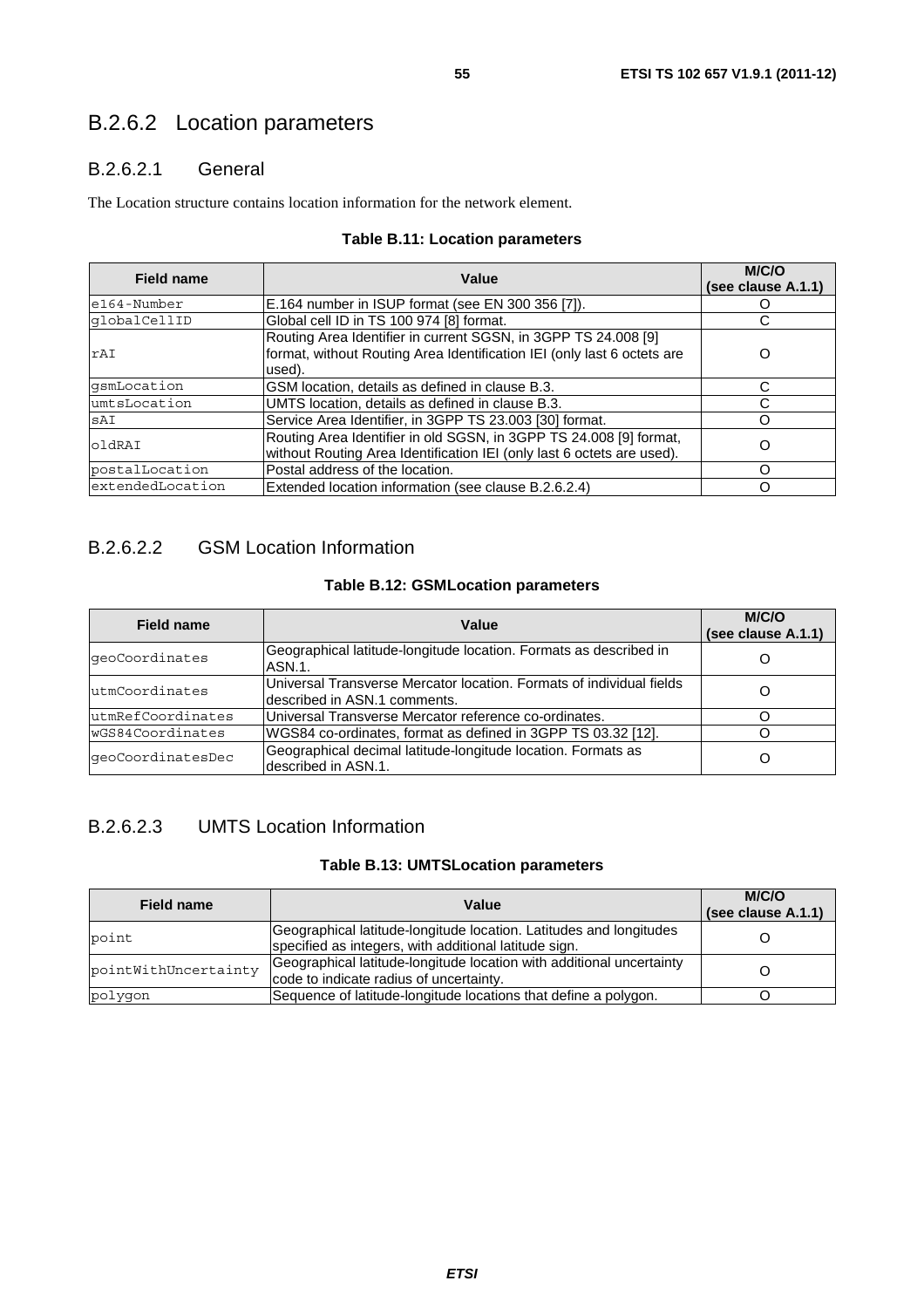## B.2.6.2 Location parameters

### B.2.6.2.1 General

The Location structure contains location information for the network element.

**Table B.11: Location parameters**

| Field name | Value | M/C/O (see clause A.1.1) |
|---|---|---|
| e164-Number | E.164 number in ISUP format (see EN 300 356 [7]). | O |
| globalCellID | Global cell ID in TS 100 974 [8] format. | C |
| rAI | Routing Area Identifier in current SGSN, in 3GPP TS 24.008 [9] format, without Routing Area Identification IEI (only last 6 octets are used). | O |
| gsmLocation | GSM location, details as defined in clause B.3. | C |
| umtsLocation | UMTS location, details as defined in clause B.3. | C |
| sAI | Service Area Identifier, in 3GPP TS 23.003 [30] format. | O |
| oldRAI | Routing Area Identifier in old SGSN, in 3GPP TS 24.008 [9] format, without Routing Area Identification IEI (only last 6 octets are used). | O |
| postalLocation | Postal address of the location. | O |
| extendedLocation | Extended location information (see clause B.2.6.2.4) | O |

### B.2.6.2.2 GSM Location Information

**Table B.12: GSMLocation parameters**

| Field name | Value | M/C/O (see clause A.1.1) |
|---|---|---|
| geoCoordinates | Geographical latitude-longitude location. Formats as described in ASN.1. | O |
| utmCoordinates | Universal Transverse Mercator location. Formats of individual fields described in ASN.1 comments. | O |
| utmRefCoordinates | Universal Transverse Mercator reference co-ordinates. | O |
| wGS84Coordinates | WGS84 co-ordinates, format as defined in 3GPP TS 03.32 [12]. | O |
| geoCoordinatesDec | Geographical decimal latitude-longitude location. Formats as described in ASN.1. | O |

### B.2.6.2.3 UMTS Location Information

**Table B.13: UMTSLocation parameters**

| Field name | Value | M/C/O (see clause A.1.1) |
|---|---|---|
| point | Geographical latitude-longitude location. Latitudes and longitudes specified as integers, with additional latitude sign. | O |
| pointWithUncertainty | Geographical latitude-longitude location with additional uncertainty code to indicate radius of uncertainty. | O |
| polygon | Sequence of latitude-longitude locations that define a polygon. | O |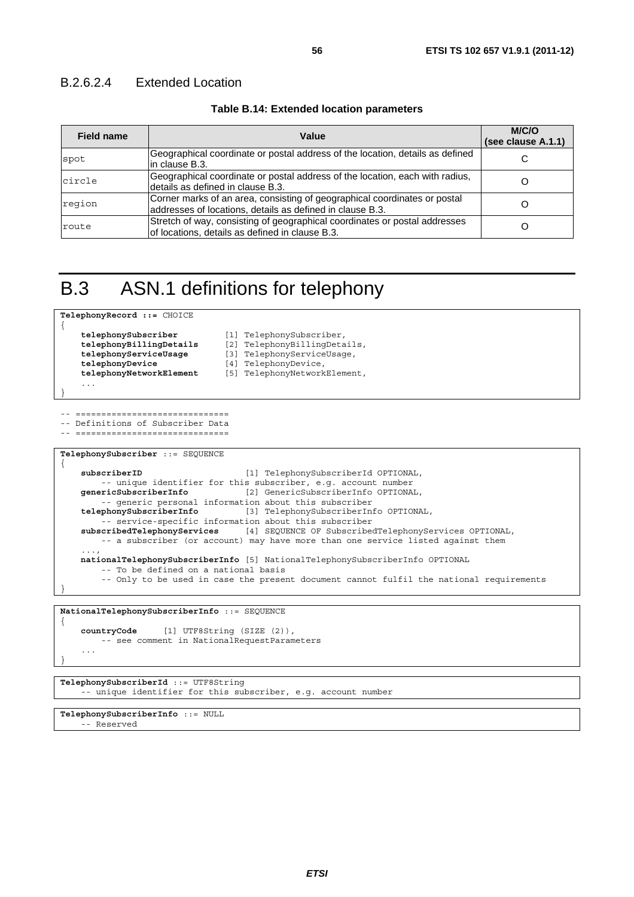#### B.2.6.2.4 Extended Location

**Table B.14: Extended location parameters**

| Field name | Value | M/C/O (see clause A.1.1) |
|---|---|---|
| spot | Geographical coordinate or postal address of the location, details as defined in clause B.3. | C |
| circle | Geographical coordinate or postal address of the location, each with radius, details as defined in clause B.3. | O |
| region | Corner marks of an area, consisting of geographical coordinates or postal addresses of locations, details as defined in clause B.3. | O |
| route | Stretch of way, consisting of geographical coordinates or postal addresses of locations, details as defined in clause B.3. | O |

# B.3 ASN.1 definitions for telephony

```
TelephonyRecord ::= CHOICE
{
    telephonySubscriber         [1] TelephonySubscriber,
    telephonyBillingDetails     [2] TelephonyBillingDetails,
    telephonyServiceUsage       [3] TelephonyServiceUsage,
    telephonyDevice             [4] TelephonyDevice,
    telephonyNetworkElement     [5] TelephonyNetworkElement,
    ...
}
```

```
-- ==============================
-- Definitions of Subscriber Data
-- ==============================
```

```
TelephonySubscriber ::= SEQUENCE
{
    subscriberID                    [1] TelephonySubscriberId OPTIONAL,
        -- unique identifier for this subscriber, e.g. account number
    genericSubscriberInfo           [2] GenericSubscriberInfo OPTIONAL,
        -- generic personal information about this subscriber
    telephonySubscriberInfo         [3] TelephonySubscriberInfo OPTIONAL,
        -- service-specific information about this subscriber
    subscribedTelephonyServices     [4] SEQUENCE OF SubscribedTelephonyServices OPTIONAL,
        -- a subscriber (or account) may have more than one service listed against them
    ...,
    nationalTelephonySubscriberInfo [5] NationalTelephonySubscriberInfo OPTIONAL
        -- To be defined on a national basis
        -- Only to be used in case the present document cannot fulfil the national requirements
}
```

```
NationalTelephonySubscriberInfo ::= SEQUENCE
{
    countryCode     [1] UTF8String (SIZE (2)),
        -- see comment in NationalRequestParameters
    ...
}
```

```
TelephonySubscriberId ::= UTF8String
    -- unique identifier for this subscriber, e.g. account number
```

```
TelephonySubscriberInfo ::= NULL
    -- Reserved
```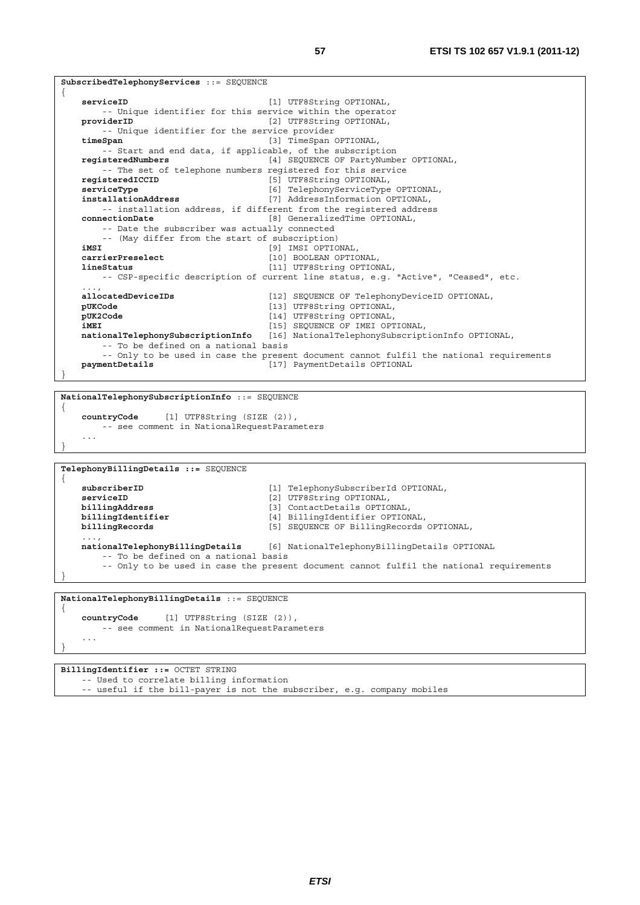```
SubscribedTelephonyServices ::= SEQUENCE
{
    serviceID                           [1] UTF8String OPTIONAL,
        -- Unique identifier for this service within the operator
    providerID                          [2] UTF8String OPTIONAL,
        -- Unique identifier for the service provider
    timeSpan                            [3] TimeSpan OPTIONAL,
        -- Start and end data, if applicable, of the subscription
    registeredNumbers                   [4] SEQUENCE OF PartyNumber OPTIONAL,
        -- The set of telephone numbers registered for this service
    registeredICCID                     [5] UTF8String OPTIONAL,
    serviceType                         [6] TelephonyServiceType OPTIONAL,
    installationAddress                 [7] AddressInformation OPTIONAL,
        -- installation address, if different from the registered address
    connectionDate                      [8] GeneralizedTime OPTIONAL,
        -- Date the subscriber was actually connected
        -- (May differ from the start of subscription)
    iMSI                                [9] IMSI OPTIONAL,
    carrierPreselect                    [10] BOOLEAN OPTIONAL,
    lineStatus                          [11] UTF8String OPTIONAL,
        -- CSP-specific description of current line status, e.g. "Active", "Ceased", etc.
    ...,
    allocatedDeviceIDs                  [12] SEQUENCE OF TelephonyDeviceID OPTIONAL,
    pUKCode                             [13] UTF8String OPTIONAL,
    pUK2Code                            [14] UTF8String OPTIONAL,
    iMEI                                [15] SEQUENCE OF IMEI OPTIONAL,
    nationalTelephonySubscriptionInfo   [16] NationalTelephonySubscriptionInfo OPTIONAL,
        -- To be defined on a national basis
        -- Only to be used in case the present document cannot fulfil the national requirements
    paymentDetails                      [17] PaymentDetails OPTIONAL
}
```

```
NationalTelephonySubscriptionInfo ::= SEQUENCE
{
    countryCode     [1] UTF8String (SIZE (2)),
        -- see comment in NationalRequestParameters
    ...
}
```

```
TelephonyBillingDetails ::= SEQUENCE
{
    subscriberID                        [1] TelephonySubscriberId OPTIONAL,
    serviceID                           [2] UTF8String OPTIONAL,
    billingAddress                      [3] ContactDetails OPTIONAL,
    billingIdentifier                   [4] BillingIdentifier OPTIONAL,
    billingRecords                      [5] SEQUENCE OF BillingRecords OPTIONAL,
    ...,
    nationalTelephonyBillingDetails     [6] NationalTelephonyBillingDetails OPTIONAL
        -- To be defined on a national basis
        -- Only to be used in case the present document cannot fulfil the national requirements
}
```

```
NationalTelephonyBillingDetails ::= SEQUENCE
{
    countryCode     [1] UTF8String (SIZE (2)),
        -- see comment in NationalRequestParameters
    ...
}
```

```
BillingIdentifier ::= OCTET STRING
    -- Used to correlate billing information
    -- useful if the bill-payer is not the subscriber, e.g. company mobiles
```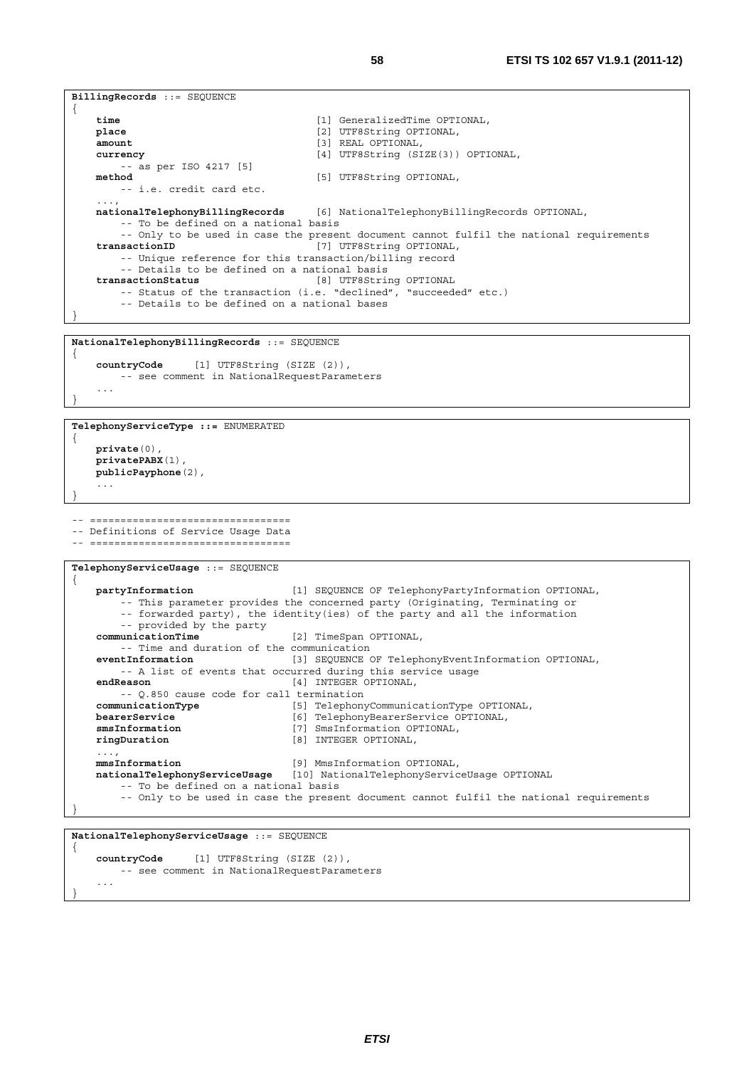```
BillingRecords ::= SEQUENCE
{
    time                                [1] GeneralizedTime OPTIONAL,
    place                               [2] UTF8String OPTIONAL,
    amount                              [3] REAL OPTIONAL,
    currency                            [4] UTF8String (SIZE(3)) OPTIONAL,
        -- as per ISO 4217 [5]
    method                              [5] UTF8String OPTIONAL,
        -- i.e. credit card etc.
    ...,
    nationalTelephonyBillingRecords     [6] NationalTelephonyBillingRecords OPTIONAL,
        -- To be defined on a national basis
        -- Only to be used in case the present document cannot fulfil the national requirements
    transactionID                       [7] UTF8String OPTIONAL,
        -- Unique reference for this transaction/billing record
        -- Details to be defined on a national basis
    transactionStatus                   [8] UTF8String OPTIONAL
        -- Status of the transaction (i.e. "declined", "succeeded" etc.)
        -- Details to be defined on a national bases
}
```

```
NationalTelephonyBillingRecords ::= SEQUENCE
{
    countryCode     [1] UTF8String (SIZE (2)),
        -- see comment in NationalRequestParameters
    ...
}
```

```
TelephonyServiceType ::= ENUMERATED
{
    private(0),
    privatePABX(1),
    publicPayphone(2),
    ...
}
```

```
-- ================================
-- Definitions of Service Usage Data
-- ================================
```

```
TelephonyServiceUsage ::= SEQUENCE
{
    partyInformation                [1] SEQUENCE OF TelephonyPartyInformation OPTIONAL,
        -- This parameter provides the concerned party (Originating, Terminating or
        -- forwarded party), the identity(ies) of the party and all the information
        -- provided by the party
    communicationTime               [2] TimeSpan OPTIONAL,
        -- Time and duration of the communication
    eventInformation                [3] SEQUENCE OF TelephonyEventInformation OPTIONAL,
        -- A list of events that occurred during this service usage
    endReason                       [4] INTEGER OPTIONAL,
        -- Q.850 cause code for call termination
    communicationType               [5] TelephonyCommunicationType OPTIONAL,
    bearerService                   [6] TelephonyBearerService OPTIONAL,
    smsInformation                  [7] SmsInformation OPTIONAL,
    ringDuration                    [8] INTEGER OPTIONAL,
    ...,
    mmsInformation                  [9] MmsInformation OPTIONAL,
    nationalTelephonyServiceUsage   [10] NationalTelephonyServiceUsage OPTIONAL
        -- To be defined on a national basis
        -- Only to be used in case the present document cannot fulfil the national requirements
}
```

```
NationalTelephonyServiceUsage ::= SEQUENCE
{
    countryCode     [1] UTF8String (SIZE (2)),
        -- see comment in NationalRequestParameters
    ...
}
```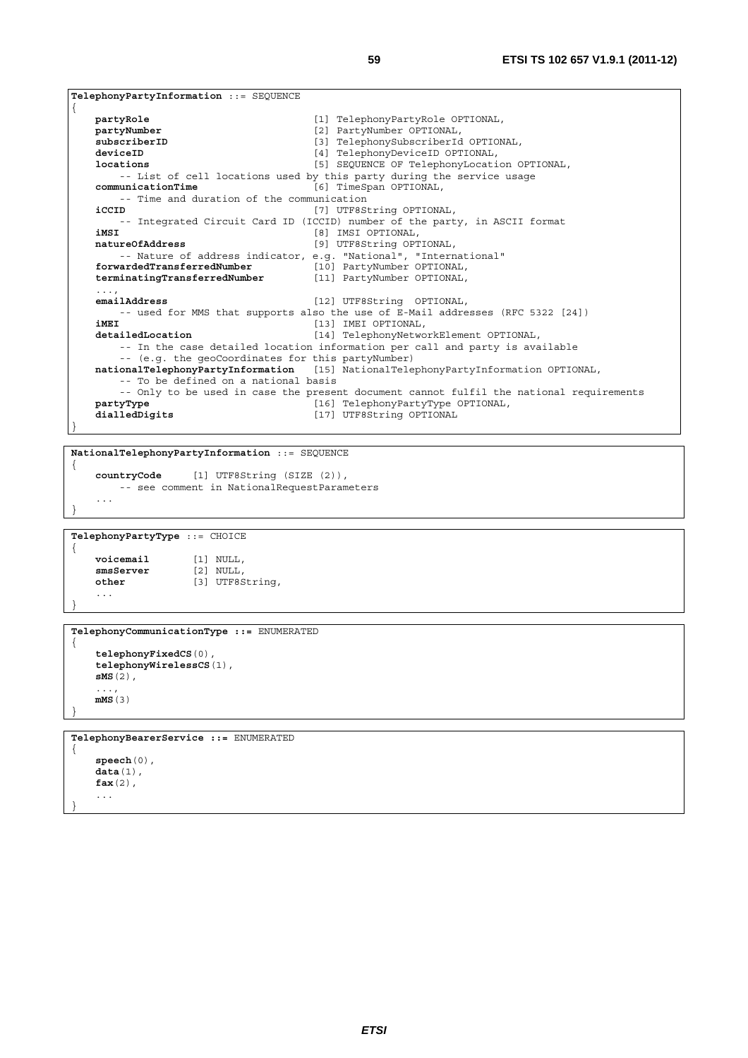```
TelephonyPartyInformation ::= SEQUENCE
{
    partyRole                          [1] TelephonyPartyRole OPTIONAL,
    partyNumber                        [2] PartyNumber OPTIONAL,
    subscriberID                       [3] TelephonySubscriberId OPTIONAL,
    deviceID                           [4] TelephonyDeviceID OPTIONAL,
    locations                          [5] SEQUENCE OF TelephonyLocation OPTIONAL,
        -- List of cell locations used by this party during the service usage
    communicationTime                  [6] TimeSpan OPTIONAL,
        -- Time and duration of the communication
    iCCID                              [7] UTF8String OPTIONAL,
        -- Integrated Circuit Card ID (ICCID) number of the party, in ASCII format
    iMSI                               [8] IMSI OPTIONAL,
    natureOfAddress                    [9] UTF8String OPTIONAL,
        -- Nature of address indicator, e.g. "National", "International"
    forwardedTransferredNumber         [10] PartyNumber OPTIONAL,
    terminatingTransferredNumber       [11] PartyNumber OPTIONAL,
    ...,
    emailAddress                       [12] UTF8String  OPTIONAL,
        -- used for MMS that supports also the use of E-Mail addresses (RFC 5322 [24])
    iMEI                               [13] IMEI OPTIONAL,
    detailedLocation                   [14] TelephonyNetworkElement OPTIONAL,
        -- In the case detailed location information per call and party is available
        -- (e.g. the geoCoordinates for this partyNumber)
    nationalTelephonyPartyInformation  [15] NationalTelephonyPartyInformation OPTIONAL,
        -- To be defined on a national basis
        -- Only to be used in case the present document cannot fulfil the national requirements
    partyType                          [16] TelephonyPartyType OPTIONAL,
    dialledDigits                      [17] UTF8String OPTIONAL
}
```

```
NationalTelephonyPartyInformation ::= SEQUENCE
{
    countryCode     [1] UTF8String (SIZE (2)),
        -- see comment in NationalRequestParameters
    ...
}
```

```
TelephonyPartyType ::= CHOICE
{
    voicemail       [1] NULL,
    smsServer       [2] NULL,
    other           [3] UTF8String,
    ...
}
```

```
TelephonyCommunicationType ::= ENUMERATED
{
    telephonyFixedCS(0),
    telephonyWirelessCS(1),
    sMS(2),
    ...,
    mMS(3)
}
```

```
TelephonyBearerService ::= ENUMERATED
{
    speech(0),
    data(1),
    fax(2),
    ...
}
```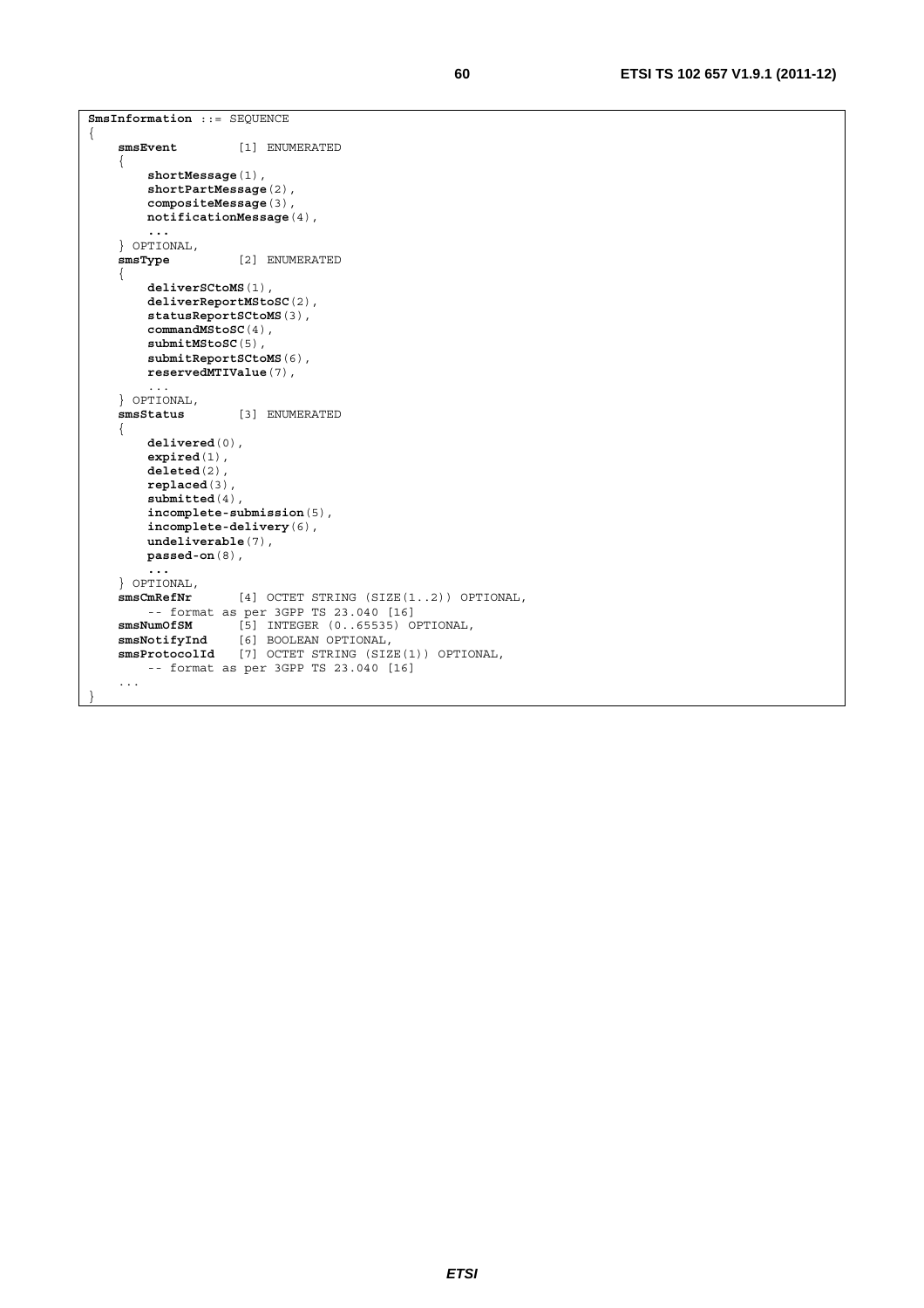```
SmsInformation ::= SEQUENCE
{
    smsEvent        [1] ENUMERATED
    {
        shortMessage(1),
        shortPartMessage(2),
        compositeMessage(3),
        notificationMessage(4),
        ...
    } OPTIONAL,
    smsType         [2] ENUMERATED
    {
        deliverSCtoMS(1),
        deliverReportMStoSC(2),
        statusReportSCtoMS(3),
        commandMStoSC(4),
        submitMStoSC(5),
        submitReportSCtoMS(6),
        reservedMTIValue(7),
        ...
    } OPTIONAL,
    smsStatus       [3] ENUMERATED
    {
        delivered(0),
        expired(1),
        deleted(2),
        replaced(3),
        submitted(4),
        incomplete-submission(5),
        incomplete-delivery(6),
        undeliverable(7),
        passed-on(8),
        ...
    } OPTIONAL,
    smsCmRefNr      [4] OCTET STRING (SIZE(1..2)) OPTIONAL,
        -- format as per 3GPP TS 23.040 [16]
    smsNumOfSM      [5] INTEGER (0..65535) OPTIONAL,
    smsNotifyInd    [6] BOOLEAN OPTIONAL,
    smsProtocolId   [7] OCTET STRING (SIZE(1)) OPTIONAL,
        -- format as per 3GPP TS 23.040 [16]
    ...
}
```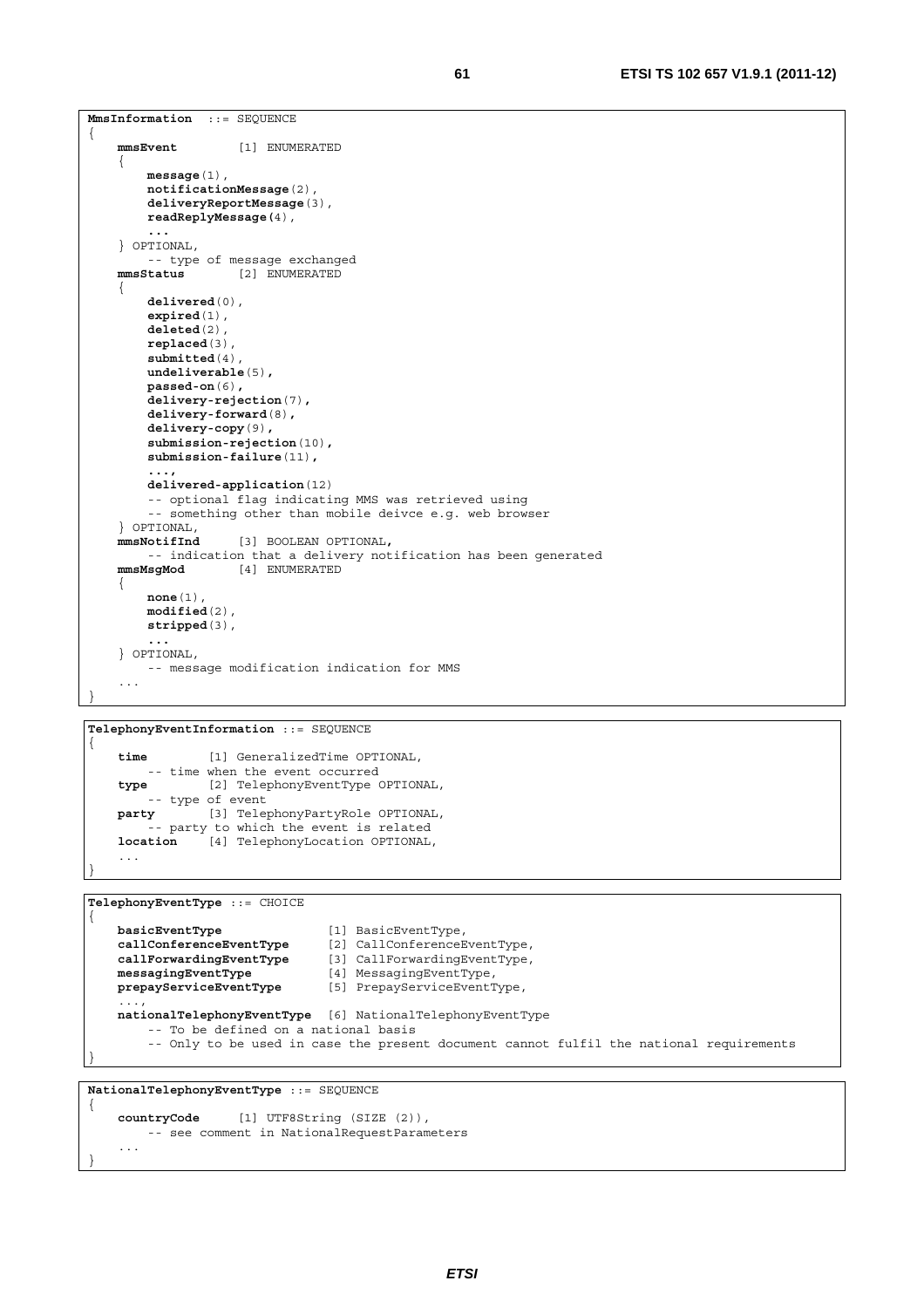```
MmsInformation  ::= SEQUENCE
{
    mmsEvent        [1] ENUMERATED
    {
        message(1),
        notificationMessage(2),
        deliveryReportMessage(3),
        readReplyMessage(4),
        ...
    } OPTIONAL,
        -- type of message exchanged
    mmsStatus       [2] ENUMERATED
    {
        delivered(0),
        expired(1),
        deleted(2),
        replaced(3),
        submitted(4),
        undeliverable(5),
        passed-on(6),
        delivery-rejection(7),
        delivery-forward(8),
        delivery-copy(9),
        submission-rejection(10),
        submission-failure(11),
        ...,
        delivered-application(12)
        -- optional flag indicating MMS was retrieved using
        -- something other than mobile deivce e.g. web browser
    } OPTIONAL,
    mmsNotifInd     [3] BOOLEAN OPTIONAL,
        -- indication that a delivery notification has been generated
    mmsMsgMod       [4] ENUMERATED
    {
        none(1),
        modified(2),
        stripped(3),
        ...
    } OPTIONAL,
        -- message modification indication for MMS
    ...
}
```

```
TelephonyEventInformation ::= SEQUENCE
{
    time        [1] GeneralizedTime OPTIONAL,
        -- time when the event occurred
    type        [2] TelephonyEventType OPTIONAL,
        -- type of event
    party       [3] TelephonyPartyRole OPTIONAL,
        -- party to which the event is related
    location    [4] TelephonyLocation OPTIONAL,
    ...
}
```

```
TelephonyEventType ::= CHOICE
{
    basicEventType              [1] BasicEventType,
    callConferenceEventType     [2] CallConferenceEventType,
    callForwardingEventType     [3] CallForwardingEventType,
    messagingEventType          [4] MessagingEventType,
    prepayServiceEventType      [5] PrepayServiceEventType,
    ...,
    nationalTelephonyEventType  [6] NationalTelephonyEventType
        -- To be defined on a national basis
        -- Only to be used in case the present document cannot fulfil the national requirements
}
```

```
NationalTelephonyEventType ::= SEQUENCE
{
    countryCode     [1] UTF8String (SIZE (2)),
        -- see comment in NationalRequestParameters
    ...
}
```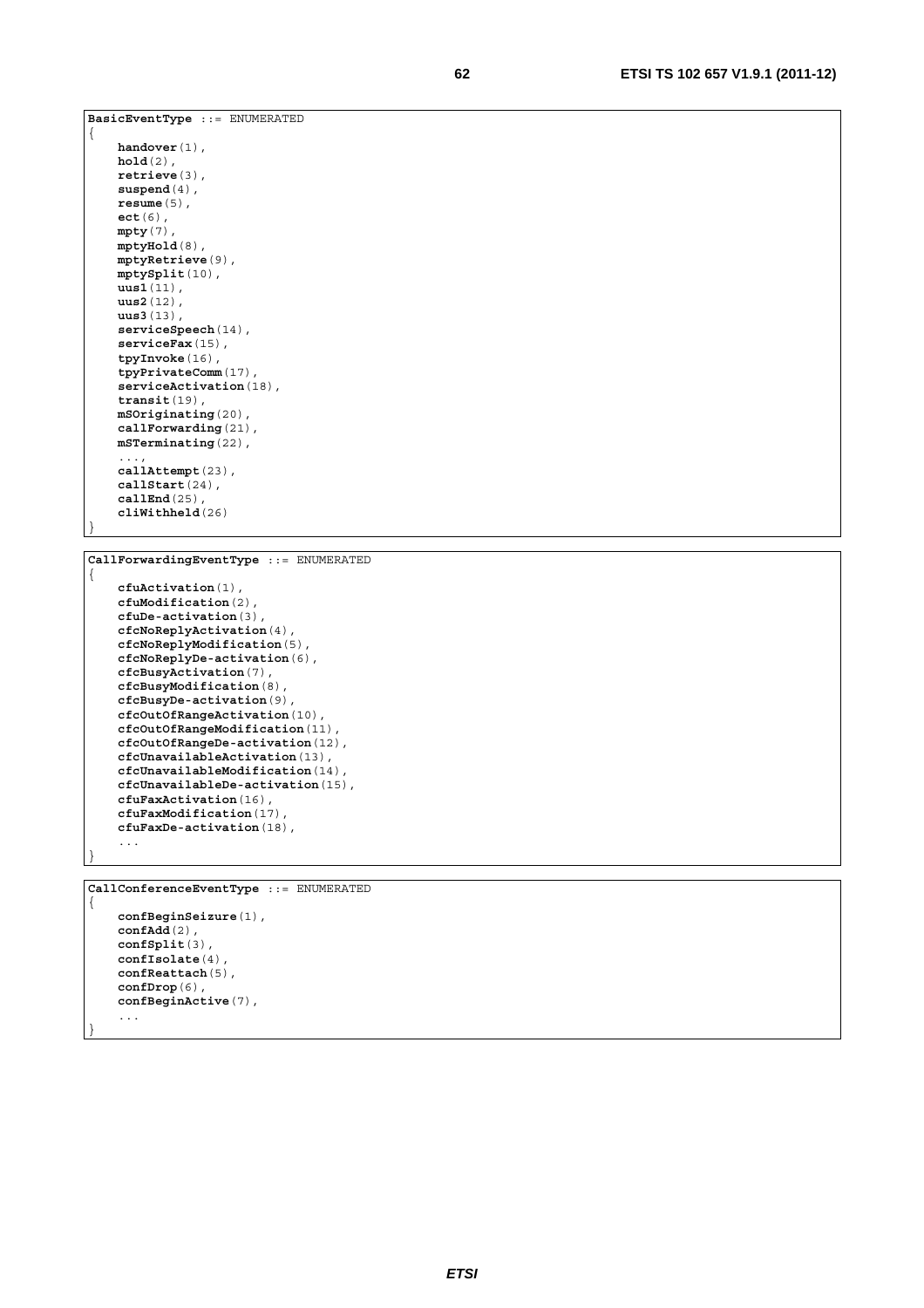```
BasicEventType ::= ENUMERATED
{
    handover(1),
    hold(2),
    retrieve(3),
    suspend(4),
    resume(5),
    ect(6),
    mpty(7),
    mptyHold(8),
    mptyRetrieve(9),
    mptySplit(10),
    uus1(11),
    uus2(12),
    uus3(13),
    serviceSpeech(14),
    serviceFax(15),
    tpyInvoke(16),
    tpyPrivateComm(17),
    serviceActivation(18),
    transit(19),
    mSOriginating(20),
    callForwarding(21),
    mSTerminating(22),
    ...,
    callAttempt(23),
    callStart(24),
    callEnd(25),
    cliWithheld(26)
}
```

```
CallForwardingEventType ::= ENUMERATED
{
    cfuActivation(1),
    cfuModification(2),
    cfuDe-activation(3),
    cfcNoReplyActivation(4),
    cfcNoReplyModification(5),
    cfcNoReplyDe-activation(6),
    cfcBusyActivation(7),
    cfcBusyModification(8),
    cfcBusyDe-activation(9),
    cfcOutOfRangeActivation(10),
    cfcOutOfRangeModification(11),
    cfcOutOfRangeDe-activation(12),
    cfcUnavailableActivation(13),
    cfcUnavailableModification(14),
    cfcUnavailableDe-activation(15),
    cfuFaxActivation(16),
    cfuFaxModification(17),
    cfuFaxDe-activation(18),
    ...
}
```

```
CallConferenceEventType ::= ENUMERATED
{
    confBeginSeizure(1),
    confAdd(2),
    confSplit(3),
    confIsolate(4),
    confReattach(5),
    confDrop(6),
    confBeginActive(7),
    ...
}
```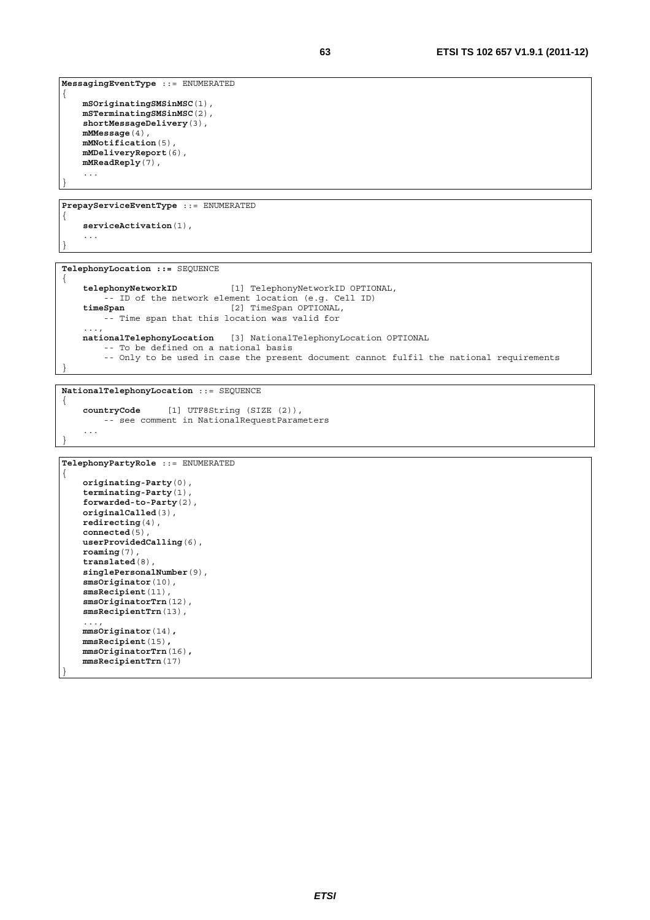```
MessagingEventType ::= ENUMERATED
{
    mSOriginatingSMSinMSC(1),
    mSTerminatingSMSinMSC(2),
    shortMessageDelivery(3),
    mMMessage(4),
    mMNotification(5),
    mMDeliveryReport(6),
    mMReadReply(7),
    ...
}
```

```
PrepayServiceEventType ::= ENUMERATED
{
    serviceActivation(1),
    ...
}
```

```
TelephonyLocation ::= SEQUENCE
{
    telephonyNetworkID          [1] TelephonyNetworkID OPTIONAL,
        -- ID of the network element location (e.g. Cell ID)
    timeSpan                    [2] TimeSpan OPTIONAL,
        -- Time span that this location was valid for
    ...,
    nationalTelephonyLocation   [3] NationalTelephonyLocation OPTIONAL
        -- To be defined on a national basis
        -- Only to be used in case the present document cannot fulfil the national requirements
}
```

```
NationalTelephonyLocation ::= SEQUENCE
{
    countryCode     [1] UTF8String (SIZE (2)),
        -- see comment in NationalRequestParameters
    ...
}
```

```
TelephonyPartyRole ::= ENUMERATED
{
    originating-Party(0),
    terminating-Party(1),
    forwarded-to-Party(2),
    originalCalled(3),
    redirecting(4),
    connected(5),
    userProvidedCalling(6),
    roaming(7),
    translated(8),
    singlePersonalNumber(9),
    smsOriginator(10),
    smsRecipient(11),
    smsOriginatorTrn(12),
    smsRecipientTrn(13),
    ...,
    mmsOriginator(14),
    mmsRecipient(15),
    mmsOriginatorTrn(16),
    mmsRecipientTrn(17)
}
```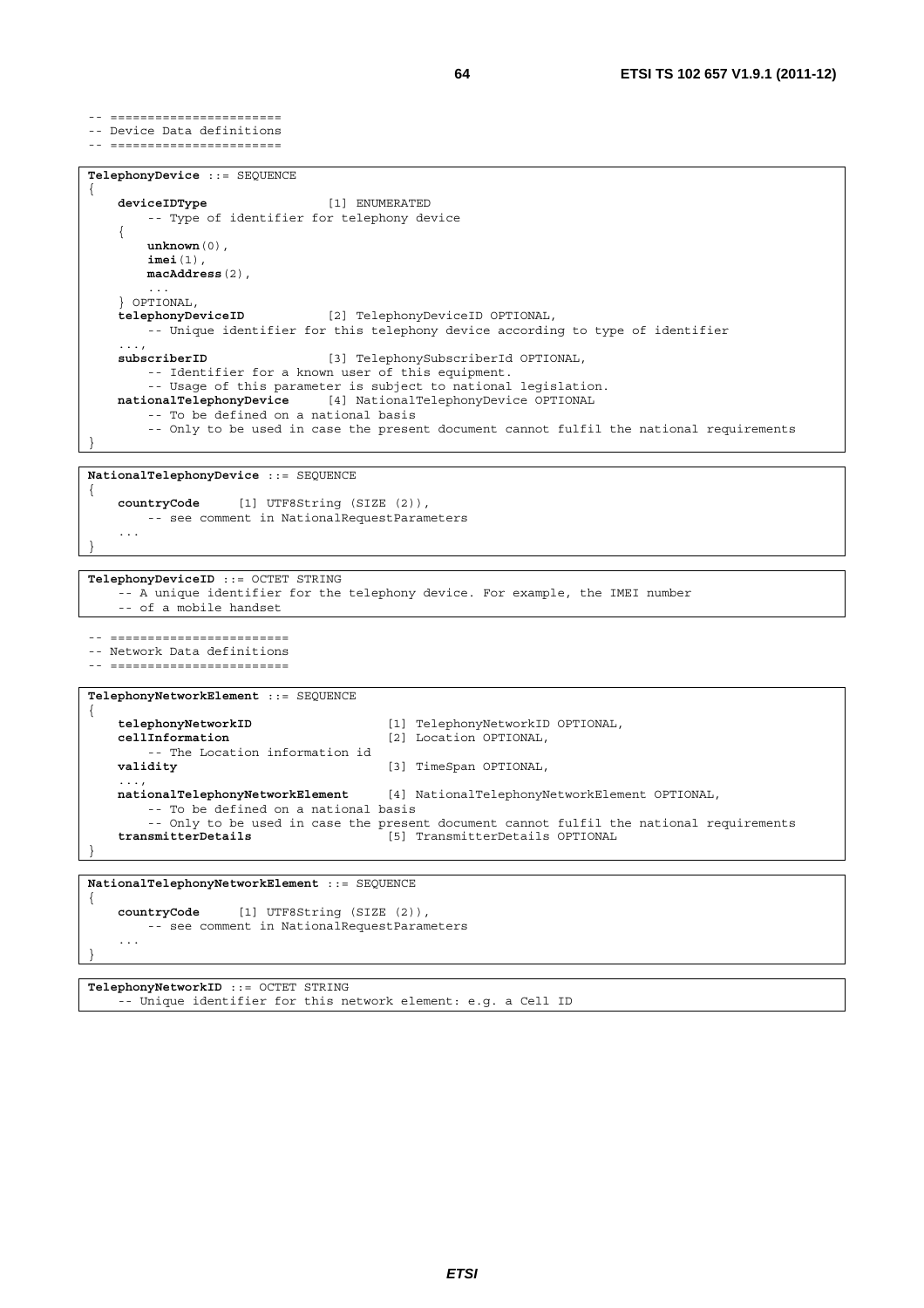```
-- =======================
-- Device Data definitions
-- =======================
```

```
TelephonyDevice ::= SEQUENCE
{
    deviceIDType                [1] ENUMERATED
        -- Type of identifier for telephony device
    {
        unknown(0),
        imei(1),
        macAddress(2),
        ...
    } OPTIONAL,
    telephonyDeviceID           [2] TelephonyDeviceID OPTIONAL,
        -- Unique identifier for this telephony device according to type of identifier
    ...,
    subscriberID                [3] TelephonySubscriberId OPTIONAL,
        -- Identifier for a known user of this equipment.
        -- Usage of this parameter is subject to national legislation.
    nationalTelephonyDevice     [4] NationalTelephonyDevice OPTIONAL
        -- To be defined on a national basis
        -- Only to be used in case the present document cannot fulfil the national requirements
}
```

```
NationalTelephonyDevice ::= SEQUENCE
{
    countryCode     [1] UTF8String (SIZE (2)),
        -- see comment in NationalRequestParameters
    ...
}
```

```
TelephonyDeviceID ::= OCTET STRING
    -- A unique identifier for the telephony device. For example, the IMEI number
    -- of a mobile handset
```

```
-- ========================
-- Network Data definitions
-- ========================
```

```
TelephonyNetworkElement ::= SEQUENCE
{
    telephonyNetworkID                  [1] TelephonyNetworkID OPTIONAL,
    cellInformation                     [2] Location OPTIONAL,
        -- The Location information id
    validity                            [3] TimeSpan OPTIONAL,
    ...,
    nationalTelephonyNetworkElement     [4] NationalTelephonyNetworkElement OPTIONAL,
        -- To be defined on a national basis
        -- Only to be used in case the present document cannot fulfil the national requirements
    transmitterDetails                  [5] TransmitterDetails OPTIONAL
}
```

```
NationalTelephonyNetworkElement ::= SEQUENCE
{
    countryCode     [1] UTF8String (SIZE (2)),
        -- see comment in NationalRequestParameters
    ...
}
```

```
TelephonyNetworkID ::= OCTET STRING
    -- Unique identifier for this network element: e.g. a Cell ID
```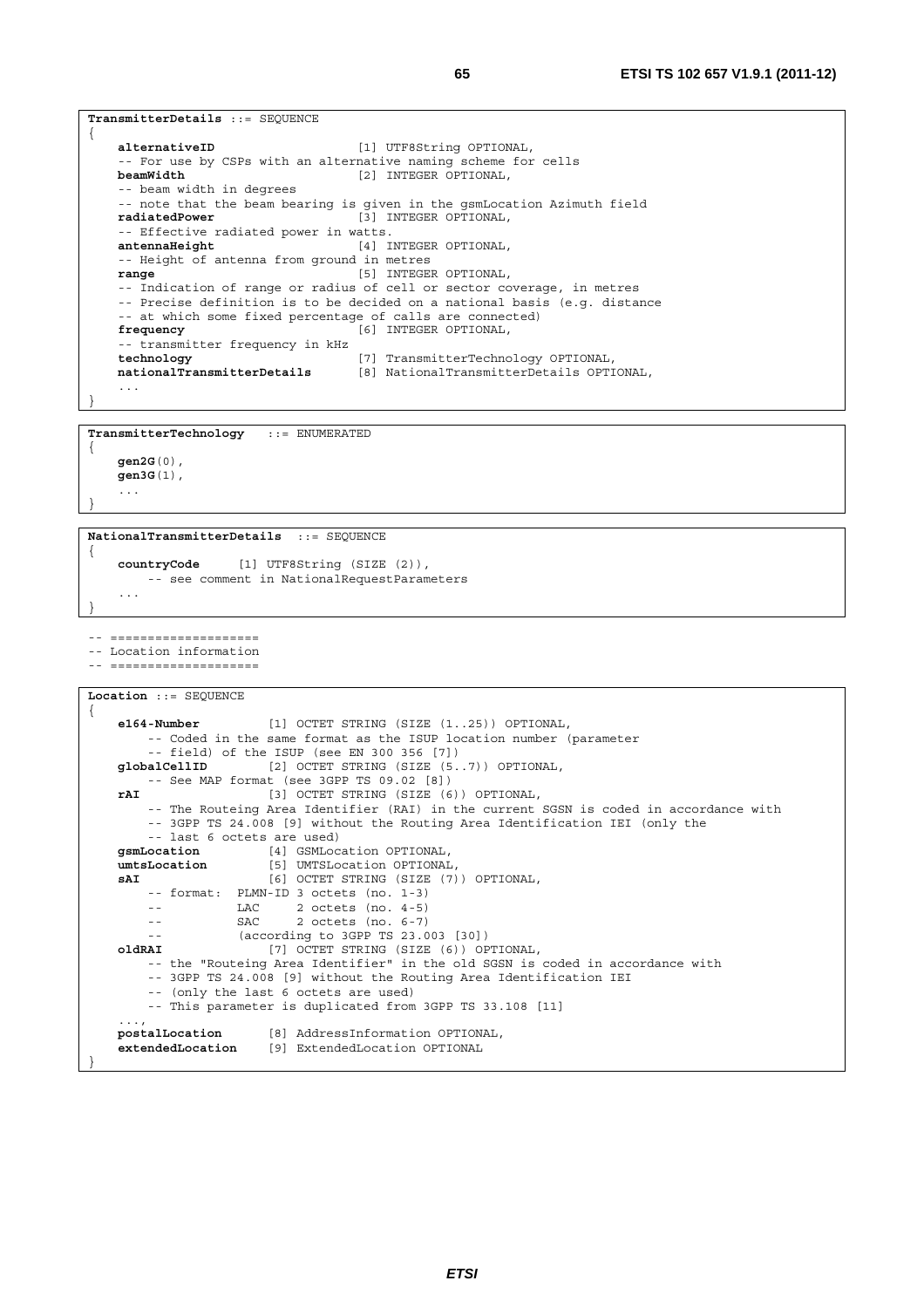```
TransmitterDetails ::= SEQUENCE
{
    alternativeID                   [1] UTF8String OPTIONAL,
    -- For use by CSPs with an alternative naming scheme for cells
    beamWidth                       [2] INTEGER OPTIONAL,
    -- beam width in degrees
    -- note that the beam bearing is given in the gsmLocation Azimuth field
    radiatedPower                   [3] INTEGER OPTIONAL,
    -- Effective radiated power in watts.
    antennaHeight                   [4] INTEGER OPTIONAL,
    -- Height of antenna from ground in metres
    range                           [5] INTEGER OPTIONAL,
    -- Indication of range or radius of cell or sector coverage, in metres
    -- Precise definition is to be decided on a national basis (e.g. distance
    -- at which some fixed percentage of calls are connected)
    frequency                       [6] INTEGER OPTIONAL,
    -- transmitter frequency in kHz
    technology                      [7] TransmitterTechnology OPTIONAL,
    nationalTransmitterDetails      [8] NationalTransmitterDetails OPTIONAL,
    ...
}
```

```
TransmitterTechnology   ::= ENUMERATED
{
    gen2G(0),
    gen3G(1),
    ...
}
```

```
NationalTransmitterDetails  ::= SEQUENCE
{
    countryCode     [1] UTF8String (SIZE (2)),
        -- see comment in NationalRequestParameters
    ...
}
```

```
-- ===================
-- Location information
-- ===================
```

```
Location ::= SEQUENCE
{
    e164-Number         [1] OCTET STRING (SIZE (1..25)) OPTIONAL,
        -- Coded in the same format as the ISUP location number (parameter
        -- field) of the ISUP (see EN 300 356 [7])
    globalCellID        [2] OCTET STRING (SIZE (5..7)) OPTIONAL,
        -- See MAP format (see 3GPP TS 09.02 [8])
    rAI                 [3] OCTET STRING (SIZE (6)) OPTIONAL,
        -- The Routeing Area Identifier (RAI) in the current SGSN is coded in accordance with
        -- 3GPP TS 24.008 [9] without the Routing Area Identification IEI (only the
        -- last 6 octets are used)
    gsmLocation         [4] GSMLocation OPTIONAL,
    umtsLocation        [5] UMTSLocation OPTIONAL,
    sAI                 [6] OCTET STRING (SIZE (7)) OPTIONAL,
        -- format:  PLMN-ID 3 octets (no. 1-3)
        --          LAC     2 octets (no. 4-5)
        --          SAC     2 octets (no. 6-7)
        --          (according to 3GPP TS 23.003 [30])
    oldRAI              [7] OCTET STRING (SIZE (6)) OPTIONAL,
        -- the "Routeing Area Identifier" in the old SGSN is coded in accordance with
        -- 3GPP TS 24.008 [9] without the Routing Area Identification IEI
        -- (only the last 6 octets are used)
        -- This parameter is duplicated from 3GPP TS 33.108 [11]
    ...,
    postalLocation      [8] AddressInformation OPTIONAL,
    extendedLocation    [9] ExtendedLocation OPTIONAL
}
```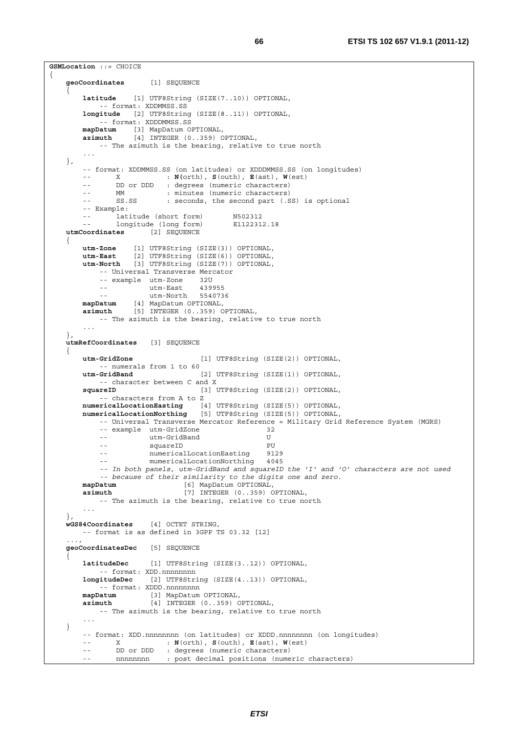```
GSMLocation ::= CHOICE
{
    geoCoordinates       [1] SEQUENCE
    {
        latitude     [1] UTF8String (SIZE(7..10)) OPTIONAL,
            -- format: XDDMMSS.SS
        longitude    [2] UTF8String (SIZE(8..11)) OPTIONAL,
            -- format: XDDDMMSS.SS
        mapDatum     [3] MapDatum OPTIONAL,
        azimuth      [4] INTEGER (0..359) OPTIONAL,
            -- The azimuth is the bearing, relative to true north
        ...
    },
        -- format: XDDMMSS.SS (on latitudes) or XDDDMMSS.SS (on longitudes)
        --      X             : N(orth), S(outh), E(ast), W(est)
        --      DD or DDD     : degrees (numeric characters)
        --      MM            : minutes (numeric characters)
        --      SS.SS         : seconds, the second part (.SS) is optional
        -- Example:
        --      latitude (short form)       N502312
        --      longitude (long form)       E1122312.18
    utmCoordinates       [2] SEQUENCE
    {
        utm-Zone     [1] UTF8String (SIZE(3)) OPTIONAL,
        utm-East     [2] UTF8String (SIZE(6)) OPTIONAL,
        utm-North    [3] UTF8String (SIZE(7)) OPTIONAL,
            -- Universal Transverse Mercator
            -- example  utm-Zone    32U
            --          utm-East    439955
            --          utm-North   5540736
        mapDatum     [4] MapDatum OPTIONAL,
        azimuth      [5] INTEGER (0..359) OPTIONAL,
            -- The azimuth is the bearing, relative to true north
        ...
    },
    utmRefCoordinates    [3] SEQUENCE
    {
        utm-GridZone                  [1] UTF8String (SIZE(2)) OPTIONAL,
            -- numerals from 1 to 60
        utm-GridBand                  [2] UTF8String (SIZE(1)) OPTIONAL,
            -- character between C and X
        squareID                      [3] UTF8String (SIZE(2)) OPTIONAL,
            -- characters from A to Z
        numericalLocationEasting      [4] UTF8String (SIZE(5)) OPTIONAL,
        numericalLocationNorthing     [5] UTF8String (SIZE(5)) OPTIONAL,
            -- Universal Transverse Mercator Reference = Military Grid Reference System (MGRS)
            -- example  utm-GridZone                 32
            --          utm-GridBand                 U
            --          squareID                     PU
            --          numericalLocationEasting     9129
            --          mumericalLocationNorthing    4045
            -- In both panels, utm-GridBand and squareID the 'I' and 'O' characters are not used
            -- because of their similarity to the digits one and zero.
        mapDatum                      [6] MapDatum OPTIONAL,
        azimuth                       [7] INTEGER (0..359) OPTIONAL,
            -- The azimuth is the bearing, relative to true north
        ...
    },
    wGS84Coordinates     [4] OCTET STRING,
        -- format is as defined in 3GPP TS 03.32 [12]
    ...,
    geoCoordinatesDec    [5] SEQUENCE
    {
        latitudeDec      [1] UTF8String (SIZE(3..12)) OPTIONAL,
            -- format: XDD.nnnnnnnn
        longitudeDec     [2] UTF8String (SIZE(4..13)) OPTIONAL,
            -- format: XDDD.nnnnnnnn
        mapDatum         [3] MapDatum OPTIONAL,
        azimuth          [4] INTEGER (0..359) OPTIONAL,
            -- The azimuth is the bearing, relative to true north
        ...
    }
        -- format: XDD.nnnnnnnn (on latitudes) or XDDD.nnnnnnnn (on longitudes)
        --      X             : N(orth), S(outh), E(ast), W(est)
        --      DD or DDD     : degrees (numeric characters)
        --      nnnnnnnn      : post decimal positions (numeric characters)
```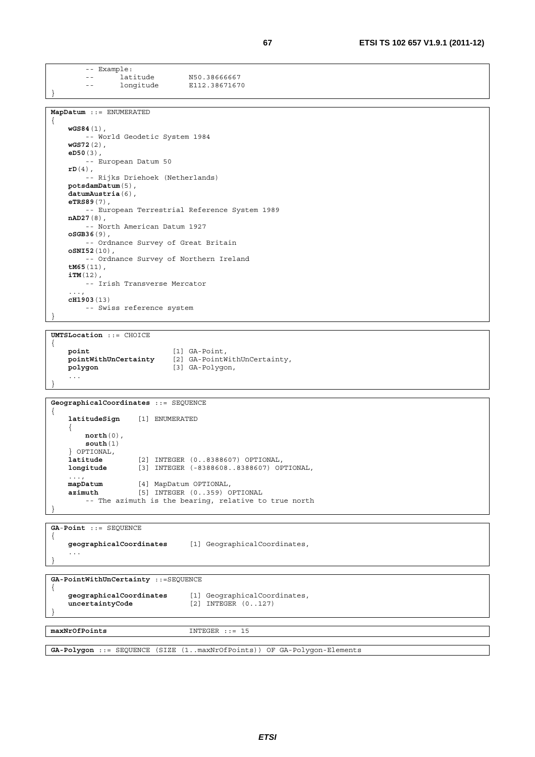```
        -- Example:
        --      latitude        N50.38666667
        --      longitude       E112.38671670
}
```

```
MapDatum ::= ENUMERATED
{
    wGS84(1),
        -- World Geodetic System 1984
    wGS72(2),
    eD50(3),
        -- European Datum 50
    rD(4),
        -- Rijks Driehoek (Netherlands)
    potsdamDatum(5),
    datumAustria(6),
    eTRS89(7),
        -- European Terrestrial Reference System 1989
    nAD27(8),
        -- North American Datum 1927
    oSGB36(9),
        -- Ordnance Survey of Great Britain
    oSNI52(10),
        -- Ordnance Survey of Northern Ireland
    tM65(11),
    iTM(12),
        -- Irish Transverse Mercator
    ...,
    cH1903(13)
        -- Swiss reference system
}
```

```
UMTSLocation ::= CHOICE
{
    point                   [1] GA-Point,
    pointWithUnCertainty    [2] GA-PointWithUnCertainty,
    polygon                 [3] GA-Polygon,
    ...
}
```

```
GeographicalCoordinates ::= SEQUENCE
{
    latitudeSign    [1] ENUMERATED
    {
        north(0),
        south(1)
    } OPTIONAL,
    latitude        [2] INTEGER (0..8388607) OPTIONAL,
    longitude       [3] INTEGER (-8388608..8388607) OPTIONAL,
    ...,
    mapDatum        [4] MapDatum OPTIONAL,
    azimuth         [5] INTEGER (0..359) OPTIONAL
        -- The azimuth is the bearing, relative to true north
}
```

```
GA-Point ::= SEQUENCE
{
    geographicalCoordinates     [1] GeographicalCoordinates,
    ...
}
```

```
GA-PointWithUnCertainty ::=SEQUENCE
{
    geographicalCoordinates     [1] GeographicalCoordinates,
    uncertaintyCode             [2] INTEGER (0..127)
}
```

```
maxNrOfPoints                   INTEGER ::= 15
```

```
GA-Polygon ::= SEQUENCE (SIZE (1..maxNrOfPoints)) OF GA-Polygon-Elements
```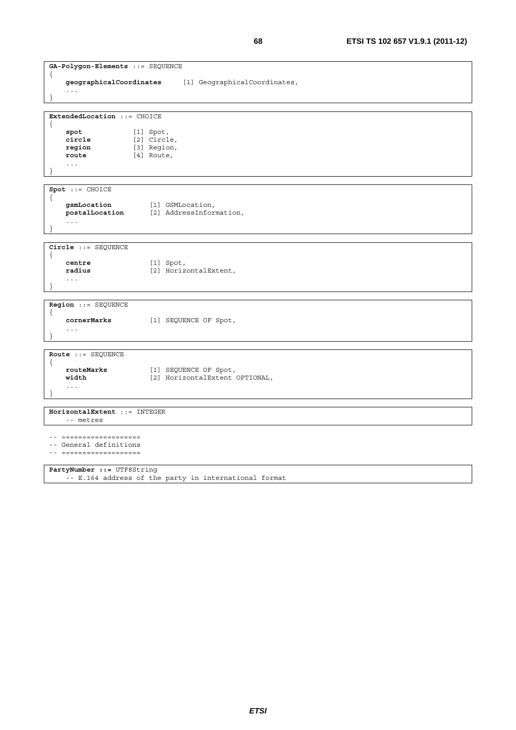```
GA-Polygon-Elements ::= SEQUENCE
{
    geographicalCoordinates     [1] GeographicalCoordinates,
    ...
}
```

```
ExtendedLocation ::= CHOICE
{
    spot            [1] Spot,
    circle          [2] Circle,
    region          [3] Region,
    route           [4] Route,
    ...
}
```

```
Spot ::= CHOICE
{
    gsmLocation         [1] GSMLocation,
    postalLocation      [2] AddressInformation,
    ...
}
```

```
Circle ::= SEQUENCE
{
    centre              [1] Spot,
    radius              [2] HorizontalExtent,
    ...
}
```

```
Region ::= SEQUENCE
{
    cornerMarks         [1] SEQUENCE OF Spot,
    ...
}
```

```
Route ::= SEQUENCE
{
    routeMarks          [1] SEQUENCE OF Spot,
    width               [2] HorizontalExtent OPTIONAL,
    ...
}
```

```
HorizontalExtent ::= INTEGER
    -- metres
```

```
-- ===================
-- General definitions
-- ===================
```

```
PartyNumber ::= UTF8String
    -- E.164 address of the party in international format
```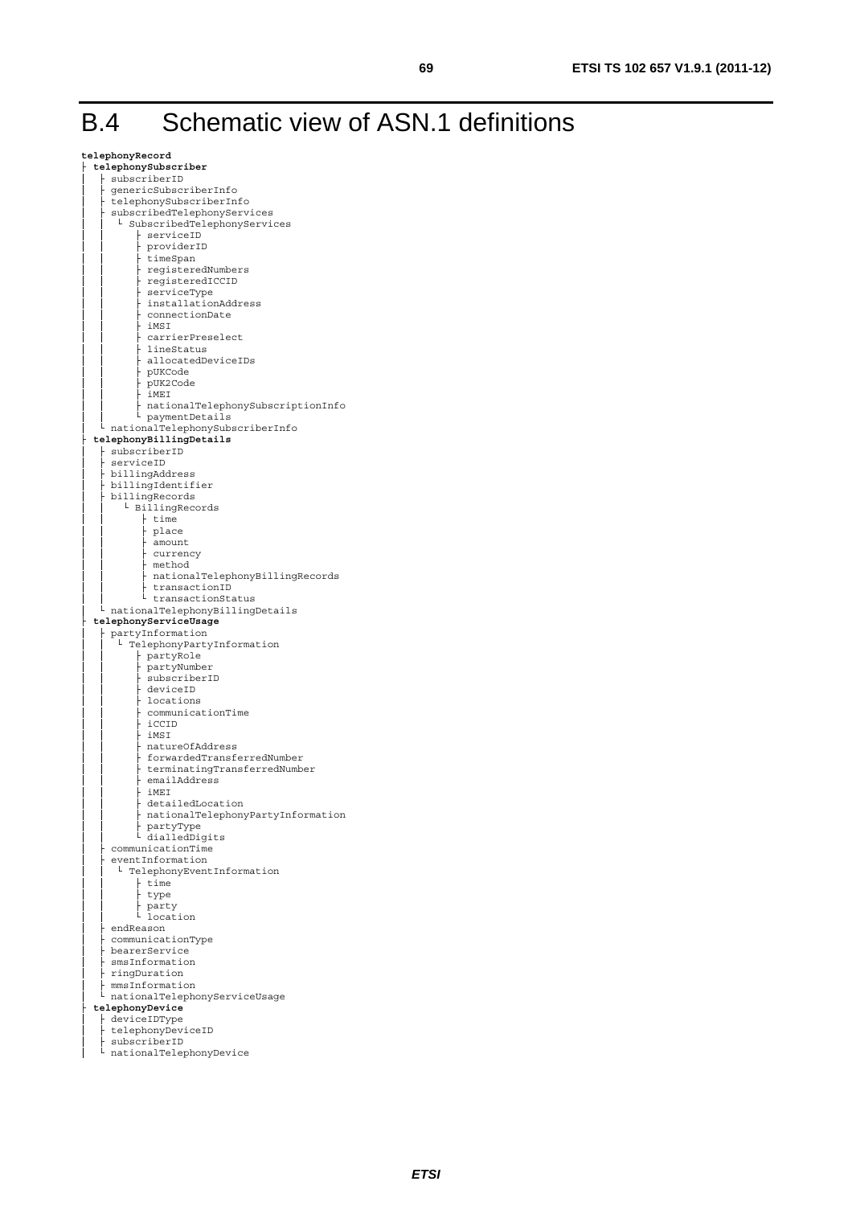# B.4 Schematic view of ASN.1 definitions

```
telephonyRecord
├ telephonySubscriber
│   ├ subscriberID
│   ├ genericSubscriberInfo
│   ├ telephonySubscriberInfo
│   ├ subscribedTelephonyServices
│   │   └ SubscribedTelephonyServices
│   │       ├ serviceID
│   │       ├ providerID
│   │       ├ timeSpan
│   │       ├ registeredNumbers
│   │       ├ registeredICCID
│   │       ├ serviceType
│   │       ├ installationAddress
│   │       ├ connectionDate
│   │       ├ iMSI
│   │       ├ carrierPreselect
│   │       ├ lineStatus
│   │       ├ allocatedDeviceIDs
│   │       ├ pUKCode
│   │       ├ pUK2Code
│   │       ├ iMEI
│   │       ├ nationalTelephonySubscriptionInfo
│   │       └ paymentDetails
│   └ nationalTelephonySubscriberInfo
├ telephonyBillingDetails
│   ├ subscriberID
│   ├ serviceID
│   ├ billingAddress
│   ├ billingIdentifier
│   ├ billingRecords
│   │   └ BillingRecords
│   │       ├ time
│   │       ├ place
│   │       ├ amount
│   │       ├ currency
│   │       ├ method
│   │       ├ nationalTelephonyBillingRecords
│   │       ├ transactionID
│   │       └ transactionStatus
│   └ nationalTelephonyBillingDetails
├ telephonyServiceUsage
│   ├ partyInformation
│   │   └ TelephonyPartyInformation
│   │       ├ partyRole
│   │       ├ partyNumber
│   │       ├ subscriberID
│   │       ├ deviceID
│   │       ├ locations
│   │       ├ communicationTime
│   │       ├ iCCID
│   │       ├ iMSI
│   │       ├ natureOfAddress
│   │       ├ forwardedTransferredNumber
│   │       ├ terminatingTransferredNumber
│   │       ├ emailAddress
│   │       ├ iMEI
│   │       ├ detailedLocation
│   │       ├ nationalTelephonyPartyInformation
│   │       ├ partyType
│   │       └ dialledDigits
│   ├ communicationTime
│   ├ eventInformation
│   │   └ TelephonyEventInformation
│   │       ├ time
│   │       ├ type
│   │       ├ party
│   │       └ location
│   ├ endReason
│   ├ communicationType
│   ├ bearerService
│   ├ smsInformation
│   ├ ringDuration
│   ├ mmsInformation
│   └ nationalTelephonyServiceUsage
├ telephonyDevice
│   ├ deviceIDType
│   ├ telephonyDeviceID
│   ├ subscriberID
│   └ nationalTelephonyDevice
```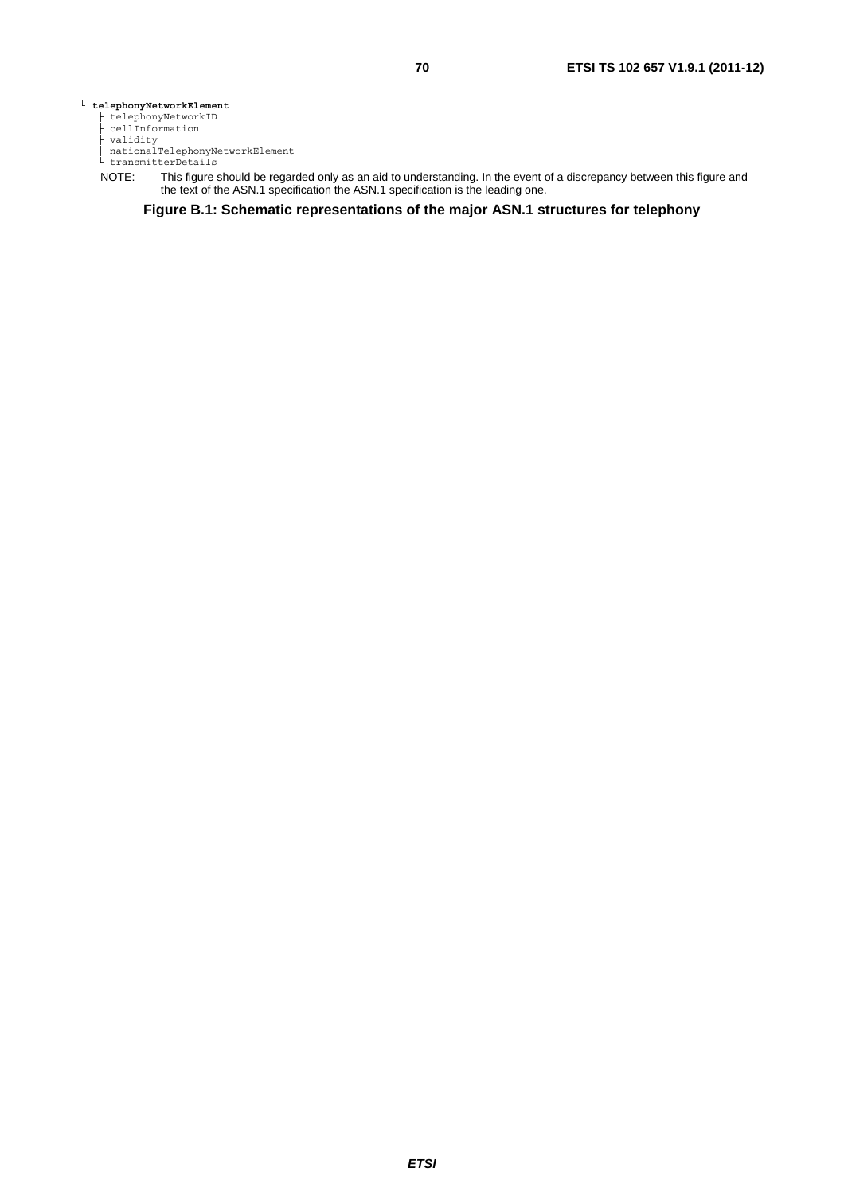```
└ telephonyNetworkElement
   ├ telephonyNetworkID
   ├ cellInformation
   ├ validity
   ├ nationalTelephonyNetworkElement
   └ transmitterDetails
```

NOTE: This figure should be regarded only as an aid to understanding. In the event of a discrepancy between this figure and the text of the ASN.1 specification the ASN.1 specification is the leading one.

**Figure B.1: Schematic representations of the major ASN.1 structures for telephony**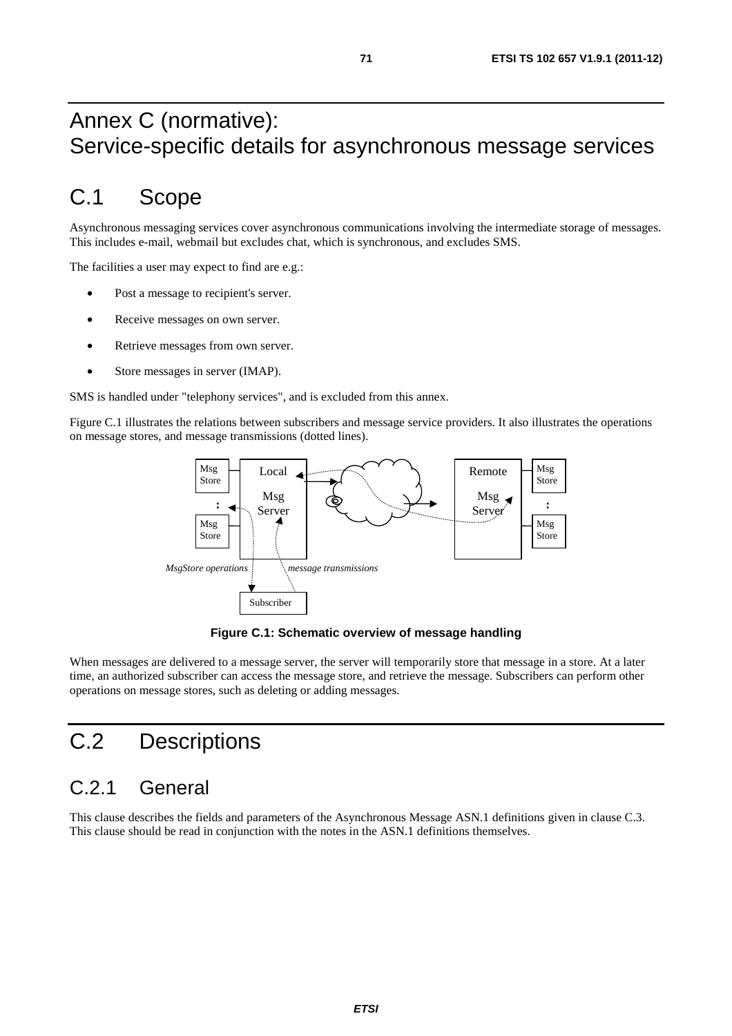# Annex C (normative): Service-specific details for asynchronous message services

# C.1 Scope

Asynchronous messaging services cover asynchronous communications involving the intermediate storage of messages. This includes e-mail, webmail but excludes chat, which is synchronous, and excludes SMS.

The facilities a user may expect to find are e.g.:

- Post a message to recipient's server.
- Receive messages on own server.
- Retrieve messages from own server.
- Store messages in server (IMAP).

SMS is handled under "telephony services", and is excluded from this annex.

Figure C.1 illustrates the relations between subscribers and message service providers. It also illustrates the operations on message stores, and message transmissions (dotted lines).

**Figure C.1: Schematic overview of message handling**

When messages are delivered to a message server, the server will temporarily store that message in a store. At a later time, an authorized subscriber can access the message store, and retrieve the message. Subscribers can perform other operations on message stores, such as deleting or adding messages.

# C.2 Descriptions

## C.2.1 General

This clause describes the fields and parameters of the Asynchronous Message ASN.1 definitions given in clause C.3. This clause should be read in conjunction with the notes in the ASN.1 definitions themselves.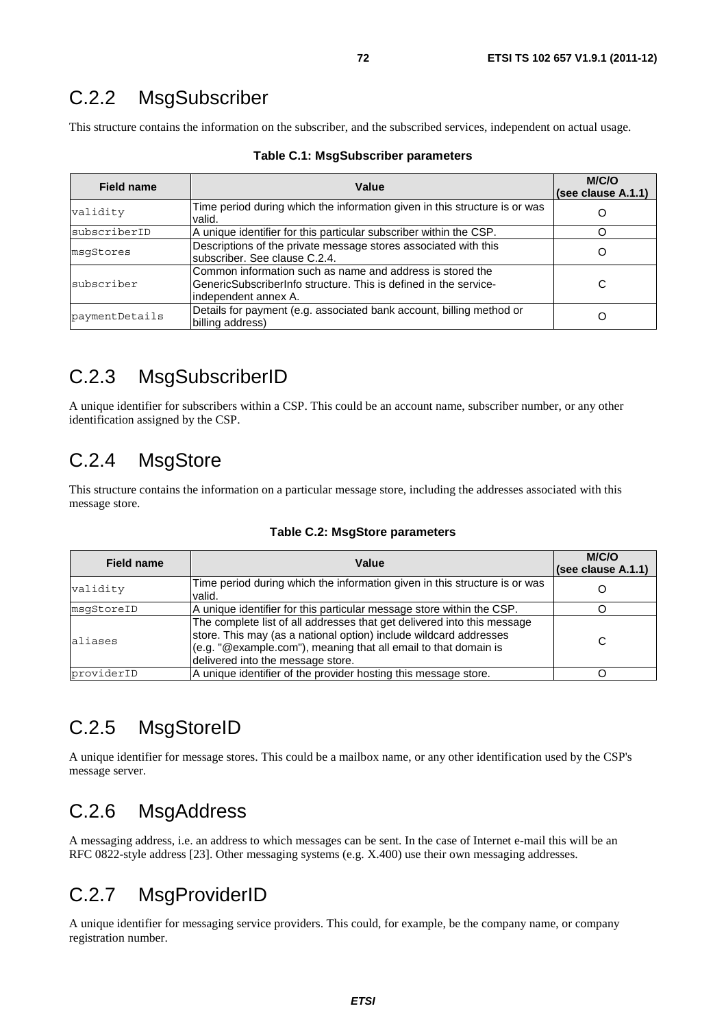## C.2.2 MsgSubscriber

This structure contains the information on the subscriber, and the subscribed services, independent on actual usage.

**Table C.1: MsgSubscriber parameters**

| Field name | Value | M/C/O (see clause A.1.1) |
|---|---|---|
| validity | Time period during which the information given in this structure is or was valid. | O |
| subscriberID | A unique identifier for this particular subscriber within the CSP. | O |
| msgStores | Descriptions of the private message stores associated with this subscriber. See clause C.2.4. | O |
| subscriber | Common information such as name and address is stored the GenericSubscriberInfo structure. This is defined in the service-independent annex A. | C |
| paymentDetails | Details for payment (e.g. associated bank account, billing method or billing address) | O |

## C.2.3 MsgSubscriberID

A unique identifier for subscribers within a CSP. This could be an account name, subscriber number, or any other identification assigned by the CSP.

## C.2.4 MsgStore

This structure contains the information on a particular message store, including the addresses associated with this message store.

**Table C.2: MsgStore parameters**

| Field name | Value | M/C/O (see clause A.1.1) |
|---|---|---|
| validity | Time period during which the information given in this structure is or was valid. | O |
| msgStoreID | A unique identifier for this particular message store within the CSP. | O |
| aliases | The complete list of all addresses that get delivered into this message store. This may (as a national option) include wildcard addresses (e.g. "@example.com"), meaning that all email to that domain is delivered into the message store. | C |
| providerID | A unique identifier of the provider hosting this message store. | O |

## C.2.5 MsgStoreID

A unique identifier for message stores. This could be a mailbox name, or any other identification used by the CSP's message server.

## C.2.6 MsgAddress

A messaging address, i.e. an address to which messages can be sent. In the case of Internet e-mail this will be an RFC 0822-style address [23]. Other messaging systems (e.g. X.400) use their own messaging addresses.

## C.2.7 MsgProviderID

A unique identifier for messaging service providers. This could, for example, be the company name, or company registration number.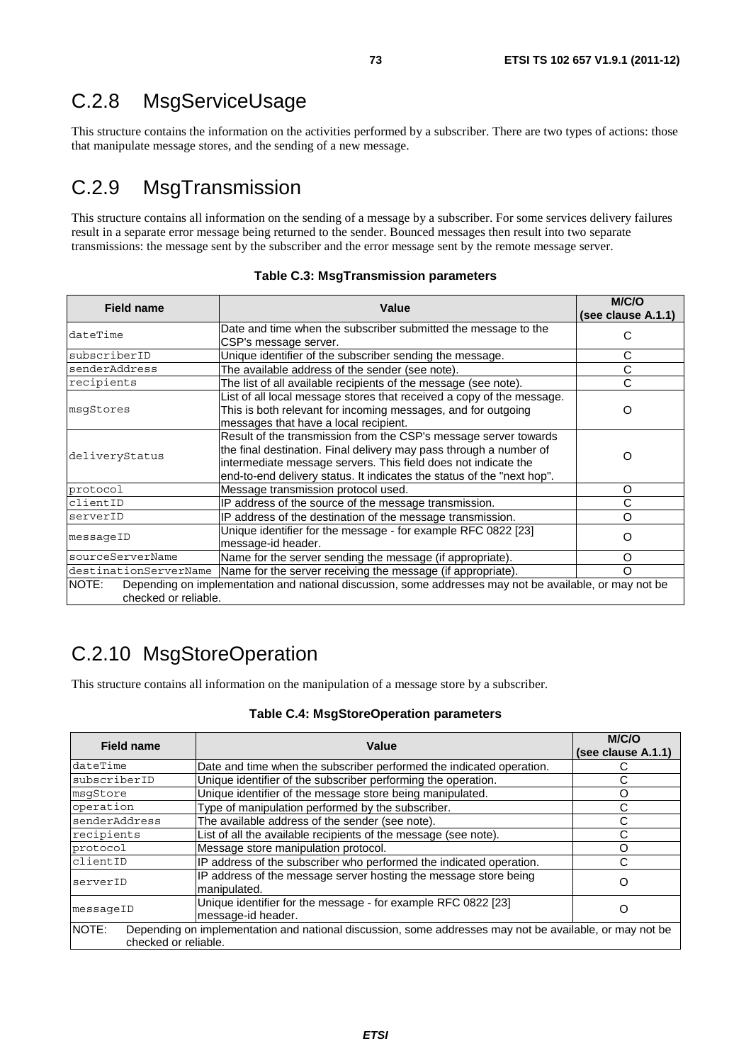# C.2.8 MsgServiceUsage

This structure contains the information on the activities performed by a subscriber. There are two types of actions: those that manipulate message stores, and the sending of a new message.

# C.2.9 MsgTransmission

This structure contains all information on the sending of a message by a subscriber. For some services delivery failures result in a separate error message being returned to the sender. Bounced messages then result into two separate transmissions: the message sent by the subscriber and the error message sent by the remote message server.

**Table C.3: MsgTransmission parameters**

| Field name | Value | M/C/O (see clause A.1.1) |
|---|---|---|
| dateTime | Date and time when the subscriber submitted the message to the CSP's message server. | C |
| subscriberID | Unique identifier of the subscriber sending the message. | C |
| senderAddress | The available address of the sender (see note). | C |
| recipients | The list of all available recipients of the message (see note). | C |
| msgStores | List of all local message stores that received a copy of the message. This is both relevant for incoming messages, and for outgoing messages that have a local recipient. | O |
| deliveryStatus | Result of the transmission from the CSP's message server towards the final destination. Final delivery may pass through a number of intermediate message servers. This field does not indicate the end-to-end delivery status. It indicates the status of the "next hop". | O |
| protocol | Message transmission protocol used. | O |
| clientID | IP address of the source of the message transmission. | C |
| serverID | IP address of the destination of the message transmission. | O |
| messageID | Unique identifier for the message - for example RFC 0822 [23] message-id header. | O |
| sourceServerName | Name for the server sending the message (if appropriate). | O |
| destinationServerName | Name for the server receiving the message (if appropriate). | O |
| NOTE: Depending on implementation and national discussion, some addresses may not be available, or may not be checked or reliable. | | |

# C.2.10 MsgStoreOperation

This structure contains all information on the manipulation of a message store by a subscriber.

**Table C.4: MsgStoreOperation parameters**

| Field name | Value | M/C/O (see clause A.1.1) |
|---|---|---|
| dateTime | Date and time when the subscriber performed the indicated operation. | C |
| subscriberID | Unique identifier of the subscriber performing the operation. | C |
| msgStore | Unique identifier of the message store being manipulated. | O |
| operation | Type of manipulation performed by the subscriber. | C |
| senderAddress | The available address of the sender (see note). | C |
| recipients | List of all the available recipients of the message (see note). | C |
| protocol | Message store manipulation protocol. | O |
| clientID | IP address of the subscriber who performed the indicated operation. | C |
| serverID | IP address of the message server hosting the message store being manipulated. | O |
| messageID | Unique identifier for the message - for example RFC 0822 [23] message-id header. | O |
| NOTE: Depending on implementation and national discussion, some addresses may not be available, or may not be checked or reliable. | | |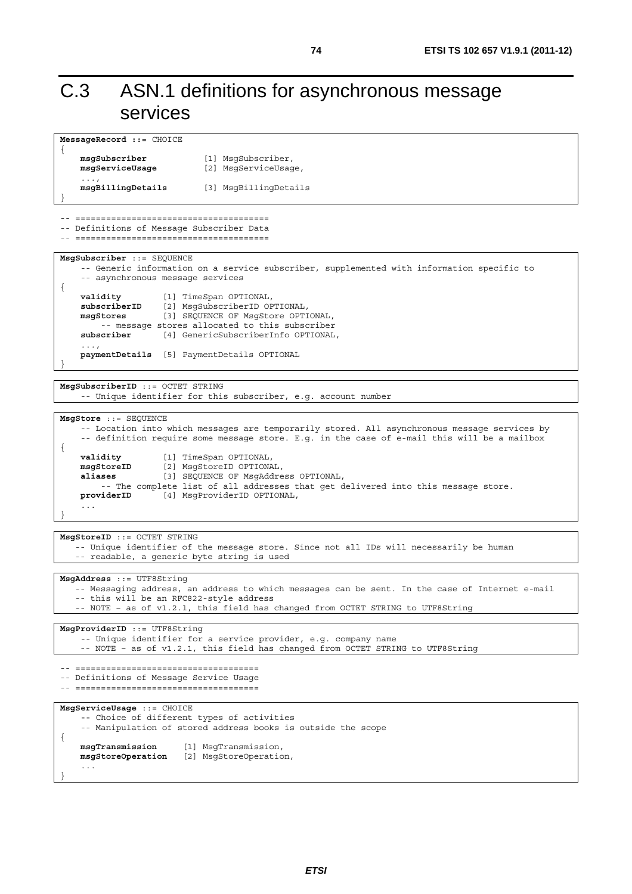# C.3 ASN.1 definitions for asynchronous message services

```
MessageRecord ::= CHOICE
{
    msgSubscriber           [1] MsgSubscriber,
    msgServiceUsage         [2] MsgServiceUsage,
    ...,
    msgBillingDetails       [3] MsgBillingDetails
}
```

```
-- =====================================
-- Definitions of Message Subscriber Data
-- =====================================
```

```
MsgSubscriber ::= SEQUENCE
    -- Generic information on a service subscriber, supplemented with information specific to
    -- asynchronous message services
{
    validity        [1] TimeSpan OPTIONAL,
    subscriberID    [2] MsgSubscriberID OPTIONAL,
    msgStores       [3] SEQUENCE OF MsgStore OPTIONAL,
        -- message stores allocated to this subscriber
    subscriber      [4] GenericSubscriberInfo OPTIONAL,
    ...,
    paymentDetails  [5] PaymentDetails OPTIONAL
}
```

```
MsgSubscriberID ::= OCTET STRING
    -- Unique identifier for this subscriber, e.g. account number
```

```
MsgStore ::= SEQUENCE
    -- Location into which messages are temporarily stored. All asynchronous message services by
    -- definition require some message store. E.g. in the case of e-mail this will be a mailbox
{
    validity        [1] TimeSpan OPTIONAL,
    msgStoreID      [2] MsgStoreID OPTIONAL,
    aliases         [3] SEQUENCE OF MsgAddress OPTIONAL,
        -- The complete list of all addresses that get delivered into this message store.
    providerID      [4] MsgProviderID OPTIONAL,
    ...
}
```

```
MsgStoreID ::= OCTET STRING
   -- Unique identifier of the message store. Since not all IDs will necessarily be human
   -- readable, a generic byte string is used
```

```
MsgAddress ::= UTF8String
   -- Messaging address, an address to which messages can be sent. In the case of Internet e-mail
   -- this will be an RFC822-style address
   -- NOTE - as of v1.2.1, this field has changed from OCTET STRING to UTF8String
```

```
MsgProviderID ::= UTF8String
    -- Unique identifier for a service provider, e.g. company name
    -- NOTE - as of v1.2.1, this field has changed from OCTET STRING to UTF8String
```

```
-- ===================================
-- Definitions of Message Service Usage
-- ===================================
```

```
MsgServiceUsage ::= CHOICE
    -- Choice of different types of activities
    -- Manipulation of stored address books is outside the scope
{
    msgTransmission     [1] MsgTransmission,
    msgStoreOperation   [2] MsgStoreOperation,
    ...
}
```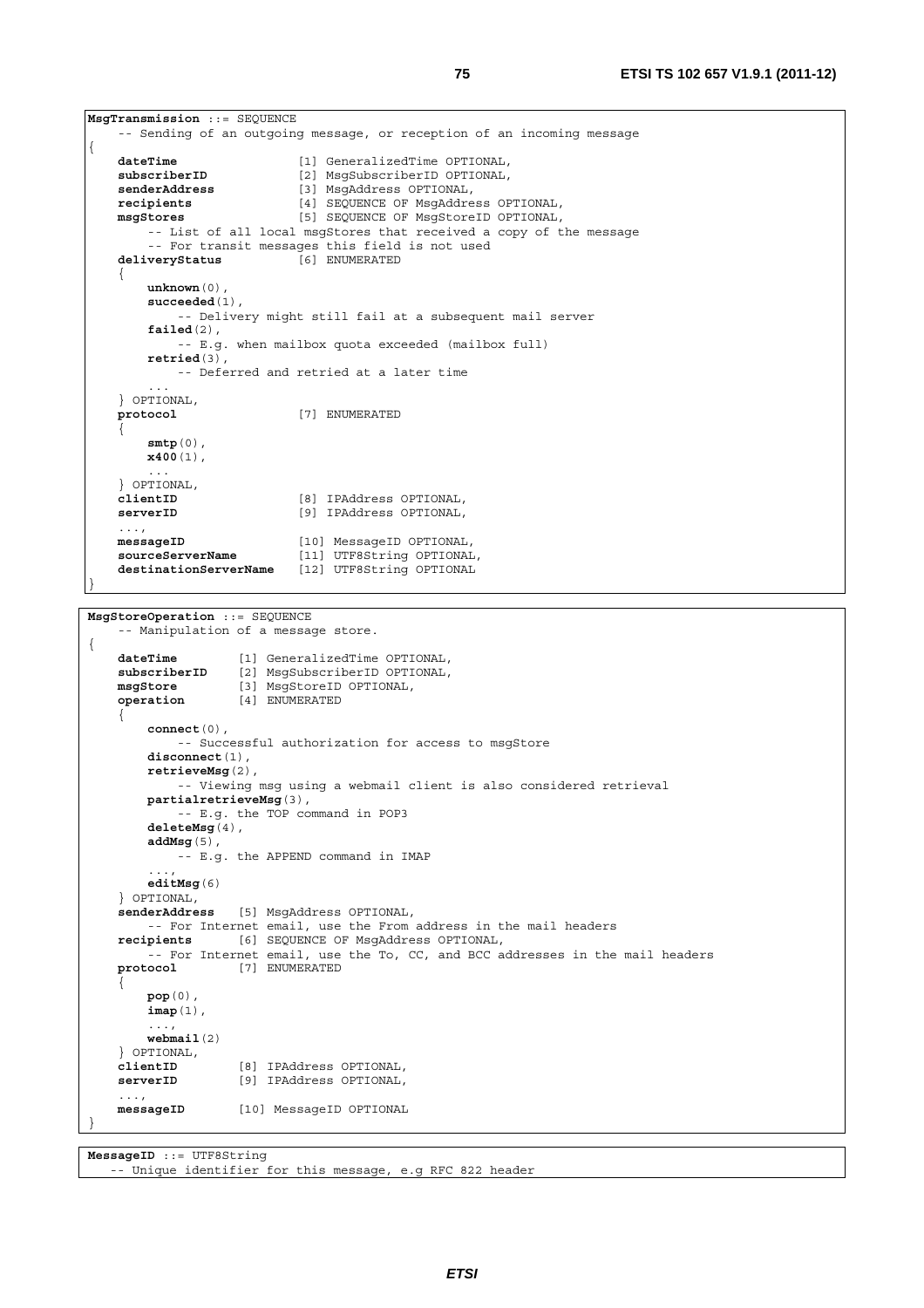```
MsgTransmission ::= SEQUENCE
    -- Sending of an outgoing message, or reception of an incoming message
{
    dateTime                [1] GeneralizedTime OPTIONAL,
    subscriberID            [2] MsgSubscriberID OPTIONAL,
    senderAddress           [3] MsgAddress OPTIONAL,
    recipients              [4] SEQUENCE OF MsgAddress OPTIONAL,
    msgStores               [5] SEQUENCE OF MsgStoreID OPTIONAL,
        -- List of all local msgStores that received a copy of the message
        -- For transit messages this field is not used
    deliveryStatus          [6] ENUMERATED
    {
        unknown(0),
        succeeded(1),
            -- Delivery might still fail at a subsequent mail server
        failed(2),
            -- E.g. when mailbox quota exceeded (mailbox full)
        retried(3),
            -- Deferred and retried at a later time
        ...
    } OPTIONAL,
    protocol                [7] ENUMERATED
    {
        smtp(0),
        x400(1),
        ...
    } OPTIONAL,
    clientID                [8] IPAddress OPTIONAL,
    serverID                [9] IPAddress OPTIONAL,
    ...,
    messageID               [10] MessageID OPTIONAL,
    sourceServerName        [11] UTF8String OPTIONAL,
    destinationServerName   [12] UTF8String OPTIONAL
}
```

```
MsgStoreOperation ::= SEQUENCE
    -- Manipulation of a message store.
{
    dateTime        [1] GeneralizedTime OPTIONAL,
    subscriberID    [2] MsgSubscriberID OPTIONAL,
    msgStore        [3] MsgStoreID OPTIONAL,
    operation       [4] ENUMERATED
    {
        connect(0),
            -- Successful authorization for access to msgStore
        disconnect(1),
        retrieveMsg(2),
            -- Viewing msg using a webmail client is also considered retrieval
        partialretrieveMsg(3),
            -- E.g. the TOP command in POP3
        deleteMsg(4),
        addMsg(5),
            -- E.g. the APPEND command in IMAP
        ...,
        editMsg(6)
    } OPTIONAL,
    senderAddress   [5] MsgAddress OPTIONAL,
        -- For Internet email, use the From address in the mail headers
    recipients      [6] SEQUENCE OF MsgAddress OPTIONAL,
        -- For Internet email, use the To, CC, and BCC addresses in the mail headers
    protocol        [7] ENUMERATED
    {
        pop(0),
        imap(1),
        ...,
        webmail(2)
    } OPTIONAL,
    clientID        [8] IPAddress OPTIONAL,
    serverID        [9] IPAddress OPTIONAL,
    ...,
    messageID       [10] MessageID OPTIONAL
}
```

```
MessageID ::= UTF8String
   -- Unique identifier for this message, e.g RFC 822 header
```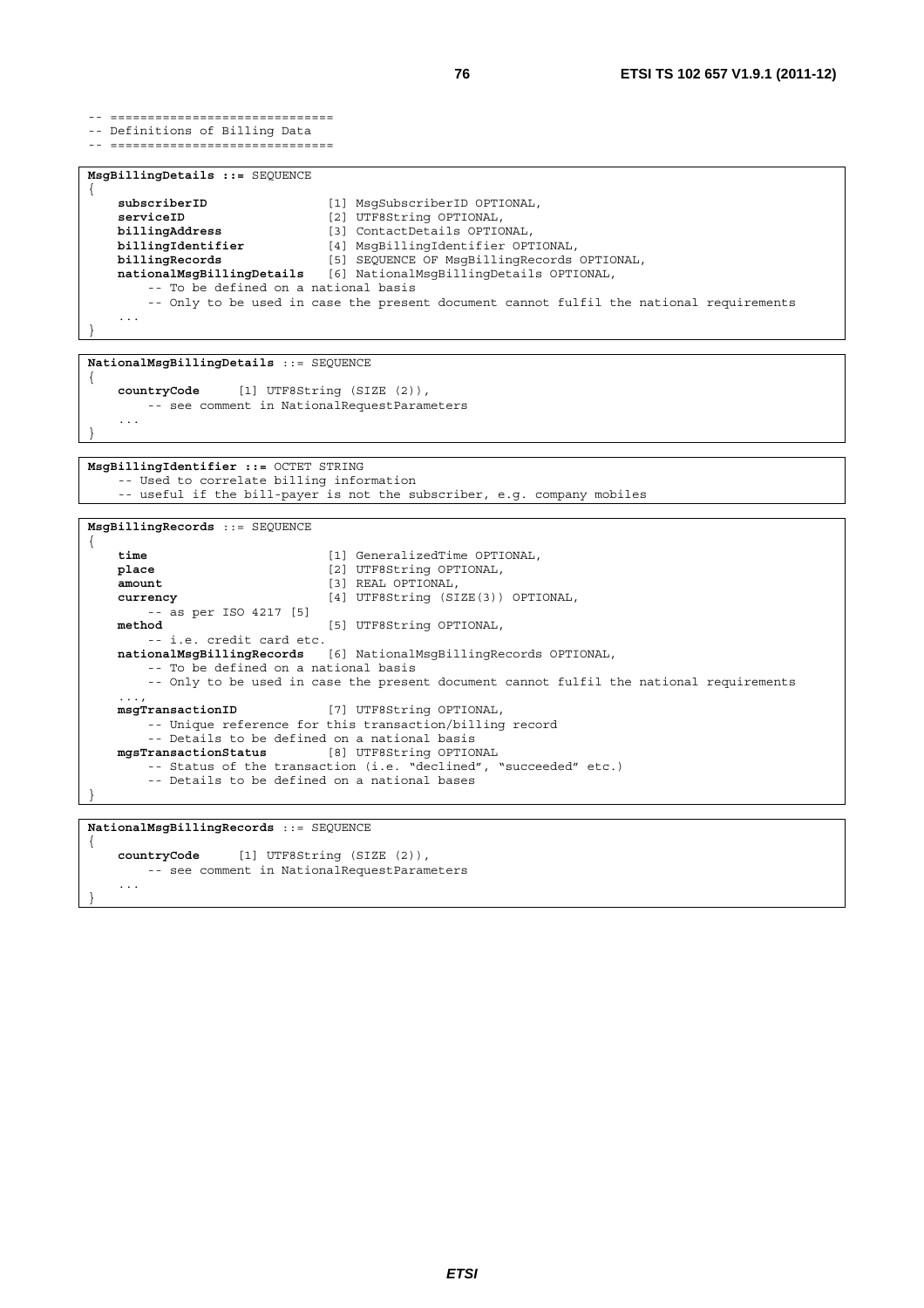```
-- ==============================
-- Definitions of Billing Data
-- ==============================
```

```
MsgBillingDetails ::= SEQUENCE
{
    subscriberID                [1] MsgSubscriberID OPTIONAL,
    serviceID                   [2] UTF8String OPTIONAL,
    billingAddress              [3] ContactDetails OPTIONAL,
    billingIdentifier           [4] MsgBillingIdentifier OPTIONAL,
    billingRecords              [5] SEQUENCE OF MsgBillingRecords OPTIONAL,
    nationalMsgBillingDetails   [6] NationalMsgBillingDetails OPTIONAL,
        -- To be defined on a national basis
        -- Only to be used in case the present document cannot fulfil the national requirements
    ...
}
```

```
NationalMsgBillingDetails ::= SEQUENCE
{
    countryCode     [1] UTF8String (SIZE (2)),
        -- see comment in NationalRequestParameters
    ...
}
```

```
MsgBillingIdentifier ::= OCTET STRING
    -- Used to correlate billing information
    -- useful if the bill-payer is not the subscriber, e.g. company mobiles
```

```
MsgBillingRecords ::= SEQUENCE
{
    time                        [1] GeneralizedTime OPTIONAL,
    place                       [2] UTF8String OPTIONAL,
    amount                      [3] REAL OPTIONAL,
    currency                    [4] UTF8String (SIZE(3)) OPTIONAL,
        -- as per ISO 4217 [5]
    method                      [5] UTF8String OPTIONAL,
        -- i.e. credit card etc.
    nationalMsgBillingRecords   [6] NationalMsgBillingRecords OPTIONAL,
        -- To be defined on a national basis
        -- Only to be used in case the present document cannot fulfil the national requirements
    ...,
    msgTransactionID            [7] UTF8String OPTIONAL,
        -- Unique reference for this transaction/billing record
        -- Details to be defined on a national basis
    mgsTransactionStatus        [8] UTF8String OPTIONAL
        -- Status of the transaction (i.e. "declined", "succeeded" etc.)
        -- Details to be defined on a national bases
}
```

```
NationalMsgBillingRecords ::= SEQUENCE
{
    countryCode     [1] UTF8String (SIZE (2)),
        -- see comment in NationalRequestParameters
    ...
}
```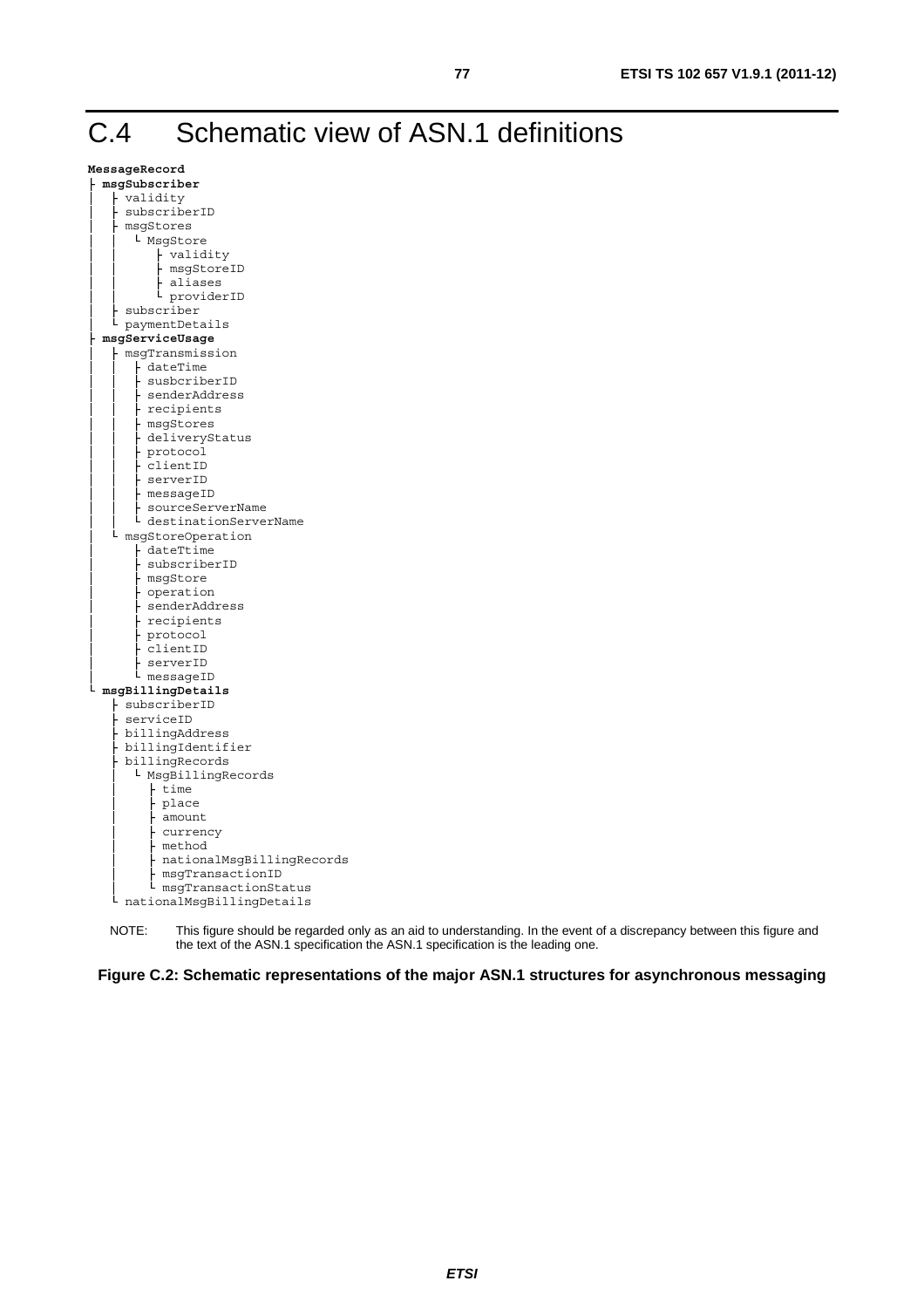# C.4 Schematic view of ASN.1 definitions

```
MessageRecord
├ msgSubscriber
│   ├ validity
│   ├ subscriberID
│   ├ msgStores
│   │   └ MsgStore
│   │       ├ validity
│   │       ├ msgStoreID
│   │       ├ aliases
│   │       └ providerID
│   ├ subscriber
│   └ paymentDetails
├ msgServiceUsage
│   ├ msgTransmission
│   │   ├ dateTime
│   │   ├ susbcriberID
│   │   ├ senderAddress
│   │   ├ recipients
│   │   ├ msgStores
│   │   ├ deliveryStatus
│   │   ├ protocol
│   │   ├ clientID
│   │   ├ serverID
│   │   ├ messageID
│   │   ├ sourceServerName
│   │   └ destinationServerName
│   └ msgStoreOperation
│       ├ dateTtime
│       ├ subscriberID
│       ├ msgStore
│       ├ operation
│       ├ senderAddress
│       ├ recipients
│       ├ protocol
│       ├ clientID
│       ├ serverID
│       └ messageID
└ msgBillingDetails
    ├ subscriberID
    ├ serviceID
    ├ billingAddress
    ├ billingIdentifier
    ├ billingRecords
    │   └ MsgBillingRecords
    │       ├ time
    │       ├ place
    │       ├ amount
    │       ├ currency
    │       ├ method
    │       ├ nationalMsgBillingRecords
    │       ├ msgTransactionID
    │       └ msgTransactionStatus
    └ nationalMsgBillingDetails
```

NOTE: This figure should be regarded only as an aid to understanding. In the event of a discrepancy between this figure and the text of the ASN.1 specification the ASN.1 specification is the leading one.

**Figure C.2: Schematic representations of the major ASN.1 structures for asynchronous messaging**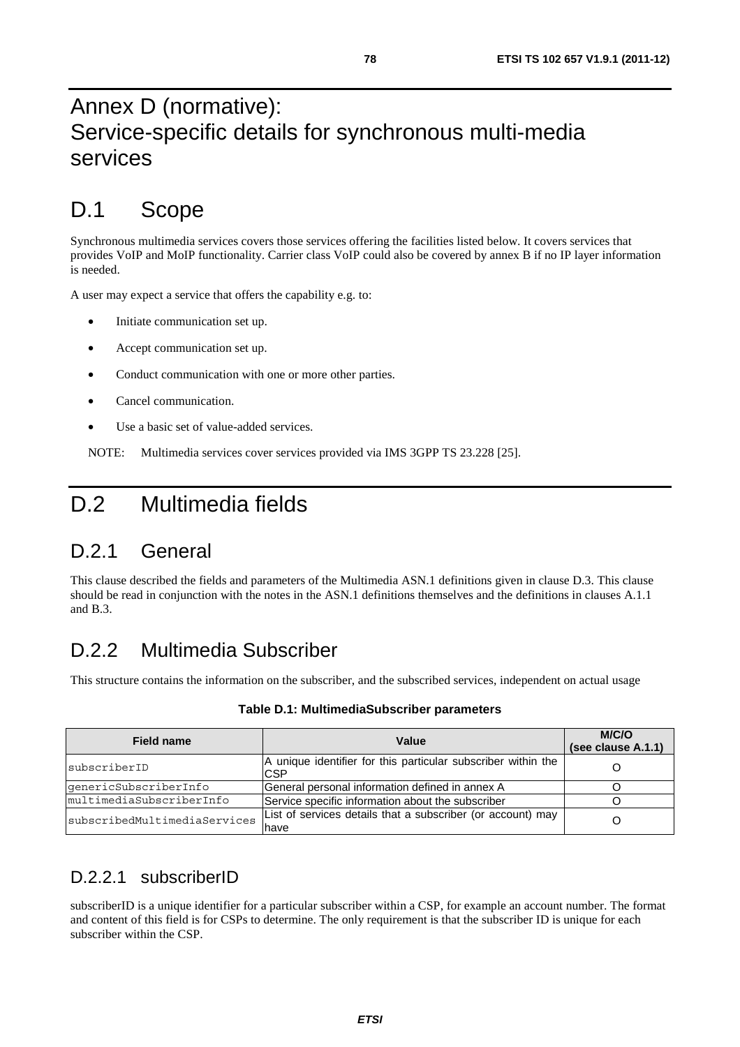# Annex D (normative): Service-specific details for synchronous multi-media services

# D.1 Scope

Synchronous multimedia services covers those services offering the facilities listed below. It covers services that provides VoIP and MoIP functionality. Carrier class VoIP could also be covered by annex B if no IP layer information is needed.

A user may expect a service that offers the capability e.g. to:

- Initiate communication set up.
- Accept communication set up.
- Conduct communication with one or more other parties.
- Cancel communication.
- Use a basic set of value-added services.

NOTE: Multimedia services cover services provided via IMS 3GPP TS 23.228 [25].

# D.2 Multimedia fields

## D.2.1 General

This clause described the fields and parameters of the Multimedia ASN.1 definitions given in clause D.3. This clause should be read in conjunction with the notes in the ASN.1 definitions themselves and the definitions in clauses A.1.1 and B.3.

## D.2.2 Multimedia Subscriber

This structure contains the information on the subscriber, and the subscribed services, independent on actual usage

**Table D.1: MultimediaSubscriber parameters**

| Field name | Value | M/C/O (see clause A.1.1) |
|---|---|---|
| subscriberID | A unique identifier for this particular subscriber within the CSP | O |
| genericSubscriberInfo | General personal information defined in annex A | O |
| multimediaSubscriberInfo | Service specific information about the subscriber | O |
| subscribedMultimediaServices | List of services details that a subscriber (or account) may have | O |

### D.2.2.1 subscriberID

subscriberID is a unique identifier for a particular subscriber within a CSP, for example an account number. The format and content of this field is for CSPs to determine. The only requirement is that the subscriber ID is unique for each subscriber within the CSP.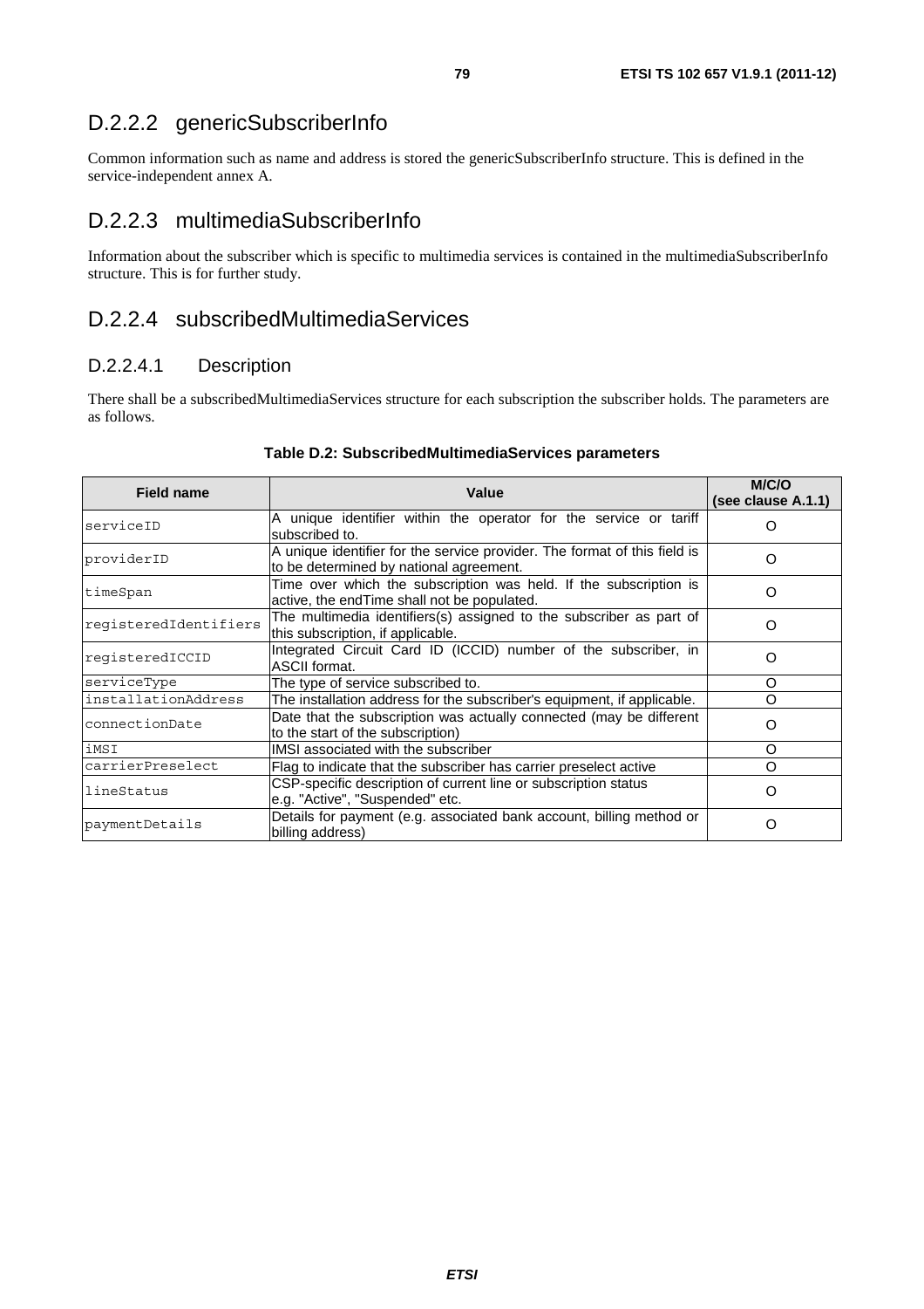### D.2.2.2 genericSubscriberInfo

Common information such as name and address is stored the genericSubscriberInfo structure. This is defined in the service-independent annex A.

### D.2.2.3 multimediaSubscriberInfo

Information about the subscriber which is specific to multimedia services is contained in the multimediaSubscriberInfo structure. This is for further study.

### D.2.2.4 subscribedMultimediaServices

#### D.2.2.4.1 Description

There shall be a subscribedMultimediaServices structure for each subscription the subscriber holds. The parameters are as follows.

**Table D.2: SubscribedMultimediaServices parameters**

| Field name | Value | M/C/O (see clause A.1.1) |
|---|---|---|
| serviceID | A unique identifier within the operator for the service or tariff subscribed to. | O |
| providerID | A unique identifier for the service provider. The format of this field is to be determined by national agreement. | O |
| timeSpan | Time over which the subscription was held. If the subscription is active, the endTime shall not be populated. | O |
| registeredIdentifiers | The multimedia identifiers(s) assigned to the subscriber as part of this subscription, if applicable. | O |
| registeredICCID | Integrated Circuit Card ID (ICCID) number of the subscriber, in ASCII format. | O |
| serviceType | The type of service subscribed to. | O |
| installationAddress | The installation address for the subscriber's equipment, if applicable. | O |
| connectionDate | Date that the subscription was actually connected (may be different to the start of the subscription) | O |
| iMSI | IMSI associated with the subscriber | O |
| carrierPreselect | Flag to indicate that the subscriber has carrier preselect active | O |
| lineStatus | CSP-specific description of current line or subscription status e.g. "Active", "Suspended" etc. | O |
| paymentDetails | Details for payment (e.g. associated bank account, billing method or billing address) | O |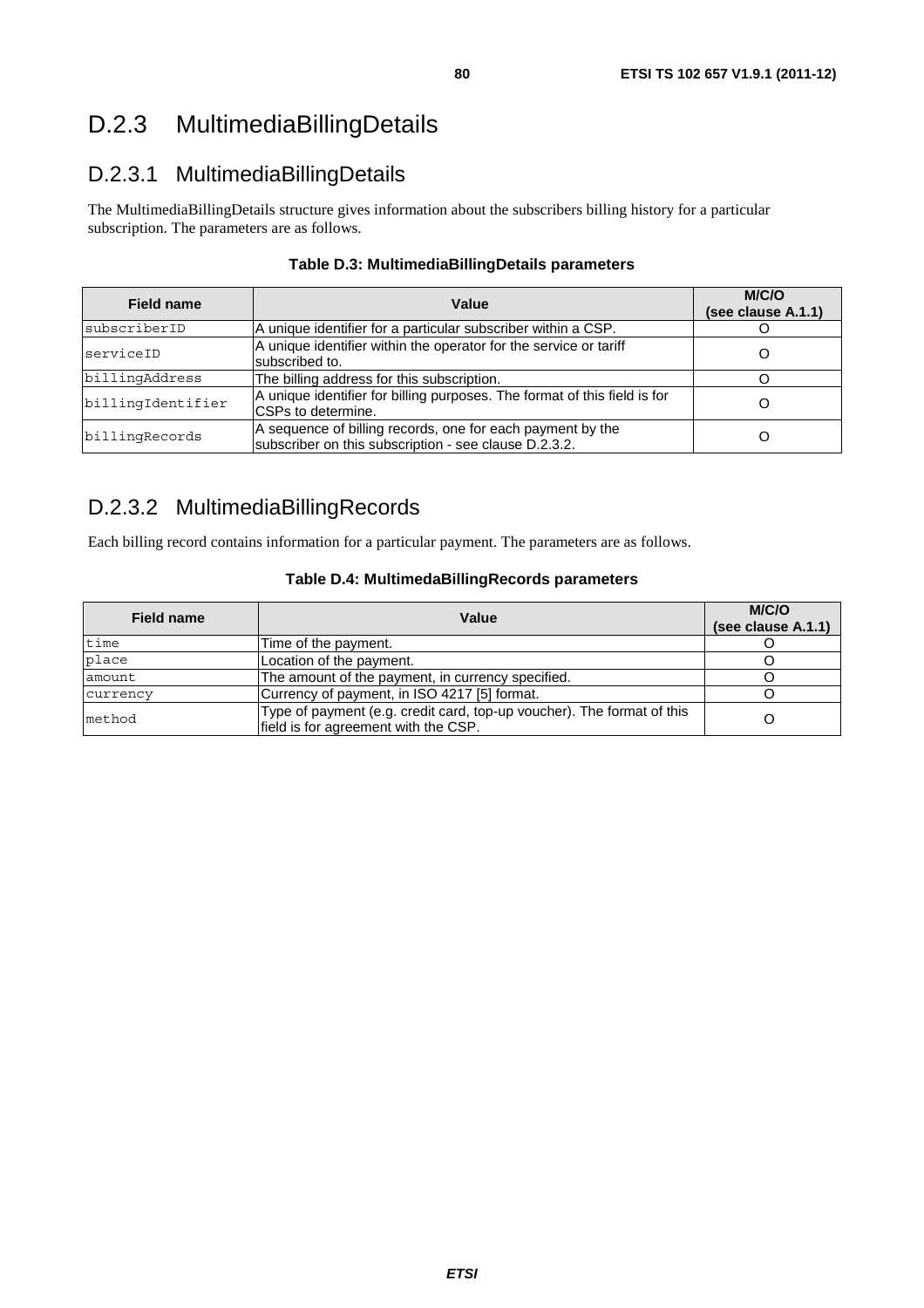# D.2.3 MultimediaBillingDetails

## D.2.3.1 MultimediaBillingDetails

The MultimediaBillingDetails structure gives information about the subscribers billing history for a particular subscription. The parameters are as follows.

**Table D.3: MultimediaBillingDetails parameters**

| Field name | Value | M/C/O (see clause A.1.1) |
|---|---|---|
| subscriberID | A unique identifier for a particular subscriber within a CSP. | O |
| serviceID | A unique identifier within the operator for the service or tariff subscribed to. | O |
| billingAddress | The billing address for this subscription. | O |
| billingIdentifier | A unique identifier for billing purposes. The format of this field is for CSPs to determine. | O |
| billingRecords | A sequence of billing records, one for each payment by the subscriber on this subscription - see clause D.2.3.2. | O |

## D.2.3.2 MultimediaBillingRecords

Each billing record contains information for a particular payment. The parameters are as follows.

**Table D.4: MultimedaBillingRecords parameters**

| Field name | Value | M/C/O (see clause A.1.1) |
|---|---|---|
| time | Time of the payment. | O |
| place | Location of the payment. | O |
| amount | The amount of the payment, in currency specified. | O |
| currency | Currency of payment, in ISO 4217 [5] format. | O |
| method | Type of payment (e.g. credit card, top-up voucher). The format of this field is for agreement with the CSP. | O |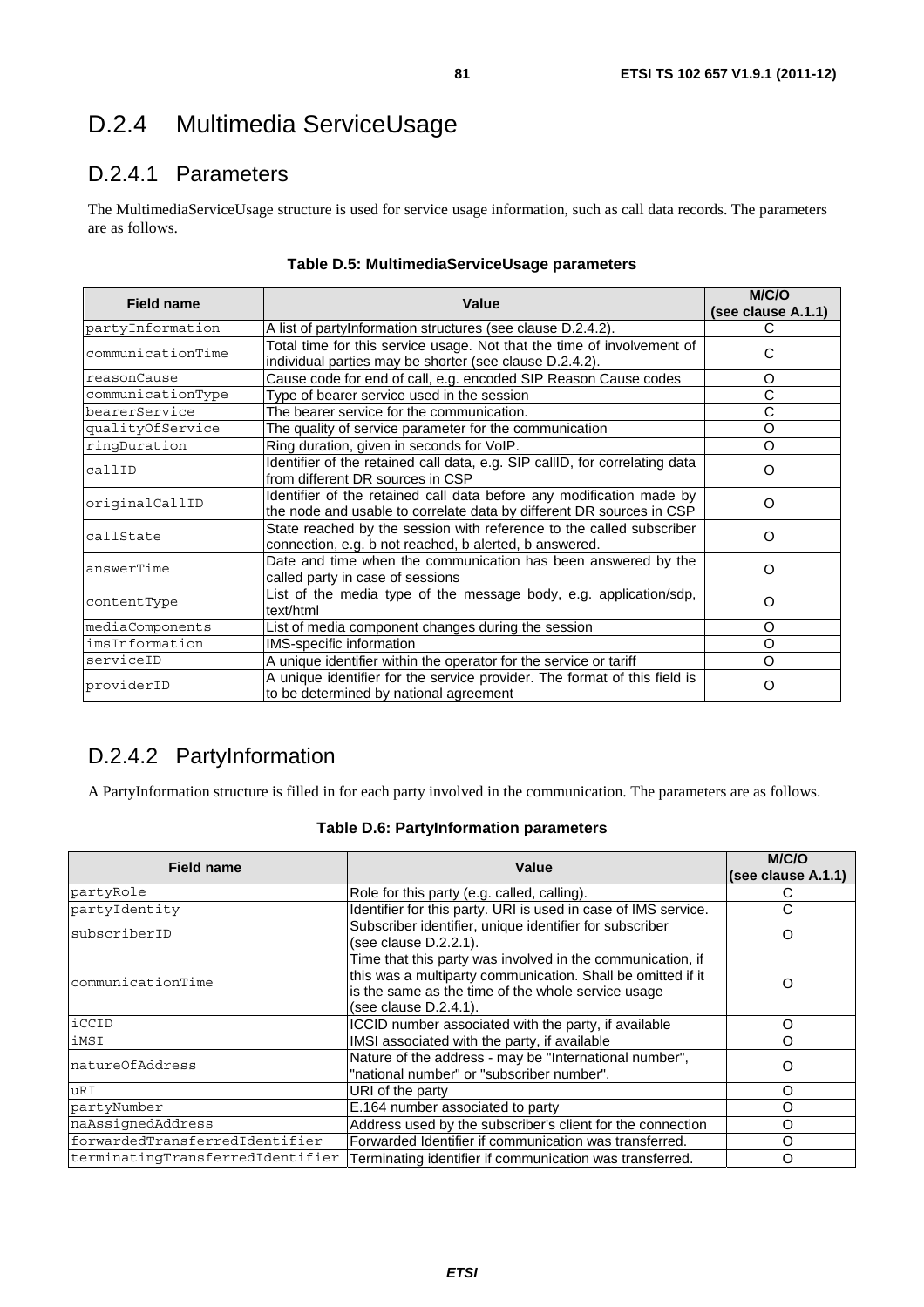# D.2.4 Multimedia ServiceUsage

## D.2.4.1 Parameters

The MultimediaServiceUsage structure is used for service usage information, such as call data records. The parameters are as follows.

**Table D.5: MultimediaServiceUsage parameters**

| Field name | Value | M/C/O (see clause A.1.1) |
|---|---|---|
| partyInformation | A list of partyInformation structures (see clause D.2.4.2). | C |
| communicationTime | Total time for this service usage. Not that the time of involvement of individual parties may be shorter (see clause D.2.4.2). | C |
| reasonCause | Cause code for end of call, e.g. encoded SIP Reason Cause codes | O |
| communicationType | Type of bearer service used in the session | C |
| bearerService | The bearer service for the communication. | C |
| qualityOfService | The quality of service parameter for the communication | O |
| ringDuration | Ring duration, given in seconds for VoIP. | O |
| callID | Identifier of the retained call data, e.g. SIP callID, for correlating data from different DR sources in CSP | O |
| originalCallID | Identifier of the retained call data before any modification made by the node and usable to correlate data by different DR sources in CSP | O |
| callState | State reached by the session with reference to the called subscriber connection, e.g. b not reached, b alerted, b answered. | O |
| answerTime | Date and time when the communication has been answered by the called party in case of sessions | O |
| contentType | List of the media type of the message body, e.g. application/sdp, text/html | O |
| mediaComponents | List of media component changes during the session | O |
| imsInformation | IMS-specific information | O |
| serviceID | A unique identifier within the operator for the service or tariff | O |
| providerID | A unique identifier for the service provider. The format of this field is to be determined by national agreement | O |

## D.2.4.2 PartyInformation

A PartyInformation structure is filled in for each party involved in the communication. The parameters are as follows.

**Table D.6: PartyInformation parameters**

| Field name | Value | M/C/O (see clause A.1.1) |
|---|---|---|
| partyRole | Role for this party (e.g. called, calling). | C |
| partyIdentity | Identifier for this party. URI is used in case of IMS service. | C |
| subscriberID | Subscriber identifier, unique identifier for subscriber (see clause D.2.2.1). | O |
| communicationTime | Time that this party was involved in the communication, if this was a multiparty communication. Shall be omitted if it is the same as the time of the whole service usage (see clause D.2.4.1). | O |
| iCCID | ICCID number associated with the party, if available | O |
| iMSI | IMSI associated with the party, if available | O |
| natureOfAddress | Nature of the address - may be "International number", "national number" or "subscriber number". | O |
| uRI | URI of the party | O |
| partyNumber | E.164 number associated to party | O |
| naAssignedAddress | Address used by the subscriber's client for the connection | O |
| forwardedTransferredIdentifier | Forwarded Identifier if communication was transferred. | O |
| terminatingTransferredIdentifier | Terminating identifier if communication was transferred. | O |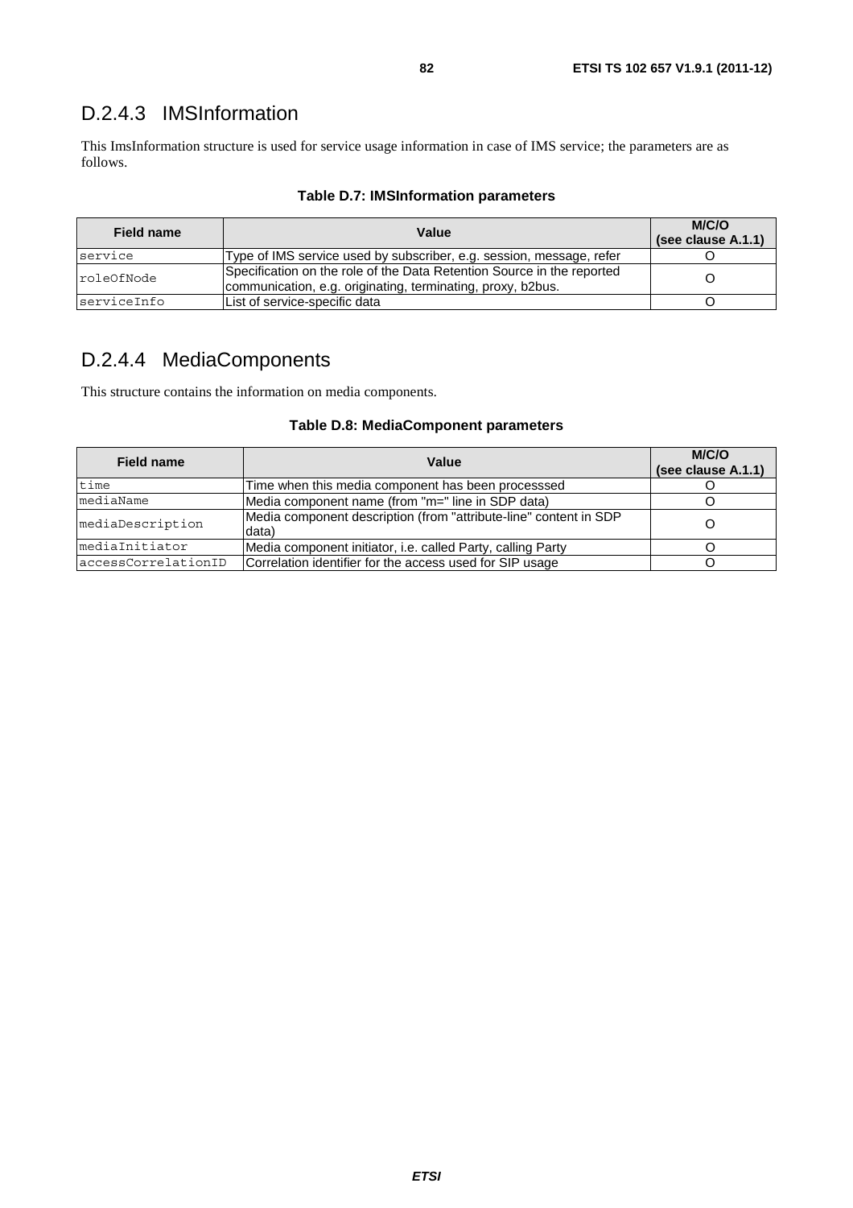## D.2.4.3 IMSInformation

This ImsInformation structure is used for service usage information in case of IMS service; the parameters are as follows.

**Table D.7: IMSInformation parameters**

| Field name | Value | M/C/O (see clause A.1.1) |
|---|---|---|
| service | Type of IMS service used by subscriber, e.g. session, message, refer | O |
| roleOfNode | Specification on the role of the Data Retention Source in the reported communication, e.g. originating, terminating, proxy, b2bus. | O |
| serviceInfo | List of service-specific data | O |

## D.2.4.4 MediaComponents

This structure contains the information on media components.

**Table D.8: MediaComponent parameters**

| Field name | Value | M/C/O (see clause A.1.1) |
|---|---|---|
| time | Time when this media component has been processsed | O |
| mediaName | Media component name (from "m=" line in SDP data) | O |
| mediaDescription | Media component description (from "attribute-line" content in SDP data) | O |
| mediaInitiator | Media component initiator, i.e. called Party, calling Party | O |
| accessCorrelationID | Correlation identifier for the access used for SIP usage | O |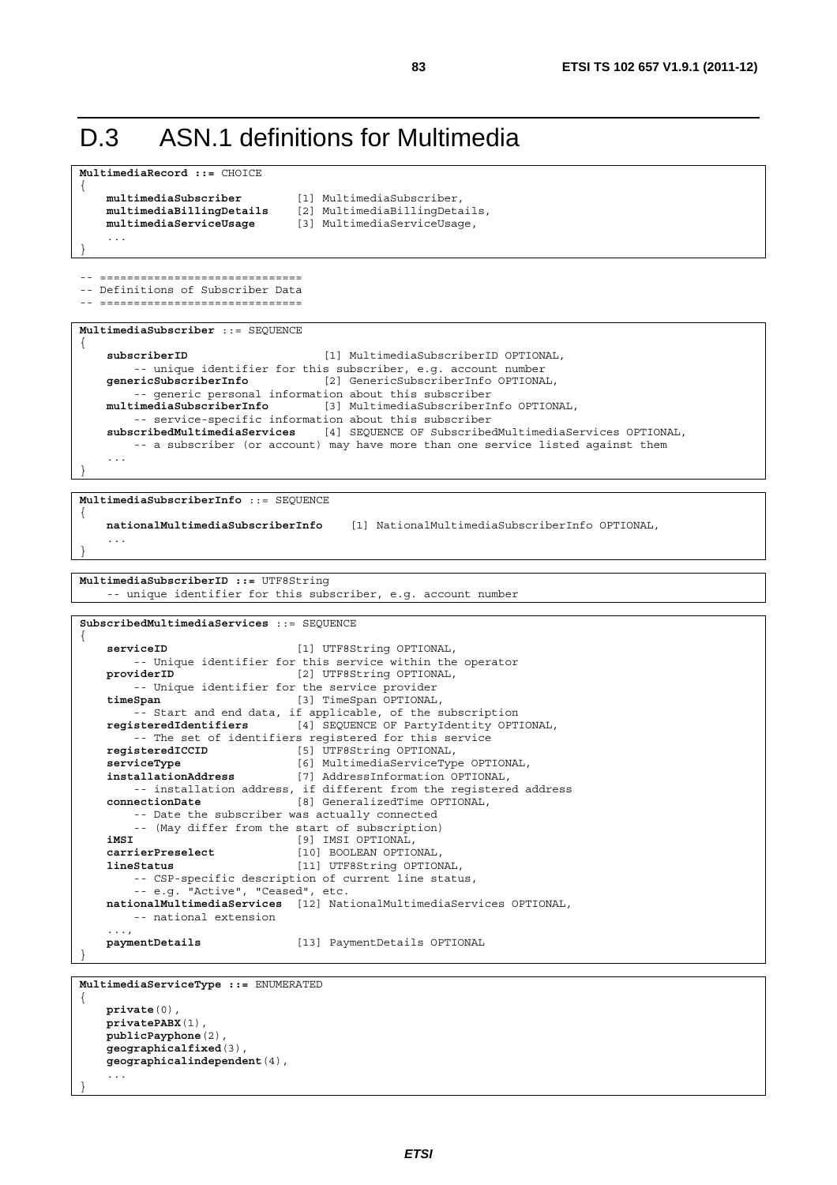# D.3 ASN.1 definitions for Multimedia

```
MultimediaRecord ::= CHOICE
{
    multimediaSubscriber        [1] MultimediaSubscriber,
    multimediaBillingDetails    [2] MultimediaBillingDetails,
    multimediaServiceUsage      [3] MultimediaServiceUsage,
    ...
}
```

```
-- ==============================
-- Definitions of Subscriber Data
-- ==============================
```

```
MultimediaSubscriber ::= SEQUENCE
{
    subscriberID                    [1] MultimediaSubscriberID OPTIONAL,
        -- unique identifier for this subscriber, e.g. account number
    genericSubscriberInfo           [2] GenericSubscriberInfo OPTIONAL,
        -- generic personal information about this subscriber
    multimediaSubscriberInfo        [3] MultimediaSubscriberInfo OPTIONAL,
        -- service-specific information about this subscriber
    subscribedMultimediaServices    [4] SEQUENCE OF SubscribedMultimediaServices OPTIONAL,
        -- a subscriber (or account) may have more than one service listed against them
    ...
}
```

```
MultimediaSubscriberInfo ::= SEQUENCE
{
    nationalMultimediaSubscriberInfo    [1] NationalMultimediaSubscriberInfo OPTIONAL,
    ...
}
```

```
MultimediaSubscriberID ::= UTF8String
    -- unique identifier for this subscriber, e.g. account number
```

```
SubscribedMultimediaServices ::= SEQUENCE
{
    serviceID                   [1] UTF8String OPTIONAL,
        -- Unique identifier for this service within the operator
    providerID                  [2] UTF8String OPTIONAL,
        -- Unique identifier for the service provider
    timeSpan                    [3] TimeSpan OPTIONAL,
        -- Start and end data, if applicable, of the subscription
    registeredIdentifiers       [4] SEQUENCE OF PartyIdentity OPTIONAL,
        -- The set of identifiers registered for this service
    registeredICCID             [5] UTF8String OPTIONAL,
    serviceType                 [6] MultimediaServiceType OPTIONAL,
    installationAddress         [7] AddressInformation OPTIONAL,
        -- installation address, if different from the registered address
    connectionDate              [8] GeneralizedTime OPTIONAL,
        -- Date the subscriber was actually connected
        -- (May differ from the start of subscription)
    iMSI                        [9] IMSI OPTIONAL,
    carrierPreselect            [10] BOOLEAN OPTIONAL,
    lineStatus                  [11] UTF8String OPTIONAL,
        -- CSP-specific description of current line status,
        -- e.g. "Active", "Ceased", etc.
    nationalMultimediaServices  [12] NationalMultimediaServices OPTIONAL,
        -- national extension
    ...,
    paymentDetails              [13] PaymentDetails OPTIONAL
}
```

```
MultimediaServiceType ::= ENUMERATED
{
    private(0),
    privatePABX(1),
    publicPayphone(2),
    geographicalfixed(3),
    geographicalindependent(4),
    ...
}
```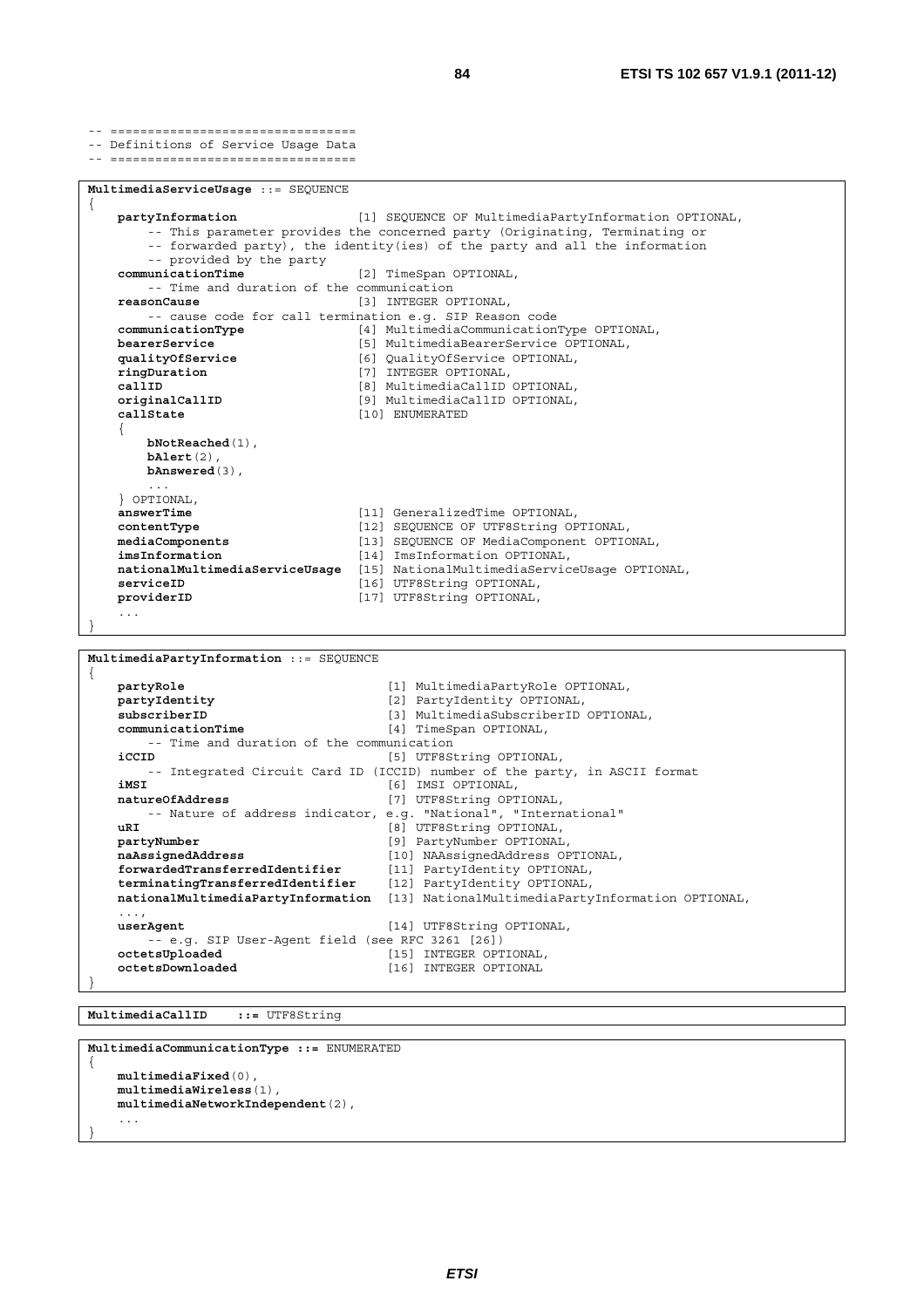```
-- ================================
-- Definitions of Service Usage Data
-- ================================
```

```
MultimediaServiceUsage ::= SEQUENCE
{
    partyInformation                [1] SEQUENCE OF MultimediaPartyInformation OPTIONAL,
        -- This parameter provides the concerned party (Originating, Terminating or
        -- forwarded party), the identity(ies) of the party and all the information
        -- provided by the party
    communicationTime               [2] TimeSpan OPTIONAL,
        -- Time and duration of the communication
    reasonCause                     [3] INTEGER OPTIONAL,
        -- cause code for call termination e.g. SIP Reason code
    communicationType               [4] MultimediaCommunicationType OPTIONAL,
    bearerService                   [5] MultimediaBearerService OPTIONAL,
    qualityOfService                [6] QualityOfService OPTIONAL,
    ringDuration                    [7] INTEGER OPTIONAL,
    callID                          [8] MultimediaCallID OPTIONAL,
    originalCallID                  [9] MultimediaCallID OPTIONAL,
    callState                       [10] ENUMERATED
    {
        bNotReached(1),
        bAlert(2),
        bAnswered(3),
        ...
    } OPTIONAL,
    answerTime                      [11] GeneralizedTime OPTIONAL,
    contentType                     [12] SEQUENCE OF UTF8String OPTIONAL,
    mediaComponents                 [13] SEQUENCE OF MediaComponent OPTIONAL,
    imsInformation                  [14] ImsInformation OPTIONAL,
    nationalMultimediaServiceUsage  [15] NationalMultimediaServiceUsage OPTIONAL,
    serviceID                       [16] UTF8String OPTIONAL,
    providerID                      [17] UTF8String OPTIONAL,
    ...
}
```

```
MultimediaPartyInformation ::= SEQUENCE
{
    partyRole                           [1] MultimediaPartyRole OPTIONAL,
    partyIdentity                       [2] PartyIdentity OPTIONAL,
    subscriberID                        [3] MultimediaSubscriberID OPTIONAL,
    communicationTime                   [4] TimeSpan OPTIONAL,
        -- Time and duration of the communication
    iCCID                               [5] UTF8String OPTIONAL,
        -- Integrated Circuit Card ID (ICCID) number of the party, in ASCII format
    iMSI                                [6] IMSI OPTIONAL,
    natureOfAddress                     [7] UTF8String OPTIONAL,
        -- Nature of address indicator, e.g. "National", "International"
    uRI                                 [8] UTF8String OPTIONAL,
    partyNumber                         [9] PartyNumber OPTIONAL,
    naAssignedAddress                   [10] NAAssignedAddress OPTIONAL,
    forwardedTransferredIdentifier      [11] PartyIdentity OPTIONAL,
    terminatingTransferredIdentifier    [12] PartyIdentity OPTIONAL,
    nationalMultimediaPartyInformation  [13] NationalMultimediaPartyInformation OPTIONAL,
    ...,
    userAgent                           [14] UTF8String OPTIONAL,
        -- e.g. SIP User-Agent field (see RFC 3261 [26])
    octetsUploaded                      [15] INTEGER OPTIONAL,
    octetsDownloaded                    [16] INTEGER OPTIONAL
}
```

```
MultimediaCallID    ::= UTF8String
```

```
MultimediaCommunicationType ::= ENUMERATED
{
    multimediaFixed(0),
    multimediaWireless(1),
    multimediaNetworkIndependent(2),
    ...
}
```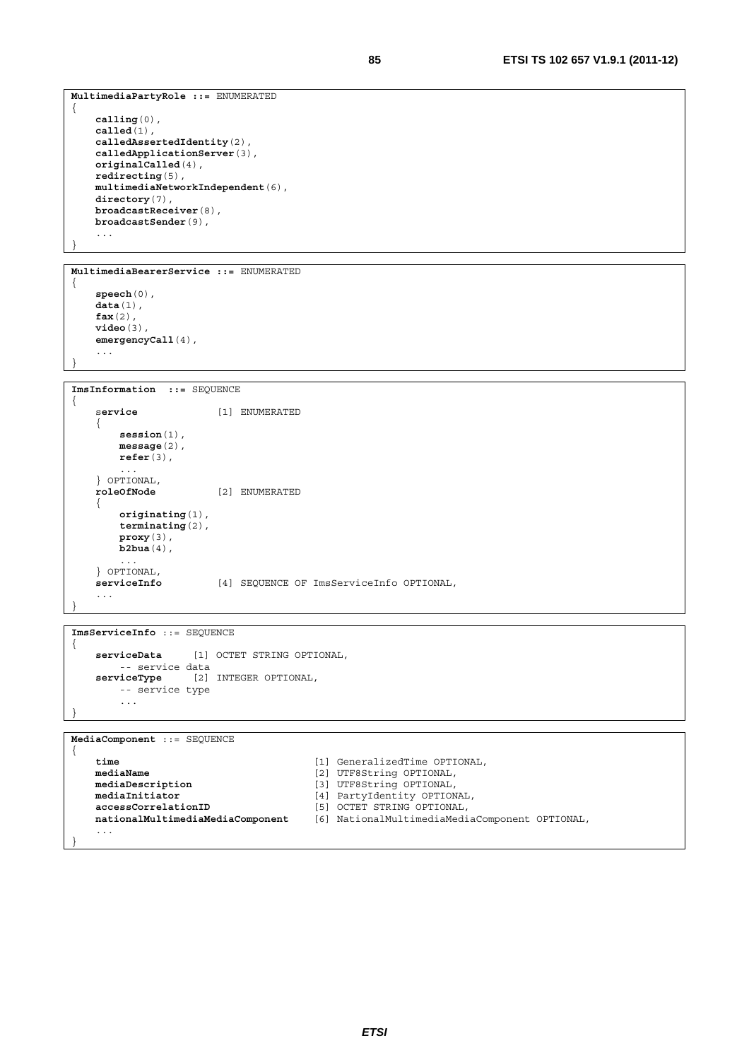```
MultimediaPartyRole ::= ENUMERATED
{
    calling(0),
    called(1),
    calledAssertedIdentity(2),
    calledApplicationServer(3),
    originalCalled(4),
    redirecting(5),
    multimediaNetworkIndependent(6),
    directory(7),
    broadcastReceiver(8),
    broadcastSender(9),
    ...
}
```

```
MultimediaBearerService ::= ENUMERATED
{
    speech(0),
    data(1),
    fax(2),
    video(3),
    emergencyCall(4),
    ...
}
```

```
ImsInformation  ::= SEQUENCE
{
    service             [1] ENUMERATED
    {
        session(1),
        message(2),
        refer(3),
        ...
    } OPTIONAL,
    roleOfNode          [2] ENUMERATED
    {
        originating(1),
        terminating(2),
        proxy(3),
        b2bua(4),
        ...
    } OPTIONAL,
    serviceInfo         [4] SEQUENCE OF ImsServiceInfo OPTIONAL,
    ...
}
```

```
ImsServiceInfo ::= SEQUENCE
{
    serviceData     [1] OCTET STRING OPTIONAL,
        -- service data
    serviceType     [2] INTEGER OPTIONAL,
        -- service type
        ...
}
```

```
MediaComponent ::= SEQUENCE
{
    time                                [1] GeneralizedTime OPTIONAL,
    mediaName                           [2] UTF8String OPTIONAL,
    mediaDescription                    [3] UTF8String OPTIONAL,
    mediaInitiator                      [4] PartyIdentity OPTIONAL,
    accessCorrelationID                 [5] OCTET STRING OPTIONAL,
    nationalMultimediaMediaComponent    [6] NationalMultimediaMediaComponent OPTIONAL,
    ...
}
```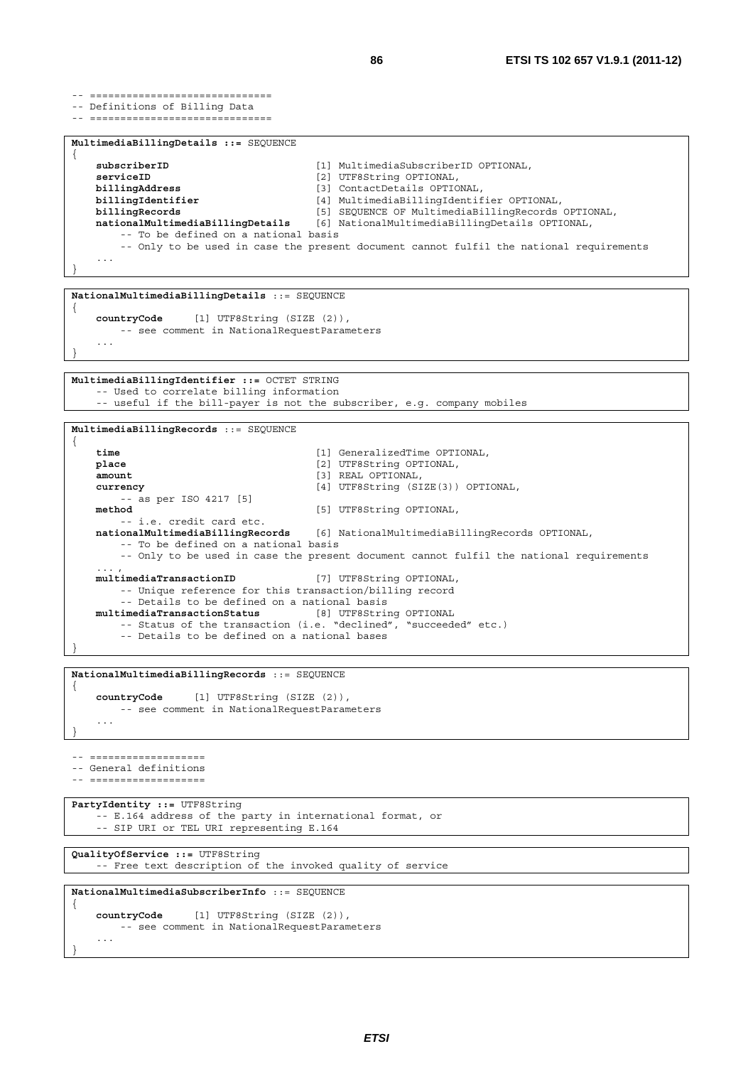```
-- =============================
-- Definitions of Billing Data
-- =============================
```

```
MultimediaBillingDetails ::= SEQUENCE
{
    subscriberID                        [1] MultimediaSubscriberID OPTIONAL,
    serviceID                           [2] UTF8String OPTIONAL,
    billingAddress                      [3] ContactDetails OPTIONAL,
    billingIdentifier                   [4] MultimediaBillingIdentifier OPTIONAL,
    billingRecords                      [5] SEQUENCE OF MultimediaBillingRecords OPTIONAL,
    nationalMultimediaBillingDetails    [6] NationalMultimediaBillingDetails OPTIONAL,
        -- To be defined on a national basis
        -- Only to be used in case the present document cannot fulfil the national requirements
    ...
}
```

```
NationalMultimediaBillingDetails ::= SEQUENCE
{
    countryCode     [1] UTF8String (SIZE (2)),
        -- see comment in NationalRequestParameters
    ...
}
```

```
MultimediaBillingIdentifier ::= OCTET STRING
    -- Used to correlate billing information
    -- useful if the bill-payer is not the subscriber, e.g. company mobiles
```

```
MultimediaBillingRecords ::= SEQUENCE
{
    time                                [1] GeneralizedTime OPTIONAL,
    place                               [2] UTF8String OPTIONAL,
    amount                              [3] REAL OPTIONAL,
    currency                            [4] UTF8String (SIZE(3)) OPTIONAL,
        -- as per ISO 4217 [5]
    method                              [5] UTF8String OPTIONAL,
        -- i.e. credit card etc.
    nationalMultimediaBillingRecords    [6] NationalMultimediaBillingRecords OPTIONAL,
        -- To be defined on a national basis
        -- Only to be used in case the present document cannot fulfil the national requirements
    ...,
    multimediaTransactionID             [7] UTF8String OPTIONAL,
        -- Unique reference for this transaction/billing record
        -- Details to be defined on a national basis
    multimediaTransactionStatus         [8] UTF8String OPTIONAL
        -- Status of the transaction (i.e. "declined", "succeeded" etc.)
        -- Details to be defined on a national bases
}
```

```
NationalMultimediaBillingRecords ::= SEQUENCE
{
    countryCode     [1] UTF8String (SIZE (2)),
        -- see comment in NationalRequestParameters
    ...
}
```

```
-- ===================
-- General definitions
-- ===================
```

```
PartyIdentity ::= UTF8String
    -- E.164 address of the party in international format, or
    -- SIP URI or TEL URI representing E.164
```

```
QualityOfService ::= UTF8String
    -- Free text description of the invoked quality of service
```

```
NationalMultimediaSubscriberInfo ::= SEQUENCE
{
    countryCode     [1] UTF8String (SIZE (2)),
        -- see comment in NationalRequestParameters
    ...
}
```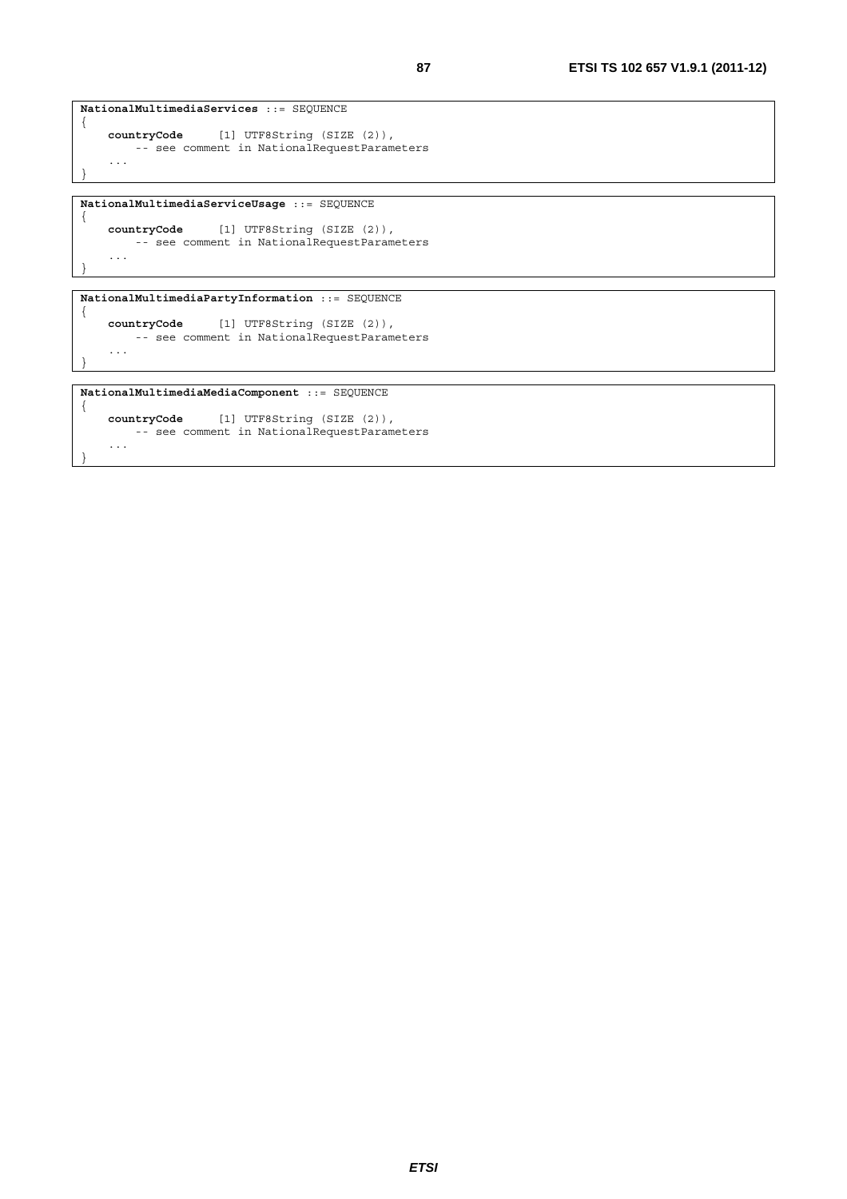```
NationalMultimediaServices ::= SEQUENCE
{
    countryCode      [1] UTF8String (SIZE (2)),
        -- see comment in NationalRequestParameters
    ...
}
```

```
NationalMultimediaServiceUsage ::= SEQUENCE
{
    countryCode      [1] UTF8String (SIZE (2)),
        -- see comment in NationalRequestParameters
    ...
}
```

```
NationalMultimediaPartyInformation ::= SEQUENCE
{
    countryCode      [1] UTF8String (SIZE (2)),
        -- see comment in NationalRequestParameters
    ...
}
```

```
NationalMultimediaMediaComponent ::= SEQUENCE
{
    countryCode      [1] UTF8String (SIZE (2)),
        -- see comment in NationalRequestParameters
    ...
}
```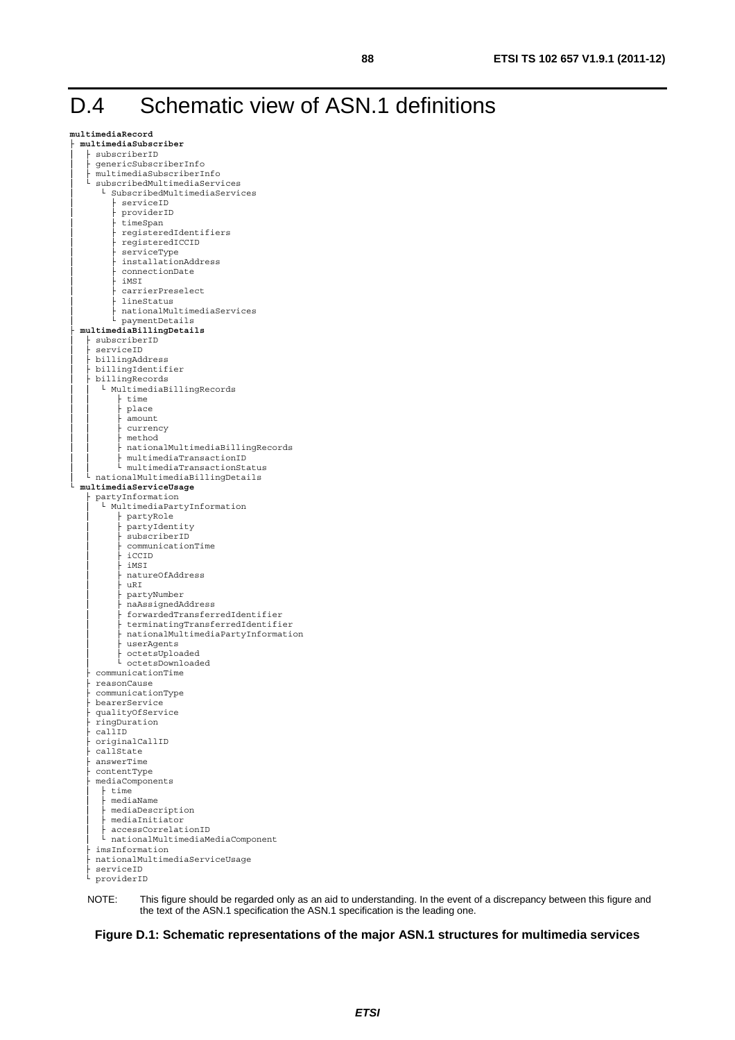# D.4 Schematic view of ASN.1 definitions

```
multimediaRecord
├ multimediaSubscriber
│  ├ subscriberID
│  ├ genericSubscriberInfo
│  ├ multimediaSubscriberInfo
│  └ subscribedMultimediaServices
│     └ SubscribedMultimediaServices
│        ├ serviceID
│        ├ providerID
│        ├ timeSpan
│        ├ registeredIdentifiers
│        ├ registeredICCID
│        ├ serviceType
│        ├ installationAddress
│        ├ connectionDate
│        ├ iMSI
│        ├ carrierPreselect
│        ├ lineStatus
│        ├ nationalMultimediaServices
│        └ paymentDetails
├ multimediaBillingDetails
│  ├ subscriberID
│  ├ serviceID
│  ├ billingAddress
│  ├ billingIdentifier
│  ├ billingRecords
│  │  └ MultimediaBillingRecords
│  │     ├ time
│  │     ├ place
│  │     ├ amount
│  │     ├ currency
│  │     ├ method
│  │     ├ nationalMultimediaBillingRecords
│  │     ├ multimediaTransactionID
│  │     └ multimediaTransactionStatus
│  └ nationalMultimediaBillingDetails
└ multimediaServiceUsage
   ├ partyInformation
   │  └ MultimediaPartyInformation
   │     ├ partyRole
   │     ├ partyIdentity
   │     ├ subscriberID
   │     ├ communicationTime
   │     ├ iCCID
   │     ├ iMSI
   │     ├ natureOfAddress
   │     ├ uRI
   │     ├ partyNumber
   │     ├ naAssignedAddress
   │     ├ forwardedTransferredIdentifier
   │     ├ terminatingTransferredIdentifier
   │     ├ nationalMultimediaPartyInformation
   │     ├ userAgents
   │     ├ octetsUploaded
   │     └ octetsDownloaded
   ├ communicationTime
   ├ reasonCause
   ├ communicationType
   ├ bearerService
   ├ qualityOfService
   ├ ringDuration
   ├ callID
   ├ originalCallID
   ├ callState
   ├ answerTime
   ├ contentType
   ├ mediaComponents
   │  ├ time
   │  ├ mediaName
   │  ├ mediaDescription
   │  ├ mediaInitiator
   │  ├ accessCorrelationID
   │  └ nationalMultimediaMediaComponent
   ├ imsInformation
   ├ nationalMultimediaServiceUsage
   ├ serviceID
   └ providerID
```

NOTE: This figure should be regarded only as an aid to understanding. In the event of a discrepancy between this figure and the text of the ASN.1 specification the ASN.1 specification is the leading one.

**Figure D.1: Schematic representations of the major ASN.1 structures for multimedia services**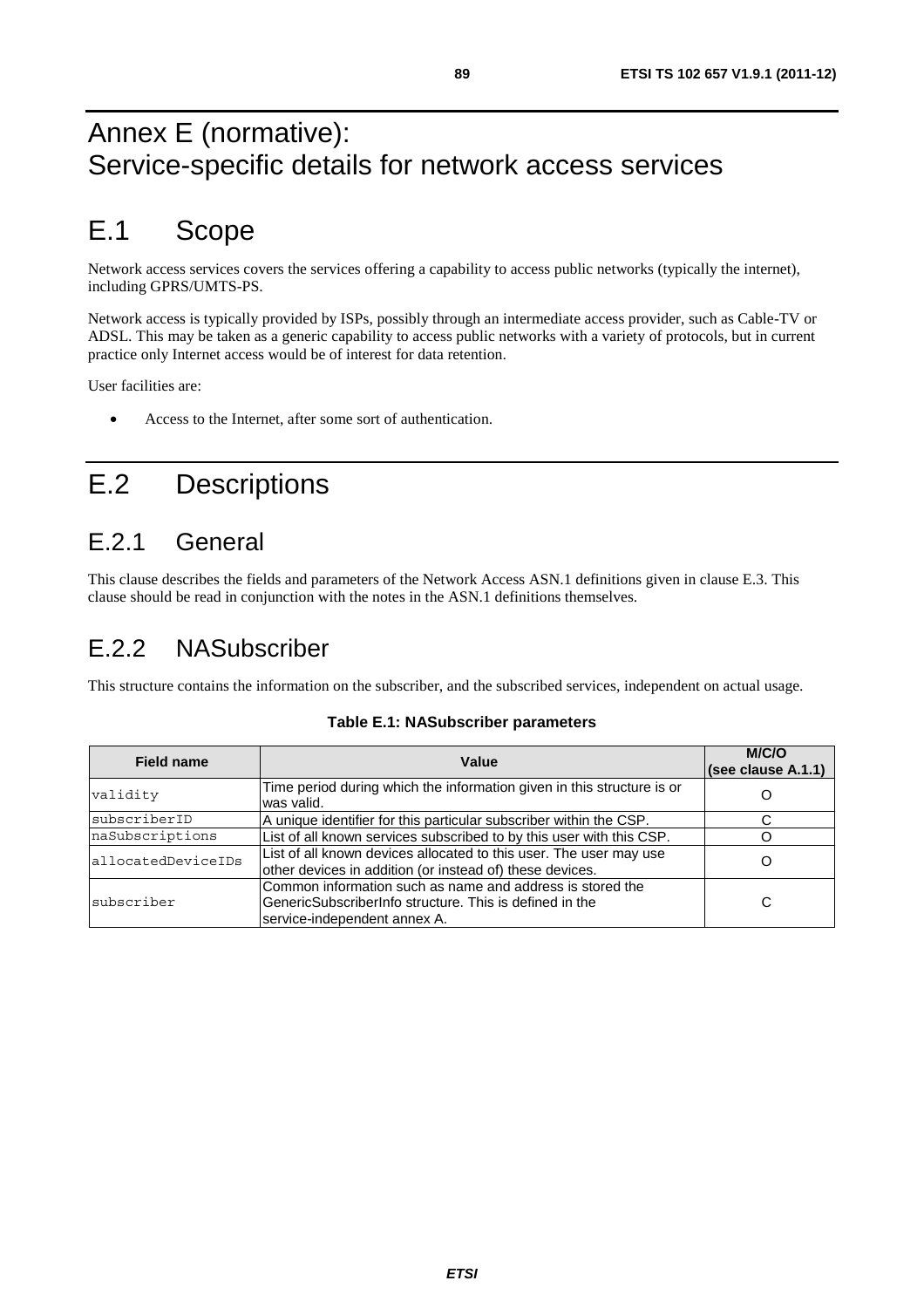# Annex E (normative): Service-specific details for network access services

# E.1 Scope

Network access services covers the services offering a capability to access public networks (typically the internet), including GPRS/UMTS-PS.

Network access is typically provided by ISPs, possibly through an intermediate access provider, such as Cable-TV or ADSL. This may be taken as a generic capability to access public networks with a variety of protocols, but in current practice only Internet access would be of interest for data retention.

User facilities are:

- Access to the Internet, after some sort of authentication.

# E.2 Descriptions

## E.2.1 General

This clause describes the fields and parameters of the Network Access ASN.1 definitions given in clause E.3. This clause should be read in conjunction with the notes in the ASN.1 definitions themselves.

## E.2.2 NASubscriber

This structure contains the information on the subscriber, and the subscribed services, independent on actual usage.

**Table E.1: NASubscriber parameters**

| Field name | Value | M/C/O (see clause A.1.1) |
|---|---|---|
| validity | Time period during which the information given in this structure is or was valid. | O |
| subscriberID | A unique identifier for this particular subscriber within the CSP. | C |
| naSubscriptions | List of all known services subscribed to by this user with this CSP. | O |
| allocatedDeviceIDs | List of all known devices allocated to this user. The user may use other devices in addition (or instead of) these devices. | O |
| subscriber | Common information such as name and address is stored the GenericSubscriberInfo structure. This is defined in the service-independent annex A. | C |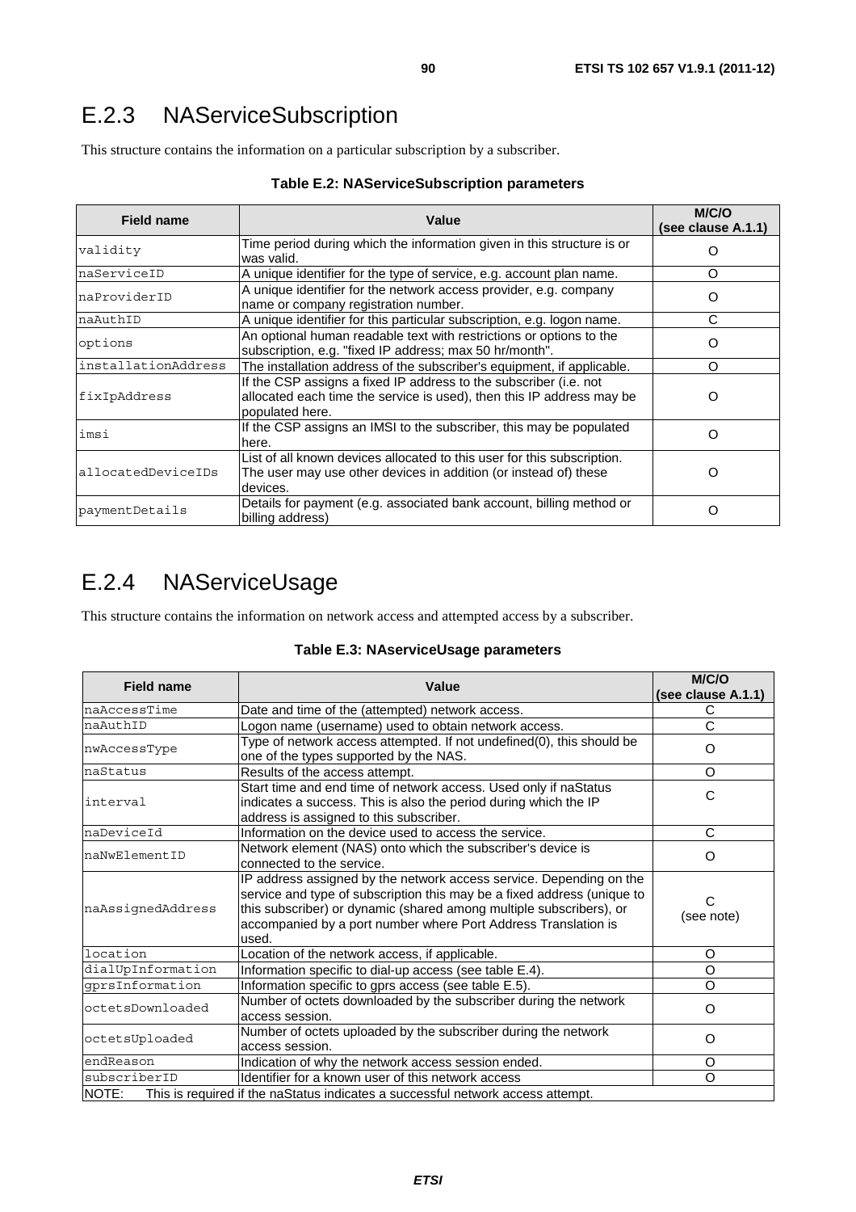## E.2.3 NAServiceSubscription

This structure contains the information on a particular subscription by a subscriber.

**Table E.2: NAServiceSubscription parameters**

| Field name | Value | M/C/O (see clause A.1.1) |
|---|---|---|
| validity | Time period during which the information given in this structure is or was valid. | O |
| naServiceID | A unique identifier for the type of service, e.g. account plan name. | O |
| naProviderID | A unique identifier for the network access provider, e.g. company name or company registration number. | O |
| naAuthID | A unique identifier for this particular subscription, e.g. logon name. | C |
| options | An optional human readable text with restrictions or options to the subscription, e.g. "fixed IP address; max 50 hr/month". | O |
| installationAddress | The installation address of the subscriber's equipment, if applicable. | O |
| fixIpAddress | If the CSP assigns a fixed IP address to the subscriber (i.e. not allocated each time the service is used), then this IP address may be populated here. | O |
| imsi | If the CSP assigns an IMSI to the subscriber, this may be populated here. | O |
| allocatedDeviceIDs | List of all known devices allocated to this user for this subscription. The user may use other devices in addition (or instead of) these devices. | O |
| paymentDetails | Details for payment (e.g. associated bank account, billing method or billing address) | O |

## E.2.4 NAServiceUsage

This structure contains the information on network access and attempted access by a subscriber.

**Table E.3: NAserviceUsage parameters**

| Field name | Value | M/C/O (see clause A.1.1) |
|---|---|---|
| naAccessTime | Date and time of the (attempted) network access. | C |
| naAuthID | Logon name (username) used to obtain network access. | C |
| nwAccessType | Type of network access attempted. If not undefined(0), this should be one of the types supported by the NAS. | O |
| naStatus | Results of the access attempt. | O |
| interval | Start time and end time of network access. Used only if naStatus indicates a success. This is also the period during which the IP address is assigned to this subscriber. | C |
| naDeviceId | Information on the device used to access the service. | C |
| naNwElementID | Network element (NAS) onto which the subscriber's device is connected to the service. | O |
| naAssignedAddress | IP address assigned by the network access service. Depending on the service and type of subscription this may be a fixed address (unique to this subscriber) or dynamic (shared among multiple subscribers), or accompanied by a port number where Port Address Translation is used. | C (see note) |
| location | Location of the network access, if applicable. | O |
| dialUpInformation | Information specific to dial-up access (see table E.4). | O |
| gprsInformation | Information specific to gprs access (see table E.5). | O |
| octetsDownloaded | Number of octets downloaded by the subscriber during the network access session. | O |
| octetsUploaded | Number of octets uploaded by the subscriber during the network access session. | O |
| endReason | Indication of why the network access session ended. | O |
| subscriberID | Identifier for a known user of this network access | O |
| NOTE: This is required if the naStatus indicates a successful network access attempt. | | |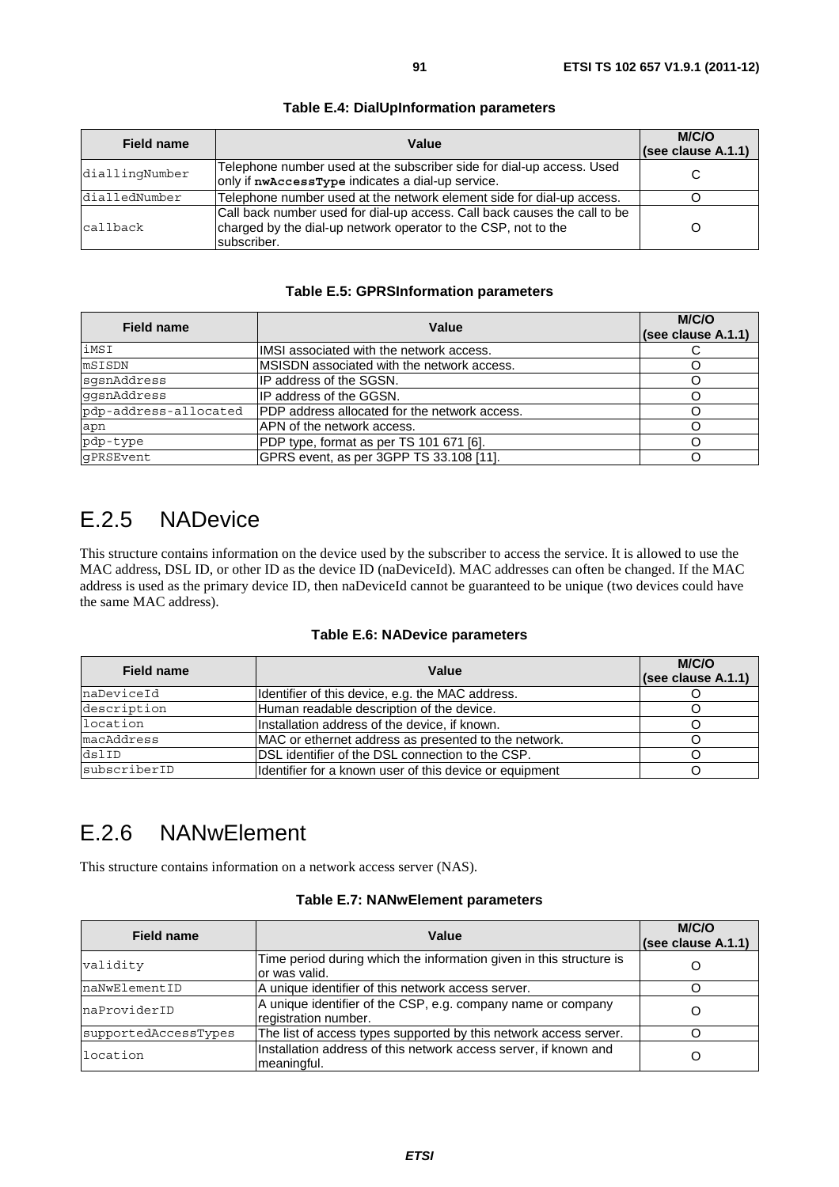**Table E.4: DialUpInformation parameters**

| Field name | Value | M/C/O (see clause A.1.1) |
|---|---|---|
| diallingNumber | Telephone number used at the subscriber side for dial-up access. Used only if **nwAccessType** indicates a dial-up service. | C |
| dialledNumber | Telephone number used at the network element side for dial-up access. | O |
| callback | Call back number used for dial-up access. Call back causes the call to be charged by the dial-up network operator to the CSP, not to the subscriber. | O |

**Table E.5: GPRSInformation parameters**

| Field name | Value | M/C/O (see clause A.1.1) |
|---|---|---|
| iMSI | IMSI associated with the network access. | C |
| mSISDN | MSISDN associated with the network access. | O |
| sgsnAddress | IP address of the SGSN. | O |
| ggsnAddress | IP address of the GGSN. | O |
| pdp-address-allocated | PDP address allocated for the network access. | O |
| apn | APN of the network access. | O |
| pdp-type | PDP type, format as per TS 101 671 [6]. | O |
| gPRSEvent | GPRS event, as per 3GPP TS 33.108 [11]. | O |

## E.2.5 NADevice

This structure contains information on the device used by the subscriber to access the service. It is allowed to use the MAC address, DSL ID, or other ID as the device ID (naDeviceId). MAC addresses can often be changed. If the MAC address is used as the primary device ID, then naDeviceId cannot be guaranteed to be unique (two devices could have the same MAC address).

**Table E.6: NADevice parameters**

| Field name | Value | M/C/O (see clause A.1.1) |
|---|---|---|
| naDeviceId | Identifier of this device, e.g. the MAC address. | O |
| description | Human readable description of the device. | O |
| location | Installation address of the device, if known. | O |
| macAddress | MAC or ethernet address as presented to the network. | O |
| dslID | DSL identifier of the DSL connection to the CSP. | O |
| subscriberID | Identifier for a known user of this device or equipment | O |

## E.2.6 NANwElement

This structure contains information on a network access server (NAS).

**Table E.7: NANwElement parameters**

| Field name | Value | M/C/O (see clause A.1.1) |
|---|---|---|
| validity | Time period during which the information given in this structure is or was valid. | O |
| naNwElementID | A unique identifier of this network access server. | O |
| naProviderID | A unique identifier of the CSP, e.g. company name or company registration number. | O |
| supportedAccessTypes | The list of access types supported by this network access server. | O |
| location | Installation address of this network access server, if known and meaningful. | O |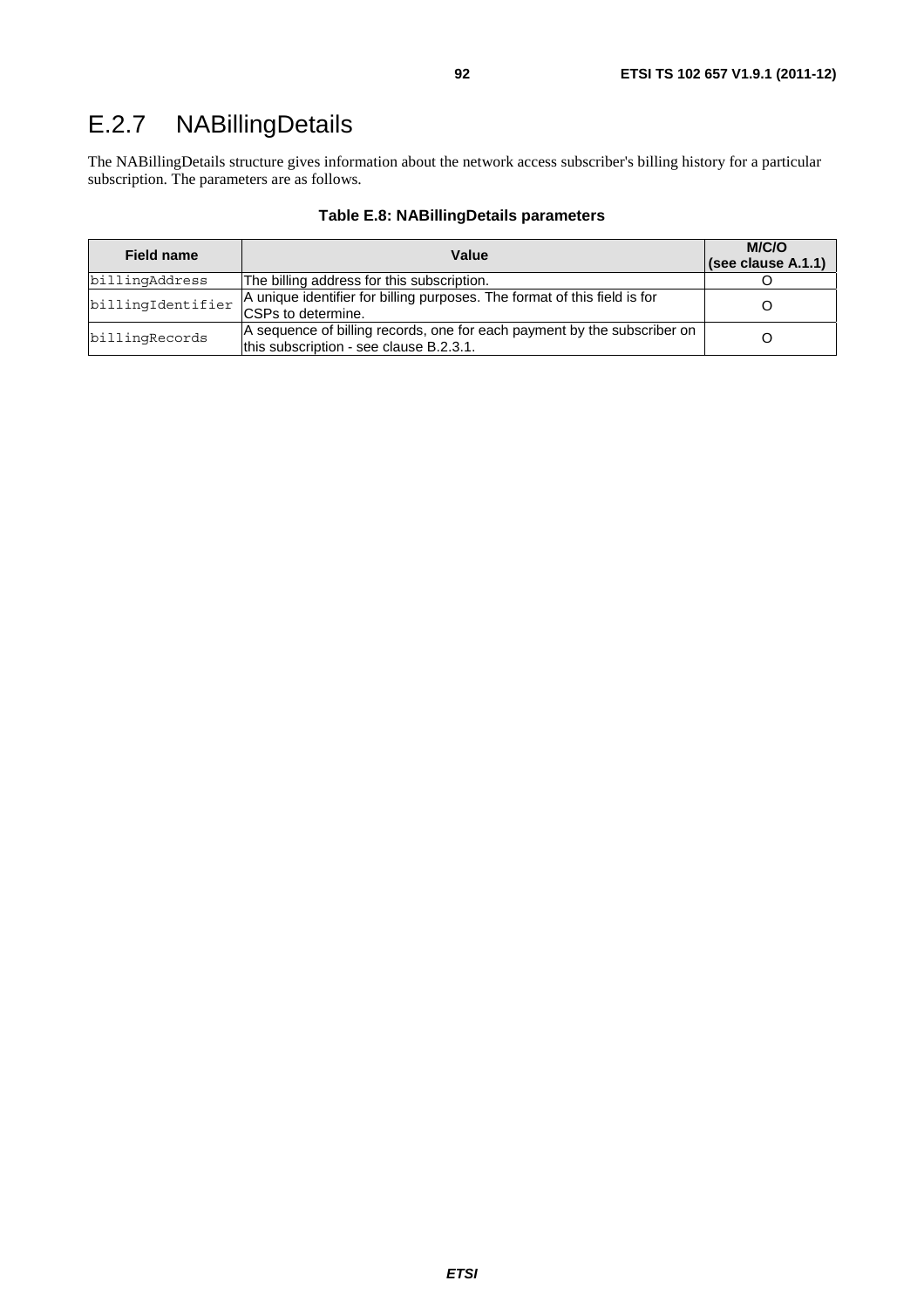# E.2.7 NABillingDetails

The NABillingDetails structure gives information about the network access subscriber's billing history for a particular subscription. The parameters are as follows.

**Table E.8: NABillingDetails parameters**

| Field name | Value | M/C/O (see clause A.1.1) |
|---|---|---|
| billingAddress | The billing address for this subscription. | O |
| billingIdentifier | A unique identifier for billing purposes. The format of this field is for CSPs to determine. | O |
| billingRecords | A sequence of billing records, one for each payment by the subscriber on this subscription - see clause B.2.3.1. | O |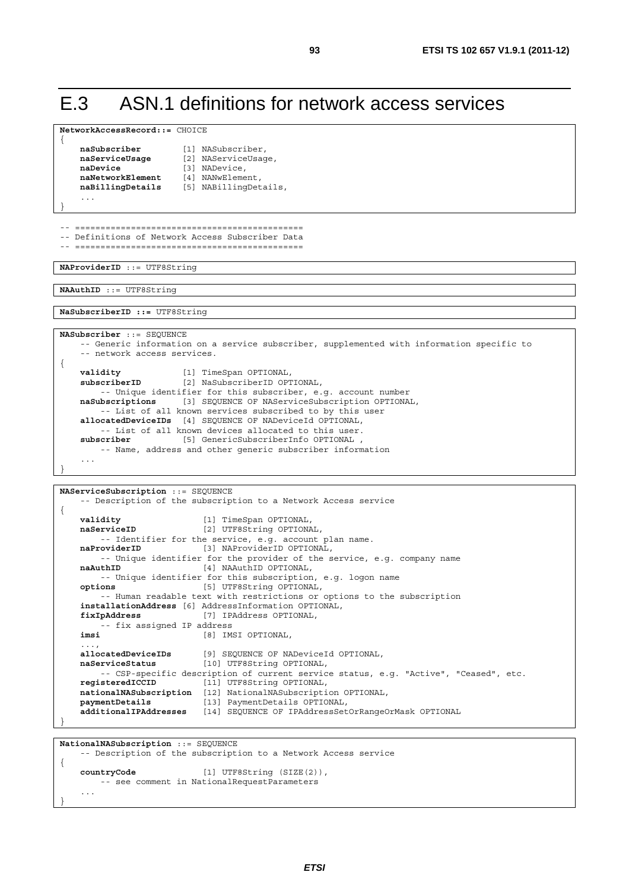# E.3 ASN.1 definitions for network access services

```
NetworkAccessRecord::= CHOICE
{
    naSubscriber        [1] NASubscriber,
    naServiceUsage      [2] NAServiceUsage,
    naDevice            [3] NADevice,
    naNetworkElement    [4] NANwElement,
    naBillingDetails    [5] NABillingDetails,
    ...
}
```

```
-- ============================================
-- Definitions of Network Access Subscriber Data
-- ============================================
```

```
NAProviderID ::= UTF8String
```

```
NAAuthID ::= UTF8String
```

```
NaSubscriberID ::= UTF8String
```

```
NASubscriber ::= SEQUENCE
    -- Generic information on a service subscriber, supplemented with information specific to
    -- network access services.
{
    validity            [1] TimeSpan OPTIONAL,
    subscriberID        [2] NaSubscriberID OPTIONAL,
        -- Unique identifier for this subscriber, e.g. account number
    naSubscriptions     [3] SEQUENCE OF NAServiceSubscription OPTIONAL,
        -- List of all known services subscribed to by this user
    allocatedDeviceIDs  [4] SEQUENCE OF NADeviceId OPTIONAL,
        -- List of all known devices allocated to this user.
    subscriber          [5] GenericSubscriberInfo OPTIONAL ,
        -- Name, address and other generic subscriber information
    ...
}
```

```
NAServiceSubscription ::= SEQUENCE
    -- Description of the subscription to a Network Access service
{
    validity                [1] TimeSpan OPTIONAL,
    naServiceID             [2] UTF8String OPTIONAL,
        -- Identifier for the service, e.g. account plan name.
    naProviderID            [3] NAProviderID OPTIONAL,
        -- Unique identifier for the provider of the service, e.g. company name
    naAuthID                [4] NAAuthID OPTIONAL,
        -- Unique identifier for this subscription, e.g. logon name
    options                 [5] UTF8String OPTIONAL,
        -- Human readable text with restrictions or options to the subscription
    installationAddress [6] AddressInformation OPTIONAL,
    fixIpAddress            [7] IPAddress OPTIONAL,
        -- fix assigned IP address
    imsi                    [8] IMSI OPTIONAL,
    ...,
    allocatedDeviceIDs      [9] SEQUENCE OF NADeviceId OPTIONAL,
    naServiceStatus         [10] UTF8String OPTIONAL,
        -- CSP-specific description of current service status, e.g. "Active", "Ceased", etc.
    registeredICCID         [11] UTF8String OPTIONAL,
    nationalNASubscription  [12] NationalNASubscription OPTIONAL,
    paymentDetails          [13] PaymentDetails OPTIONAL,
    additionalIPAddresses   [14] SEQUENCE OF IPAddressSetOrRangeOrMask OPTIONAL
}
```

```
NationalNASubscription ::= SEQUENCE
    -- Description of the subscription to a Network Access service
{
    countryCode             [1] UTF8String (SIZE(2)),
        -- see comment in NationalRequestParameters
    ...
}
```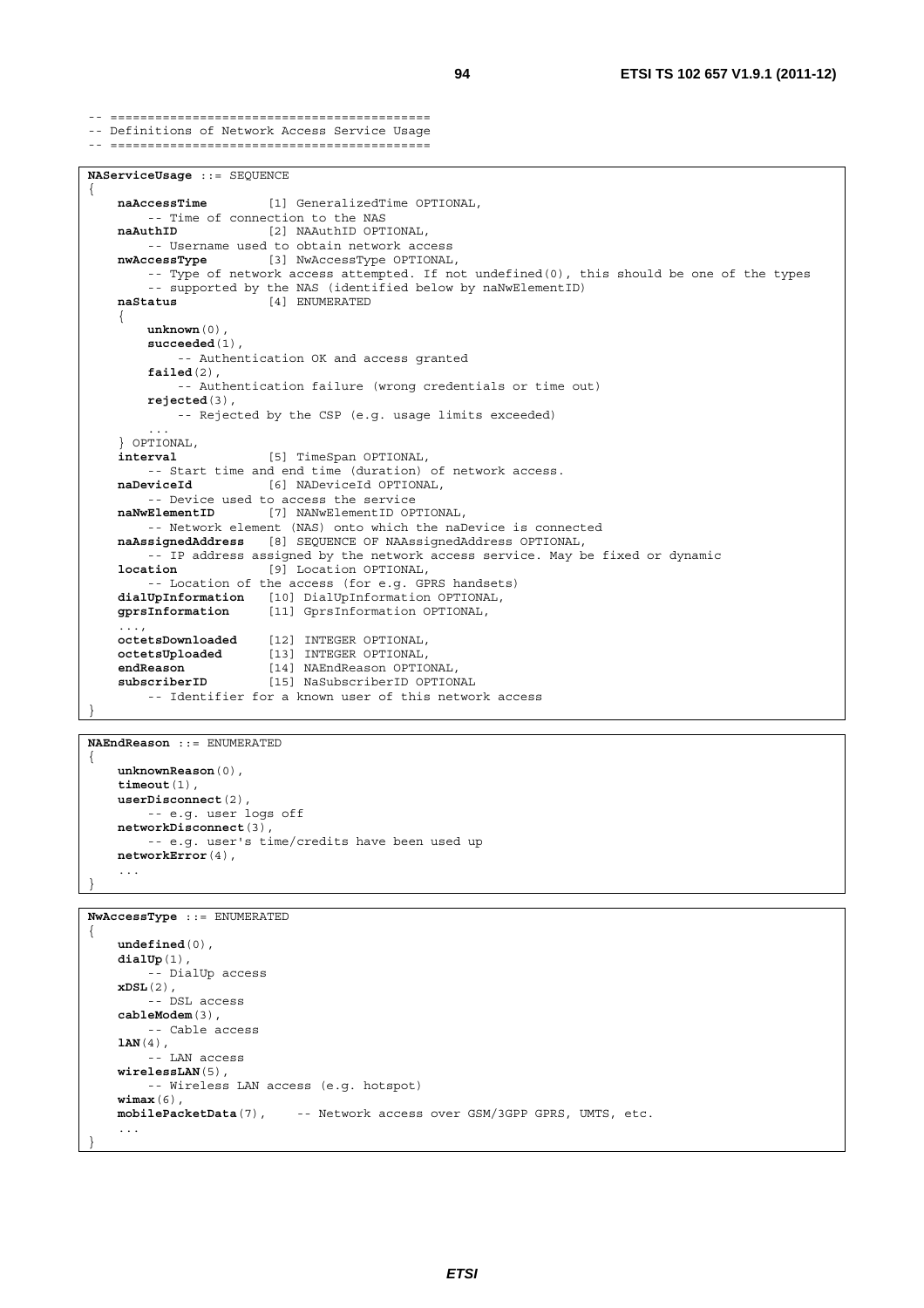```
-- ==========================================
-- Definitions of Network Access Service Usage
-- ==========================================
```

```
NAServiceUsage ::= SEQUENCE
{
    naAccessTime        [1] GeneralizedTime OPTIONAL,
        -- Time of connection to the NAS
    naAuthID            [2] NAAuthID OPTIONAL,
        -- Username used to obtain network access
    nwAccessType        [3] NwAccessType OPTIONAL,
        -- Type of network access attempted. If not undefined(0), this should be one of the types
        -- supported by the NAS (identified below by naNwElementID)
    naStatus            [4] ENUMERATED
    {
        unknown(0),
        succeeded(1),
            -- Authentication OK and access granted
        failed(2),
            -- Authentication failure (wrong credentials or time out)
        rejected(3),
            -- Rejected by the CSP (e.g. usage limits exceeded)
        ...
    } OPTIONAL,
    interval            [5] TimeSpan OPTIONAL,
        -- Start time and end time (duration) of network access.
    naDeviceId          [6] NADeviceId OPTIONAL,
        -- Device used to access the service
    naNwElementID       [7] NANwElementID OPTIONAL,
        -- Network element (NAS) onto which the naDevice is connected
    naAssignedAddress   [8] SEQUENCE OF NAAssignedAddress OPTIONAL,
        -- IP address assigned by the network access service. May be fixed or dynamic
    location            [9] Location OPTIONAL,
        -- Location of the access (for e.g. GPRS handsets)
    dialUpInformation   [10] DialUpInformation OPTIONAL,
    gprsInformation     [11] GprsInformation OPTIONAL,
    ...,
    octetsDownloaded    [12] INTEGER OPTIONAL,
    octetsUploaded      [13] INTEGER OPTIONAL,
    endReason           [14] NAEndReason OPTIONAL,
    subscriberID        [15] NaSubscriberID OPTIONAL
        -- Identifier for a known user of this network access
}
```

```
NAEndReason ::= ENUMERATED
{
    unknownReason(0),
    timeout(1),
    userDisconnect(2),
        -- e.g. user logs off
    networkDisconnect(3),
        -- e.g. user's time/credits have been used up
    networkError(4),
    ...
}
```

```
NwAccessType ::= ENUMERATED
{
    undefined(0),
    dialUp(1),
        -- DialUp access
    xDSL(2),
        -- DSL access
    cableModem(3),
        -- Cable access
    lAN(4),
        -- LAN access
    wirelessLAN(5),
        -- Wireless LAN access (e.g. hotspot)
    wimax(6),
    mobilePacketData(7),    -- Network access over GSM/3GPP GPRS, UMTS, etc.
    ...
}
```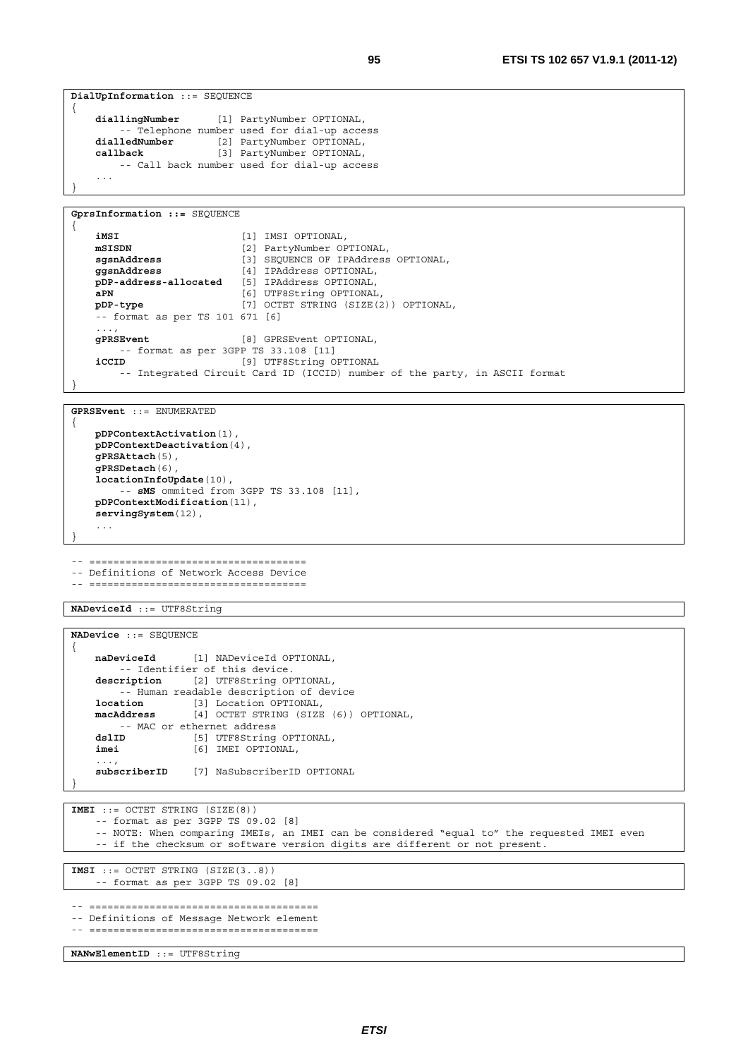```
DialUpInformation ::= SEQUENCE
{
    diallingNumber      [1] PartyNumber OPTIONAL,
        -- Telephone number used for dial-up access
    dialledNumber       [2] PartyNumber OPTIONAL,
    callback            [3] PartyNumber OPTIONAL,
        -- Call back number used for dial-up access
    ...
}
```

```
GprsInformation ::= SEQUENCE
{
    iMSI                    [1] IMSI OPTIONAL,
    mSISDN                  [2] PartyNumber OPTIONAL,
    sgsnAddress             [3] SEQUENCE OF IPAddress OPTIONAL,
    ggsnAddress             [4] IPAddress OPTIONAL,
    pDP-address-allocated   [5] IPAddress OPTIONAL,
    aPN                     [6] UTF8String OPTIONAL,
    pDP-type                [7] OCTET STRING (SIZE(2)) OPTIONAL,
    -- format as per TS 101 671 [6]
    ...,
    gPRSEvent               [8] GPRSEvent OPTIONAL,
        -- format as per 3GPP TS 33.108 [11]
    iCCID                   [9] UTF8String OPTIONAL
        -- Integrated Circuit Card ID (ICCID) number of the party, in ASCII format
}
```

```
GPRSEvent ::= ENUMERATED
{
    pDPContextActivation(1),
    pDPContextDeactivation(4),
    gPRSAttach(5),
    gPRSDetach(6),
    locationInfoUpdate(10),
        -- sMS ommited from 3GPP TS 33.108 [11],
    pDPContextModification(11),
    servingSystem(12),
    ...
}
```

```
-- ===================================
-- Definitions of Network Access Device
-- ===================================
```

```
NADeviceId ::= UTF8String
```

```
NADevice ::= SEQUENCE
{
    naDeviceId      [1] NADeviceId OPTIONAL,
        -- Identifier of this device.
    description     [2] UTF8String OPTIONAL,
        -- Human readable description of device
    location        [3] Location OPTIONAL,
    macAddress      [4] OCTET STRING (SIZE (6)) OPTIONAL,
        -- MAC or ethernet address
    dslID           [5] UTF8String OPTIONAL,
    imei            [6] IMEI OPTIONAL,
    ...,
    subscriberID    [7] NaSubscriberID OPTIONAL
}
```

```
IMEI ::= OCTET STRING (SIZE(8))
    -- format as per 3GPP TS 09.02 [8]
    -- NOTE: When comparing IMEIs, an IMEI can be considered "equal to" the requested IMEI even
    -- if the checksum or software version digits are different or not present.
```

```
IMSI ::= OCTET STRING (SIZE(3..8))
    -- format as per 3GPP TS 09.02 [8]
```

```
-- =====================================
-- Definitions of Message Network element
-- =====================================
```

```
NANwElementID ::= UTF8String
```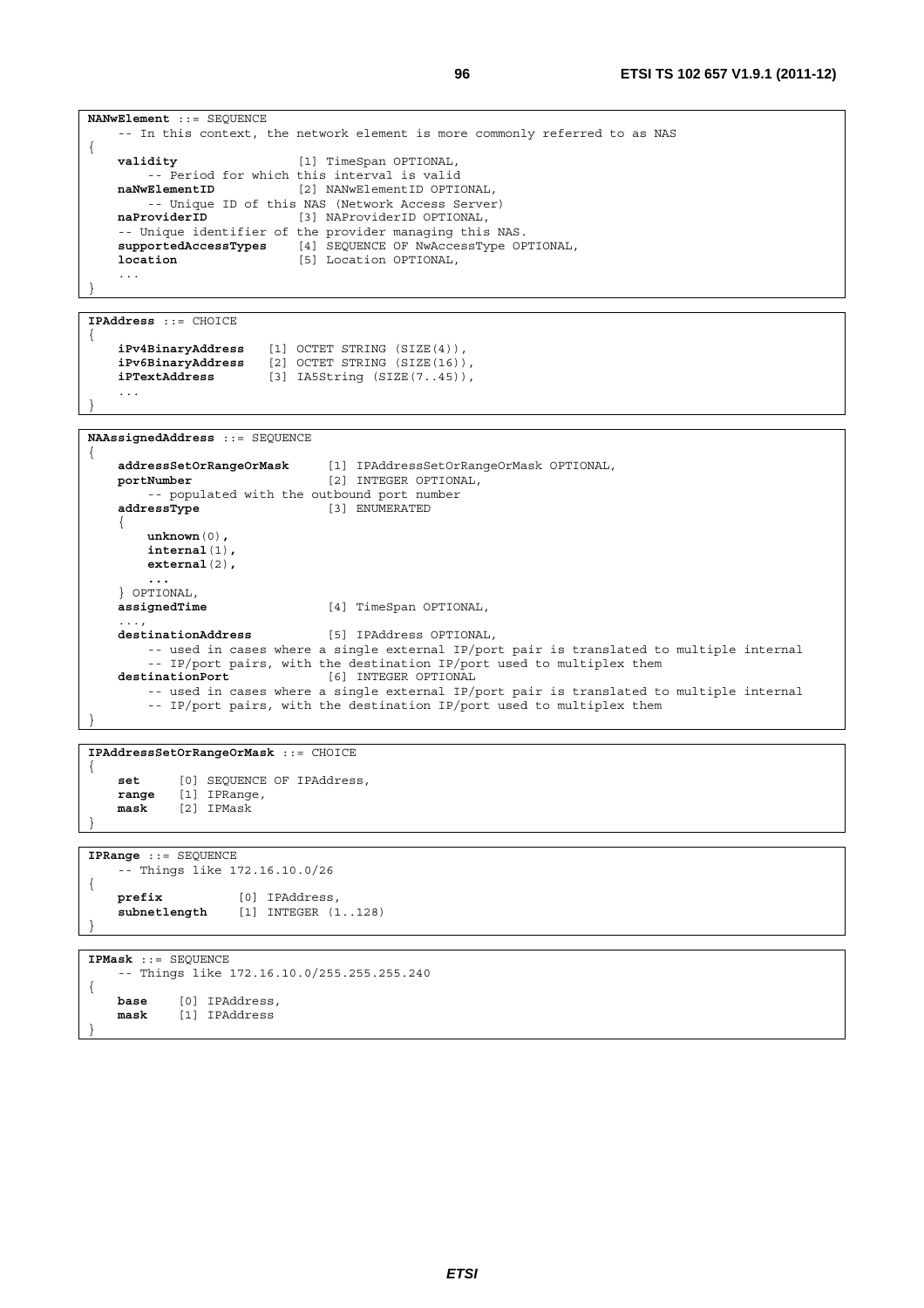```
NANwElement ::= SEQUENCE
    -- In this context, the network element is more commonly referred to as NAS
{
    validity                [1] TimeSpan OPTIONAL,
        -- Period for which this interval is valid
    naNwElementID           [2] NANwElementID OPTIONAL,
        -- Unique ID of this NAS (Network Access Server)
    naProviderID            [3] NAProviderID OPTIONAL,
    -- Unique identifier of the provider managing this NAS.
    supportedAccessTypes    [4] SEQUENCE OF NwAccessType OPTIONAL,
    location                [5] Location OPTIONAL,
    ...
}
```

```
IPAddress ::= CHOICE
{
    iPv4BinaryAddress   [1] OCTET STRING (SIZE(4)),
    iPv6BinaryAddress   [2] OCTET STRING (SIZE(16)),
    iPTextAddress       [3] IA5String (SIZE(7..45)),
    ...
}
```

```
NAAssignedAddress ::= SEQUENCE
{
    addressSetOrRangeOrMask     [1] IPAddressSetOrRangeOrMask OPTIONAL,
    portNumber                  [2] INTEGER OPTIONAL,
        -- populated with the outbound port number
    addressType                 [3] ENUMERATED
    {
        unknown(0),
        internal(1),
        external(2),
        ...
    } OPTIONAL,
    assignedTime                [4] TimeSpan OPTIONAL,
    ...,
    destinationAddress          [5] IPAddress OPTIONAL,
        -- used in cases where a single external IP/port pair is translated to multiple internal
        -- IP/port pairs, with the destination IP/port used to multiplex them
    destinationPort             [6] INTEGER OPTIONAL
        -- used in cases where a single external IP/port pair is translated to multiple internal
        -- IP/port pairs, with the destination IP/port used to multiplex them
}
```

```
IPAddressSetOrRangeOrMask ::= CHOICE
{
    set     [0] SEQUENCE OF IPAddress,
    range   [1] IPRange,
    mask    [2] IPMask
}
```

```
IPRange ::= SEQUENCE
    -- Things like 172.16.10.0/26
{
    prefix          [0] IPAddress,
    subnetlength    [1] INTEGER (1..128)
}
```

```
IPMask ::= SEQUENCE
    -- Things like 172.16.10.0/255.255.255.240
{
    base    [0] IPAddress,
    mask    [1] IPAddress
}
```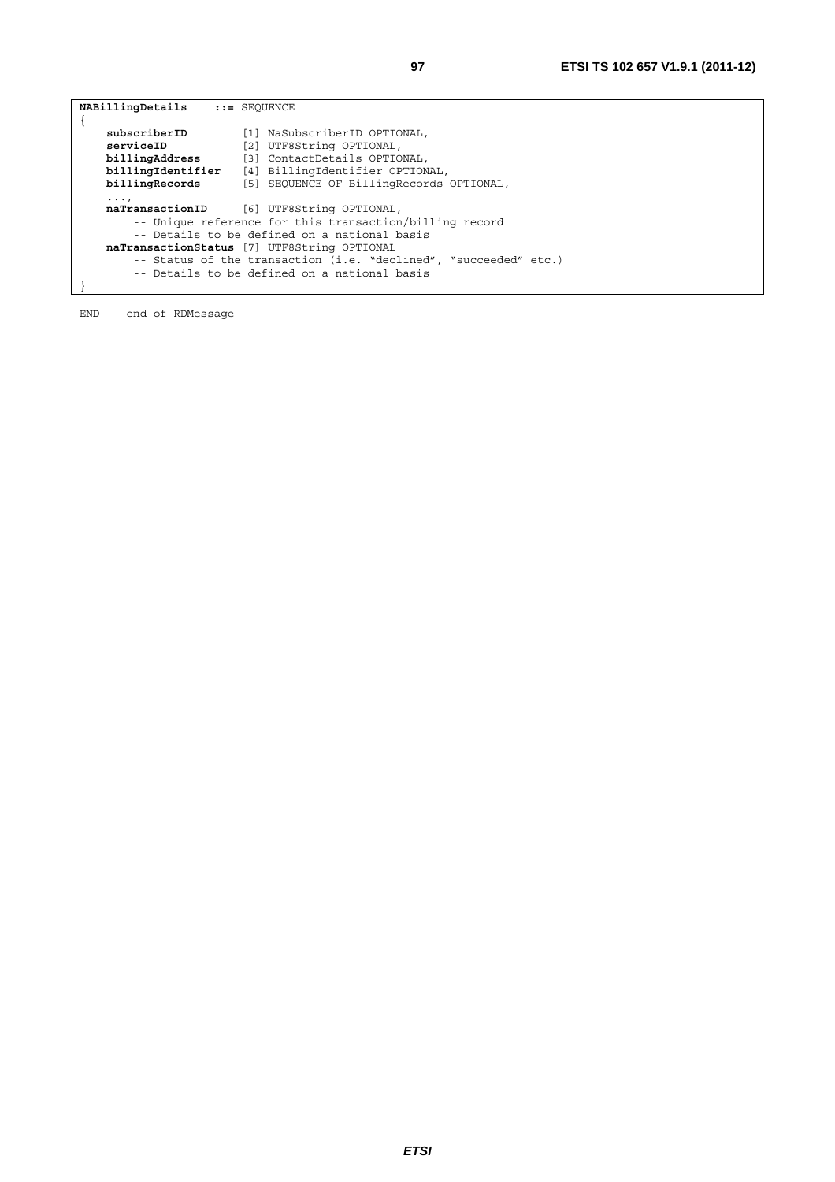```
NABillingDetails    ::= SEQUENCE
{
    subscriberID        [1] NaSubscriberID OPTIONAL,
    serviceID           [2] UTF8String OPTIONAL,
    billingAddress      [3] ContactDetails OPTIONAL,
    billingIdentifier   [4] BillingIdentifier OPTIONAL,
    billingRecords      [5] SEQUENCE OF BillingRecords OPTIONAL,
    ...,
    naTransactionID     [6] UTF8String OPTIONAL,
        -- Unique reference for this transaction/billing record
        -- Details to be defined on a national basis
    naTransactionStatus [7] UTF8String OPTIONAL
        -- Status of the transaction (i.e. "declined", "succeeded" etc.)
        -- Details to be defined on a national basis
}
```

```
END -- end of RDMessage
```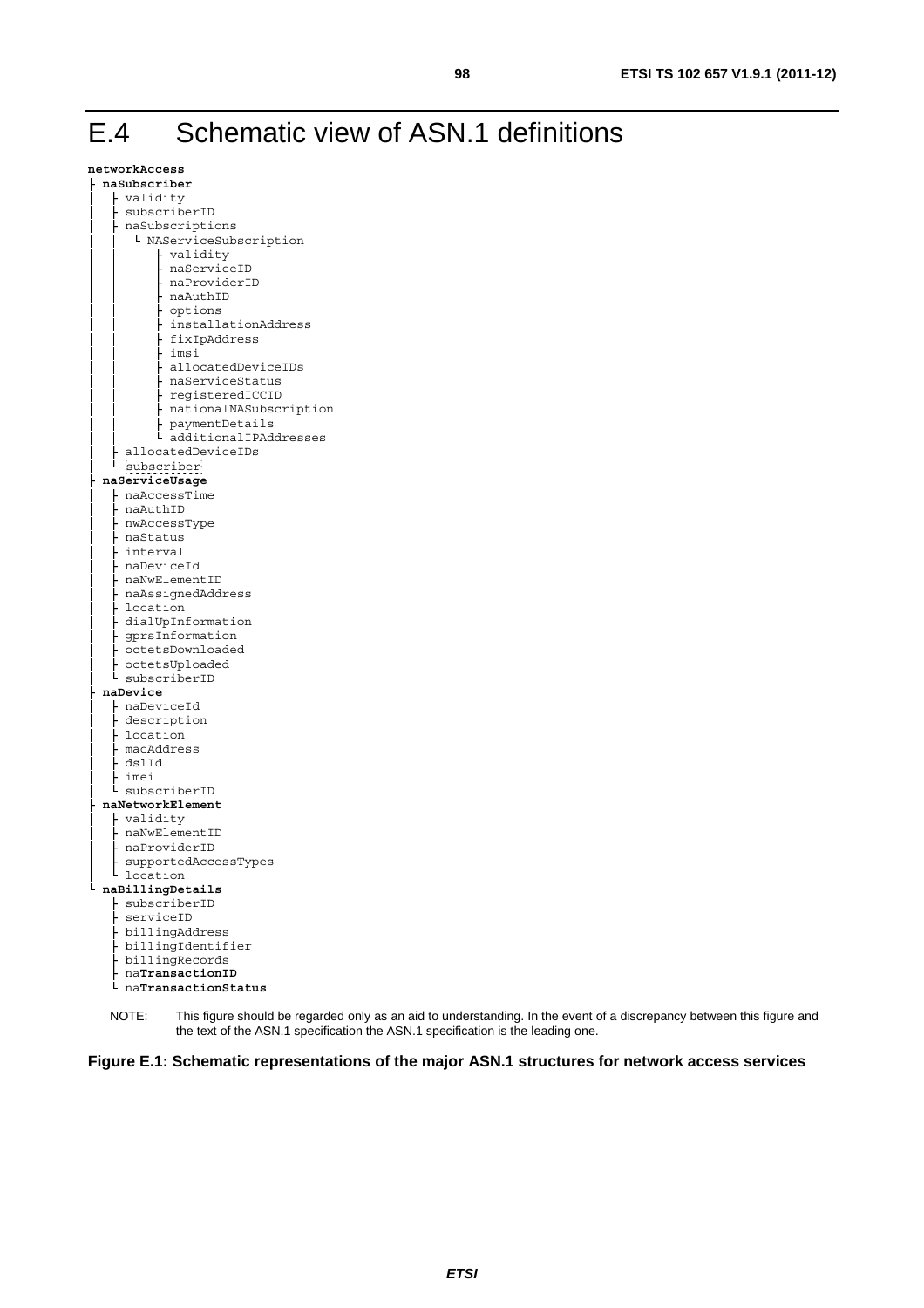# E.4 Schematic view of ASN.1 definitions

```
networkAccess
├ naSubscriber
│   ├ validity
│   ├ subscriberID
│   ├ naSubscriptions
│   │   └ NAServiceSubscription
│   │       ├ validity
│   │       ├ naServiceID
│   │       ├ naProviderID
│   │       ├ naAuthID
│   │       ├ options
│   │       ├ installationAddress
│   │       ├ fixIpAddress
│   │       ├ imsi
│   │       ├ allocatedDeviceIDs
│   │       ├ naServiceStatus
│   │       ├ registeredICCID
│   │       ├ nationalNASubscription
│   │       ├ paymentDetails
│   │       └ additionalIPAddresses
│   ├ allocatedDeviceIDs
│   └ subscriber
├ naServiceUsage
│   ├ naAccessTime
│   ├ naAuthID
│   ├ nwAccessType
│   ├ naStatus
│   ├ interval
│   ├ naDeviceId
│   ├ naNwElementID
│   ├ naAssignedAddress
│   ├ location
│   ├ dialUpInformation
│   ├ gprsInformation
│   ├ octetsDownloaded
│   ├ octetsUploaded
│   └ subscriberID
├ naDevice
│   ├ naDeviceId
│   ├ description
│   ├ location
│   ├ macAddress
│   ├ dslId
│   ├ imei
│   └ subscriberID
├ naNetworkElement
│   ├ validity
│   ├ naNwElementID
│   ├ naProviderID
│   ├ supportedAccessTypes
│   └ location
└ naBillingDetails
    ├ subscriberID
    ├ serviceID
    ├ billingAddress
    ├ billingIdentifier
    ├ billingRecords
    ├ naTransactionID
    └ naTransactionStatus
```

NOTE: This figure should be regarded only as an aid to understanding. In the event of a discrepancy between this figure and the text of the ASN.1 specification the ASN.1 specification is the leading one.

**Figure E.1: Schematic representations of the major ASN.1 structures for network access services**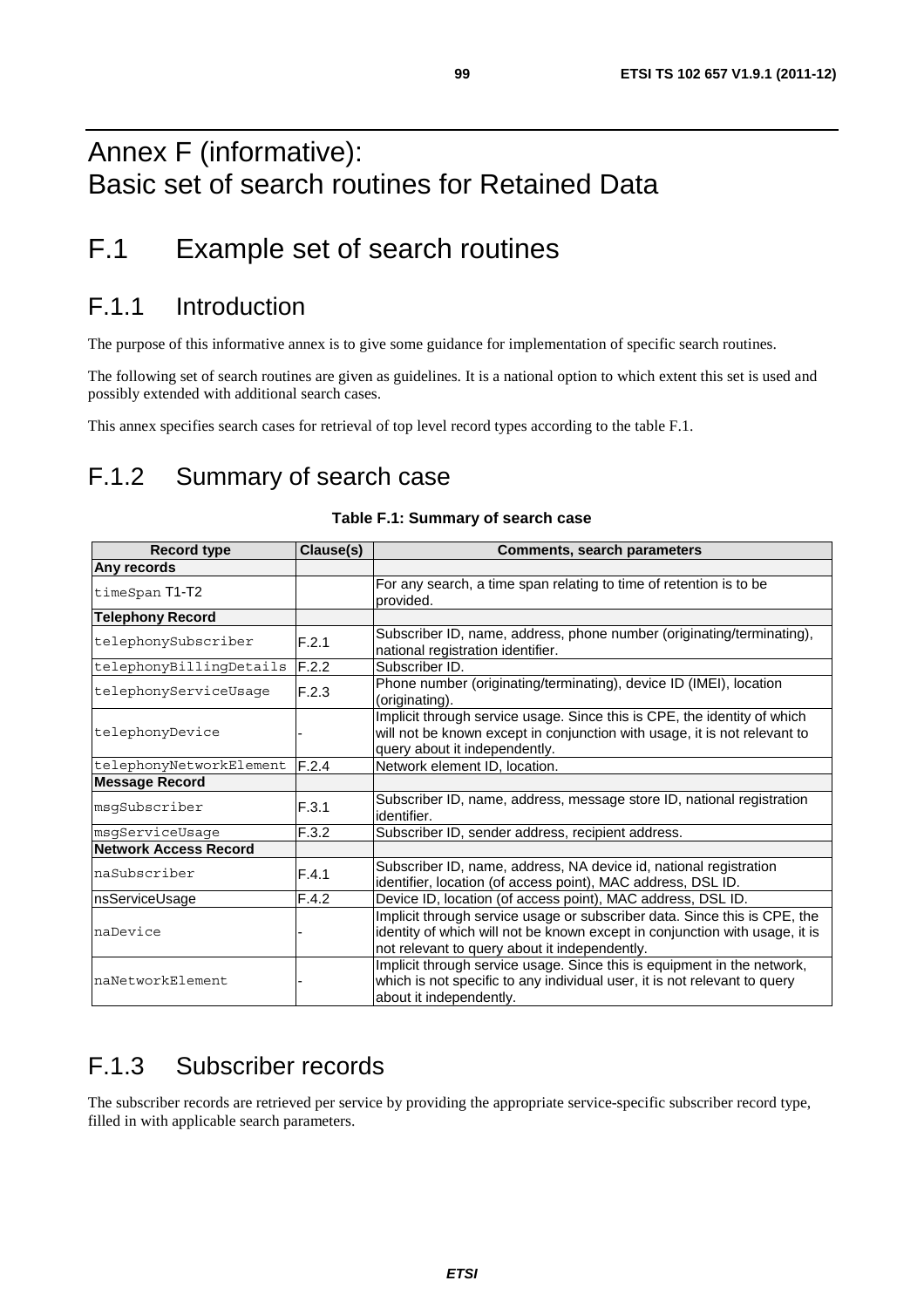# Annex F (informative): Basic set of search routines for Retained Data

# F.1 Example set of search routines

## F.1.1 Introduction

The purpose of this informative annex is to give some guidance for implementation of specific search routines.

The following set of search routines are given as guidelines. It is a national option to which extent this set is used and possibly extended with additional search cases.

This annex specifies search cases for retrieval of top level record types according to the table F.1.

## F.1.2 Summary of search case

**Table F.1: Summary of search case**

| Record type | Clause(s) | Comments, search parameters |
| --- | --- | --- |
| **Any records** | | |
| timeSpan T1-T2 | | For any search, a time span relating to time of retention is to be provided. |
| **Telephony Record** | | |
| telephonySubscriber | F.2.1 | Subscriber ID, name, address, phone number (originating/terminating), national registration identifier. |
| telephonyBillingDetails | F.2.2 | Subscriber ID. |
| telephonyServiceUsage | F.2.3 | Phone number (originating/terminating), device ID (IMEI), location (originating). |
| telephonyDevice | - | Implicit through service usage. Since this is CPE, the identity of which will not be known except in conjunction with usage, it is not relevant to query about it independently. |
| telephonyNetworkElement | F.2.4 | Network element ID, location. |
| **Message Record** | | |
| msgSubscriber | F.3.1 | Subscriber ID, name, address, message store ID, national registration identifier. |
| msgServiceUsage | F.3.2 | Subscriber ID, sender address, recipient address. |
| **Network Access Record** | | |
| naSubscriber | F.4.1 | Subscriber ID, name, address, NA device id, national registration identifier, location (of access point), MAC address, DSL ID. |
| nsServiceUsage | F.4.2 | Device ID, location (of access point), MAC address, DSL ID. |
| naDevice | - | Implicit through service usage or subscriber data. Since this is CPE, the identity of which will not be known except in conjunction with usage, it is not relevant to query about it independently. |
| naNetworkElement | - | Implicit through service usage. Since this is equipment in the network, which is not specific to any individual user, it is not relevant to query about it independently. |

## F.1.3 Subscriber records

The subscriber records are retrieved per service by providing the appropriate service-specific subscriber record type, filled in with applicable search parameters.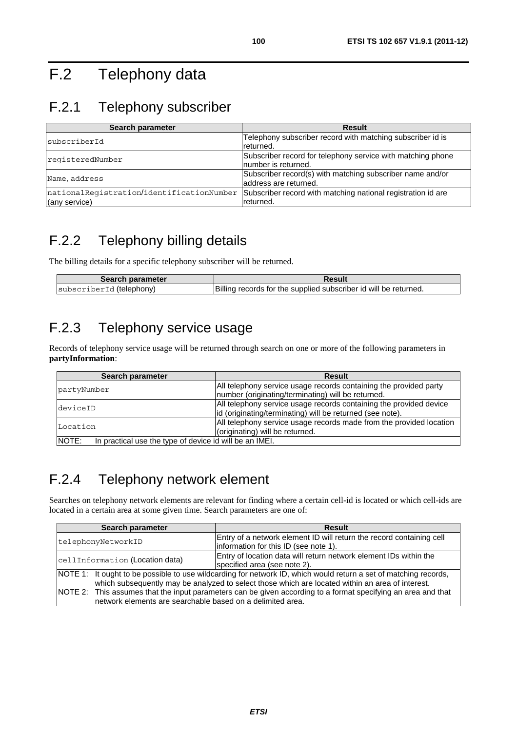# F.2 Telephony data

## F.2.1 Telephony subscriber

| Search parameter | Result |
| --- | --- |
| subscriberId | Telephony subscriber record with matching subscriber id is returned. |
| registeredNumber | Subscriber record for telephony service with matching phone number is returned. |
| Name, address | Subscriber record(s) with matching subscriber name and/or address are returned. |
| nationalRegistration/identificationNumber (any service) | Subscriber record with matching national registration id are returned. |

## F.2.2 Telephony billing details

The billing details for a specific telephony subscriber will be returned.

| Search parameter | Result |
| --- | --- |
| subscriberId (telephony) | Billing records for the supplied subscriber id will be returned. |

## F.2.3 Telephony service usage

Records of telephony service usage will be returned through search on one or more of the following parameters in **partyInformation**:

| Search parameter | Result |
| --- | --- |
| partyNumber | All telephony service usage records containing the provided party number (originating/terminating) will be returned. |
| deviceID | All telephony service usage records containing the provided device id (originating/terminating) will be returned (see note). |
| Location | All telephony service usage records made from the provided location (originating) will be returned. |
| NOTE: In practical use the type of device id will be an IMEI. | |

## F.2.4 Telephony network element

Searches on telephony network elements are relevant for finding where a certain cell-id is located or which cell-ids are located in a certain area at some given time. Search parameters are one of:

| Search parameter | Result |
| --- | --- |
| telephonyNetworkID | Entry of a network element ID will return the record containing cell information for this ID (see note 1). |
| cellInformation (Location data) | Entry of location data will return network element IDs within the specified area (see note 2). |
| NOTE 1: It ought to be possible to use wildcarding for network ID, which would return a set of matching records, which subsequently may be analyzed to select those which are located within an area of interest.<br>NOTE 2: This assumes that the input parameters can be given according to a format specifying an area and that network elements are searchable based on a delimited area. | |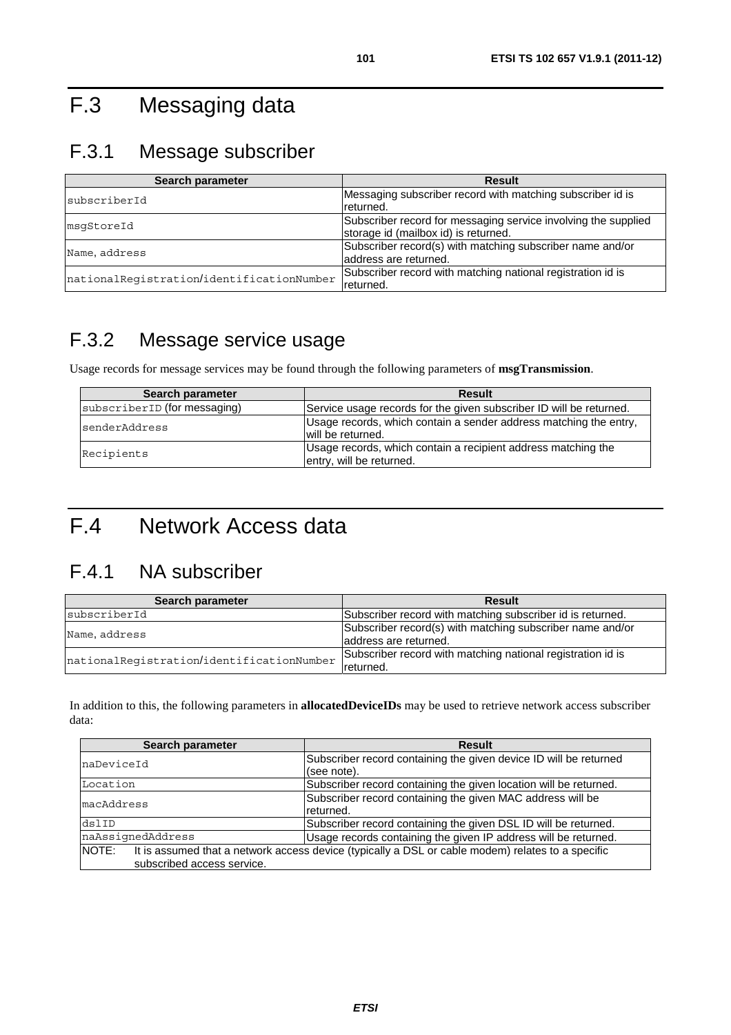# F.3 Messaging data

## F.3.1 Message subscriber

| Search parameter | Result |
|---|---|
| subscriberId | Messaging subscriber record with matching subscriber id is returned. |
| msgStoreId | Subscriber record for messaging service involving the supplied storage id (mailbox id) is returned. |
| Name, address | Subscriber record(s) with matching subscriber name and/or address are returned. |
| nationalRegistration/identificationNumber | Subscriber record with matching national registration id is returned. |

## F.3.2 Message service usage

Usage records for message services may be found through the following parameters of **msgTransmission**.

| Search parameter | Result |
|---|---|
| subscriberID (for messaging) | Service usage records for the given subscriber ID will be returned. |
| senderAddress | Usage records, which contain a sender address matching the entry, will be returned. |
| Recipients | Usage records, which contain a recipient address matching the entry, will be returned. |

# F.4 Network Access data

## F.4.1 NA subscriber

| Search parameter | Result |
|---|---|
| subscriberId | Subscriber record with matching subscriber id is returned. |
| Name, address | Subscriber record(s) with matching subscriber name and/or address are returned. |
| nationalRegistration/identificationNumber | Subscriber record with matching national registration id is returned. |

In addition to this, the following parameters in **allocatedDeviceIDs** may be used to retrieve network access subscriber data:

| Search parameter | Result |
|---|---|
| naDeviceId | Subscriber record containing the given device ID will be returned (see note). |
| Location | Subscriber record containing the given location will be returned. |
| macAddress | Subscriber record containing the given MAC address will be returned. |
| dslID | Subscriber record containing the given DSL ID will be returned. |
| naAssignedAddress | Usage records containing the given IP address will be returned. |
| NOTE: It is assumed that a network access device (typically a DSL or cable modem) relates to a specific subscribed access service. | |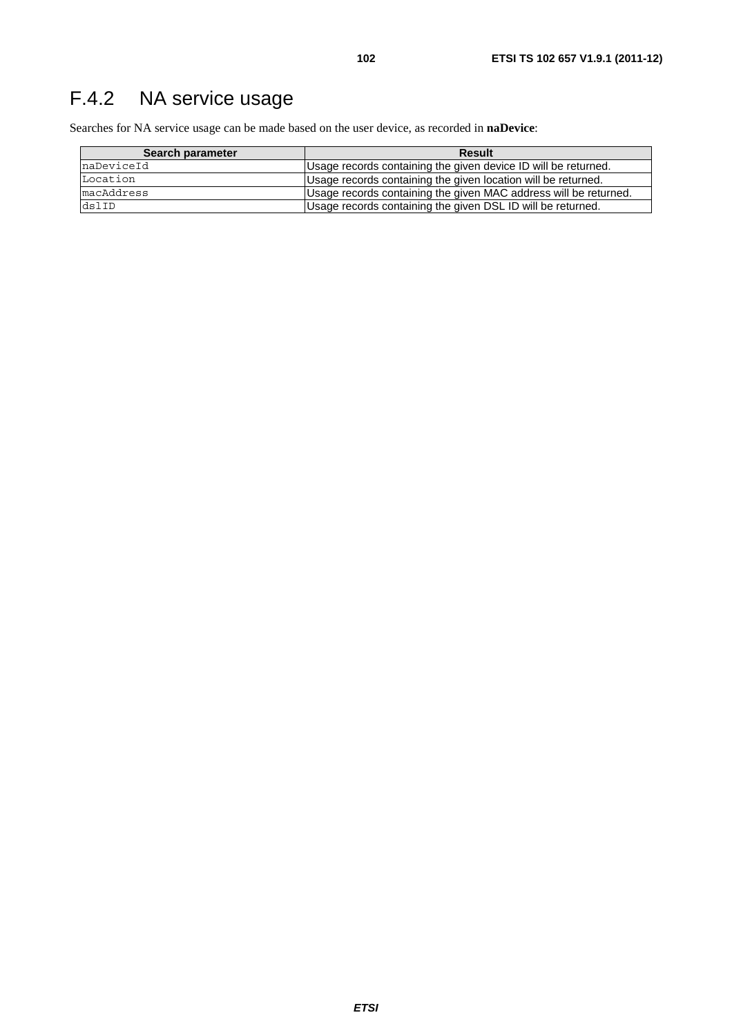## F.4.2 NA service usage

Searches for NA service usage can be made based on the user device, as recorded in **naDevice**:

| Search parameter | Result |
|---|---|
| naDeviceId | Usage records containing the given device ID will be returned. |
| Location | Usage records containing the given location will be returned. |
| macAddress | Usage records containing the given MAC address will be returned. |
| dslID | Usage records containing the given DSL ID will be returned. |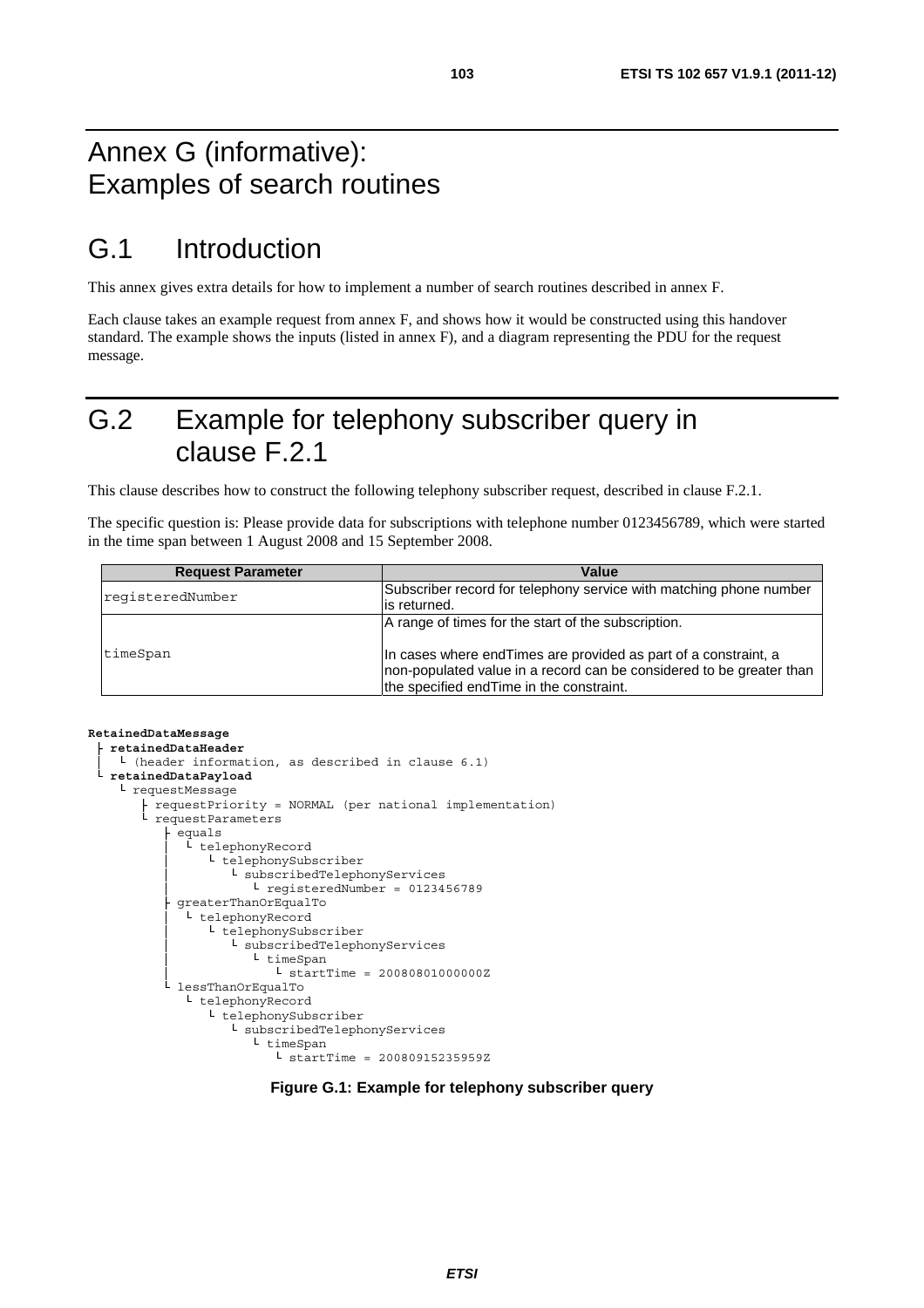# Annex G (informative): Examples of search routines

## G.1 Introduction

This annex gives extra details for how to implement a number of search routines described in annex F.

Each clause takes an example request from annex F, and shows how it would be constructed using this handover standard. The example shows the inputs (listed in annex F), and a diagram representing the PDU for the request message.

## G.2 Example for telephony subscriber query in clause F.2.1

This clause describes how to construct the following telephony subscriber request, described in clause F.2.1.

The specific question is: Please provide data for subscriptions with telephone number 0123456789, which were started in the time span between 1 August 2008 and 15 September 2008.

| Request Parameter | Value |
|---|---|
| registeredNumber | Subscriber record for telephony service with matching phone number is returned. |
| timeSpan | A range of times for the start of the subscription.<br><br>In cases where endTimes are provided as part of a constraint, a non-populated value in a record can be considered to be greater than the specified endTime in the constraint. |

```
RetainedDataMessage
 ├ retainedDataHeader
 │  └ (header information, as described in clause 6.1)
 └ retainedDataPayload
    └ requestMessage
       ├ requestPriority = NORMAL (per national implementation)
       └ requestParameters
          ├ equals
          │  └ telephonyRecord
          │     └ telephonySubscriber
          │        └ subscribedTelephonyServices
          │           └ registeredNumber = 0123456789
          ├ greaterThanOrEqualTo
          │  └ telephonyRecord
          │     └ telephonySubscriber
          │        └ subscribedTelephonyServices
          │           └ timeSpan
          │              └ startTime = 20080801000000Z
          └ lessThanOrEqualTo
             └ telephonyRecord
                └ telephonySubscriber
                   └ subscribedTelephonyServices
                      └ timeSpan
                         └ startTime = 20080915235959Z
```

**Figure G.1: Example for telephony subscriber query**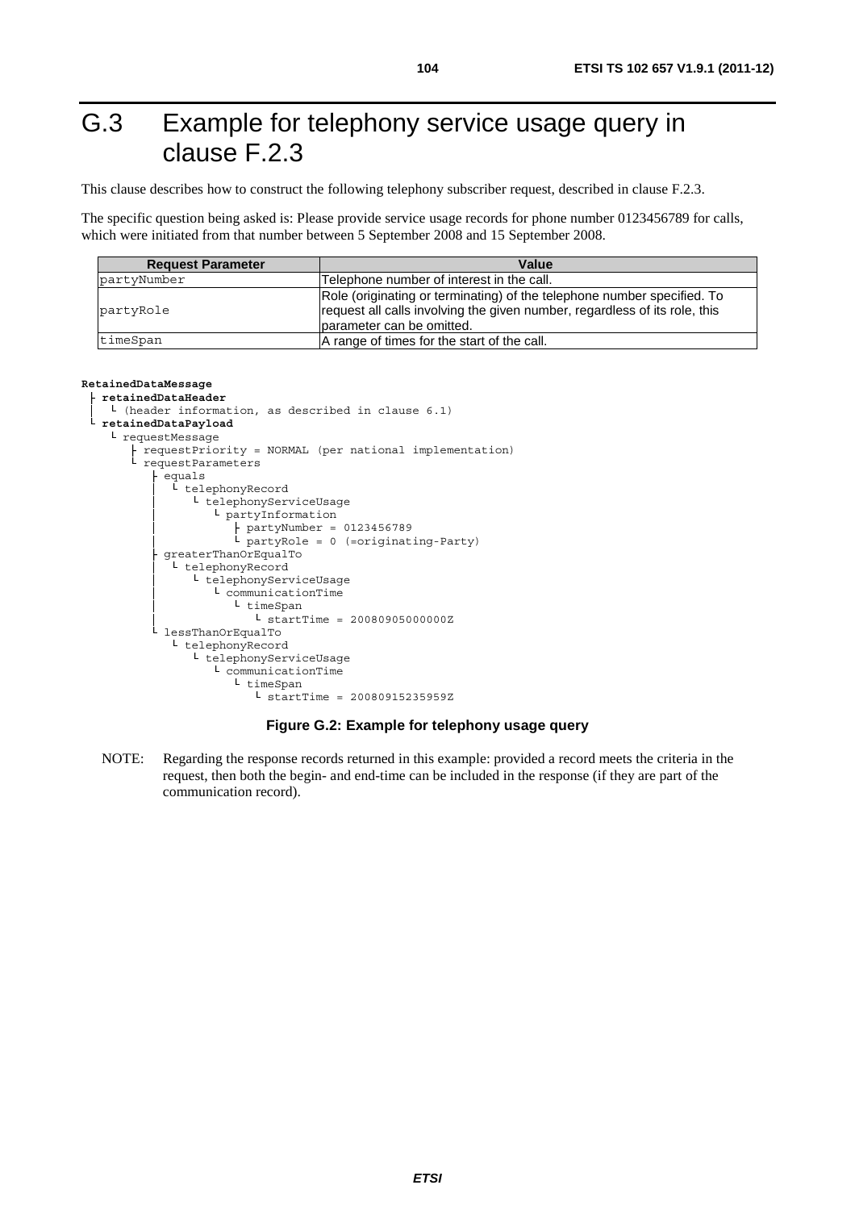# G.3 Example for telephony service usage query in clause F.2.3

This clause describes how to construct the following telephony subscriber request, described in clause F.2.3.

The specific question being asked is: Please provide service usage records for phone number 0123456789 for calls, which were initiated from that number between 5 September 2008 and 15 September 2008.

| Request Parameter | Value |
|---|---|
| partyNumber | Telephone number of interest in the call. |
| partyRole | Role (originating or terminating) of the telephone number specified. To request all calls involving the given number, regardless of its role, this parameter can be omitted. |
| timeSpan | A range of times for the start of the call. |

```
RetainedDataMessage
 ├ retainedDataHeader
 │   └ (header information, as described in clause 6.1)
 └ retainedDataPayload
    └ requestMessage
       ├ requestPriority = NORMAL (per national implementation)
       └ requestParameters
          ├ equals
          │   └ telephonyRecord
          │       └ telephonyServiceUsage
          │           └ partyInformation
          │              ├ partyNumber = 0123456789
          │              └ partyRole = 0 (=originating-Party)
          ├ greaterThanOrEqualTo
          │   └ telephonyRecord
          │       └ telephonyServiceUsage
          │           └ communicationTime
          │              └ timeSpan
          │                  └ startTime = 20080905000000Z
          └ lessThanOrEqualTo
              └ telephonyRecord
                  └ telephonyServiceUsage
                      └ communicationTime
                         └ timeSpan
                             └ startTime = 20080915235959Z
```

**Figure G.2: Example for telephony usage query**

NOTE: Regarding the response records returned in this example: provided a record meets the criteria in the request, then both the begin- and end-time can be included in the response (if they are part of the communication record).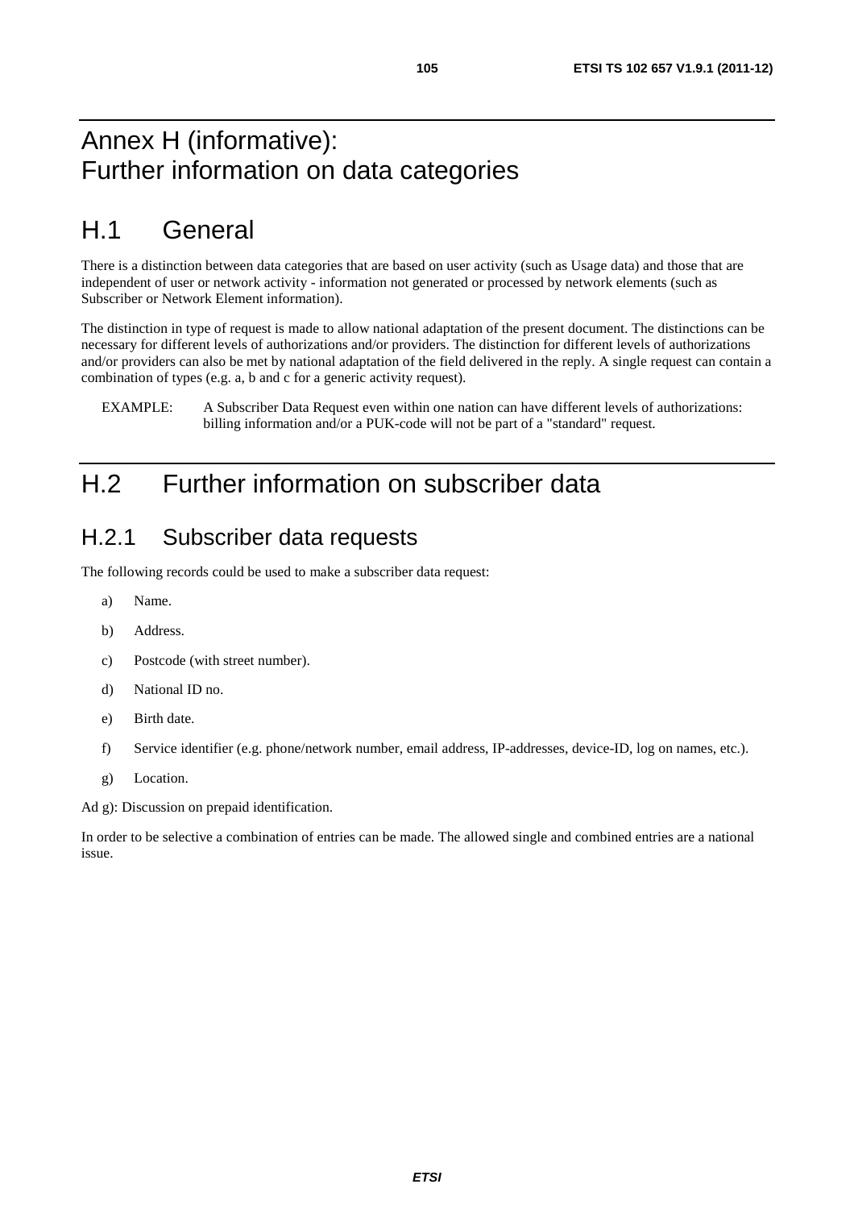# Annex H (informative): Further information on data categories

## H.1 General

There is a distinction between data categories that are based on user activity (such as Usage data) and those that are independent of user or network activity - information not generated or processed by network elements (such as Subscriber or Network Element information).

The distinction in type of request is made to allow national adaptation of the present document. The distinctions can be necessary for different levels of authorizations and/or providers. The distinction for different levels of authorizations and/or providers can also be met by national adaptation of the field delivered in the reply. A single request can contain a combination of types (e.g. a, b and c for a generic activity request).

EXAMPLE: A Subscriber Data Request even within one nation can have different levels of authorizations: billing information and/or a PUK-code will not be part of a "standard" request.

## H.2 Further information on subscriber data

### H.2.1 Subscriber data requests

The following records could be used to make a subscriber data request:

a) Name.

b) Address.

c) Postcode (with street number).

d) National ID no.

e) Birth date.

f) Service identifier (e.g. phone/network number, email address, IP-addresses, device-ID, log on names, etc.).

g) Location.

Ad g): Discussion on prepaid identification.

In order to be selective a combination of entries can be made. The allowed single and combined entries are a national issue.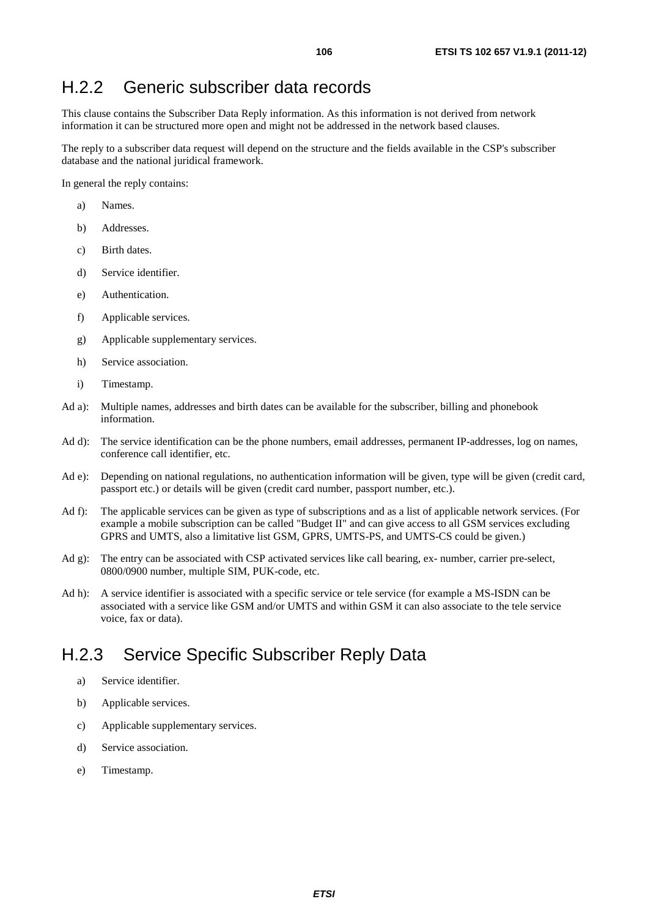## H.2.2 Generic subscriber data records

This clause contains the Subscriber Data Reply information. As this information is not derived from network information it can be structured more open and might not be addressed in the network based clauses.

The reply to a subscriber data request will depend on the structure and the fields available in the CSP's subscriber database and the national juridical framework.

In general the reply contains:

a) Names.

b) Addresses.

c) Birth dates.

d) Service identifier.

e) Authentication.

f) Applicable services.

g) Applicable supplementary services.

h) Service association.

i) Timestamp.

Ad a): Multiple names, addresses and birth dates can be available for the subscriber, billing and phonebook information.

Ad d): The service identification can be the phone numbers, email addresses, permanent IP-addresses, log on names, conference call identifier, etc.

Ad e): Depending on national regulations, no authentication information will be given, type will be given (credit card, passport etc.) or details will be given (credit card number, passport number, etc.).

Ad f): The applicable services can be given as type of subscriptions and as a list of applicable network services. (For example a mobile subscription can be called "Budget II" and can give access to all GSM services excluding GPRS and UMTS, also a limitative list GSM, GPRS, UMTS-PS, and UMTS-CS could be given.)

Ad g): The entry can be associated with CSP activated services like call bearing, ex- number, carrier pre-select, 0800/0900 number, multiple SIM, PUK-code, etc.

Ad h): A service identifier is associated with a specific service or tele service (for example a MS-ISDN can be associated with a service like GSM and/or UMTS and within GSM it can also associate to the tele service voice, fax or data).

## H.2.3 Service Specific Subscriber Reply Data

a) Service identifier.

b) Applicable services.

c) Applicable supplementary services.

d) Service association.

e) Timestamp.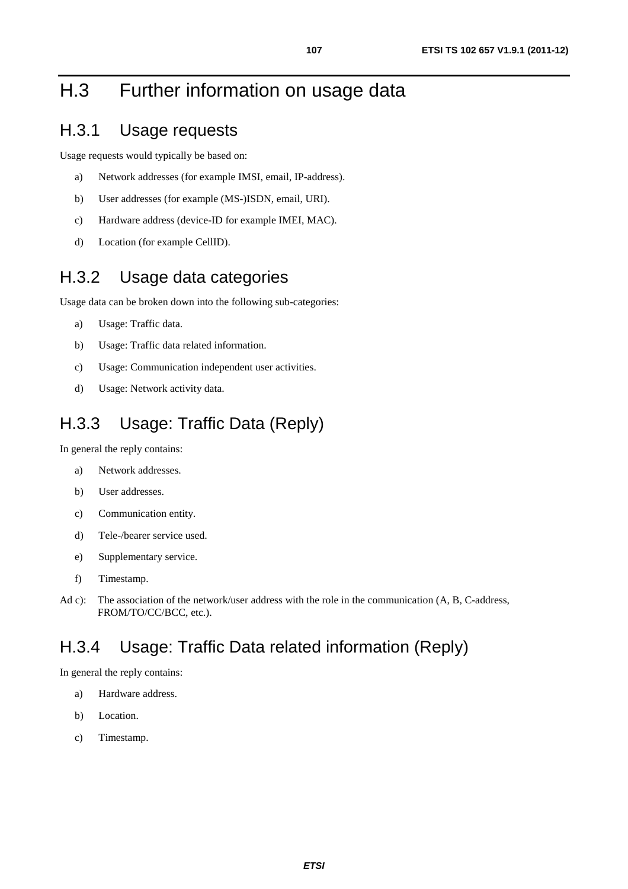# H.3 Further information on usage data

## H.3.1 Usage requests

Usage requests would typically be based on:

a) Network addresses (for example IMSI, email, IP-address).

b) User addresses (for example (MS-)ISDN, email, URI).

c) Hardware address (device-ID for example IMEI, MAC).

d) Location (for example CellID).

## H.3.2 Usage data categories

Usage data can be broken down into the following sub-categories:

a) Usage: Traffic data.

b) Usage: Traffic data related information.

c) Usage: Communication independent user activities.

d) Usage: Network activity data.

## H.3.3 Usage: Traffic Data (Reply)

In general the reply contains:

a) Network addresses.

b) User addresses.

c) Communication entity.

d) Tele-/bearer service used.

e) Supplementary service.

f) Timestamp.

Ad c): The association of the network/user address with the role in the communication (A, B, C-address, FROM/TO/CC/BCC, etc.).

## H.3.4 Usage: Traffic Data related information (Reply)

In general the reply contains:

a) Hardware address.

b) Location.

c) Timestamp.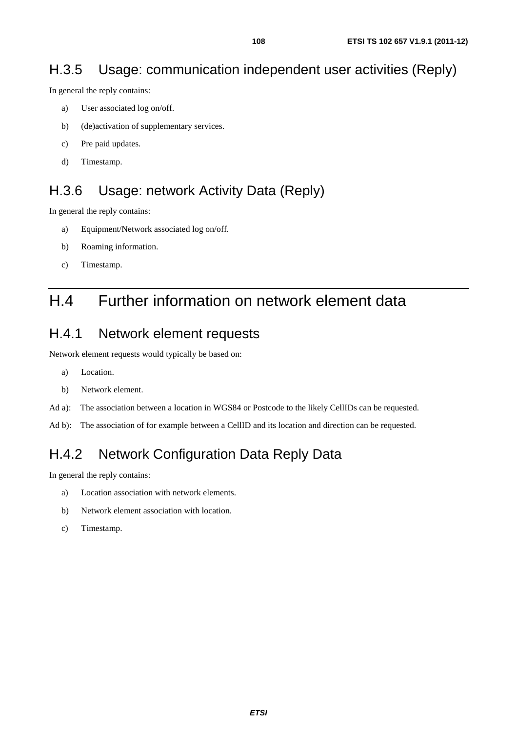## H.3.5 Usage: communication independent user activities (Reply)

In general the reply contains:

a) User associated log on/off.

b) (de)activation of supplementary services.

c) Pre paid updates.

d) Timestamp.

## H.3.6 Usage: network Activity Data (Reply)

In general the reply contains:

a) Equipment/Network associated log on/off.

b) Roaming information.

c) Timestamp.

# H.4 Further information on network element data

## H.4.1 Network element requests

Network element requests would typically be based on:

a) Location.

b) Network element.

Ad a): The association between a location in WGS84 or Postcode to the likely CellIDs can be requested.

Ad b): The association of for example between a CellID and its location and direction can be requested.

## H.4.2 Network Configuration Data Reply Data

In general the reply contains:

a) Location association with network elements.

b) Network element association with location.

c) Timestamp.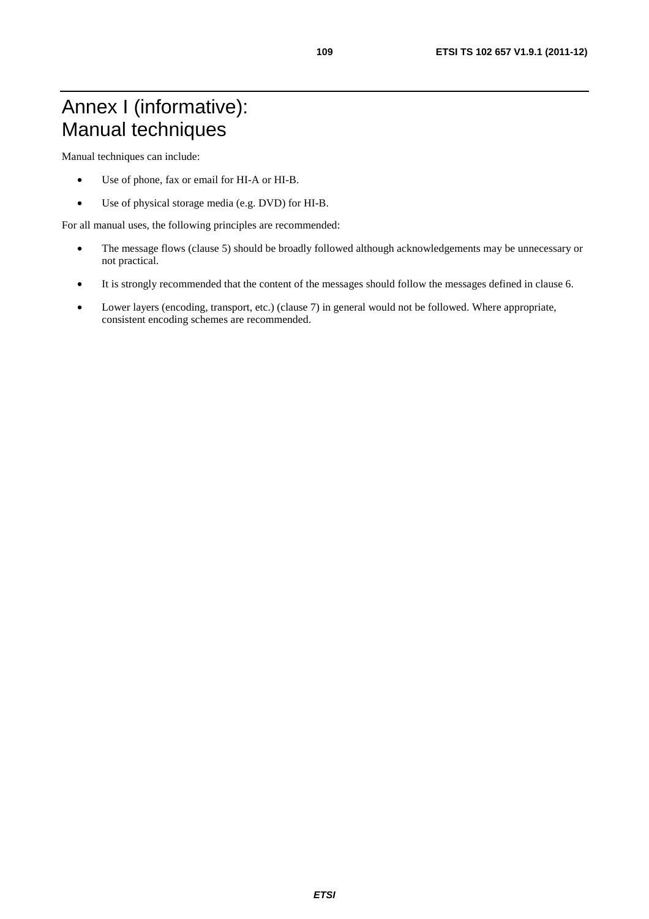# Annex I (informative): Manual techniques

Manual techniques can include:

- Use of phone, fax or email for HI-A or HI-B.
- Use of physical storage media (e.g. DVD) for HI-B.

For all manual uses, the following principles are recommended:

- The message flows (clause 5) should be broadly followed although acknowledgements may be unnecessary or not practical.
- It is strongly recommended that the content of the messages should follow the messages defined in clause 6.
- Lower layers (encoding, transport, etc.) (clause 7) in general would not be followed. Where appropriate, consistent encoding schemes are recommended.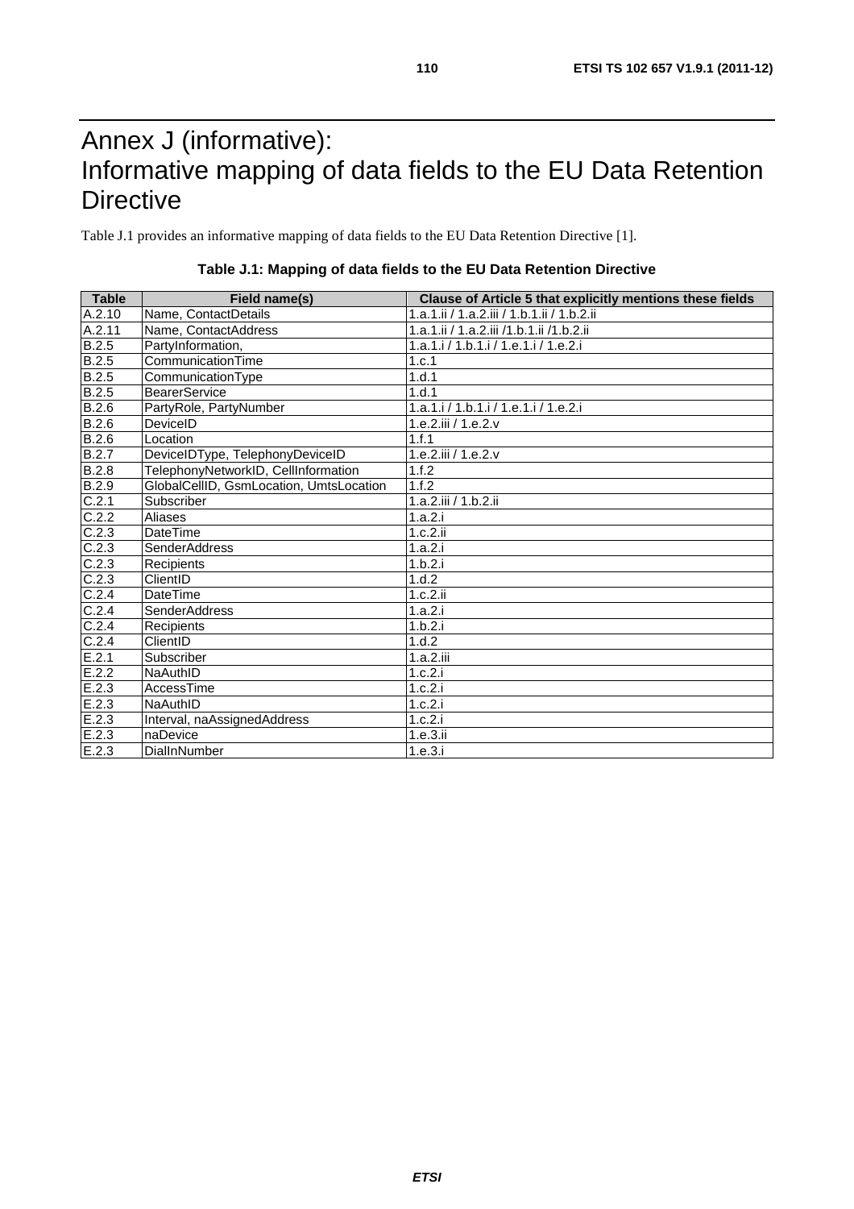# Annex J (informative): Informative mapping of data fields to the EU Data Retention Directive

Table J.1 provides an informative mapping of data fields to the EU Data Retention Directive [1].

**Table J.1: Mapping of data fields to the EU Data Retention Directive**

| Table | Field name(s) | Clause of Article 5 that explicitly mentions these fields |
|---|---|---|
| A.2.10 | Name, ContactDetails | 1.a.1.ii / 1.a.2.iii / 1.b.1.ii / 1.b.2.ii |
| A.2.11 | Name, ContactAddress | 1.a.1.ii / 1.a.2.iii /1.b.1.ii /1.b.2.ii |
| B.2.5 | PartyInformation, | 1.a.1.i / 1.b.1.i / 1.e.1.i / 1.e.2.i |
| B.2.5 | CommunicationTime | 1.c.1 |
| B.2.5 | CommunicationType | 1.d.1 |
| B.2.5 | BearerService | 1.d.1 |
| B.2.6 | PartyRole, PartyNumber | 1.a.1.i / 1.b.1.i / 1.e.1.i / 1.e.2.i |
| B.2.6 | DeviceID | 1.e.2.iii / 1.e.2.v |
| B.2.6 | Location | 1.f.1 |
| B.2.7 | DeviceIDType, TelephonyDeviceID | 1.e.2.iii / 1.e.2.v |
| B.2.8 | TelephonyNetworkID, CellInformation | 1.f.2 |
| B.2.9 | GlobalCellID, GsmLocation, UmtsLocation | 1.f.2 |
| C.2.1 | Subscriber | 1.a.2.iii / 1.b.2.ii |
| C.2.2 | Aliases | 1.a.2.i |
| C.2.3 | DateTime | 1.c.2.ii |
| C.2.3 | SenderAddress | 1.a.2.i |
| C.2.3 | Recipients | 1.b.2.i |
| C.2.3 | ClientID | 1.d.2 |
| C.2.4 | DateTime | 1.c.2.ii |
| C.2.4 | SenderAddress | 1.a.2.i |
| C.2.4 | Recipients | 1.b.2.i |
| C.2.4 | ClientID | 1.d.2 |
| E.2.1 | Subscriber | 1.a.2.iii |
| E.2.2 | NaAuthID | 1.c.2.i |
| E.2.3 | AccessTime | 1.c.2.i |
| E.2.3 | NaAuthID | 1.c.2.i |
| E.2.3 | Interval, naAssignedAddress | 1.c.2.i |
| E.2.3 | naDevice | 1.e.3.ii |
| E.2.3 | DialInNumber | 1.e.3.i |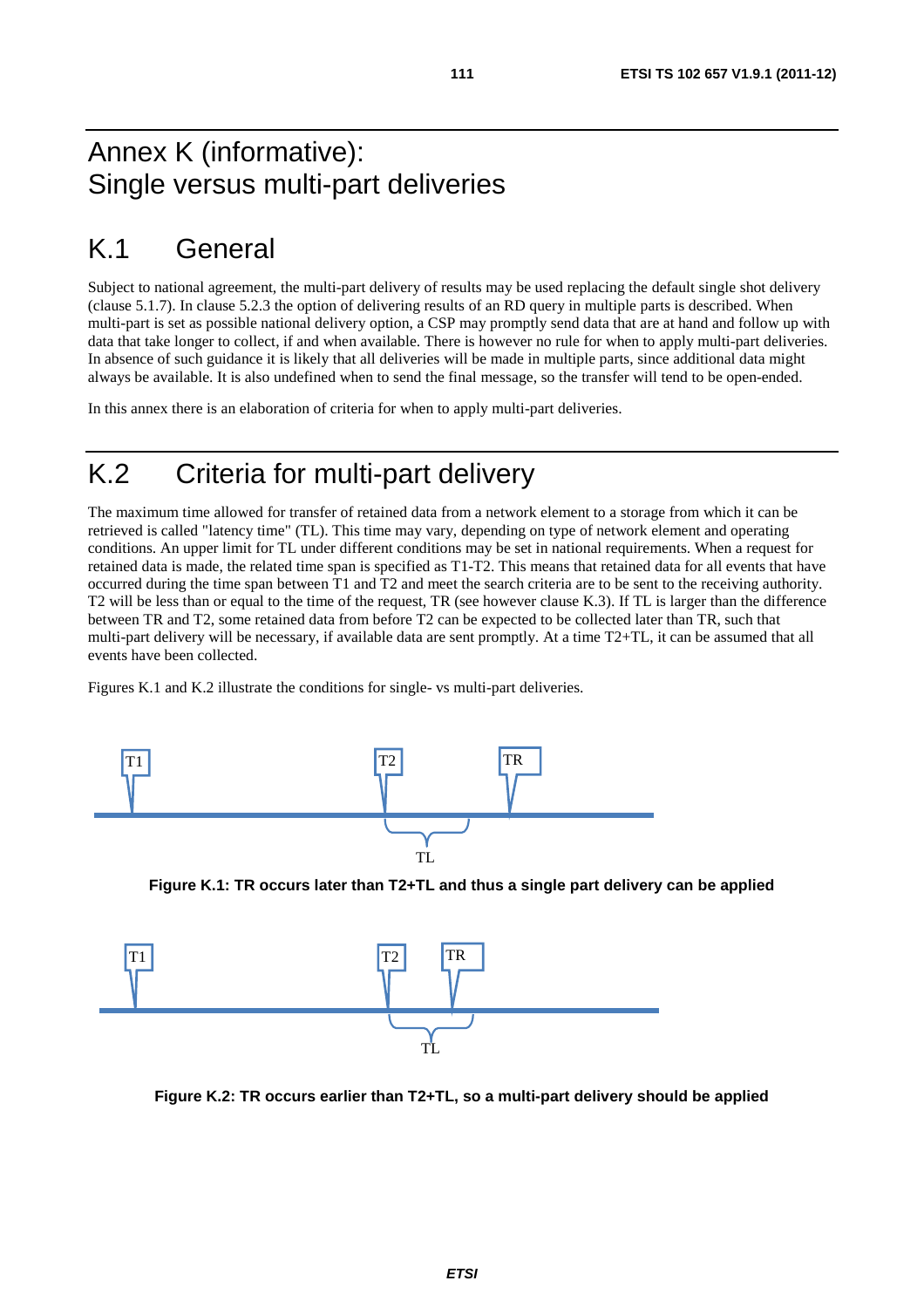# Annex K (informative): Single versus multi-part deliveries

# K.1 General

Subject to national agreement, the multi-part delivery of results may be used replacing the default single shot delivery (clause 5.1.7). In clause 5.2.3 the option of delivering results of an RD query in multiple parts is described. When multi-part is set as possible national delivery option, a CSP may promptly send data that are at hand and follow up with data that take longer to collect, if and when available. There is however no rule for when to apply multi-part deliveries. In absence of such guidance it is likely that all deliveries will be made in multiple parts, since additional data might always be available. It is also undefined when to send the final message, so the transfer will tend to be open-ended.

In this annex there is an elaboration of criteria for when to apply multi-part deliveries.

# K.2 Criteria for multi-part delivery

The maximum time allowed for transfer of retained data from a network element to a storage from which it can be retrieved is called "latency time" (TL). This time may vary, depending on type of network element and operating conditions. An upper limit for TL under different conditions may be set in national requirements. When a request for retained data is made, the related time span is specified as T1-T2. This means that retained data for all events that have occurred during the time span between T1 and T2 and meet the search criteria are to be sent to the receiving authority. T2 will be less than or equal to the time of the request, TR (see however clause K.3). If TL is larger than the difference between TR and T2, some retained data from before T2 can be expected to be collected later than TR, such that multi-part delivery will be necessary, if available data are sent promptly. At a time T2+TL, it can be assumed that all events have been collected.

Figures K.1 and K.2 illustrate the conditions for single- vs multi-part deliveries.

T1 T2 TR TL

**Figure K.1: TR occurs later than T2+TL and thus a single part delivery can be applied**

T1 T2 TR TL

**Figure K.2: TR occurs earlier than T2+TL, so a multi-part delivery should be applied**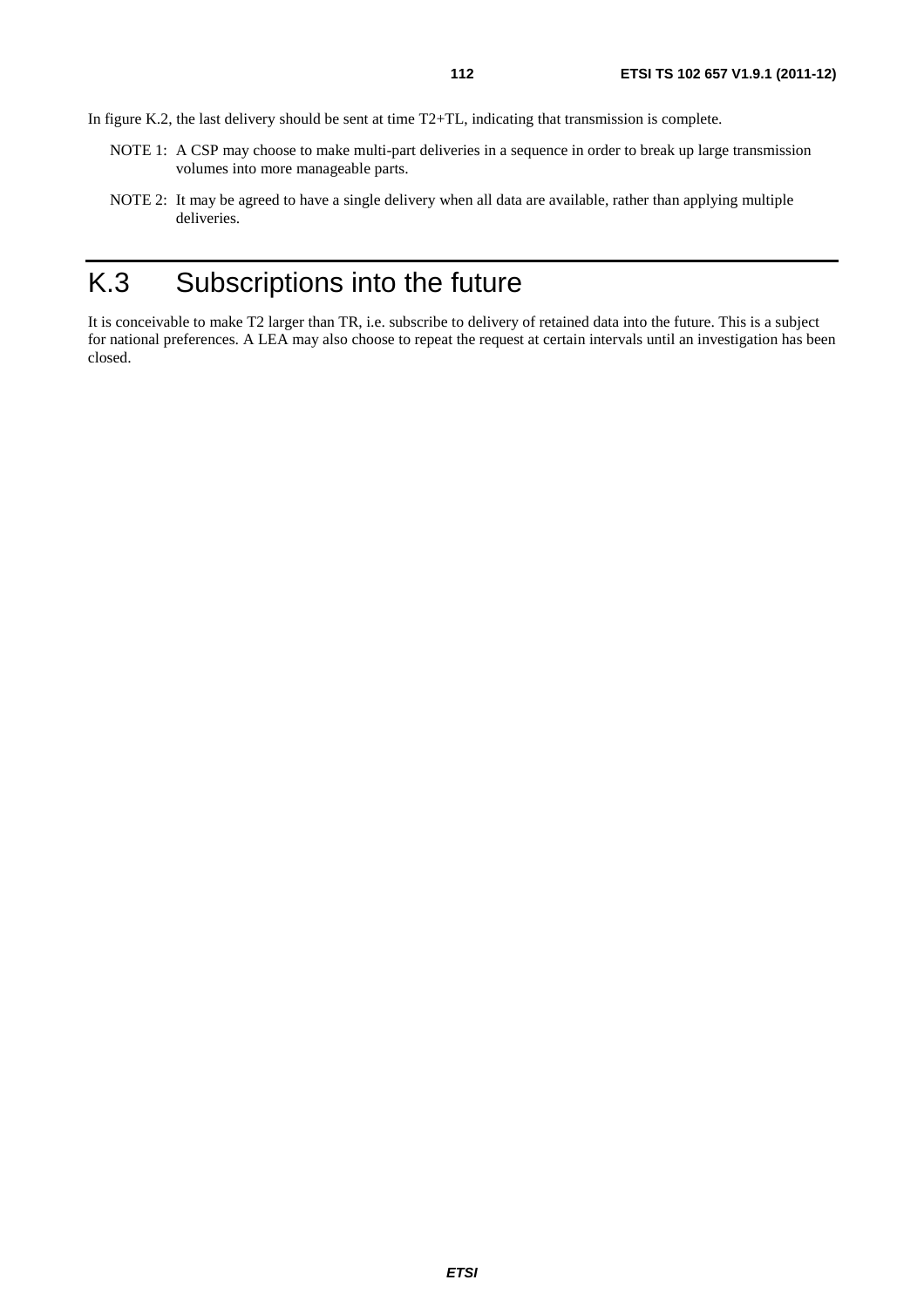In figure K.2, the last delivery should be sent at time T2+TL, indicating that transmission is complete.

NOTE 1: A CSP may choose to make multi-part deliveries in a sequence in order to break up large transmission volumes into more manageable parts.

NOTE 2: It may be agreed to have a single delivery when all data are available, rather than applying multiple deliveries.

# K.3 Subscriptions into the future

It is conceivable to make T2 larger than TR, i.e. subscribe to delivery of retained data into the future. This is a subject for national preferences. A LEA may also choose to repeat the request at certain intervals until an investigation has been closed.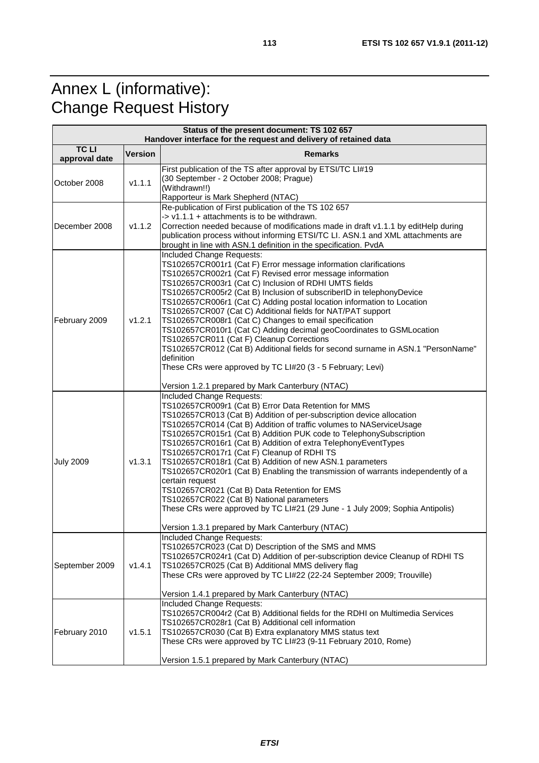# Annex L (informative): Change Request History

| Status of the present document: TS 102 657<br>Handover interface for the request and delivery of retained data | | |
|---|---|---|
| **TC LI approval date** | **Version** | **Remarks** |
| October 2008 | v1.1.1 | First publication of the TS after approval by ETSI/TC LI#19<br>(30 September - 2 October 2008; Prague)<br>(Withdrawn!!)<br>Rapporteur is Mark Shepherd (NTAC) |
| December 2008 | v1.1.2 | Re-publication of First publication of the TS 102 657<br>-> v1.1.1 + attachments is to be withdrawn.<br>Correction needed because of modifications made in draft v1.1.1 by editHelp during publication process without informing ETSI/TC LI. ASN.1 and XML attachments are brought in line with ASN.1 definition in the specification. PvdA |
| February 2009 | v1.2.1 | Included Change Requests:<br>TS102657CR001r1 (Cat F) Error message information clarifications<br>TS102657CR002r1 (Cat F) Revised error message information<br>TS102657CR003r1 (Cat C) Inclusion of RDHI UMTS fields<br>TS102657CR005r2 (Cat B) Inclusion of subscriberID in telephonyDevice<br>TS102657CR006r1 (Cat C) Adding postal location information to Location<br>TS102657CR007 (Cat C) Additional fields for NAT/PAT support<br>TS102657CR008r1 (Cat C) Changes to email specification<br>TS102657CR010r1 (Cat C) Adding decimal geoCoordinates to GSMLocation<br>TS102657CR011 (Cat F) Cleanup Corrections<br>TS102657CR012 (Cat B) Additional fields for second surname in ASN.1 "PersonName" definition<br>These CRs were approved by TC LI#20 (3 - 5 February; Levi)<br><br>Version 1.2.1 prepared by Mark Canterbury (NTAC) |
| July 2009 | v1.3.1 | Included Change Requests:<br>TS102657CR009r1 (Cat B) Error Data Retention for MMS<br>TS102657CR013 (Cat B) Addition of per-subscription device allocation<br>TS102657CR014 (Cat B) Addition of traffic volumes to NAServiceUsage<br>TS102657CR015r1 (Cat B) Addition PUK code to TelephonySubscription<br>TS102657CR016r1 (Cat B) Addition of extra TelephonyEventTypes<br>TS102657CR017r1 (Cat F) Cleanup of RDHI TS<br>TS102657CR018r1 (Cat B) Addition of new ASN.1 parameters<br>TS102657CR020r1 (Cat B) Enabling the transmission of warrants independently of a certain request<br>TS102657CR021 (Cat B) Data Retention for EMS<br>TS102657CR022 (Cat B) National parameters<br>These CRs were approved by TC LI#21 (29 June - 1 July 2009; Sophia Antipolis)<br><br>Version 1.3.1 prepared by Mark Canterbury (NTAC) |
| September 2009 | v1.4.1 | Included Change Requests:<br>TS102657CR023 (Cat D) Description of the SMS and MMS<br>TS102657CR024r1 (Cat D) Addition of per-subscription device Cleanup of RDHI TS<br>TS102657CR025 (Cat B) Additional MMS delivery flag<br>These CRs were approved by TC LI#22 (22-24 September 2009; Trouville)<br><br>Version 1.4.1 prepared by Mark Canterbury (NTAC) |
| February 2010 | v1.5.1 | Included Change Requests:<br>TS102657CR004r2 (Cat B) Additional fields for the RDHI on Multimedia Services<br>TS102657CR028r1 (Cat B) Additional cell information<br>TS102657CR030 (Cat B) Extra explanatory MMS status text<br>These CRs were approved by TC LI#23 (9-11 February 2010, Rome)<br><br>Version 1.5.1 prepared by Mark Canterbury (NTAC) |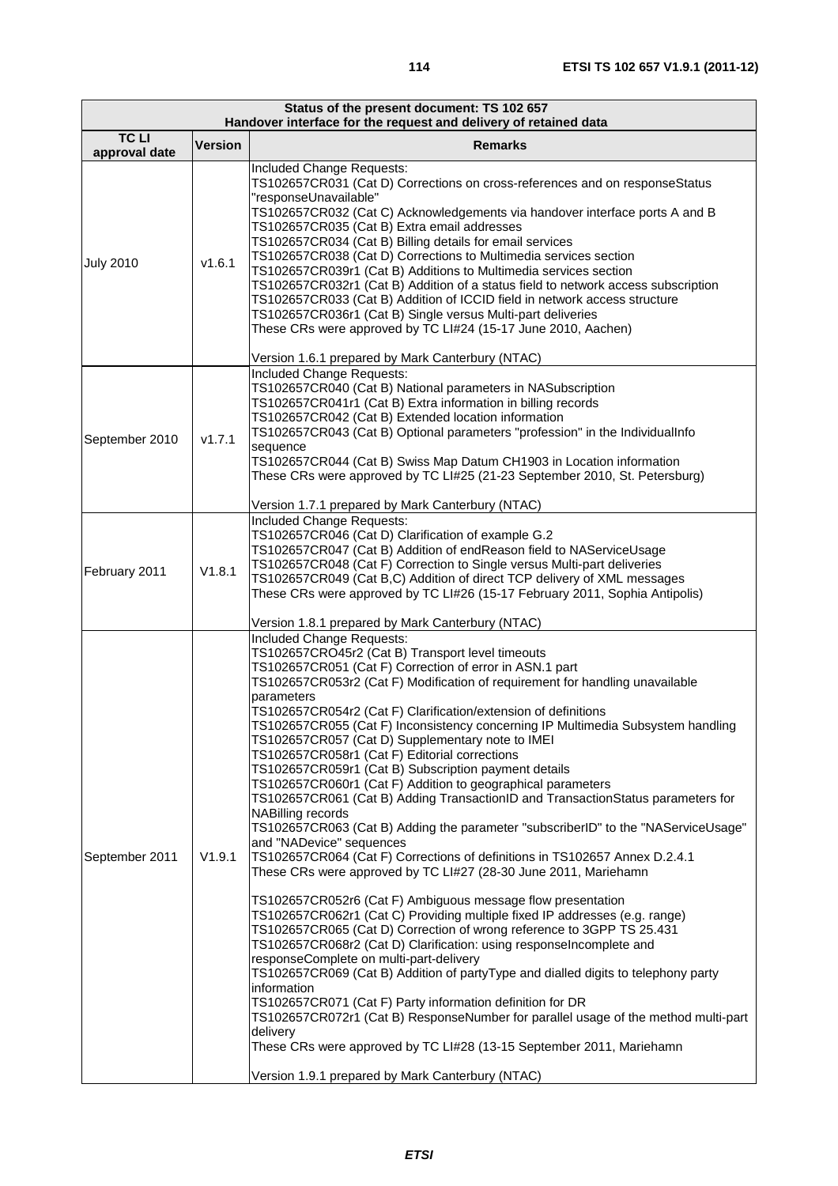| Status of the present document: TS 102 657<br>Handover interface for the request and delivery of retained data | | |
|---|---|---|
| **TC LI approval date** | **Version** | **Remarks** |
| July 2010 | v1.6.1 | Included Change Requests:<br>TS102657CR031 (Cat D) Corrections on cross-references and on responseStatus "responseUnavailable"<br>TS102657CR032 (Cat C) Acknowledgements via handover interface ports A and B<br>TS102657CR035 (Cat B) Extra email addresses<br>TS102657CR034 (Cat B) Billing details for email services<br>TS102657CR038 (Cat D) Corrections to Multimedia services section<br>TS102657CR039r1 (Cat B) Additions to Multimedia services section<br>TS102657CR032r1 (Cat B) Addition of a status field to network access subscription<br>TS102657CR033 (Cat B) Addition of ICCID field in network access structure<br>TS102657CR036r1 (Cat B) Single versus Multi-part deliveries<br>These CRs were approved by TC LI#24 (15-17 June 2010, Aachen)<br><br>Version 1.6.1 prepared by Mark Canterbury (NTAC) |
| September 2010 | v1.7.1 | Included Change Requests:<br>TS102657CR040 (Cat B) National parameters in NASubscription<br>TS102657CR041r1 (Cat B) Extra information in billing records<br>TS102657CR042 (Cat B) Extended location information<br>TS102657CR043 (Cat B) Optional parameters "profession" in the IndividualInfo sequence<br>TS102657CR044 (Cat B) Swiss Map Datum CH1903 in Location information<br>These CRs were approved by TC LI#25 (21-23 September 2010, St. Petersburg)<br><br>Version 1.7.1 prepared by Mark Canterbury (NTAC) |
| February 2011 | V1.8.1 | Included Change Requests:<br>TS102657CR046 (Cat D) Clarification of example G.2<br>TS102657CR047 (Cat B) Addition of endReason field to NAServiceUsage<br>TS102657CR048 (Cat F) Correction to Single versus Multi-part deliveries<br>TS102657CR049 (Cat B,C) Addition of direct TCP delivery of XML messages<br>These CRs were approved by TC LI#26 (15-17 February 2011, Sophia Antipolis)<br><br>Version 1.8.1 prepared by Mark Canterbury (NTAC) |
| September 2011 | V1.9.1 | Included Change Requests:<br>TS102657CRO45r2 (Cat B) Transport level timeouts<br>TS102657CR051 (Cat F) Correction of error in ASN.1 part<br>TS102657CR053r2 (Cat F) Modification of requirement for handling unavailable parameters<br>TS102657CR054r2 (Cat F) Clarification/extension of definitions<br>TS102657CR055 (Cat F) Inconsistency concerning IP Multimedia Subsystem handling<br>TS102657CR057 (Cat D) Supplementary note to IMEI<br>TS102657CR058r1 (Cat F) Editorial corrections<br>TS102657CR059r1 (Cat B) Subscription payment details<br>TS102657CR060r1 (Cat F) Addition to geographical parameters<br>TS102657CR061 (Cat B) Adding TransactionID and TransactionStatus parameters for NABilling records<br>TS102657CR063 (Cat B) Adding the parameter "subscriberID" to the "NAServiceUsage" and "NADevice" sequences<br>TS102657CR064 (Cat F) Corrections of definitions in TS102657 Annex D.2.4.1<br>These CRs were approved by TC LI#27 (28-30 June 2011, Mariehamn<br><br>TS102657CR052r6 (Cat F) Ambiguous message flow presentation<br>TS102657CR062r1 (Cat C) Providing multiple fixed IP addresses (e.g. range)<br>TS102657CR065 (Cat D) Correction of wrong reference to 3GPP TS 25.431<br>TS102657CR068r2 (Cat D) Clarification: using responseIncomplete and responseComplete on multi-part-delivery<br>TS102657CR069 (Cat B) Addition of partyType and dialled digits to telephony party information<br>TS102657CR071 (Cat F) Party information definition for DR<br>TS102657CR072r1 (Cat B) ResponseNumber for parallel usage of the method multi-part delivery<br>These CRs were approved by TC LI#28 (13-15 September 2011, Mariehamn<br><br>Version 1.9.1 prepared by Mark Canterbury (NTAC) |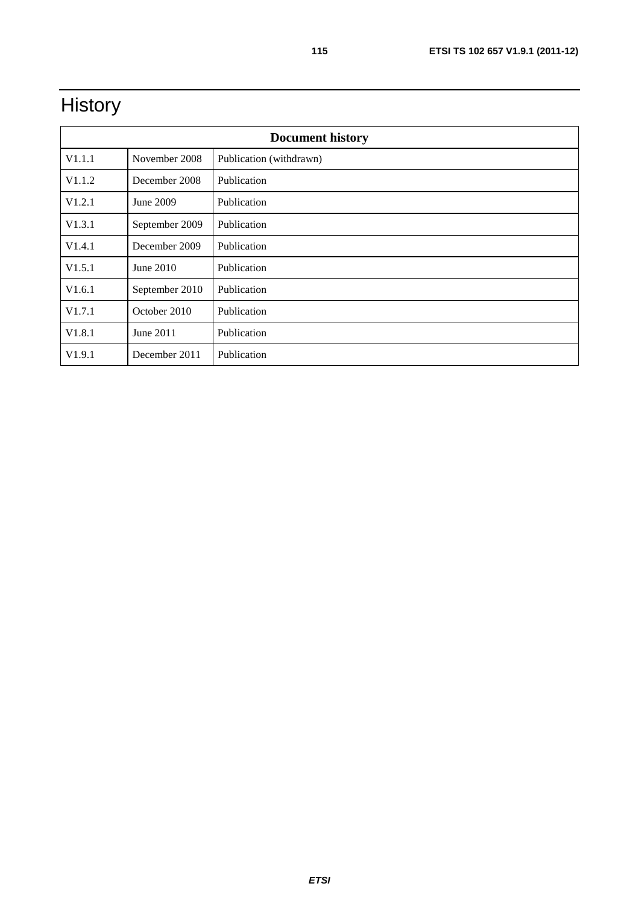# History

| Document history | | |
|---|---|---|
| V1.1.1 | November 2008 | Publication (withdrawn) |
| V1.1.2 | December 2008 | Publication |
| V1.2.1 | June 2009 | Publication |
| V1.3.1 | September 2009 | Publication |
| V1.4.1 | December 2009 | Publication |
| V1.5.1 | June 2010 | Publication |
| V1.6.1 | September 2010 | Publication |
| V1.7.1 | October 2010 | Publication |
| V1.8.1 | June 2011 | Publication |
| V1.9.1 | December 2011 | Publication |